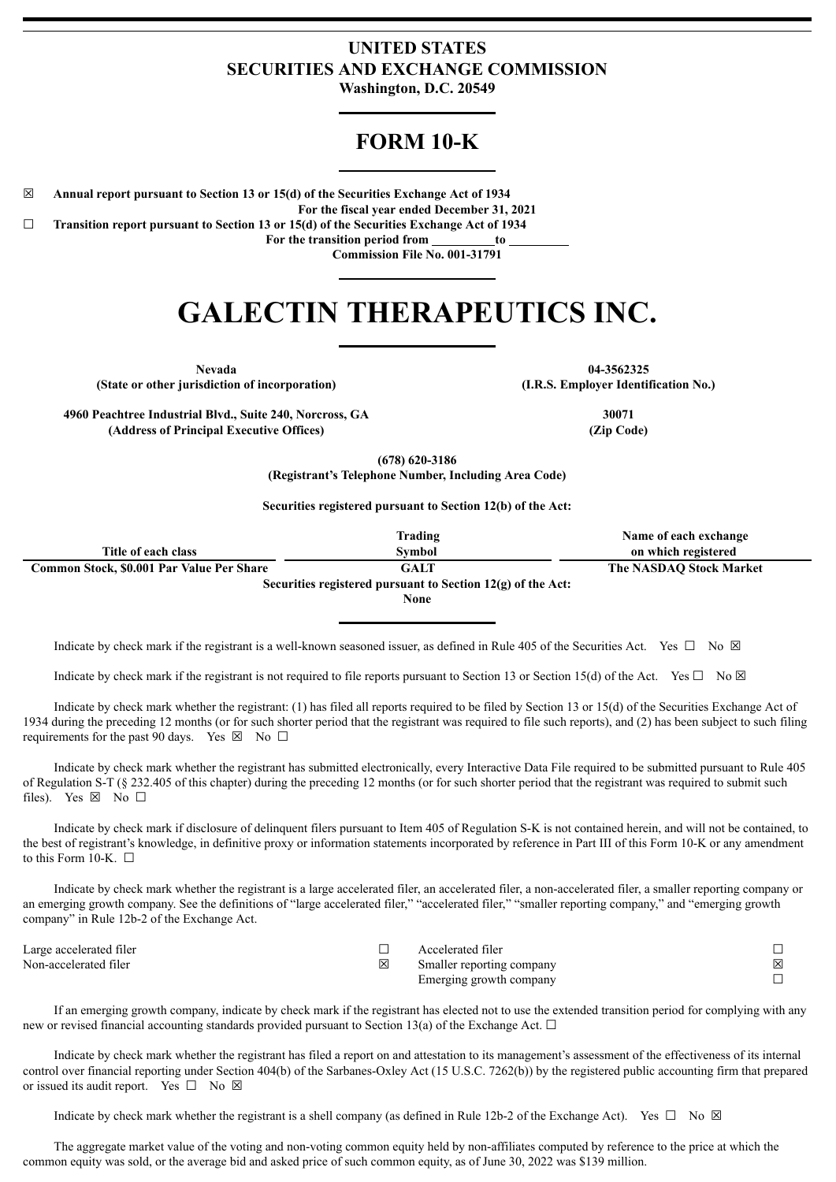# UNITED STATES
# SECURITIES AND EXCHANGE COMMISSION
**Washington, D.C. 20549**

## FORM 10-K

☒ **Annual report pursuant to Section 13 or 15(d) of the Securities Exchange Act of 1934**
**For the fiscal year ended December 31, 2021**

☐ **Transition report pursuant to Section 13 or 15(d) of the Securities Exchange Act of 1934**
**For the transition period from \_\_\_\_\_\_\_\_\_\_ to \_\_\_\_\_\_\_\_\_\_**
**Commission File No. 001-31791**

# GALECTIN THERAPEUTICS INC.

| | |
|---|---|
| **Nevada** | **04-3562325** |
| **(State or other jurisdiction of incorporation)** | **(I.R.S. Employer Identification No.)** |
| **4960 Peachtree Industrial Blvd., Suite 240, Norcross, GA** | **30071** |
| **(Address of Principal Executive Offices)** | **(Zip Code)** |

**(678) 620-3186**
**(Registrant's Telephone Number, Including Area Code)**

**Securities registered pursuant to Section 12(b) of the Act:**

| Title of each class | Trading Symbol | Name of each exchange on which registered |
|---|---|---|
| Common Stock, $0.001 Par Value Per Share | GALT | The NASDAQ Stock Market |

**Securities registered pursuant to Section 12(g) of the Act:**
**None**

Indicate by check mark if the registrant is a well-known seasoned issuer, as defined in Rule 405 of the Securities Act. Yes ☐ No ☒

Indicate by check mark if the registrant is not required to file reports pursuant to Section 13 or Section 15(d) of the Act. Yes ☐ No ☒

Indicate by check mark whether the registrant: (1) has filed all reports required to be filed by Section 13 or 15(d) of the Securities Exchange Act of 1934 during the preceding 12 months (or for such shorter period that the registrant was required to file such reports), and (2) has been subject to such filing requirements for the past 90 days. Yes ☒ No ☐

Indicate by check mark whether the registrant has submitted electronically, every Interactive Data File required to be submitted pursuant to Rule 405 of Regulation S-T (§ 232.405 of this chapter) during the preceding 12 months (or for such shorter period that the registrant was required to submit such files). Yes ☒ No ☐

Indicate by check mark if disclosure of delinquent filers pursuant to Item 405 of Regulation S-K is not contained herein, and will not be contained, to the best of registrant's knowledge, in definitive proxy or information statements incorporated by reference in Part III of this Form 10-K or any amendment to this Form 10-K. ☐

Indicate by check mark whether the registrant is a large accelerated filer, an accelerated filer, a non-accelerated filer, a smaller reporting company or an emerging growth company. See the definitions of "large accelerated filer," "accelerated filer," "smaller reporting company," and "emerging growth company" in Rule 12b-2 of the Exchange Act.

| | | | |
|---|---|---|---|
| Large accelerated filer | ☐ | Accelerated filer | ☐ |
| Non-accelerated filer | ☒ | Smaller reporting company | ☒ |
| | | Emerging growth company | ☐ |

If an emerging growth company, indicate by check mark if the registrant has elected not to use the extended transition period for complying with any new or revised financial accounting standards provided pursuant to Section 13(a) of the Exchange Act. ☐

Indicate by check mark whether the registrant has filed a report on and attestation to its management's assessment of the effectiveness of its internal control over financial reporting under Section 404(b) of the Sarbanes-Oxley Act (15 U.S.C. 7262(b)) by the registered public accounting firm that prepared or issued its audit report. Yes ☐ No ☒

Indicate by check mark whether the registrant is a shell company (as defined in Rule 12b-2 of the Exchange Act). Yes ☐ No ☒

The aggregate market value of the voting and non-voting common equity held by non-affiliates computed by reference to the price at which the common equity was sold, or the average bid and asked price of such common equity, as of June 30, 2022 was $139 million.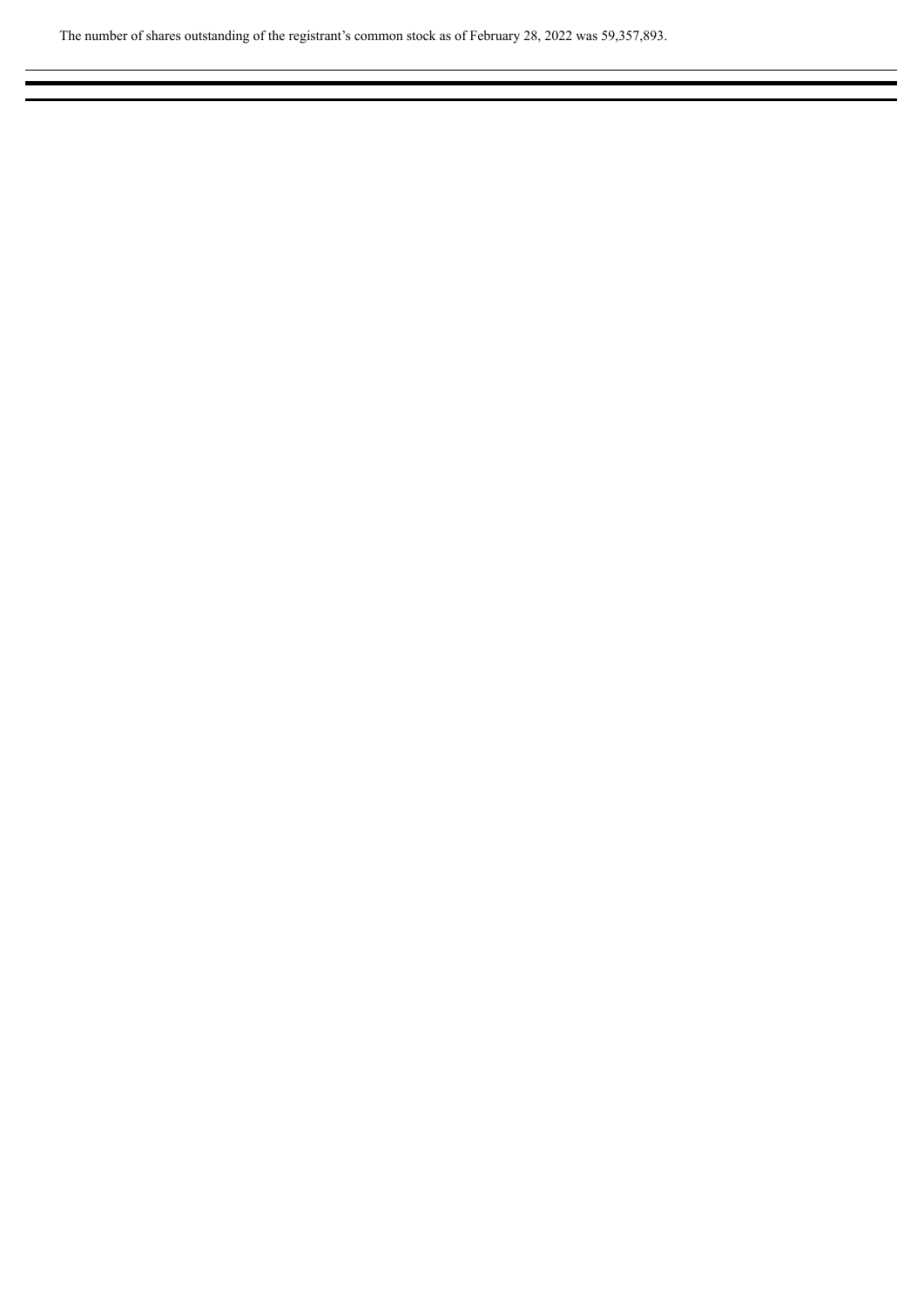The number of shares outstanding of the registrant's common stock as of February 28, 2022 was 59,357,893.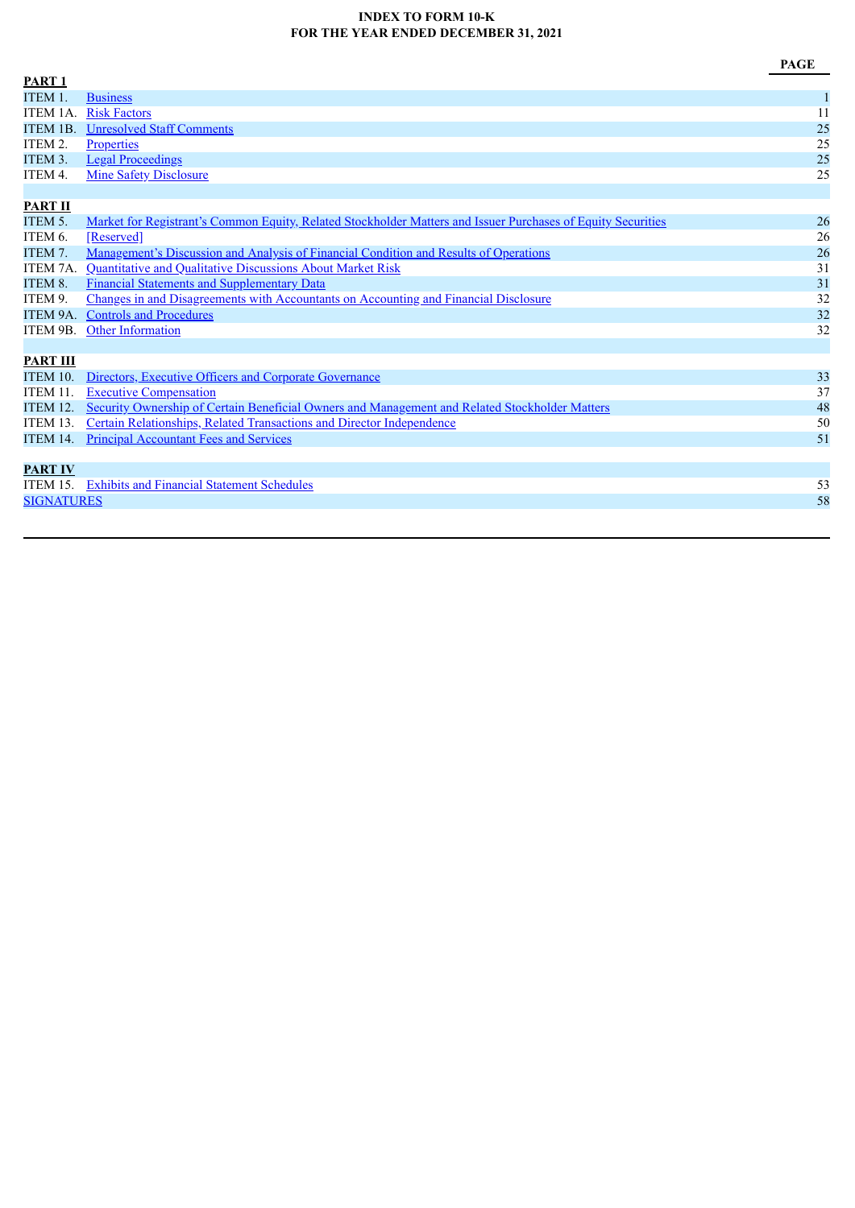# INDEX TO FORM 10-K
## FOR THE YEAR ENDED DECEMBER 31, 2021

| | | PAGE |
|---|---|---|
| **PART 1** | | |
| ITEM 1. | Business | 1 |
| ITEM 1A. | Risk Factors | 11 |
| ITEM 1B. | Unresolved Staff Comments | 25 |
| ITEM 2. | Properties | 25 |
| ITEM 3. | Legal Proceedings | 25 |
| ITEM 4. | Mine Safety Disclosure | 25 |
| **PART II** | | |
| ITEM 5. | Market for Registrant's Common Equity, Related Stockholder Matters and Issuer Purchases of Equity Securities | 26 |
| ITEM 6. | [Reserved] | 26 |
| ITEM 7. | Management's Discussion and Analysis of Financial Condition and Results of Operations | 26 |
| ITEM 7A. | Quantitative and Qualitative Discussions About Market Risk | 31 |
| ITEM 8. | Financial Statements and Supplementary Data | 31 |
| ITEM 9. | Changes in and Disagreements with Accountants on Accounting and Financial Disclosure | 32 |
| ITEM 9A. | Controls and Procedures | 32 |
| ITEM 9B. | Other Information | 32 |
| **PART III** | | |
| ITEM 10. | Directors, Executive Officers and Corporate Governance | 33 |
| ITEM 11. | Executive Compensation | 37 |
| ITEM 12. | Security Ownership of Certain Beneficial Owners and Management and Related Stockholder Matters | 48 |
| ITEM 13. | Certain Relationships, Related Transactions and Director Independence | 50 |
| ITEM 14. | Principal Accountant Fees and Services | 51 |
| **PART IV** | | |
| ITEM 15. | Exhibits and Financial Statement Schedules | 53 |
| SIGNATURES | | 58 |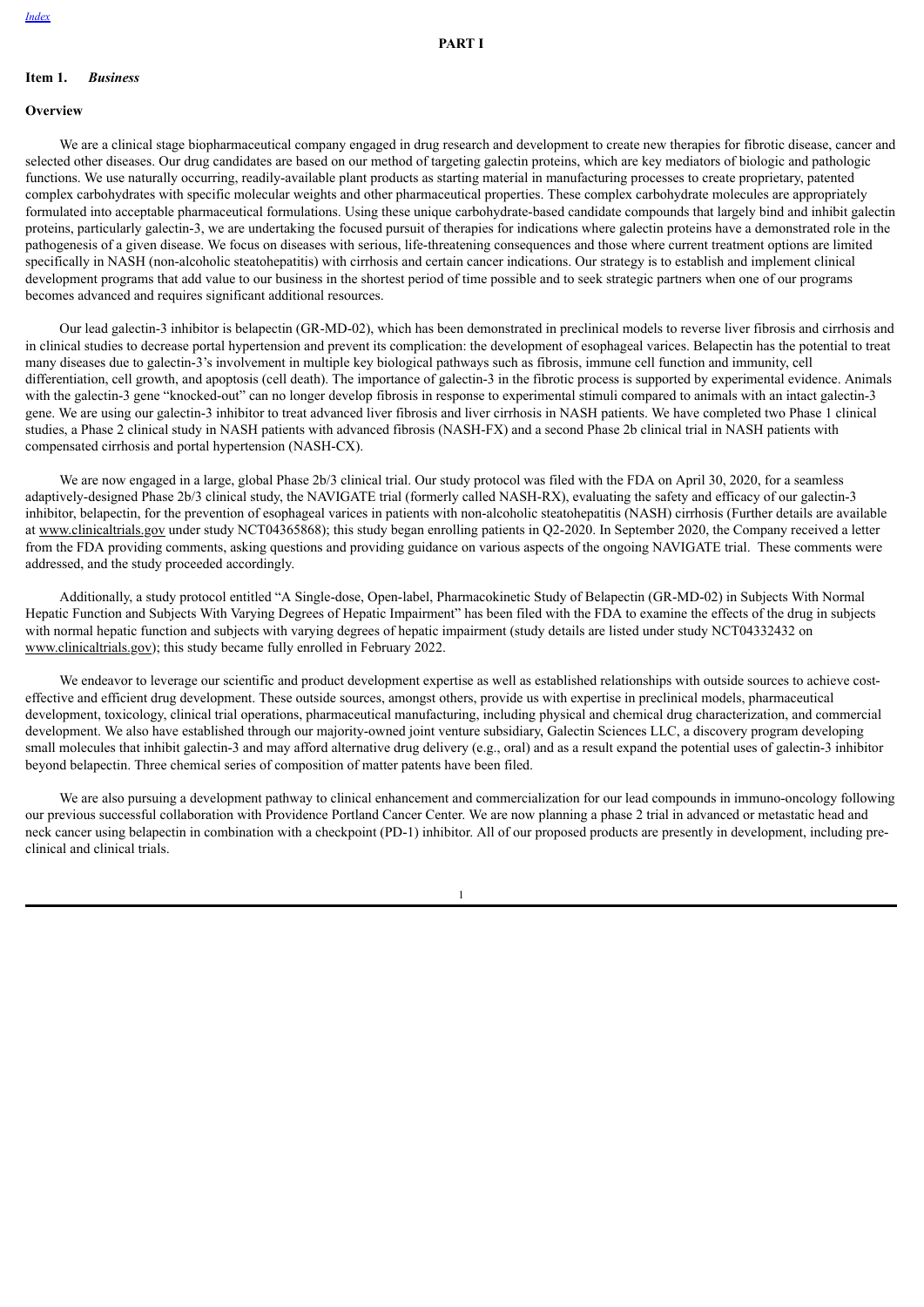# PART I

## Item 1. *Business*

### Overview

We are a clinical stage biopharmaceutical company engaged in drug research and development to create new therapies for fibrotic disease, cancer and selected other diseases. Our drug candidates are based on our method of targeting galectin proteins, which are key mediators of biologic and pathologic functions. We use naturally occurring, readily-available plant products as starting material in manufacturing processes to create proprietary, patented complex carbohydrates with specific molecular weights and other pharmaceutical properties. These complex carbohydrate molecules are appropriately formulated into acceptable pharmaceutical formulations. Using these unique carbohydrate-based candidate compounds that largely bind and inhibit galectin proteins, particularly galectin-3, we are undertaking the focused pursuit of therapies for indications where galectin proteins have a demonstrated role in the pathogenesis of a given disease. We focus on diseases with serious, life-threatening consequences and those where current treatment options are limited specifically in NASH (non-alcoholic steatohepatitis) with cirrhosis and certain cancer indications. Our strategy is to establish and implement clinical development programs that add value to our business in the shortest period of time possible and to seek strategic partners when one of our programs becomes advanced and requires significant additional resources.

Our lead galectin-3 inhibitor is belapectin (GR-MD-02), which has been demonstrated in preclinical models to reverse liver fibrosis and cirrhosis and in clinical studies to decrease portal hypertension and prevent its complication: the development of esophageal varices. Belapectin has the potential to treat many diseases due to galectin-3's involvement in multiple key biological pathways such as fibrosis, immune cell function and immunity, cell differentiation, cell growth, and apoptosis (cell death). The importance of galectin-3 in the fibrotic process is supported by experimental evidence. Animals with the galectin-3 gene "knocked-out" can no longer develop fibrosis in response to experimental stimuli compared to animals with an intact galectin-3 gene. We are using our galectin-3 inhibitor to treat advanced liver fibrosis and liver cirrhosis in NASH patients. We have completed two Phase 1 clinical studies, a Phase 2 clinical study in NASH patients with advanced fibrosis (NASH-FX) and a second Phase 2b clinical trial in NASH patients with compensated cirrhosis and portal hypertension (NASH-CX).

We are now engaged in a large, global Phase 2b/3 clinical trial. Our study protocol was filed with the FDA on April 30, 2020, for a seamless adaptively-designed Phase 2b/3 clinical study, the NAVIGATE trial (formerly called NASH-RX), evaluating the safety and efficacy of our galectin-3 inhibitor, belapectin, for the prevention of esophageal varices in patients with non-alcoholic steatohepatitis (NASH) cirrhosis (Further details are available at www.clinicaltrials.gov under study NCT04365868); this study began enrolling patients in Q2-2020. In September 2020, the Company received a letter from the FDA providing comments, asking questions and providing guidance on various aspects of the ongoing NAVIGATE trial. These comments were addressed, and the study proceeded accordingly.

Additionally, a study protocol entitled "A Single-dose, Open-label, Pharmacokinetic Study of Belapectin (GR-MD-02) in Subjects With Normal Hepatic Function and Subjects With Varying Degrees of Hepatic Impairment" has been filed with the FDA to examine the effects of the drug in subjects with normal hepatic function and subjects with varying degrees of hepatic impairment (study details are listed under study NCT04332432 on www.clinicaltrials.gov); this study became fully enrolled in February 2022.

We endeavor to leverage our scientific and product development expertise as well as established relationships with outside sources to achieve cost-effective and efficient drug development. These outside sources, amongst others, provide us with expertise in preclinical models, pharmaceutical development, toxicology, clinical trial operations, pharmaceutical manufacturing, including physical and chemical drug characterization, and commercial development. We also have established through our majority-owned joint venture subsidiary, Galectin Sciences LLC, a discovery program developing small molecules that inhibit galectin-3 and may afford alternative drug delivery (e.g., oral) and as a result expand the potential uses of galectin-3 inhibitor beyond belapectin. Three chemical series of composition of matter patents have been filed.

We are also pursuing a development pathway to clinical enhancement and commercialization for our lead compounds in immuno-oncology following our previous successful collaboration with Providence Portland Cancer Center. We are now planning a phase 2 trial in advanced or metastatic head and neck cancer using belapectin in combination with a checkpoint (PD-1) inhibitor. All of our proposed products are presently in development, including pre-clinical and clinical trials.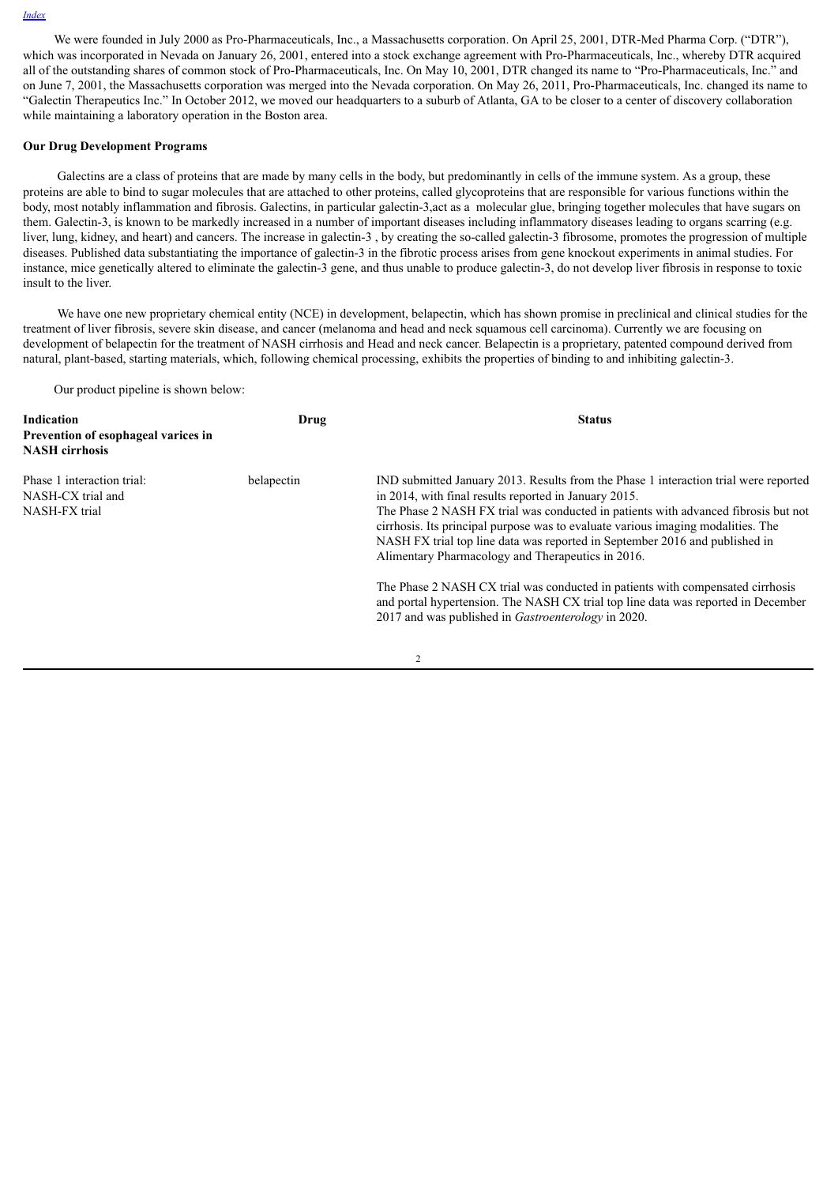We were founded in July 2000 as Pro-Pharmaceuticals, Inc., a Massachusetts corporation. On April 25, 2001, DTR-Med Pharma Corp. ("DTR"), which was incorporated in Nevada on January 26, 2001, entered into a stock exchange agreement with Pro-Pharmaceuticals, Inc., whereby DTR acquired all of the outstanding shares of common stock of Pro-Pharmaceuticals, Inc. On May 10, 2001, DTR changed its name to "Pro-Pharmaceuticals, Inc." and on June 7, 2001, the Massachusetts corporation was merged into the Nevada corporation. On May 26, 2011, Pro-Pharmaceuticals, Inc. changed its name to "Galectin Therapeutics Inc." In October 2012, we moved our headquarters to a suburb of Atlanta, GA to be closer to a center of discovery collaboration while maintaining a laboratory operation in the Boston area.

**Our Drug Development Programs**

Galectins are a class of proteins that are made by many cells in the body, but predominantly in cells of the immune system. As a group, these proteins are able to bind to sugar molecules that are attached to other proteins, called glycoproteins that are responsible for various functions within the body, most notably inflammation and fibrosis. Galectins, in particular galectin-3,act as a molecular glue, bringing together molecules that have sugars on them. Galectin-3, is known to be markedly increased in a number of important diseases including inflammatory diseases leading to organs scarring (e.g. liver, lung, kidney, and heart) and cancers. The increase in galectin-3 , by creating the so-called galectin-3 fibrosome, promotes the progression of multiple diseases. Published data substantiating the importance of galectin-3 in the fibrotic process arises from gene knockout experiments in animal studies. For instance, mice genetically altered to eliminate the galectin-3 gene, and thus unable to produce galectin-3, do not develop liver fibrosis in response to toxic insult to the liver.

We have one new proprietary chemical entity (NCE) in development, belapectin, which has shown promise in preclinical and clinical studies for the treatment of liver fibrosis, severe skin disease, and cancer (melanoma and head and neck squamous cell carcinoma). Currently we are focusing on development of belapectin for the treatment of NASH cirrhosis and Head and neck cancer. Belapectin is a proprietary, patented compound derived from natural, plant-based, starting materials, which, following chemical processing, exhibits the properties of binding to and inhibiting galectin-3.

Our product pipeline is shown below:

| Indication | Drug | Status |
|---|---|---|
| **Prevention of esophageal varices in NASH cirrhosis** | | |
| Phase 1 interaction trial: NASH-CX trial and NASH-FX trial | belapectin | IND submitted January 2013. Results from the Phase 1 interaction trial were reported in 2014, with final results reported in January 2015.<br>The Phase 2 NASH FX trial was conducted in patients with advanced fibrosis but not cirrhosis. Its principal purpose was to evaluate various imaging modalities. The NASH FX trial top line data was reported in September 2016 and published in Alimentary Pharmacology and Therapeutics in 2016.<br><br>The Phase 2 NASH CX trial was conducted in patients with compensated cirrhosis and portal hypertension. The NASH CX trial top line data was reported in December 2017 and was published in *Gastroenterology* in 2020. |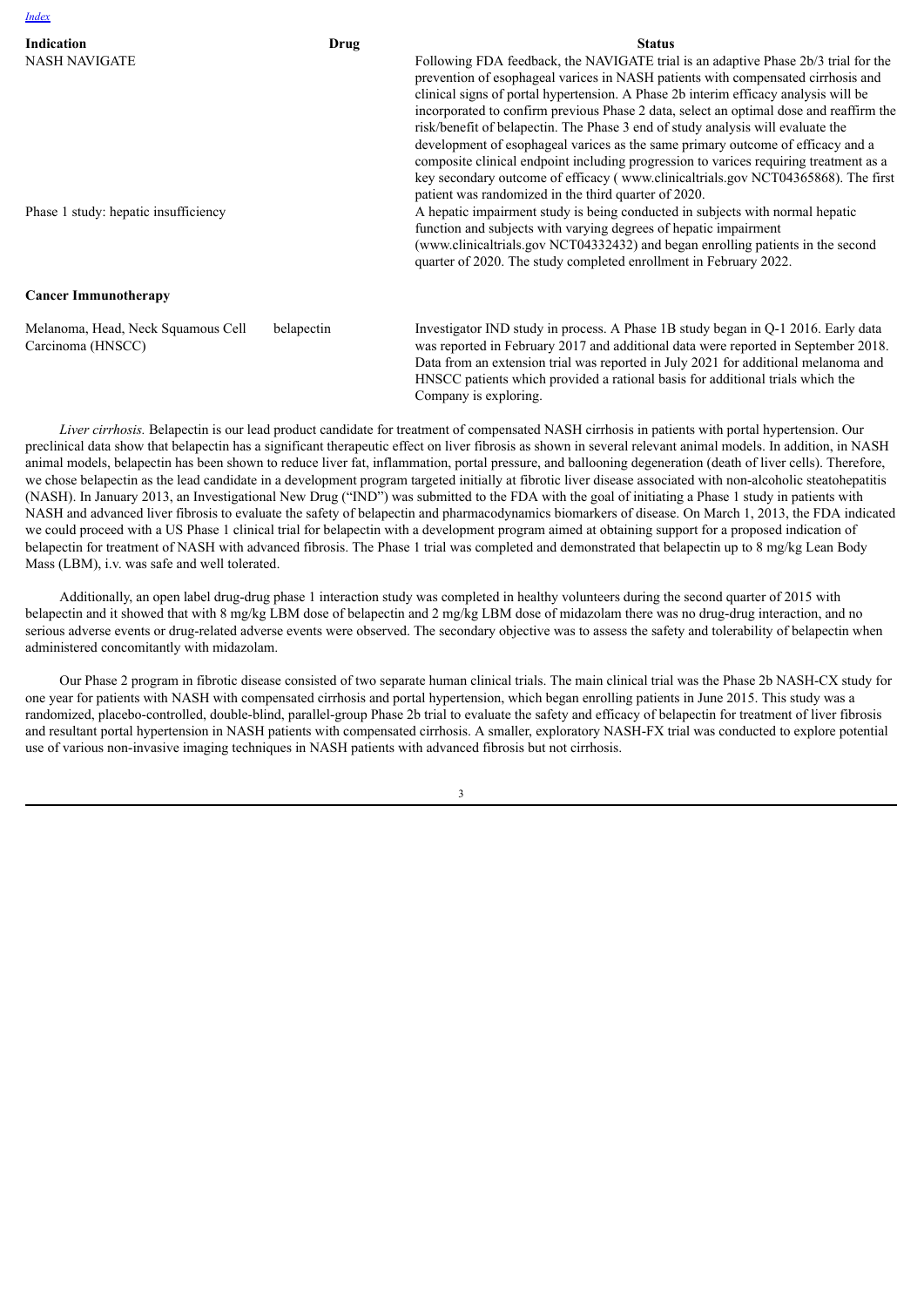| Indication | Drug | Status |
| --- | --- | --- |
| NASH NAVIGATE | | Following FDA feedback, the NAVIGATE trial is an adaptive Phase 2b/3 trial for the prevention of esophageal varices in NASH patients with compensated cirrhosis and clinical signs of portal hypertension. A Phase 2b interim efficacy analysis will be incorporated to confirm previous Phase 2 data, select an optimal dose and reaffirm the risk/benefit of belapectin. The Phase 3 end of study analysis will evaluate the development of esophageal varices as the same primary outcome of efficacy and a composite clinical endpoint including progression to varices requiring treatment as a key secondary outcome of efficacy ( www.clinicaltrials.gov NCT04365868). The first patient was randomized in the third quarter of 2020. |
| Phase 1 study: hepatic insufficiency | | A hepatic impairment study is being conducted in subjects with normal hepatic function and subjects with varying degrees of hepatic impairment (www.clinicaltrials.gov NCT04332432) and began enrolling patients in the second quarter of 2020. The study completed enrollment in February 2022. |
| **Cancer Immunotherapy** | | |
| Melanoma, Head, Neck Squamous Cell Carcinoma (HNSCC) | belapectin | Investigator IND study in process. A Phase 1B study began in Q-1 2016. Early data was reported in February 2017 and additional data were reported in September 2018. Data from an extension trial was reported in July 2021 for additional melanoma and HNSCC patients which provided a rational basis for additional trials which the Company is exploring. |

*Liver cirrhosis.* Belapectin is our lead product candidate for treatment of compensated NASH cirrhosis in patients with portal hypertension. Our preclinical data show that belapectin has a significant therapeutic effect on liver fibrosis as shown in several relevant animal models. In addition, in NASH animal models, belapectin has been shown to reduce liver fat, inflammation, portal pressure, and ballooning degeneration (death of liver cells). Therefore, we chose belapectin as the lead candidate in a development program targeted initially at fibrotic liver disease associated with non-alcoholic steatohepatitis (NASH). In January 2013, an Investigational New Drug ("IND") was submitted to the FDA with the goal of initiating a Phase 1 study in patients with NASH and advanced liver fibrosis to evaluate the safety of belapectin and pharmacodynamics biomarkers of disease. On March 1, 2013, the FDA indicated we could proceed with a US Phase 1 clinical trial for belapectin with a development program aimed at obtaining support for a proposed indication of belapectin for treatment of NASH with advanced fibrosis. The Phase 1 trial was completed and demonstrated that belapectin up to 8 mg/kg Lean Body Mass (LBM), i.v. was safe and well tolerated.

Additionally, an open label drug-drug phase 1 interaction study was completed in healthy volunteers during the second quarter of 2015 with belapectin and it showed that with 8 mg/kg LBM dose of belapectin and 2 mg/kg LBM dose of midazolam there was no drug-drug interaction, and no serious adverse events or drug-related adverse events were observed. The secondary objective was to assess the safety and tolerability of belapectin when administered concomitantly with midazolam.

Our Phase 2 program in fibrotic disease consisted of two separate human clinical trials. The main clinical trial was the Phase 2b NASH-CX study for one year for patients with NASH with compensated cirrhosis and portal hypertension, which began enrolling patients in June 2015. This study was a randomized, placebo-controlled, double-blind, parallel-group Phase 2b trial to evaluate the safety and efficacy of belapectin for treatment of liver fibrosis and resultant portal hypertension in NASH patients with compensated cirrhosis. A smaller, exploratory NASH-FX trial was conducted to explore potential use of various non-invasive imaging techniques in NASH patients with advanced fibrosis but not cirrhosis.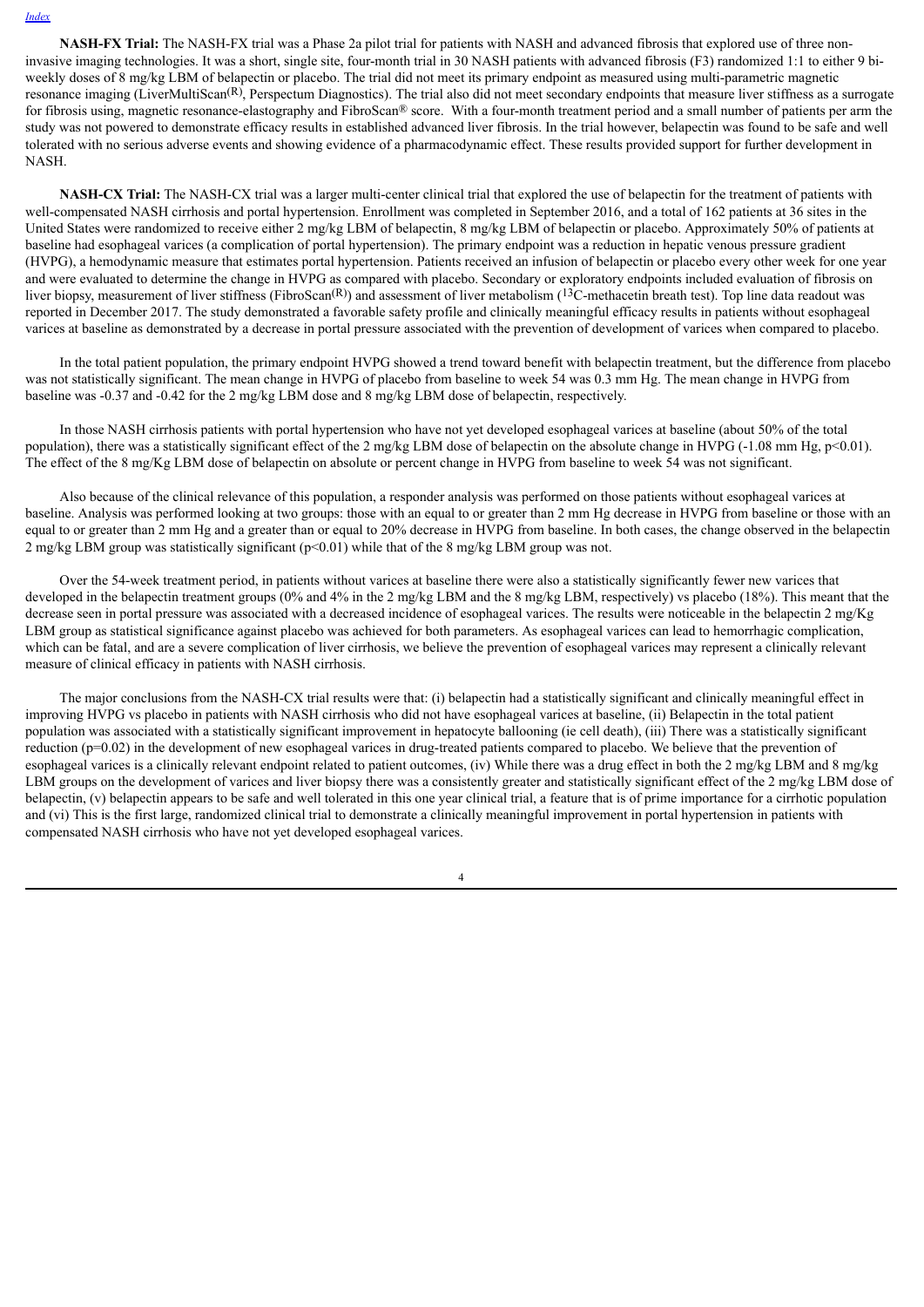[Index](#)

**NASH-FX Trial:** The NASH-FX trial was a Phase 2a pilot trial for patients with NASH and advanced fibrosis that explored use of three non-invasive imaging technologies. It was a short, single site, four-month trial in 30 NASH patients with advanced fibrosis (F3) randomized 1:1 to either 9 bi-weekly doses of 8 mg/kg LBM of belapectin or placebo. The trial did not meet its primary endpoint as measured using multi-parametric magnetic resonance imaging (LiverMultiScan[(R)], Perspectum Diagnostics). The trial also did not meet secondary endpoints that measure liver stiffness as a surrogate for fibrosis using, magnetic resonance-elastography and FibroScan® score. With a four-month treatment period and a small number of patients per arm the study was not powered to demonstrate efficacy results in established advanced liver fibrosis. In the trial however, belapectin was found to be safe and well tolerated with no serious adverse events and showing evidence of a pharmacodynamic effect. These results provided support for further development in NASH.

**NASH-CX Trial:** The NASH-CX trial was a larger multi-center clinical trial that explored the use of belapectin for the treatment of patients with well-compensated NASH cirrhosis and portal hypertension. Enrollment was completed in September 2016, and a total of 162 patients at 36 sites in the United States were randomized to receive either 2 mg/kg LBM of belapectin, 8 mg/kg LBM of belapectin or placebo. Approximately 50% of patients at baseline had esophageal varices (a complication of portal hypertension). The primary endpoint was a reduction in hepatic venous pressure gradient (HVPG), a hemodynamic measure that estimates portal hypertension. Patients received an infusion of belapectin or placebo every other week for one year and were evaluated to determine the change in HVPG as compared with placebo. Secondary or exploratory endpoints included evaluation of fibrosis on liver biopsy, measurement of liver stiffness (FibroScan[(R)]) and assessment of liver metabolism ($^{13}$C-methacetin breath test). Top line data readout was reported in December 2017. The study demonstrated a favorable safety profile and clinically meaningful efficacy results in patients without esophageal varices at baseline as demonstrated by a decrease in portal pressure associated with the prevention of development of varices when compared to placebo.

In the total patient population, the primary endpoint HVPG showed a trend toward benefit with belapectin treatment, but the difference from placebo was not statistically significant. The mean change in HVPG of placebo from baseline to week 54 was 0.3 mm Hg. The mean change in HVPG from baseline was -0.37 and -0.42 for the 2 mg/kg LBM dose and 8 mg/kg LBM dose of belapectin, respectively.

In those NASH cirrhosis patients with portal hypertension who have not yet developed esophageal varices at baseline (about 50% of the total population), there was a statistically significant effect of the 2 mg/kg LBM dose of belapectin on the absolute change in HVPG (-1.08 mm Hg, $p<0.01$). The effect of the 8 mg/Kg LBM dose of belapectin on absolute or percent change in HVPG from baseline to week 54 was not significant.

Also because of the clinical relevance of this population, a responder analysis was performed on those patients without esophageal varices at baseline. Analysis was performed looking at two groups: those with an equal to or greater than 2 mm Hg decrease in HVPG from baseline or those with an equal to or greater than 2 mm Hg and a greater than or equal to 20% decrease in HVPG from baseline. In both cases, the change observed in the belapectin 2 mg/kg LBM group was statistically significant ($p<0.01$) while that of the 8 mg/kg LBM group was not.

Over the 54-week treatment period, in patients without varices at baseline there were also a statistically significantly fewer new varices that developed in the belapectin treatment groups (0% and 4% in the 2 mg/kg LBM and the 8 mg/kg LBM, respectively) vs placebo (18%). This meant that the decrease seen in portal pressure was associated with a decreased incidence of esophageal varices. The results were noticeable in the belapectin 2 mg/Kg LBM group as statistical significance against placebo was achieved for both parameters. As esophageal varices can lead to hemorrhagic complication, which can be fatal, and are a severe complication of liver cirrhosis, we believe the prevention of esophageal varices may represent a clinically relevant measure of clinical efficacy in patients with NASH cirrhosis.

The major conclusions from the NASH-CX trial results were that: (i) belapectin had a statistically significant and clinically meaningful effect in improving HVPG vs placebo in patients with NASH cirrhosis who did not have esophageal varices at baseline, (ii) Belapectin in the total patient population was associated with a statistically significant improvement in hepatocyte ballooning (ie cell death), (iii) There was a statistically significant reduction ($p=0.02$) in the development of new esophageal varices in drug-treated patients compared to placebo. We believe that the prevention of esophageal varices is a clinically relevant endpoint related to patient outcomes, (iv) While there was a drug effect in both the 2 mg/kg LBM and 8 mg/kg LBM groups on the development of varices and liver biopsy there was a consistently greater and statistically significant effect of the 2 mg/kg LBM dose of belapectin, (v) belapectin appears to be safe and well tolerated in this one year clinical trial, a feature that is of prime importance for a cirrhotic population and (vi) This is the first large, randomized clinical trial to demonstrate a clinically meaningful improvement in portal hypertension in patients with compensated NASH cirrhosis who have not yet developed esophageal varices.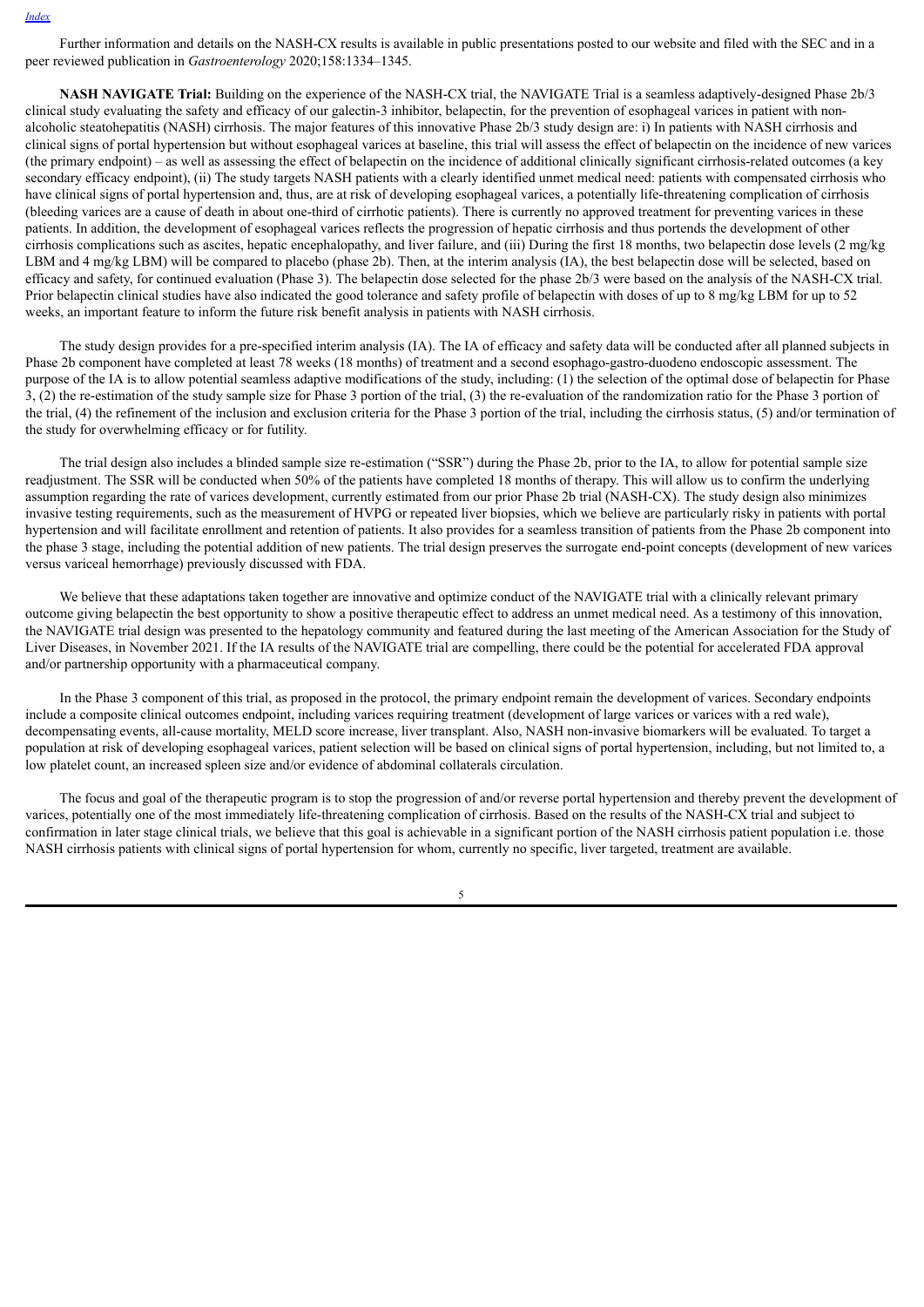Further information and details on the NASH-CX results is available in public presentations posted to our website and filed with the SEC and in a peer reviewed publication in *Gastroenterology* 2020;158:1334–1345.

**NASH NAVIGATE Trial:** Building on the experience of the NASH-CX trial, the NAVIGATE Trial is a seamless adaptively-designed Phase 2b/3 clinical study evaluating the safety and efficacy of our galectin-3 inhibitor, belapectin, for the prevention of esophageal varices in patient with non-alcoholic steatohepatitis (NASH) cirrhosis. The major features of this innovative Phase 2b/3 study design are: i) In patients with NASH cirrhosis and clinical signs of portal hypertension but without esophageal varices at baseline, this trial will assess the effect of belapectin on the incidence of new varices (the primary endpoint) – as well as assessing the effect of belapectin on the incidence of additional clinically significant cirrhosis-related outcomes (a key secondary efficacy endpoint), (ii) The study targets NASH patients with a clearly identified unmet medical need: patients with compensated cirrhosis who have clinical signs of portal hypertension and, thus, are at risk of developing esophageal varices, a potentially life-threatening complication of cirrhosis (bleeding varices are a cause of death in about one-third of cirrhotic patients). There is currently no approved treatment for preventing varices in these patients. In addition, the development of esophageal varices reflects the progression of hepatic cirrhosis and thus portends the development of other cirrhosis complications such as ascites, hepatic encephalopathy, and liver failure, and (iii) During the first 18 months, two belapectin dose levels (2 mg/kg LBM and 4 mg/kg LBM) will be compared to placebo (phase 2b). Then, at the interim analysis (IA), the best belapectin dose will be selected, based on efficacy and safety, for continued evaluation (Phase 3). The belapectin dose selected for the phase 2b/3 were based on the analysis of the NASH-CX trial. Prior belapectin clinical studies have also indicated the good tolerance and safety profile of belapectin with doses of up to 8 mg/kg LBM for up to 52 weeks, an important feature to inform the future risk benefit analysis in patients with NASH cirrhosis.

The study design provides for a pre-specified interim analysis (IA). The IA of efficacy and safety data will be conducted after all planned subjects in Phase 2b component have completed at least 78 weeks (18 months) of treatment and a second esophago-gastro-duodeno endoscopic assessment. The purpose of the IA is to allow potential seamless adaptive modifications of the study, including: (1) the selection of the optimal dose of belapectin for Phase 3, (2) the re-estimation of the study sample size for Phase 3 portion of the trial, (3) the re-evaluation of the randomization ratio for the Phase 3 portion of the trial, (4) the refinement of the inclusion and exclusion criteria for the Phase 3 portion of the trial, including the cirrhosis status, (5) and/or termination of the study for overwhelming efficacy or for futility.

The trial design also includes a blinded sample size re-estimation ("SSR") during the Phase 2b, prior to the IA, to allow for potential sample size readjustment. The SSR will be conducted when 50% of the patients have completed 18 months of therapy. This will allow us to confirm the underlying assumption regarding the rate of varices development, currently estimated from our prior Phase 2b trial (NASH-CX). The study design also minimizes invasive testing requirements, such as the measurement of HVPG or repeated liver biopsies, which we believe are particularly risky in patients with portal hypertension and will facilitate enrollment and retention of patients. It also provides for a seamless transition of patients from the Phase 2b component into the phase 3 stage, including the potential addition of new patients. The trial design preserves the surrogate end-point concepts (development of new varices versus variceal hemorrhage) previously discussed with FDA.

We believe that these adaptations taken together are innovative and optimize conduct of the NAVIGATE trial with a clinically relevant primary outcome giving belapectin the best opportunity to show a positive therapeutic effect to address an unmet medical need. As a testimony of this innovation, the NAVIGATE trial design was presented to the hepatology community and featured during the last meeting of the American Association for the Study of Liver Diseases, in November 2021. If the IA results of the NAVIGATE trial are compelling, there could be the potential for accelerated FDA approval and/or partnership opportunity with a pharmaceutical company.

In the Phase 3 component of this trial, as proposed in the protocol, the primary endpoint remain the development of varices. Secondary endpoints include a composite clinical outcomes endpoint, including varices requiring treatment (development of large varices or varices with a red wale), decompensating events, all-cause mortality, MELD score increase, liver transplant. Also, NASH non-invasive biomarkers will be evaluated. To target a population at risk of developing esophageal varices, patient selection will be based on clinical signs of portal hypertension, including, but not limited to, a low platelet count, an increased spleen size and/or evidence of abdominal collaterals circulation.

The focus and goal of the therapeutic program is to stop the progression of and/or reverse portal hypertension and thereby prevent the development of varices, potentially one of the most immediately life-threatening complication of cirrhosis. Based on the results of the NASH-CX trial and subject to confirmation in later stage clinical trials, we believe that this goal is achievable in a significant portion of the NASH cirrhosis patient population i.e. those NASH cirrhosis patients with clinical signs of portal hypertension for whom, currently no specific, liver targeted, treatment are available.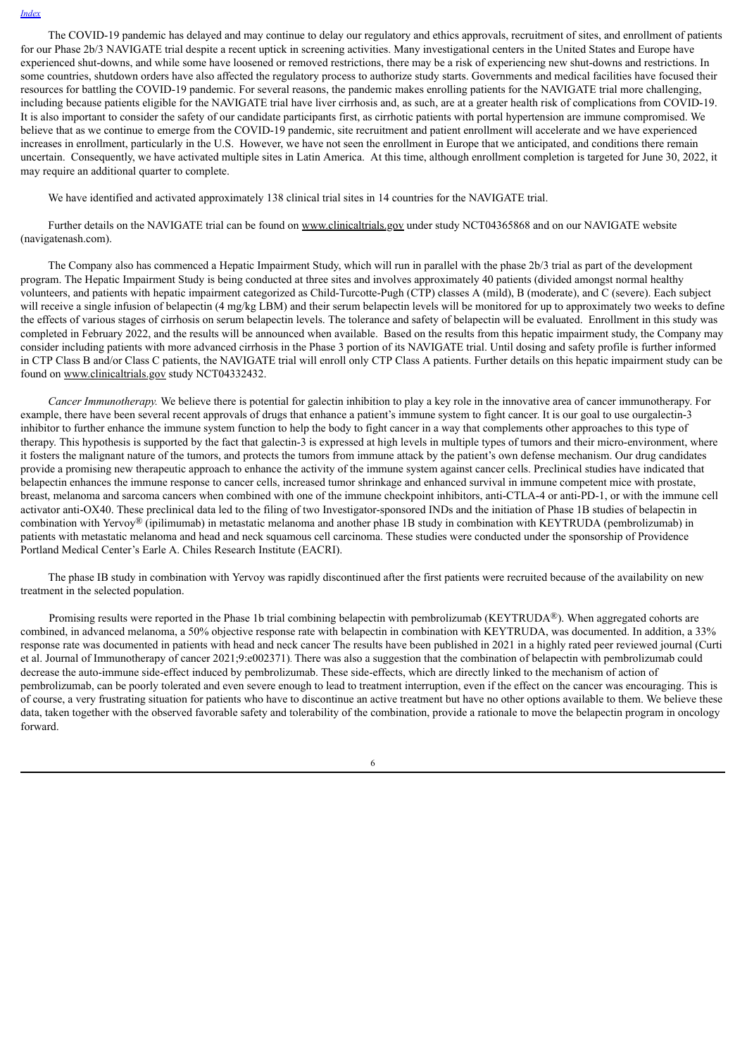The COVID-19 pandemic has delayed and may continue to delay our regulatory and ethics approvals, recruitment of sites, and enrollment of patients for our Phase 2b/3 NAVIGATE trial despite a recent uptick in screening activities. Many investigational centers in the United States and Europe have experienced shut-downs, and while some have loosened or removed restrictions, there may be a risk of experiencing new shut-downs and restrictions. In some countries, shutdown orders have also affected the regulatory process to authorize study starts. Governments and medical facilities have focused their resources for battling the COVID-19 pandemic. For several reasons, the pandemic makes enrolling patients for the NAVIGATE trial more challenging, including because patients eligible for the NAVIGATE trial have liver cirrhosis and, as such, are at a greater health risk of complications from COVID-19. It is also important to consider the safety of our candidate participants first, as cirrhotic patients with portal hypertension are immune compromised. We believe that as we continue to emerge from the COVID-19 pandemic, site recruitment and patient enrollment will accelerate and we have experienced increases in enrollment, particularly in the U.S. However, we have not seen the enrollment in Europe that we anticipated, and conditions there remain uncertain. Consequently, we have activated multiple sites in Latin America. At this time, although enrollment completion is targeted for June 30, 2022, it may require an additional quarter to complete.

We have identified and activated approximately 138 clinical trial sites in 14 countries for the NAVIGATE trial.

Further details on the NAVIGATE trial can be found on www.clinicaltrials.gov under study NCT04365868 and on our NAVIGATE website (navigatenash.com).

The Company also has commenced a Hepatic Impairment Study, which will run in parallel with the phase 2b/3 trial as part of the development program. The Hepatic Impairment Study is being conducted at three sites and involves approximately 40 patients (divided amongst normal healthy volunteers, and patients with hepatic impairment categorized as Child-Turcotte-Pugh (CTP) classes A (mild), B (moderate), and C (severe). Each subject will receive a single infusion of belapectin (4 mg/kg LBM) and their serum belapectin levels will be monitored for up to approximately two weeks to define the effects of various stages of cirrhosis on serum belapectin levels. The tolerance and safety of belapectin will be evaluated. Enrollment in this study was completed in February 2022, and the results will be announced when available. Based on the results from this hepatic impairment study, the Company may consider including patients with more advanced cirrhosis in the Phase 3 portion of its NAVIGATE trial. Until dosing and safety profile is further informed in CTP Class B and/or Class C patients, the NAVIGATE trial will enroll only CTP Class A patients. Further details on this hepatic impairment study can be found on www.clinicaltrials.gov study NCT04332432.

*Cancer Immunotherapy.* We believe there is potential for galectin inhibition to play a key role in the innovative area of cancer immunotherapy. For example, there have been several recent approvals of drugs that enhance a patient's immune system to fight cancer. It is our goal to use ourgalectin-3 inhibitor to further enhance the immune system function to help the body to fight cancer in a way that complements other approaches to this type of therapy. This hypothesis is supported by the fact that galectin-3 is expressed at high levels in multiple types of tumors and their micro-environment, where it fosters the malignant nature of the tumors, and protects the tumors from immune attack by the patient's own defense mechanism. Our drug candidates provide a promising new therapeutic approach to enhance the activity of the immune system against cancer cells. Preclinical studies have indicated that belapectin enhances the immune response to cancer cells, increased tumor shrinkage and enhanced survival in immune competent mice with prostate, breast, melanoma and sarcoma cancers when combined with one of the immune checkpoint inhibitors, anti-CTLA-4 or anti-PD-1, or with the immune cell activator anti-OX40. These preclinical data led to the filing of two Investigator-sponsored INDs and the initiation of Phase 1B studies of belapectin in combination with Yervoy® (ipilimumab) in metastatic melanoma and another phase 1B study in combination with KEYTRUDA (pembrolizumab) in patients with metastatic melanoma and head and neck squamous cell carcinoma. These studies were conducted under the sponsorship of Providence Portland Medical Center's Earle A. Chiles Research Institute (EACRI).

The phase IB study in combination with Yervoy was rapidly discontinued after the first patients were recruited because of the availability on new treatment in the selected population.

Promising results were reported in the Phase 1b trial combining belapectin with pembrolizumab (KEYTRUDA®). When aggregated cohorts are combined, in advanced melanoma, a 50% objective response rate with belapectin in combination with KEYTRUDA, was documented. In addition, a 33% response rate was documented in patients with head and neck cancer The results have been published in 2021 in a highly rated peer reviewed journal (Curti et al. Journal of Immunotherapy of cancer 2021;9:e002371). There was also a suggestion that the combination of belapectin with pembrolizumab could decrease the auto-immune side-effect induced by pembrolizumab. These side-effects, which are directly linked to the mechanism of action of pembrolizumab, can be poorly tolerated and even severe enough to lead to treatment interruption, even if the effect on the cancer was encouraging. This is of course, a very frustrating situation for patients who have to discontinue an active treatment but have no other options available to them. We believe these data, taken together with the observed favorable safety and tolerability of the combination, provide a rationale to move the belapectin program in oncology forward.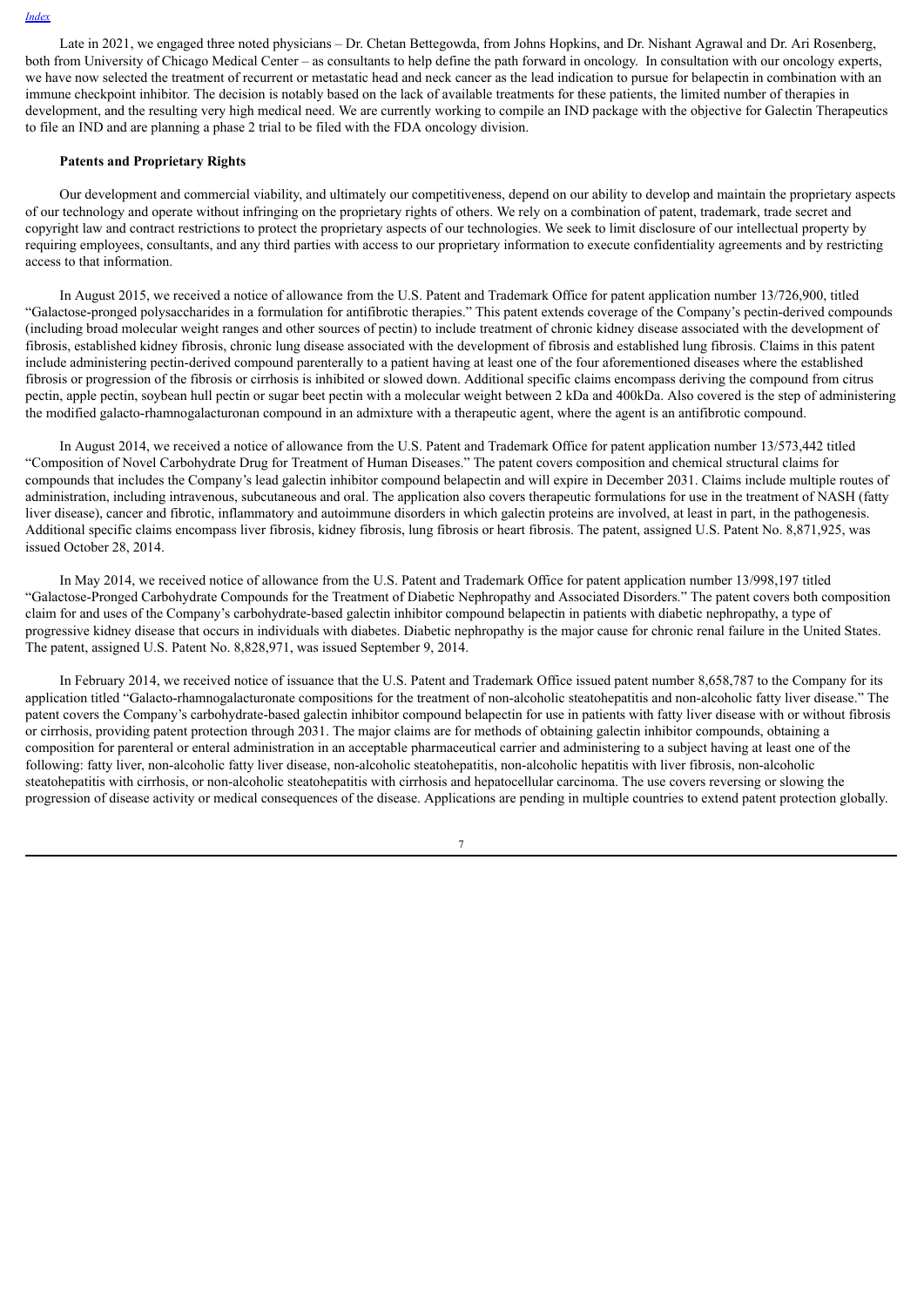Late in 2021, we engaged three noted physicians – Dr. Chetan Bettegowda, from Johns Hopkins, and Dr. Nishant Agrawal and Dr. Ari Rosenberg, both from University of Chicago Medical Center – as consultants to help define the path forward in oncology. In consultation with our oncology experts, we have now selected the treatment of recurrent or metastatic head and neck cancer as the lead indication to pursue for belapectin in combination with an immune checkpoint inhibitor. The decision is notably based on the lack of available treatments for these patients, the limited number of therapies in development, and the resulting very high medical need. We are currently working to compile an IND package with the objective for Galectin Therapeutics to file an IND and are planning a phase 2 trial to be filed with the FDA oncology division.

**Patents and Proprietary Rights**

Our development and commercial viability, and ultimately our competitiveness, depend on our ability to develop and maintain the proprietary aspects of our technology and operate without infringing on the proprietary rights of others. We rely on a combination of patent, trademark, trade secret and copyright law and contract restrictions to protect the proprietary aspects of our technologies. We seek to limit disclosure of our intellectual property by requiring employees, consultants, and any third parties with access to our proprietary information to execute confidentiality agreements and by restricting access to that information.

In August 2015, we received a notice of allowance from the U.S. Patent and Trademark Office for patent application number 13/726,900, titled "Galactose-pronged polysaccharides in a formulation for antifibrotic therapies." This patent extends coverage of the Company's pectin-derived compounds (including broad molecular weight ranges and other sources of pectin) to include treatment of chronic kidney disease associated with the development of fibrosis, established kidney fibrosis, chronic lung disease associated with the development of fibrosis and established lung fibrosis. Claims in this patent include administering pectin-derived compound parenterally to a patient having at least one of the four aforementioned diseases where the established fibrosis or progression of the fibrosis or cirrhosis is inhibited or slowed down. Additional specific claims encompass deriving the compound from citrus pectin, apple pectin, soybean hull pectin or sugar beet pectin with a molecular weight between 2 kDa and 400kDa. Also covered is the step of administering the modified galacto-rhamnogalacturonan compound in an admixture with a therapeutic agent, where the agent is an antifibrotic compound.

In August 2014, we received a notice of allowance from the U.S. Patent and Trademark Office for patent application number 13/573,442 titled "Composition of Novel Carbohydrate Drug for Treatment of Human Diseases." The patent covers composition and chemical structural claims for compounds that includes the Company's lead galectin inhibitor compound belapectin and will expire in December 2031. Claims include multiple routes of administration, including intravenous, subcutaneous and oral. The application also covers therapeutic formulations for use in the treatment of NASH (fatty liver disease), cancer and fibrotic, inflammatory and autoimmune disorders in which galectin proteins are involved, at least in part, in the pathogenesis. Additional specific claims encompass liver fibrosis, kidney fibrosis, lung fibrosis or heart fibrosis. The patent, assigned U.S. Patent No. 8,871,925, was issued October 28, 2014.

In May 2014, we received notice of allowance from the U.S. Patent and Trademark Office for patent application number 13/998,197 titled "Galactose-Pronged Carbohydrate Compounds for the Treatment of Diabetic Nephropathy and Associated Disorders." The patent covers both composition claim for and uses of the Company's carbohydrate-based galectin inhibitor compound belapectin in patients with diabetic nephropathy, a type of progressive kidney disease that occurs in individuals with diabetes. Diabetic nephropathy is the major cause for chronic renal failure in the United States. The patent, assigned U.S. Patent No. 8,828,971, was issued September 9, 2014.

In February 2014, we received notice of issuance that the U.S. Patent and Trademark Office issued patent number 8,658,787 to the Company for its application titled "Galacto-rhamnogalacturonate compositions for the treatment of non-alcoholic steatohepatitis and non-alcoholic fatty liver disease." The patent covers the Company's carbohydrate-based galectin inhibitor compound belapectin for use in patients with fatty liver disease with or without fibrosis or cirrhosis, providing patent protection through 2031. The major claims are for methods of obtaining galectin inhibitor compounds, obtaining a composition for parenteral or enteral administration in an acceptable pharmaceutical carrier and administering to a subject having at least one of the following: fatty liver, non-alcoholic fatty liver disease, non-alcoholic steatohepatitis, non-alcoholic hepatitis with liver fibrosis, non-alcoholic steatohepatitis with cirrhosis, or non-alcoholic steatohepatitis with cirrhosis and hepatocellular carcinoma. The use covers reversing or slowing the progression of disease activity or medical consequences of the disease. Applications are pending in multiple countries to extend patent protection globally.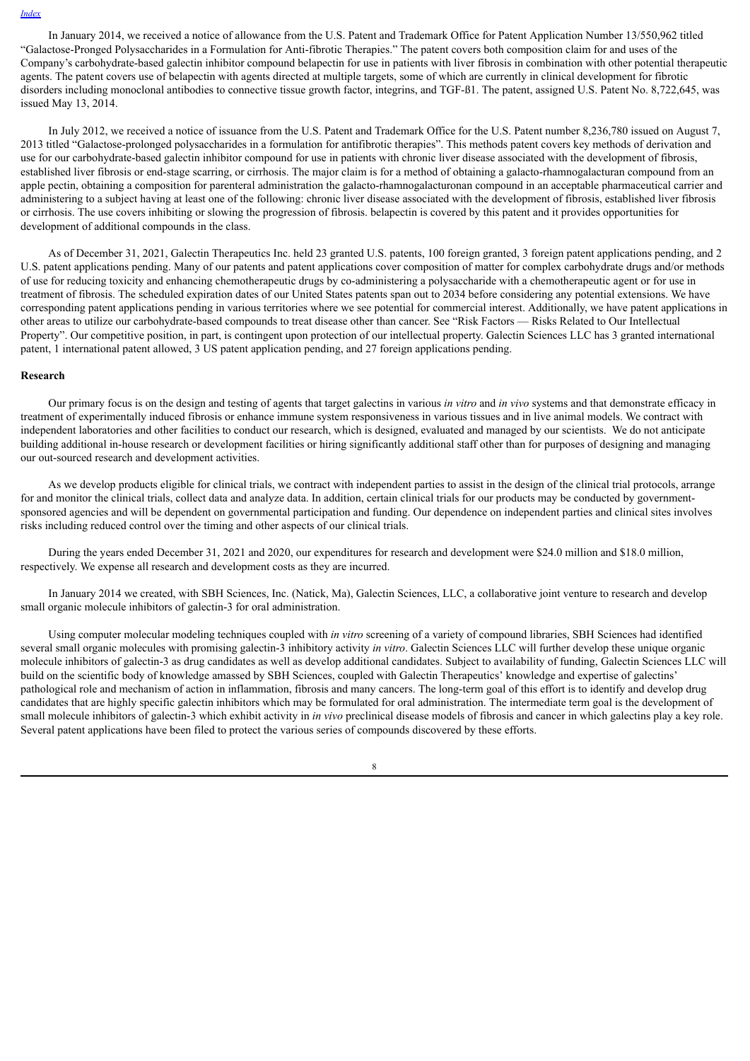In January 2014, we received a notice of allowance from the U.S. Patent and Trademark Office for Patent Application Number 13/550,962 titled "Galactose-Pronged Polysaccharides in a Formulation for Anti-fibrotic Therapies." The patent covers both composition claim for and uses of the Company's carbohydrate-based galectin inhibitor compound belapectin for use in patients with liver fibrosis in combination with other potential therapeutic agents. The patent covers use of belapectin with agents directed at multiple targets, some of which are currently in clinical development for fibrotic disorders including monoclonal antibodies to connective tissue growth factor, integrins, and TGF-ß1. The patent, assigned U.S. Patent No. 8,722,645, was issued May 13, 2014.

In July 2012, we received a notice of issuance from the U.S. Patent and Trademark Office for the U.S. Patent number 8,236,780 issued on August 7, 2013 titled "Galactose-prolonged polysaccharides in a formulation for antifibrotic therapies". This methods patent covers key methods of derivation and use for our carbohydrate-based galectin inhibitor compound for use in patients with chronic liver disease associated with the development of fibrosis, established liver fibrosis or end-stage scarring, or cirrhosis. The major claim is for a method of obtaining a galacto-rhamnogalacturan compound from an apple pectin, obtaining a composition for parenteral administration the galacto-rhamnogalacturonan compound in an acceptable pharmaceutical carrier and administering to a subject having at least one of the following: chronic liver disease associated with the development of fibrosis, established liver fibrosis or cirrhosis. The use covers inhibiting or slowing the progression of fibrosis. belapectin is covered by this patent and it provides opportunities for development of additional compounds in the class.

As of December 31, 2021, Galectin Therapeutics Inc. held 23 granted U.S. patents, 100 foreign granted, 3 foreign patent applications pending, and 2 U.S. patent applications pending. Many of our patents and patent applications cover composition of matter for complex carbohydrate drugs and/or methods of use for reducing toxicity and enhancing chemotherapeutic drugs by co-administering a polysaccharide with a chemotherapeutic agent or for use in treatment of fibrosis. The scheduled expiration dates of our United States patents span out to 2034 before considering any potential extensions. We have corresponding patent applications pending in various territories where we see potential for commercial interest. Additionally, we have patent applications in other areas to utilize our carbohydrate-based compounds to treat disease other than cancer. See "Risk Factors — Risks Related to Our Intellectual Property". Our competitive position, in part, is contingent upon protection of our intellectual property. Galectin Sciences LLC has 3 granted international patent, 1 international patent allowed, 3 US patent application pending, and 27 foreign applications pending.

**Research**

Our primary focus is on the design and testing of agents that target galectins in various *in vitro* and *in vivo* systems and that demonstrate efficacy in treatment of experimentally induced fibrosis or enhance immune system responsiveness in various tissues and in live animal models. We contract with independent laboratories and other facilities to conduct our research, which is designed, evaluated and managed by our scientists. We do not anticipate building additional in-house research or development facilities or hiring significantly additional staff other than for purposes of designing and managing our out-sourced research and development activities.

As we develop products eligible for clinical trials, we contract with independent parties to assist in the design of the clinical trial protocols, arrange for and monitor the clinical trials, collect data and analyze data. In addition, certain clinical trials for our products may be conducted by government-sponsored agencies and will be dependent on governmental participation and funding. Our dependence on independent parties and clinical sites involves risks including reduced control over the timing and other aspects of our clinical trials.

During the years ended December 31, 2021 and 2020, our expenditures for research and development were $24.0 million and $18.0 million, respectively. We expense all research and development costs as they are incurred.

In January 2014 we created, with SBH Sciences, Inc. (Natick, Ma), Galectin Sciences, LLC, a collaborative joint venture to research and develop small organic molecule inhibitors of galectin-3 for oral administration.

Using computer molecular modeling techniques coupled with *in vitro* screening of a variety of compound libraries, SBH Sciences had identified several small organic molecules with promising galectin-3 inhibitory activity *in vitro*. Galectin Sciences LLC will further develop these unique organic molecule inhibitors of galectin-3 as drug candidates as well as develop additional candidates. Subject to availability of funding, Galectin Sciences LLC will build on the scientific body of knowledge amassed by SBH Sciences, coupled with Galectin Therapeutics' knowledge and expertise of galectins' pathological role and mechanism of action in inflammation, fibrosis and many cancers. The long-term goal of this effort is to identify and develop drug candidates that are highly specific galectin inhibitors which may be formulated for oral administration. The intermediate term goal is the development of small molecule inhibitors of galectin-3 which exhibit activity in *in vivo* preclinical disease models of fibrosis and cancer in which galectins play a key role. Several patent applications have been filed to protect the various series of compounds discovered by these efforts.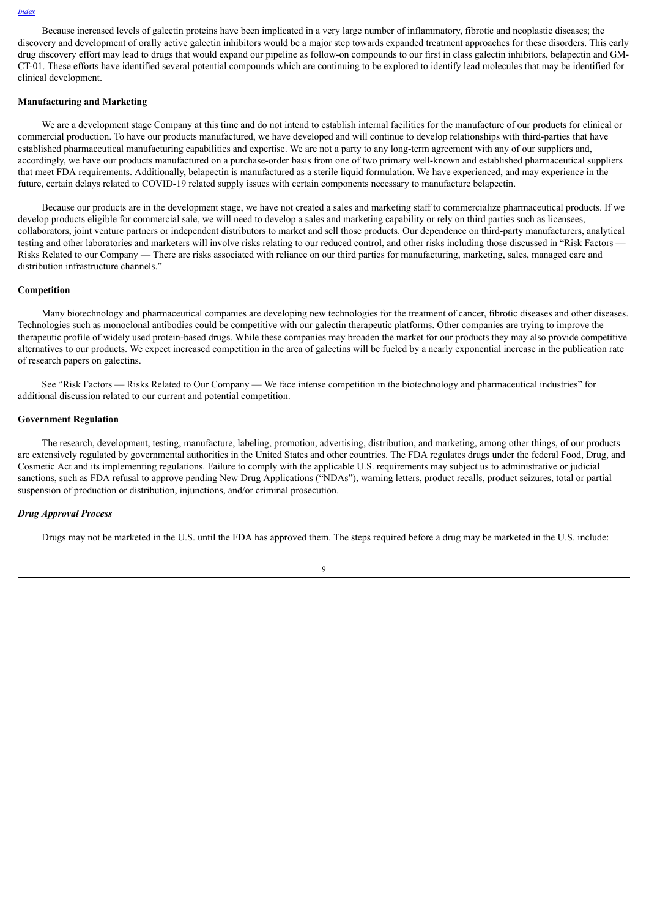Because increased levels of galectin proteins have been implicated in a very large number of inflammatory, fibrotic and neoplastic diseases; the discovery and development of orally active galectin inhibitors would be a major step towards expanded treatment approaches for these disorders. This early drug discovery effort may lead to drugs that would expand our pipeline as follow-on compounds to our first in class galectin inhibitors, belapectin and GM-CT-01. These efforts have identified several potential compounds which are continuing to be explored to identify lead molecules that may be identified for clinical development.

**Manufacturing and Marketing**

We are a development stage Company at this time and do not intend to establish internal facilities for the manufacture of our products for clinical or commercial production. To have our products manufactured, we have developed and will continue to develop relationships with third-parties that have established pharmaceutical manufacturing capabilities and expertise. We are not a party to any long-term agreement with any of our suppliers and, accordingly, we have our products manufactured on a purchase-order basis from one of two primary well-known and established pharmaceutical suppliers that meet FDA requirements. Additionally, belapectin is manufactured as a sterile liquid formulation. We have experienced, and may experience in the future, certain delays related to COVID-19 related supply issues with certain components necessary to manufacture belapectin.

Because our products are in the development stage, we have not created a sales and marketing staff to commercialize pharmaceutical products. If we develop products eligible for commercial sale, we will need to develop a sales and marketing capability or rely on third parties such as licensees, collaborators, joint venture partners or independent distributors to market and sell those products. Our dependence on third-party manufacturers, analytical testing and other laboratories and marketers will involve risks relating to our reduced control, and other risks including those discussed in "Risk Factors — Risks Related to our Company — There are risks associated with reliance on our third parties for manufacturing, marketing, sales, managed care and distribution infrastructure channels."

**Competition**

Many biotechnology and pharmaceutical companies are developing new technologies for the treatment of cancer, fibrotic diseases and other diseases. Technologies such as monoclonal antibodies could be competitive with our galectin therapeutic platforms. Other companies are trying to improve the therapeutic profile of widely used protein-based drugs. While these companies may broaden the market for our products they may also provide competitive alternatives to our products. We expect increased competition in the area of galectins will be fueled by a nearly exponential increase in the publication rate of research papers on galectins.

See "Risk Factors — Risks Related to Our Company — We face intense competition in the biotechnology and pharmaceutical industries" for additional discussion related to our current and potential competition.

**Government Regulation**

The research, development, testing, manufacture, labeling, promotion, advertising, distribution, and marketing, among other things, of our products are extensively regulated by governmental authorities in the United States and other countries. The FDA regulates drugs under the federal Food, Drug, and Cosmetic Act and its implementing regulations. Failure to comply with the applicable U.S. requirements may subject us to administrative or judicial sanctions, such as FDA refusal to approve pending New Drug Applications ("NDAs"), warning letters, product recalls, product seizures, total or partial suspension of production or distribution, injunctions, and/or criminal prosecution.

***Drug Approval Process***

Drugs may not be marketed in the U.S. until the FDA has approved them. The steps required before a drug may be marketed in the U.S. include: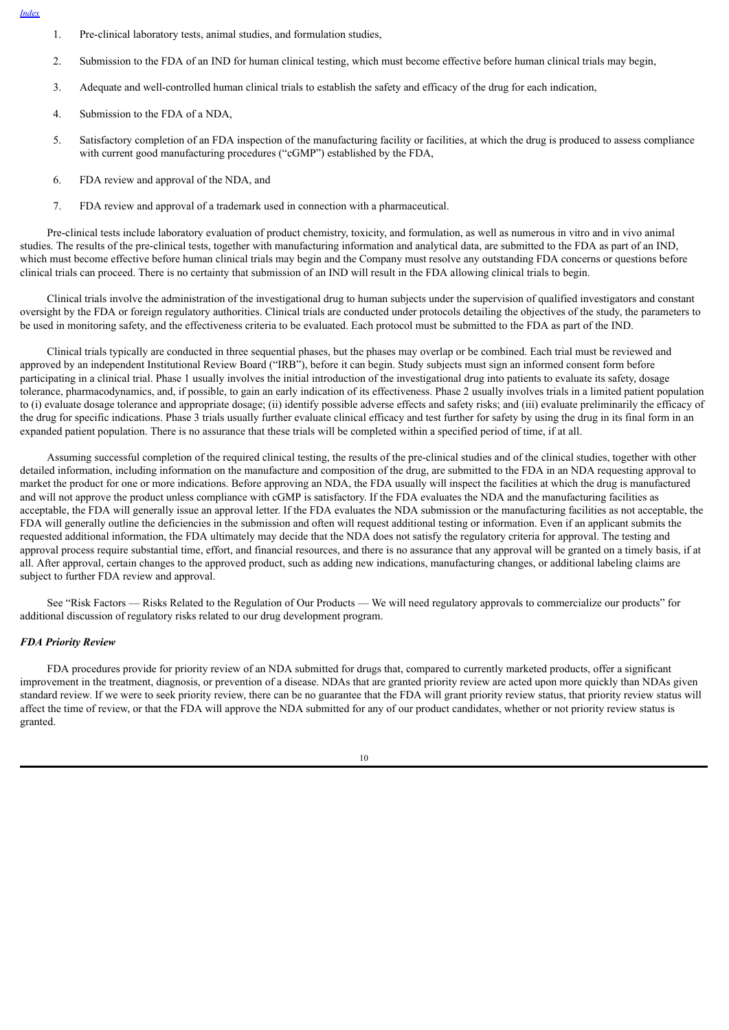1. Pre-clinical laboratory tests, animal studies, and formulation studies,
2. Submission to the FDA of an IND for human clinical testing, which must become effective before human clinical trials may begin,
3. Adequate and well-controlled human clinical trials to establish the safety and efficacy of the drug for each indication,
4. Submission to the FDA of a NDA,
5. Satisfactory completion of an FDA inspection of the manufacturing facility or facilities, at which the drug is produced to assess compliance with current good manufacturing procedures ("cGMP") established by the FDA,
6. FDA review and approval of the NDA, and
7. FDA review and approval of a trademark used in connection with a pharmaceutical.

Pre-clinical tests include laboratory evaluation of product chemistry, toxicity, and formulation, as well as numerous in vitro and in vivo animal studies. The results of the pre-clinical tests, together with manufacturing information and analytical data, are submitted to the FDA as part of an IND, which must become effective before human clinical trials may begin and the Company must resolve any outstanding FDA concerns or questions before clinical trials can proceed. There is no certainty that submission of an IND will result in the FDA allowing clinical trials to begin.

Clinical trials involve the administration of the investigational drug to human subjects under the supervision of qualified investigators and constant oversight by the FDA or foreign regulatory authorities. Clinical trials are conducted under protocols detailing the objectives of the study, the parameters to be used in monitoring safety, and the effectiveness criteria to be evaluated. Each protocol must be submitted to the FDA as part of the IND.

Clinical trials typically are conducted in three sequential phases, but the phases may overlap or be combined. Each trial must be reviewed and approved by an independent Institutional Review Board ("IRB"), before it can begin. Study subjects must sign an informed consent form before participating in a clinical trial. Phase 1 usually involves the initial introduction of the investigational drug into patients to evaluate its safety, dosage tolerance, pharmacodynamics, and, if possible, to gain an early indication of its effectiveness. Phase 2 usually involves trials in a limited patient population to (i) evaluate dosage tolerance and appropriate dosage; (ii) identify possible adverse effects and safety risks; and (iii) evaluate preliminarily the efficacy of the drug for specific indications. Phase 3 trials usually further evaluate clinical efficacy and test further for safety by using the drug in its final form in an expanded patient population. There is no assurance that these trials will be completed within a specified period of time, if at all.

Assuming successful completion of the required clinical testing, the results of the pre-clinical studies and of the clinical studies, together with other detailed information, including information on the manufacture and composition of the drug, are submitted to the FDA in an NDA requesting approval to market the product for one or more indications. Before approving an NDA, the FDA usually will inspect the facilities at which the drug is manufactured and will not approve the product unless compliance with cGMP is satisfactory. If the FDA evaluates the NDA and the manufacturing facilities as acceptable, the FDA will generally issue an approval letter. If the FDA evaluates the NDA submission or the manufacturing facilities as not acceptable, the FDA will generally outline the deficiencies in the submission and often will request additional testing or information. Even if an applicant submits the requested additional information, the FDA ultimately may decide that the NDA does not satisfy the regulatory criteria for approval. The testing and approval process require substantial time, effort, and financial resources, and there is no assurance that any approval will be granted on a timely basis, if at all. After approval, certain changes to the approved product, such as adding new indications, manufacturing changes, or additional labeling claims are subject to further FDA review and approval.

See "Risk Factors — Risks Related to the Regulation of Our Products — We will need regulatory approvals to commercialize our products" for additional discussion of regulatory risks related to our drug development program.

***FDA Priority Review***

FDA procedures provide for priority review of an NDA submitted for drugs that, compared to currently marketed products, offer a significant improvement in the treatment, diagnosis, or prevention of a disease. NDAs that are granted priority review are acted upon more quickly than NDAs given standard review. If we were to seek priority review, there can be no guarantee that the FDA will grant priority review status, that priority review status will affect the time of review, or that the FDA will approve the NDA submitted for any of our product candidates, whether or not priority review status is granted.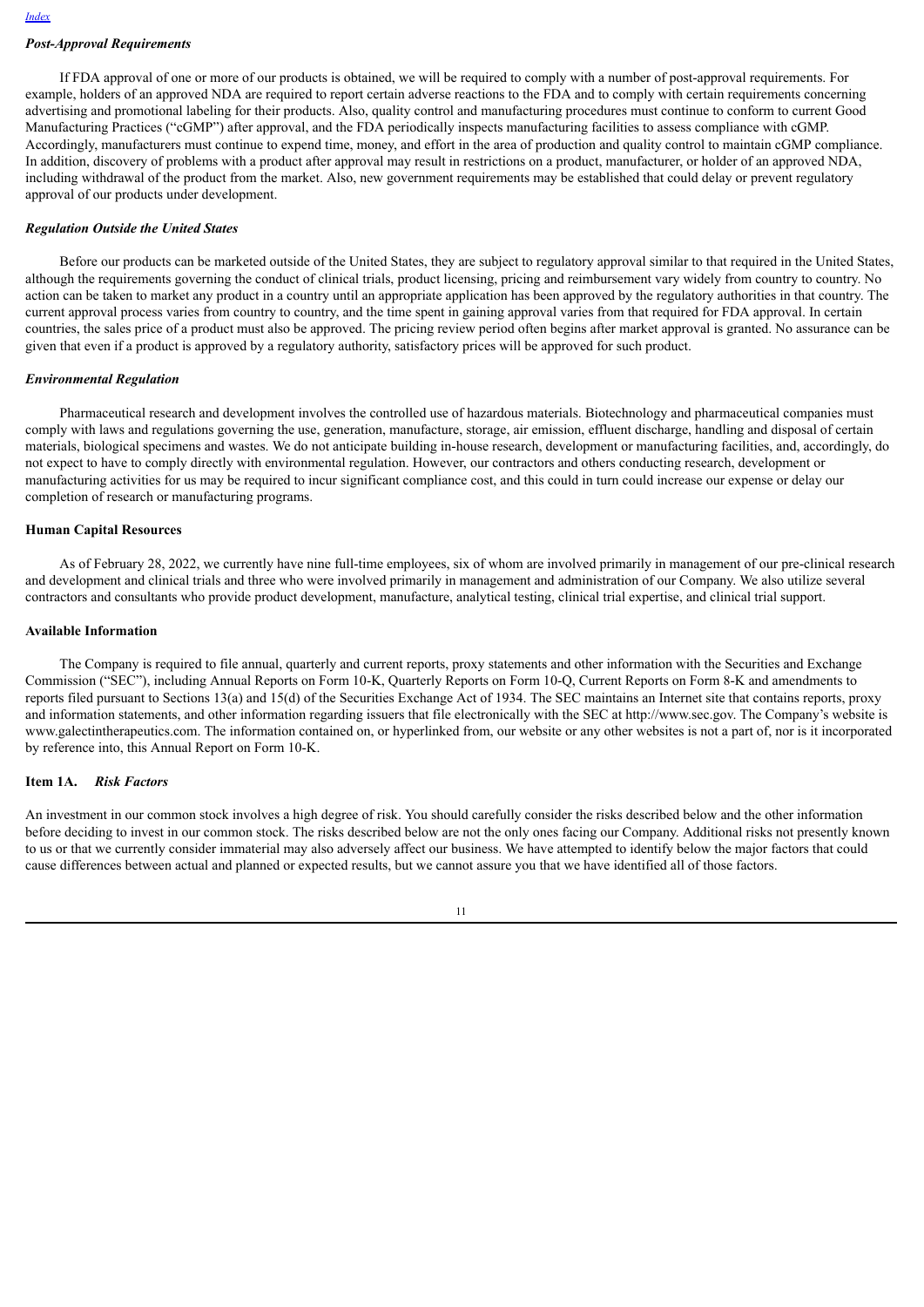### *Post-Approval Requirements*

If FDA approval of one or more of our products is obtained, we will be required to comply with a number of post-approval requirements. For example, holders of an approved NDA are required to report certain adverse reactions to the FDA and to comply with certain requirements concerning advertising and promotional labeling for their products. Also, quality control and manufacturing procedures must continue to conform to current Good Manufacturing Practices ("cGMP") after approval, and the FDA periodically inspects manufacturing facilities to assess compliance with cGMP. Accordingly, manufacturers must continue to expend time, money, and effort in the area of production and quality control to maintain cGMP compliance. In addition, discovery of problems with a product after approval may result in restrictions on a product, manufacturer, or holder of an approved NDA, including withdrawal of the product from the market. Also, new government requirements may be established that could delay or prevent regulatory approval of our products under development.

### *Regulation Outside the United States*

Before our products can be marketed outside of the United States, they are subject to regulatory approval similar to that required in the United States, although the requirements governing the conduct of clinical trials, product licensing, pricing and reimbursement vary widely from country to country. No action can be taken to market any product in a country until an appropriate application has been approved by the regulatory authorities in that country. The current approval process varies from country to country, and the time spent in gaining approval varies from that required for FDA approval. In certain countries, the sales price of a product must also be approved. The pricing review period often begins after market approval is granted. No assurance can be given that even if a product is approved by a regulatory authority, satisfactory prices will be approved for such product.

### *Environmental Regulation*

Pharmaceutical research and development involves the controlled use of hazardous materials. Biotechnology and pharmaceutical companies must comply with laws and regulations governing the use, generation, manufacture, storage, air emission, effluent discharge, handling and disposal of certain materials, biological specimens and wastes. We do not anticipate building in-house research, development or manufacturing facilities, and, accordingly, do not expect to have to comply directly with environmental regulation. However, our contractors and others conducting research, development or manufacturing activities for us may be required to incur significant compliance cost, and this could in turn could increase our expense or delay our completion of research or manufacturing programs.

## Human Capital Resources

As of February 28, 2022, we currently have nine full-time employees, six of whom are involved primarily in management of our pre-clinical research and development and clinical trials and three who were involved primarily in management and administration of our Company. We also utilize several contractors and consultants who provide product development, manufacture, analytical testing, clinical trial expertise, and clinical trial support.

## Available Information

The Company is required to file annual, quarterly and current reports, proxy statements and other information with the Securities and Exchange Commission ("SEC"), including Annual Reports on Form 10-K, Quarterly Reports on Form 10-Q, Current Reports on Form 8-K and amendments to reports filed pursuant to Sections 13(a) and 15(d) of the Securities Exchange Act of 1934. The SEC maintains an Internet site that contains reports, proxy and information statements, and other information regarding issuers that file electronically with the SEC at http://www.sec.gov. The Company's website is www.galectintherapeutics.com. The information contained on, or hyperlinked from, our website or any other websites is not a part of, nor is it incorporated by reference into, this Annual Report on Form 10-K.

## Item 1A. *Risk Factors*

An investment in our common stock involves a high degree of risk. You should carefully consider the risks described below and the other information before deciding to invest in our common stock. The risks described below are not the only ones facing our Company. Additional risks not presently known to us or that we currently consider immaterial may also adversely affect our business. We have attempted to identify below the major factors that could cause differences between actual and planned or expected results, but we cannot assure you that we have identified all of those factors.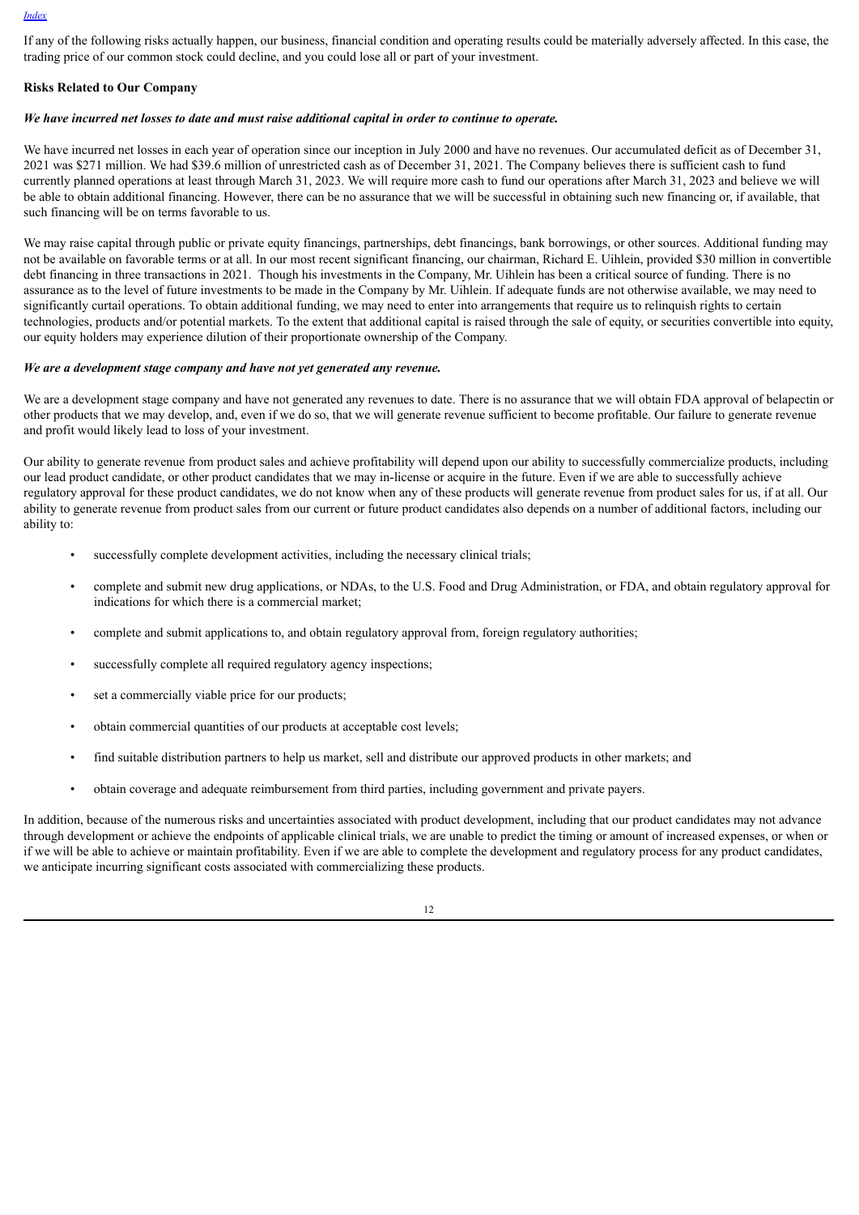If any of the following risks actually happen, our business, financial condition and operating results could be materially adversely affected. In this case, the trading price of our common stock could decline, and you could lose all or part of your investment.

**Risks Related to Our Company**

***We have incurred net losses to date and must raise additional capital in order to continue to operate.***

We have incurred net losses in each year of operation since our inception in July 2000 and have no revenues. Our accumulated deficit as of December 31, 2021 was $271 million. We had $39.6 million of unrestricted cash as of December 31, 2021. The Company believes there is sufficient cash to fund currently planned operations at least through March 31, 2023. We will require more cash to fund our operations after March 31, 2023 and believe we will be able to obtain additional financing. However, there can be no assurance that we will be successful in obtaining such new financing or, if available, that such financing will be on terms favorable to us.

We may raise capital through public or private equity financings, partnerships, debt financings, bank borrowings, or other sources. Additional funding may not be available on favorable terms or at all. In our most recent significant financing, our chairman, Richard E. Uihlein, provided $30 million in convertible debt financing in three transactions in 2021. Though his investments in the Company, Mr. Uihlein has been a critical source of funding. There is no assurance as to the level of future investments to be made in the Company by Mr. Uihlein. If adequate funds are not otherwise available, we may need to significantly curtail operations. To obtain additional funding, we may need to enter into arrangements that require us to relinquish rights to certain technologies, products and/or potential markets. To the extent that additional capital is raised through the sale of equity, or securities convertible into equity, our equity holders may experience dilution of their proportionate ownership of the Company.

***We are a development stage company and have not yet generated any revenue.***

We are a development stage company and have not generated any revenues to date. There is no assurance that we will obtain FDA approval of belapectin or other products that we may develop, and, even if we do so, that we will generate revenue sufficient to become profitable. Our failure to generate revenue and profit would likely lead to loss of your investment.

Our ability to generate revenue from product sales and achieve profitability will depend upon our ability to successfully commercialize products, including our lead product candidate, or other product candidates that we may in-license or acquire in the future. Even if we are able to successfully achieve regulatory approval for these product candidates, we do not know when any of these products will generate revenue from product sales for us, if at all. Our ability to generate revenue from product sales from our current or future product candidates also depends on a number of additional factors, including our ability to:

- successfully complete development activities, including the necessary clinical trials;
- complete and submit new drug applications, or NDAs, to the U.S. Food and Drug Administration, or FDA, and obtain regulatory approval for indications for which there is a commercial market;
- complete and submit applications to, and obtain regulatory approval from, foreign regulatory authorities;
- successfully complete all required regulatory agency inspections;
- set a commercially viable price for our products;
- obtain commercial quantities of our products at acceptable cost levels;
- find suitable distribution partners to help us market, sell and distribute our approved products in other markets; and
- obtain coverage and adequate reimbursement from third parties, including government and private payers.

In addition, because of the numerous risks and uncertainties associated with product development, including that our product candidates may not advance through development or achieve the endpoints of applicable clinical trials, we are unable to predict the timing or amount of increased expenses, or when or if we will be able to achieve or maintain profitability. Even if we are able to complete the development and regulatory process for any product candidates, we anticipate incurring significant costs associated with commercializing these products.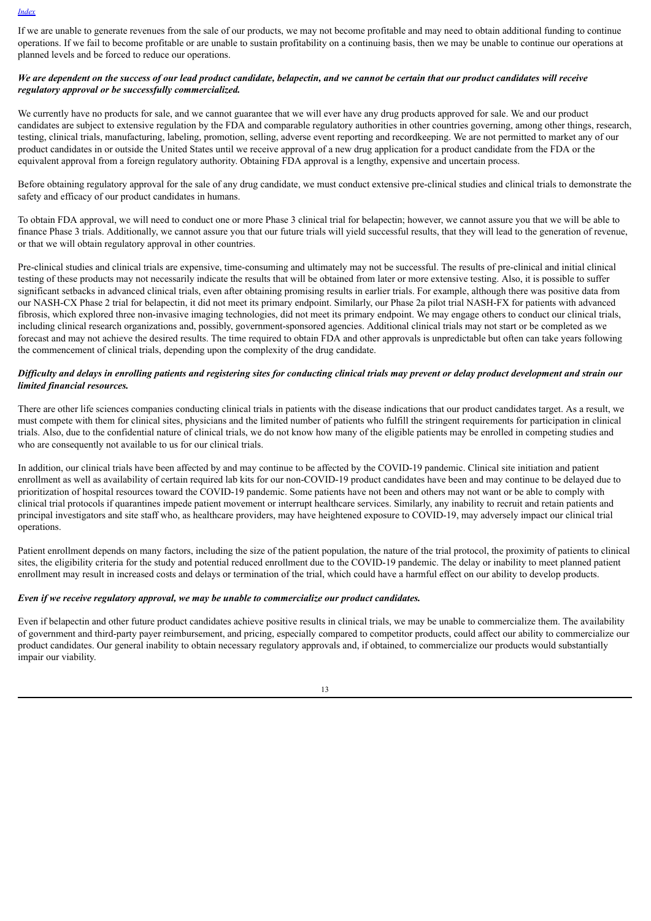If we are unable to generate revenues from the sale of our products, we may not become profitable and may need to obtain additional funding to continue operations. If we fail to become profitable or are unable to sustain profitability on a continuing basis, then we may be unable to continue our operations at planned levels and be forced to reduce our operations.

***We are dependent on the success of our lead product candidate, belapectin, and we cannot be certain that our product candidates will receive regulatory approval or be successfully commercialized.***

We currently have no products for sale, and we cannot guarantee that we will ever have any drug products approved for sale. We and our product candidates are subject to extensive regulation by the FDA and comparable regulatory authorities in other countries governing, among other things, research, testing, clinical trials, manufacturing, labeling, promotion, selling, adverse event reporting and recordkeeping. We are not permitted to market any of our product candidates in or outside the United States until we receive approval of a new drug application for a product candidate from the FDA or the equivalent approval from a foreign regulatory authority. Obtaining FDA approval is a lengthy, expensive and uncertain process.

Before obtaining regulatory approval for the sale of any drug candidate, we must conduct extensive pre-clinical studies and clinical trials to demonstrate the safety and efficacy of our product candidates in humans.

To obtain FDA approval, we will need to conduct one or more Phase 3 clinical trial for belapectin; however, we cannot assure you that we will be able to finance Phase 3 trials. Additionally, we cannot assure you that our future trials will yield successful results, that they will lead to the generation of revenue, or that we will obtain regulatory approval in other countries.

Pre-clinical studies and clinical trials are expensive, time-consuming and ultimately may not be successful. The results of pre-clinical and initial clinical testing of these products may not necessarily indicate the results that will be obtained from later or more extensive testing. Also, it is possible to suffer significant setbacks in advanced clinical trials, even after obtaining promising results in earlier trials. For example, although there was positive data from our NASH-CX Phase 2 trial for belapectin, it did not meet its primary endpoint. Similarly, our Phase 2a pilot trial NASH-FX for patients with advanced fibrosis, which explored three non-invasive imaging technologies, did not meet its primary endpoint. We may engage others to conduct our clinical trials, including clinical research organizations and, possibly, government-sponsored agencies. Additional clinical trials may not start or be completed as we forecast and may not achieve the desired results. The time required to obtain FDA and other approvals is unpredictable but often can take years following the commencement of clinical trials, depending upon the complexity of the drug candidate.

***Difficulty and delays in enrolling patients and registering sites for conducting clinical trials may prevent or delay product development and strain our limited financial resources.***

There are other life sciences companies conducting clinical trials in patients with the disease indications that our product candidates target. As a result, we must compete with them for clinical sites, physicians and the limited number of patients who fulfill the stringent requirements for participation in clinical trials. Also, due to the confidential nature of clinical trials, we do not know how many of the eligible patients may be enrolled in competing studies and who are consequently not available to us for our clinical trials.

In addition, our clinical trials have been affected by and may continue to be affected by the COVID-19 pandemic. Clinical site initiation and patient enrollment as well as availability of certain required lab kits for our non-COVID-19 product candidates have been and may continue to be delayed due to prioritization of hospital resources toward the COVID-19 pandemic. Some patients have not been and others may not want or be able to comply with clinical trial protocols if quarantines impede patient movement or interrupt healthcare services. Similarly, any inability to recruit and retain patients and principal investigators and site staff who, as healthcare providers, may have heightened exposure to COVID-19, may adversely impact our clinical trial operations.

Patient enrollment depends on many factors, including the size of the patient population, the nature of the trial protocol, the proximity of patients to clinical sites, the eligibility criteria for the study and potential reduced enrollment due to the COVID-19 pandemic. The delay or inability to meet planned patient enrollment may result in increased costs and delays or termination of the trial, which could have a harmful effect on our ability to develop products.

***Even if we receive regulatory approval, we may be unable to commercialize our product candidates.***

Even if belapectin and other future product candidates achieve positive results in clinical trials, we may be unable to commercialize them. The availability of government and third-party payer reimbursement, and pricing, especially compared to competitor products, could affect our ability to commercialize our product candidates. Our general inability to obtain necessary regulatory approvals and, if obtained, to commercialize our products would substantially impair our viability.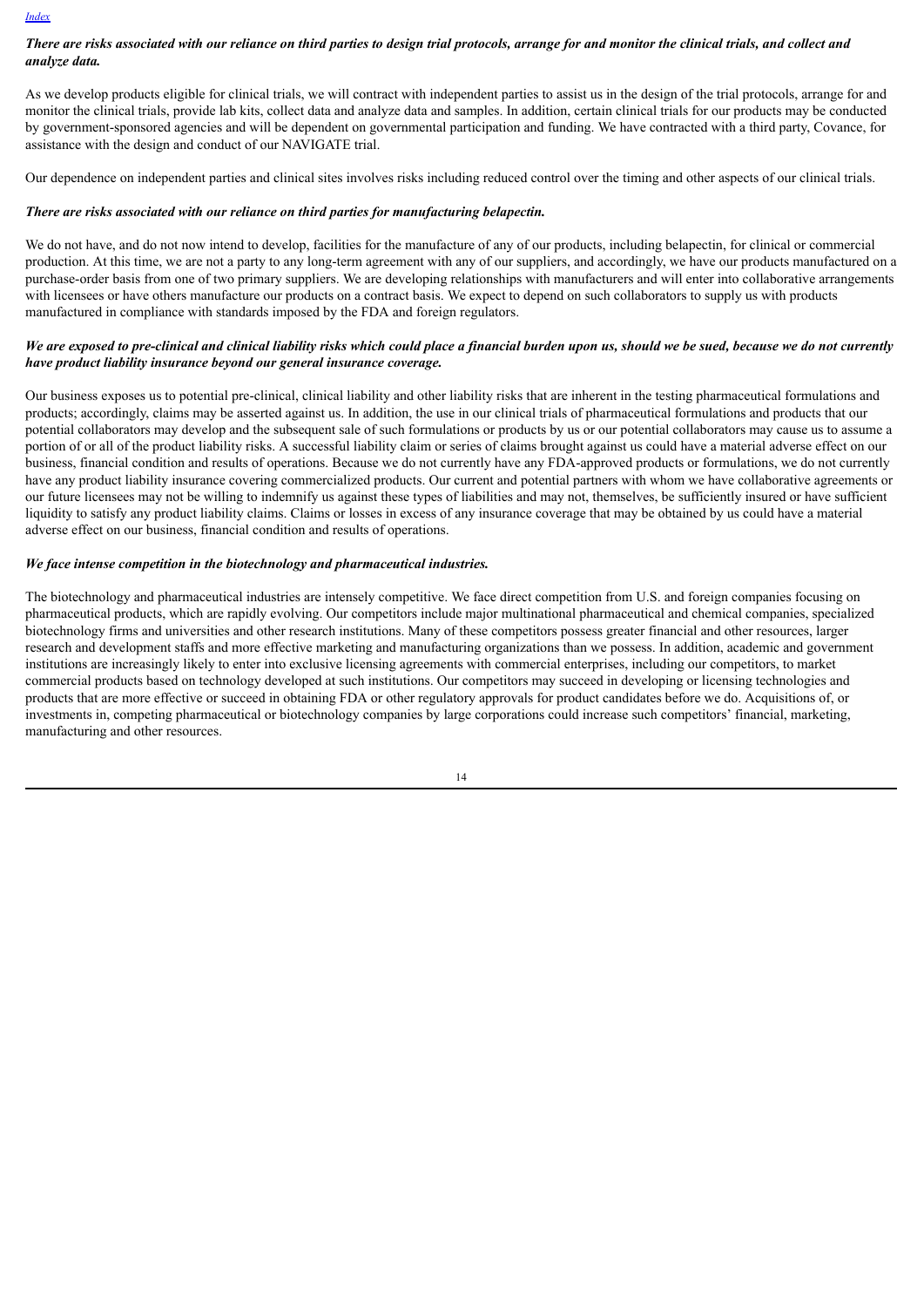***There are risks associated with our reliance on third parties to design trial protocols, arrange for and monitor the clinical trials, and collect and analyze data.***

As we develop products eligible for clinical trials, we will contract with independent parties to assist us in the design of the trial protocols, arrange for and monitor the clinical trials, provide lab kits, collect data and analyze data and samples. In addition, certain clinical trials for our products may be conducted by government-sponsored agencies and will be dependent on governmental participation and funding. We have contracted with a third party, Covance, for assistance with the design and conduct of our NAVIGATE trial.

Our dependence on independent parties and clinical sites involves risks including reduced control over the timing and other aspects of our clinical trials.

***There are risks associated with our reliance on third parties for manufacturing belapectin.***

We do not have, and do not now intend to develop, facilities for the manufacture of any of our products, including belapectin, for clinical or commercial production. At this time, we are not a party to any long-term agreement with any of our suppliers, and accordingly, we have our products manufactured on a purchase-order basis from one of two primary suppliers. We are developing relationships with manufacturers and will enter into collaborative arrangements with licensees or have others manufacture our products on a contract basis. We expect to depend on such collaborators to supply us with products manufactured in compliance with standards imposed by the FDA and foreign regulators.

***We are exposed to pre-clinical and clinical liability risks which could place a financial burden upon us, should we be sued, because we do not currently have product liability insurance beyond our general insurance coverage.***

Our business exposes us to potential pre-clinical, clinical liability and other liability risks that are inherent in the testing pharmaceutical formulations and products; accordingly, claims may be asserted against us. In addition, the use in our clinical trials of pharmaceutical formulations and products that our potential collaborators may develop and the subsequent sale of such formulations or products by us or our potential collaborators may cause us to assume a portion of or all of the product liability risks. A successful liability claim or series of claims brought against us could have a material adverse effect on our business, financial condition and results of operations. Because we do not currently have any FDA-approved products or formulations, we do not currently have any product liability insurance covering commercialized products. Our current and potential partners with whom we have collaborative agreements or our future licensees may not be willing to indemnify us against these types of liabilities and may not, themselves, be sufficiently insured or have sufficient liquidity to satisfy any product liability claims. Claims or losses in excess of any insurance coverage that may be obtained by us could have a material adverse effect on our business, financial condition and results of operations.

***We face intense competition in the biotechnology and pharmaceutical industries.***

The biotechnology and pharmaceutical industries are intensely competitive. We face direct competition from U.S. and foreign companies focusing on pharmaceutical products, which are rapidly evolving. Our competitors include major multinational pharmaceutical and chemical companies, specialized biotechnology firms and universities and other research institutions. Many of these competitors possess greater financial and other resources, larger research and development staffs and more effective marketing and manufacturing organizations than we possess. In addition, academic and government institutions are increasingly likely to enter into exclusive licensing agreements with commercial enterprises, including our competitors, to market commercial products based on technology developed at such institutions. Our competitors may succeed in developing or licensing technologies and products that are more effective or succeed in obtaining FDA or other regulatory approvals for product candidates before we do. Acquisitions of, or investments in, competing pharmaceutical or biotechnology companies by large corporations could increase such competitors' financial, marketing, manufacturing and other resources.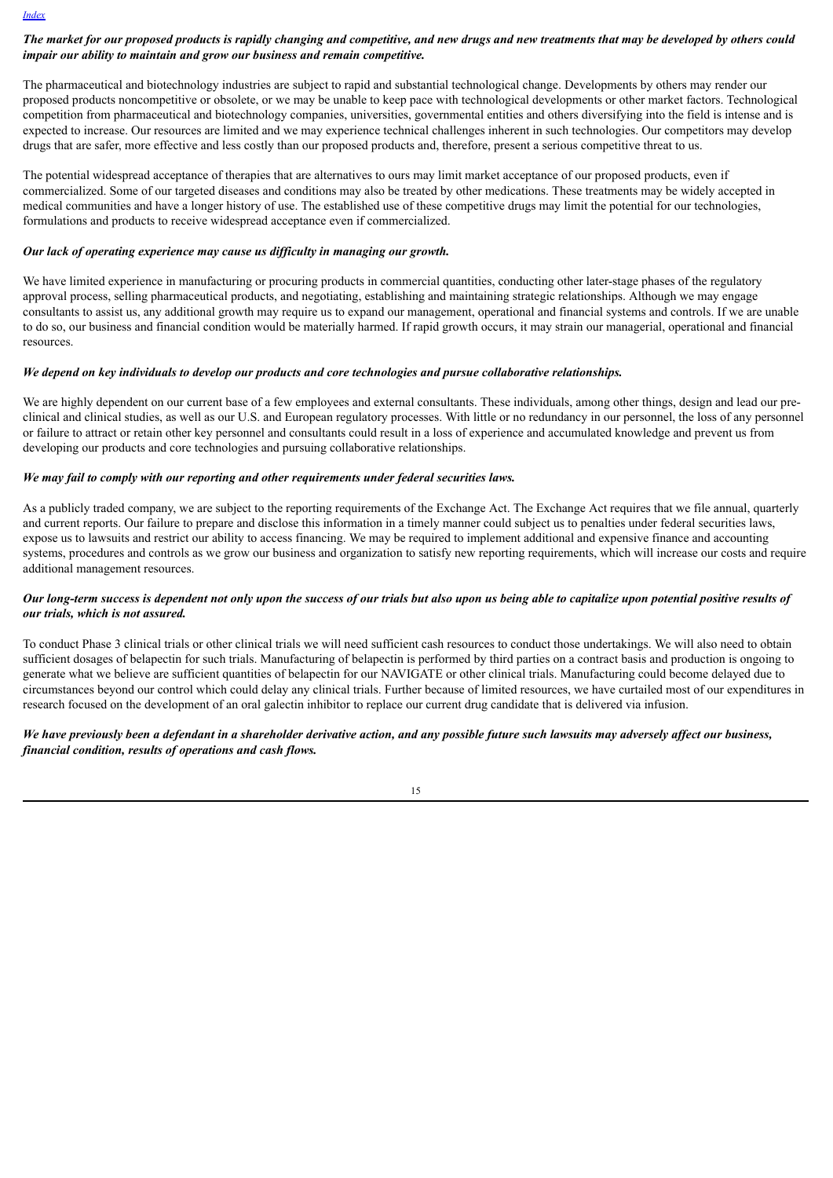***The market for our proposed products is rapidly changing and competitive, and new drugs and new treatments that may be developed by others could impair our ability to maintain and grow our business and remain competitive.***

The pharmaceutical and biotechnology industries are subject to rapid and substantial technological change. Developments by others may render our proposed products noncompetitive or obsolete, or we may be unable to keep pace with technological developments or other market factors. Technological competition from pharmaceutical and biotechnology companies, universities, governmental entities and others diversifying into the field is intense and is expected to increase. Our resources are limited and we may experience technical challenges inherent in such technologies. Our competitors may develop drugs that are safer, more effective and less costly than our proposed products and, therefore, present a serious competitive threat to us.

The potential widespread acceptance of therapies that are alternatives to ours may limit market acceptance of our proposed products, even if commercialized. Some of our targeted diseases and conditions may also be treated by other medications. These treatments may be widely accepted in medical communities and have a longer history of use. The established use of these competitive drugs may limit the potential for our technologies, formulations and products to receive widespread acceptance even if commercialized.

***Our lack of operating experience may cause us difficulty in managing our growth.***

We have limited experience in manufacturing or procuring products in commercial quantities, conducting other later-stage phases of the regulatory approval process, selling pharmaceutical products, and negotiating, establishing and maintaining strategic relationships. Although we may engage consultants to assist us, any additional growth may require us to expand our management, operational and financial systems and controls. If we are unable to do so, our business and financial condition would be materially harmed. If rapid growth occurs, it may strain our managerial, operational and financial resources.

***We depend on key individuals to develop our products and core technologies and pursue collaborative relationships.***

We are highly dependent on our current base of a few employees and external consultants. These individuals, among other things, design and lead our pre-clinical and clinical studies, as well as our U.S. and European regulatory processes. With little or no redundancy in our personnel, the loss of any personnel or failure to attract or retain other key personnel and consultants could result in a loss of experience and accumulated knowledge and prevent us from developing our products and core technologies and pursuing collaborative relationships.

***We may fail to comply with our reporting and other requirements under federal securities laws.***

As a publicly traded company, we are subject to the reporting requirements of the Exchange Act. The Exchange Act requires that we file annual, quarterly and current reports. Our failure to prepare and disclose this information in a timely manner could subject us to penalties under federal securities laws, expose us to lawsuits and restrict our ability to access financing. We may be required to implement additional and expensive finance and accounting systems, procedures and controls as we grow our business and organization to satisfy new reporting requirements, which will increase our costs and require additional management resources.

***Our long-term success is dependent not only upon the success of our trials but also upon us being able to capitalize upon potential positive results of our trials, which is not assured.***

To conduct Phase 3 clinical trials or other clinical trials we will need sufficient cash resources to conduct those undertakings. We will also need to obtain sufficient dosages of belapectin for such trials. Manufacturing of belapectin is performed by third parties on a contract basis and production is ongoing to generate what we believe are sufficient quantities of belapectin for our NAVIGATE or other clinical trials. Manufacturing could become delayed due to circumstances beyond our control which could delay any clinical trials. Further because of limited resources, we have curtailed most of our expenditures in research focused on the development of an oral galectin inhibitor to replace our current drug candidate that is delivered via infusion.

***We have previously been a defendant in a shareholder derivative action, and any possible future such lawsuits may adversely affect our business, financial condition, results of operations and cash flows.***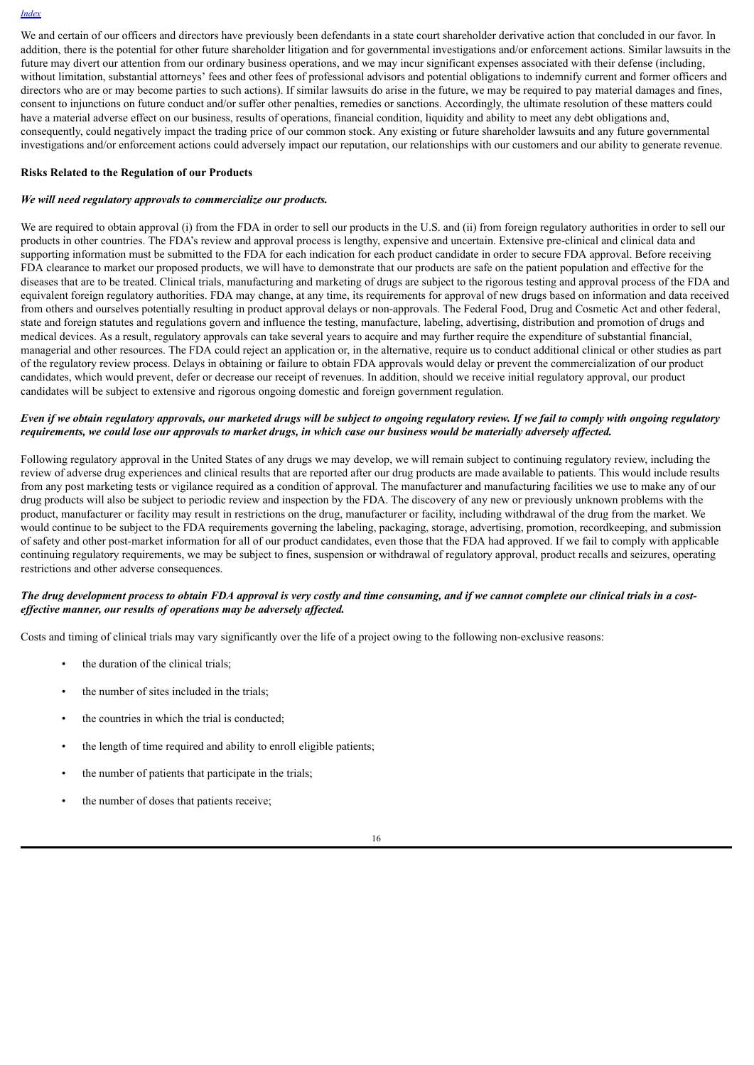We and certain of our officers and directors have previously been defendants in a state court shareholder derivative action that concluded in our favor. In addition, there is the potential for other future shareholder litigation and for governmental investigations and/or enforcement actions. Similar lawsuits in the future may divert our attention from our ordinary business operations, and we may incur significant expenses associated with their defense (including, without limitation, substantial attorneys' fees and other fees of professional advisors and potential obligations to indemnify current and former officers and directors who are or may become parties to such actions). If similar lawsuits do arise in the future, we may be required to pay material damages and fines, consent to injunctions on future conduct and/or suffer other penalties, remedies or sanctions. Accordingly, the ultimate resolution of these matters could have a material adverse effect on our business, results of operations, financial condition, liquidity and ability to meet any debt obligations and, consequently, could negatively impact the trading price of our common stock. Any existing or future shareholder lawsuits and any future governmental investigations and/or enforcement actions could adversely impact our reputation, our relationships with our customers and our ability to generate revenue.

**Risks Related to the Regulation of our Products**

***We will need regulatory approvals to commercialize our products.***

We are required to obtain approval (i) from the FDA in order to sell our products in the U.S. and (ii) from foreign regulatory authorities in order to sell our products in other countries. The FDA's review and approval process is lengthy, expensive and uncertain. Extensive pre-clinical and clinical data and supporting information must be submitted to the FDA for each indication for each product candidate in order to secure FDA approval. Before receiving FDA clearance to market our proposed products, we will have to demonstrate that our products are safe on the patient population and effective for the diseases that are to be treated. Clinical trials, manufacturing and marketing of drugs are subject to the rigorous testing and approval process of the FDA and equivalent foreign regulatory authorities. FDA may change, at any time, its requirements for approval of new drugs based on information and data received from others and ourselves potentially resulting in product approval delays or non-approvals. The Federal Food, Drug and Cosmetic Act and other federal, state and foreign statutes and regulations govern and influence the testing, manufacture, labeling, advertising, distribution and promotion of drugs and medical devices. As a result, regulatory approvals can take several years to acquire and may further require the expenditure of substantial financial, managerial and other resources. The FDA could reject an application or, in the alternative, require us to conduct additional clinical or other studies as part of the regulatory review process. Delays in obtaining or failure to obtain FDA approvals would delay or prevent the commercialization of our product candidates, which would prevent, defer or decrease our receipt of revenues. In addition, should we receive initial regulatory approval, our product candidates will be subject to extensive and rigorous ongoing domestic and foreign government regulation.

***Even if we obtain regulatory approvals, our marketed drugs will be subject to ongoing regulatory review. If we fail to comply with ongoing regulatory requirements, we could lose our approvals to market drugs, in which case our business would be materially adversely affected.***

Following regulatory approval in the United States of any drugs we may develop, we will remain subject to continuing regulatory review, including the review of adverse drug experiences and clinical results that are reported after our drug products are made available to patients. This would include results from any post marketing tests or vigilance required as a condition of approval. The manufacturer and manufacturing facilities we use to make any of our drug products will also be subject to periodic review and inspection by the FDA. The discovery of any new or previously unknown problems with the product, manufacturer or facility may result in restrictions on the drug, manufacturer or facility, including withdrawal of the drug from the market. We would continue to be subject to the FDA requirements governing the labeling, packaging, storage, advertising, promotion, recordkeeping, and submission of safety and other post-market information for all of our product candidates, even those that the FDA had approved. If we fail to comply with applicable continuing regulatory requirements, we may be subject to fines, suspension or withdrawal of regulatory approval, product recalls and seizures, operating restrictions and other adverse consequences.

***The drug development process to obtain FDA approval is very costly and time consuming, and if we cannot complete our clinical trials in a cost-effective manner, our results of operations may be adversely affected.***

Costs and timing of clinical trials may vary significantly over the life of a project owing to the following non-exclusive reasons:

- the duration of the clinical trials;
- the number of sites included in the trials;
- the countries in which the trial is conducted;
- the length of time required and ability to enroll eligible patients;
- the number of patients that participate in the trials;
- the number of doses that patients receive;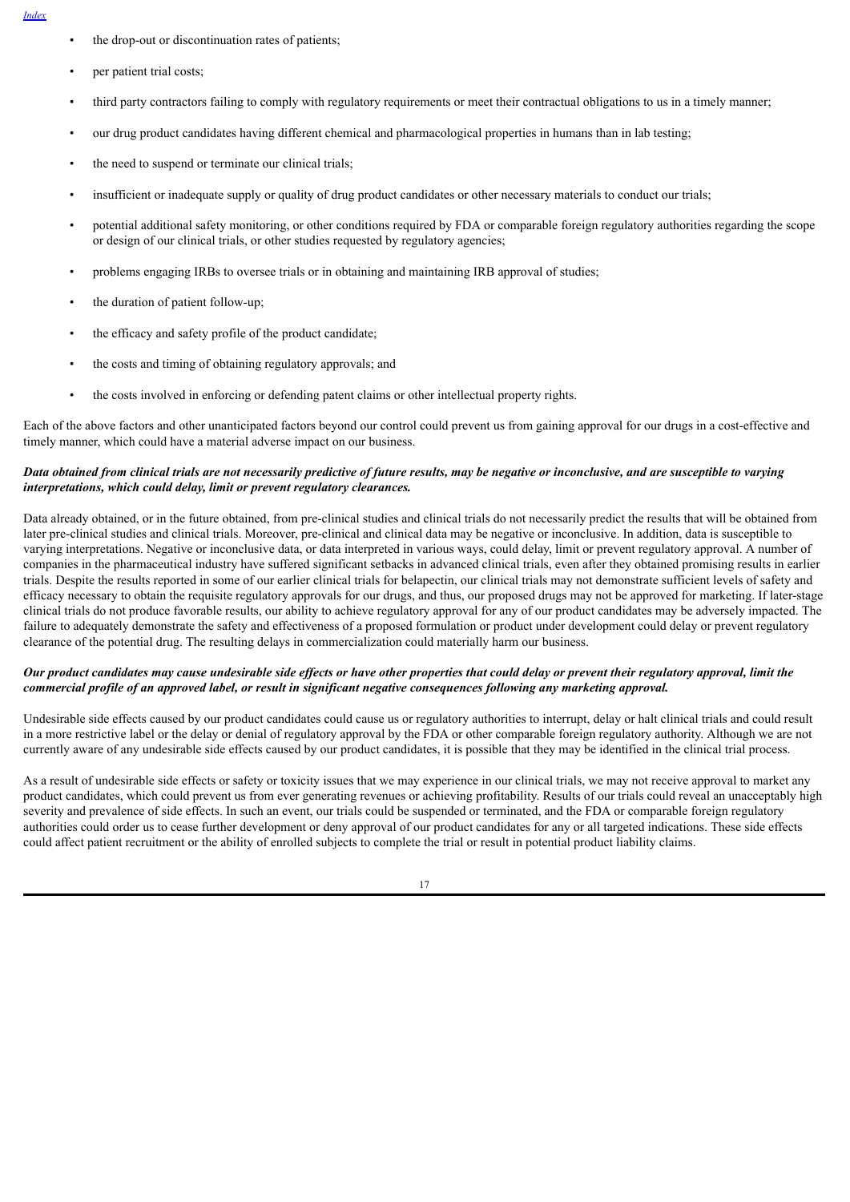- the drop-out or discontinuation rates of patients;
- per patient trial costs;
- third party contractors failing to comply with regulatory requirements or meet their contractual obligations to us in a timely manner;
- our drug product candidates having different chemical and pharmacological properties in humans than in lab testing;
- the need to suspend or terminate our clinical trials;
- insufficient or inadequate supply or quality of drug product candidates or other necessary materials to conduct our trials;
- potential additional safety monitoring, or other conditions required by FDA or comparable foreign regulatory authorities regarding the scope or design of our clinical trials, or other studies requested by regulatory agencies;
- problems engaging IRBs to oversee trials or in obtaining and maintaining IRB approval of studies;
- the duration of patient follow-up;
- the efficacy and safety profile of the product candidate;
- the costs and timing of obtaining regulatory approvals; and
- the costs involved in enforcing or defending patent claims or other intellectual property rights.

Each of the above factors and other unanticipated factors beyond our control could prevent us from gaining approval for our drugs in a cost-effective and timely manner, which could have a material adverse impact on our business.

***Data obtained from clinical trials are not necessarily predictive of future results, may be negative or inconclusive, and are susceptible to varying interpretations, which could delay, limit or prevent regulatory clearances.***

Data already obtained, or in the future obtained, from pre-clinical studies and clinical trials do not necessarily predict the results that will be obtained from later pre-clinical studies and clinical trials. Moreover, pre-clinical and clinical data may be negative or inconclusive. In addition, data is susceptible to varying interpretations. Negative or inconclusive data, or data interpreted in various ways, could delay, limit or prevent regulatory approval. A number of companies in the pharmaceutical industry have suffered significant setbacks in advanced clinical trials, even after they obtained promising results in earlier trials. Despite the results reported in some of our earlier clinical trials for belapectin, our clinical trials may not demonstrate sufficient levels of safety and efficacy necessary to obtain the requisite regulatory approvals for our drugs, and thus, our proposed drugs may not be approved for marketing. If later-stage clinical trials do not produce favorable results, our ability to achieve regulatory approval for any of our product candidates may be adversely impacted. The failure to adequately demonstrate the safety and effectiveness of a proposed formulation or product under development could delay or prevent regulatory clearance of the potential drug. The resulting delays in commercialization could materially harm our business.

***Our product candidates may cause undesirable side effects or have other properties that could delay or prevent their regulatory approval, limit the commercial profile of an approved label, or result in significant negative consequences following any marketing approval.***

Undesirable side effects caused by our product candidates could cause us or regulatory authorities to interrupt, delay or halt clinical trials and could result in a more restrictive label or the delay or denial of regulatory approval by the FDA or other comparable foreign regulatory authority. Although we are not currently aware of any undesirable side effects caused by our product candidates, it is possible that they may be identified in the clinical trial process.

As a result of undesirable side effects or safety or toxicity issues that we may experience in our clinical trials, we may not receive approval to market any product candidates, which could prevent us from ever generating revenues or achieving profitability. Results of our trials could reveal an unacceptably high severity and prevalence of side effects. In such an event, our trials could be suspended or terminated, and the FDA or comparable foreign regulatory authorities could order us to cease further development or deny approval of our product candidates for any or all targeted indications. These side effects could affect patient recruitment or the ability of enrolled subjects to complete the trial or result in potential product liability claims.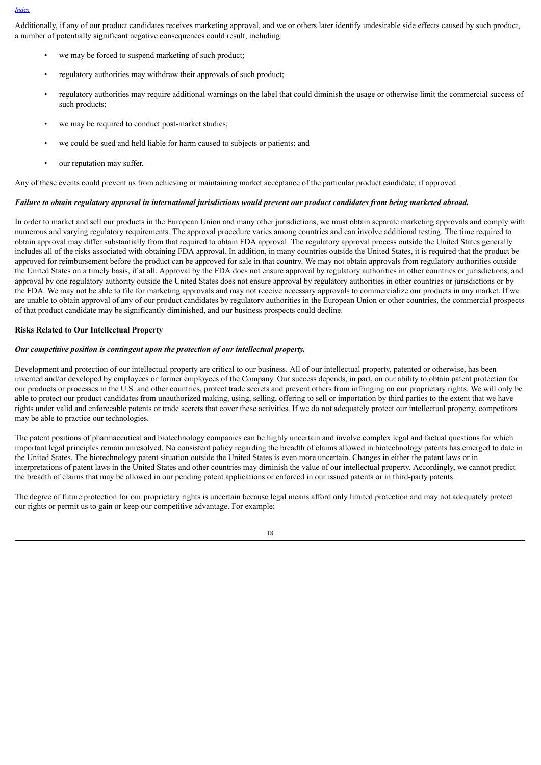Additionally, if any of our product candidates receives marketing approval, and we or others later identify undesirable side effects caused by such product, a number of potentially significant negative consequences could result, including:

- we may be forced to suspend marketing of such product;
- regulatory authorities may withdraw their approvals of such product;
- regulatory authorities may require additional warnings on the label that could diminish the usage or otherwise limit the commercial success of such products;
- we may be required to conduct post-market studies;
- we could be sued and held liable for harm caused to subjects or patients; and
- our reputation may suffer.

Any of these events could prevent us from achieving or maintaining market acceptance of the particular product candidate, if approved.

***Failure to obtain regulatory approval in international jurisdictions would prevent our product candidates from being marketed abroad.***

In order to market and sell our products in the European Union and many other jurisdictions, we must obtain separate marketing approvals and comply with numerous and varying regulatory requirements. The approval procedure varies among countries and can involve additional testing. The time required to obtain approval may differ substantially from that required to obtain FDA approval. The regulatory approval process outside the United States generally includes all of the risks associated with obtaining FDA approval. In addition, in many countries outside the United States, it is required that the product be approved for reimbursement before the product can be approved for sale in that country. We may not obtain approvals from regulatory authorities outside the United States on a timely basis, if at all. Approval by the FDA does not ensure approval by regulatory authorities in other countries or jurisdictions, and approval by one regulatory authority outside the United States does not ensure approval by regulatory authorities in other countries or jurisdictions or by the FDA. We may not be able to file for marketing approvals and may not receive necessary approvals to commercialize our products in any market. If we are unable to obtain approval of any of our product candidates by regulatory authorities in the European Union or other countries, the commercial prospects of that product candidate may be significantly diminished, and our business prospects could decline.

**Risks Related to Our Intellectual Property**

***Our competitive position is contingent upon the protection of our intellectual property.***

Development and protection of our intellectual property are critical to our business. All of our intellectual property, patented or otherwise, has been invented and/or developed by employees or former employees of the Company. Our success depends, in part, on our ability to obtain patent protection for our products or processes in the U.S. and other countries, protect trade secrets and prevent others from infringing on our proprietary rights. We will only be able to protect our product candidates from unauthorized making, using, selling, offering to sell or importation by third parties to the extent that we have rights under valid and enforceable patents or trade secrets that cover these activities. If we do not adequately protect our intellectual property, competitors may be able to practice our technologies.

The patent positions of pharmaceutical and biotechnology companies can be highly uncertain and involve complex legal and factual questions for which important legal principles remain unresolved. No consistent policy regarding the breadth of claims allowed in biotechnology patents has emerged to date in the United States. The biotechnology patent situation outside the United States is even more uncertain. Changes in either the patent laws or in interpretations of patent laws in the United States and other countries may diminish the value of our intellectual property. Accordingly, we cannot predict the breadth of claims that may be allowed in our pending patent applications or enforced in our issued patents or in third-party patents.

The degree of future protection for our proprietary rights is uncertain because legal means afford only limited protection and may not adequately protect our rights or permit us to gain or keep our competitive advantage. For example: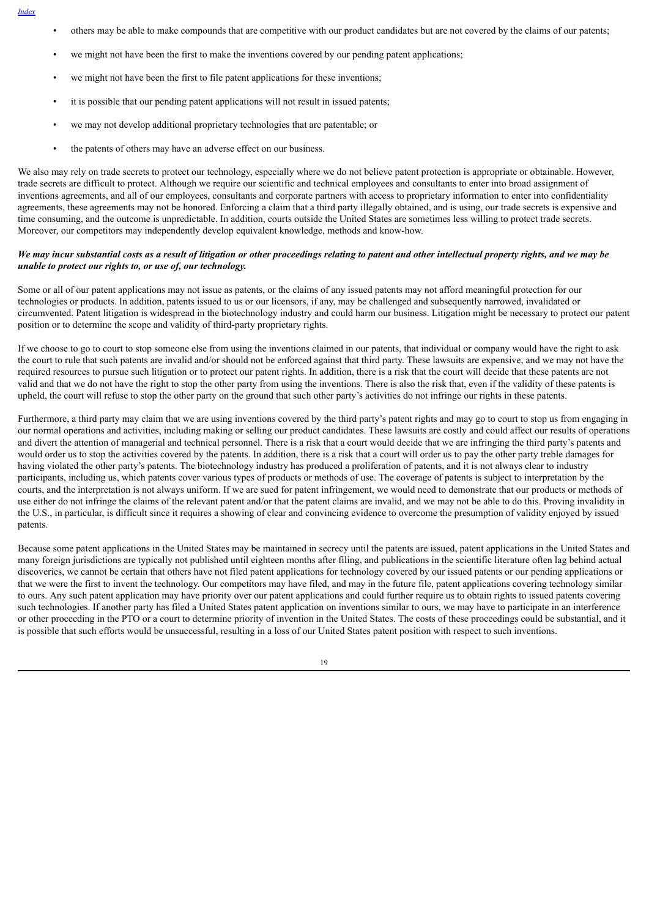- others may be able to make compounds that are competitive with our product candidates but are not covered by the claims of our patents;
- we might not have been the first to make the inventions covered by our pending patent applications;
- we might not have been the first to file patent applications for these inventions;
- it is possible that our pending patent applications will not result in issued patents;
- we may not develop additional proprietary technologies that are patentable; or
- the patents of others may have an adverse effect on our business.

We also may rely on trade secrets to protect our technology, especially where we do not believe patent protection is appropriate or obtainable. However, trade secrets are difficult to protect. Although we require our scientific and technical employees and consultants to enter into broad assignment of inventions agreements, and all of our employees, consultants and corporate partners with access to proprietary information to enter into confidentiality agreements, these agreements may not be honored. Enforcing a claim that a third party illegally obtained, and is using, our trade secrets is expensive and time consuming, and the outcome is unpredictable. In addition, courts outside the United States are sometimes less willing to protect trade secrets. Moreover, our competitors may independently develop equivalent knowledge, methods and know-how.

***We may incur substantial costs as a result of litigation or other proceedings relating to patent and other intellectual property rights, and we may be unable to protect our rights to, or use of, our technology.***

Some or all of our patent applications may not issue as patents, or the claims of any issued patents may not afford meaningful protection for our technologies or products. In addition, patents issued to us or our licensors, if any, may be challenged and subsequently narrowed, invalidated or circumvented. Patent litigation is widespread in the biotechnology industry and could harm our business. Litigation might be necessary to protect our patent position or to determine the scope and validity of third-party proprietary rights.

If we choose to go to court to stop someone else from using the inventions claimed in our patents, that individual or company would have the right to ask the court to rule that such patents are invalid and/or should not be enforced against that third party. These lawsuits are expensive, and we may not have the required resources to pursue such litigation or to protect our patent rights. In addition, there is a risk that the court will decide that these patents are not valid and that we do not have the right to stop the other party from using the inventions. There is also the risk that, even if the validity of these patents is upheld, the court will refuse to stop the other party on the ground that such other party's activities do not infringe our rights in these patents.

Furthermore, a third party may claim that we are using inventions covered by the third party's patent rights and may go to court to stop us from engaging in our normal operations and activities, including making or selling our product candidates. These lawsuits are costly and could affect our results of operations and divert the attention of managerial and technical personnel. There is a risk that a court would decide that we are infringing the third party's patents and would order us to stop the activities covered by the patents. In addition, there is a risk that a court will order us to pay the other party treble damages for having violated the other party's patents. The biotechnology industry has produced a proliferation of patents, and it is not always clear to industry participants, including us, which patents cover various types of products or methods of use. The coverage of patents is subject to interpretation by the courts, and the interpretation is not always uniform. If we are sued for patent infringement, we would need to demonstrate that our products or methods of use either do not infringe the claims of the relevant patent and/or that the patent claims are invalid, and we may not be able to do this. Proving invalidity in the U.S., in particular, is difficult since it requires a showing of clear and convincing evidence to overcome the presumption of validity enjoyed by issued patents.

Because some patent applications in the United States may be maintained in secrecy until the patents are issued, patent applications in the United States and many foreign jurisdictions are typically not published until eighteen months after filing, and publications in the scientific literature often lag behind actual discoveries, we cannot be certain that others have not filed patent applications for technology covered by our issued patents or our pending applications or that we were the first to invent the technology. Our competitors may have filed, and may in the future file, patent applications covering technology similar to ours. Any such patent application may have priority over our patent applications and could further require us to obtain rights to issued patents covering such technologies. If another party has filed a United States patent application on inventions similar to ours, we may have to participate in an interference or other proceeding in the PTO or a court to determine priority of invention in the United States. The costs of these proceedings could be substantial, and it is possible that such efforts would be unsuccessful, resulting in a loss of our United States patent position with respect to such inventions.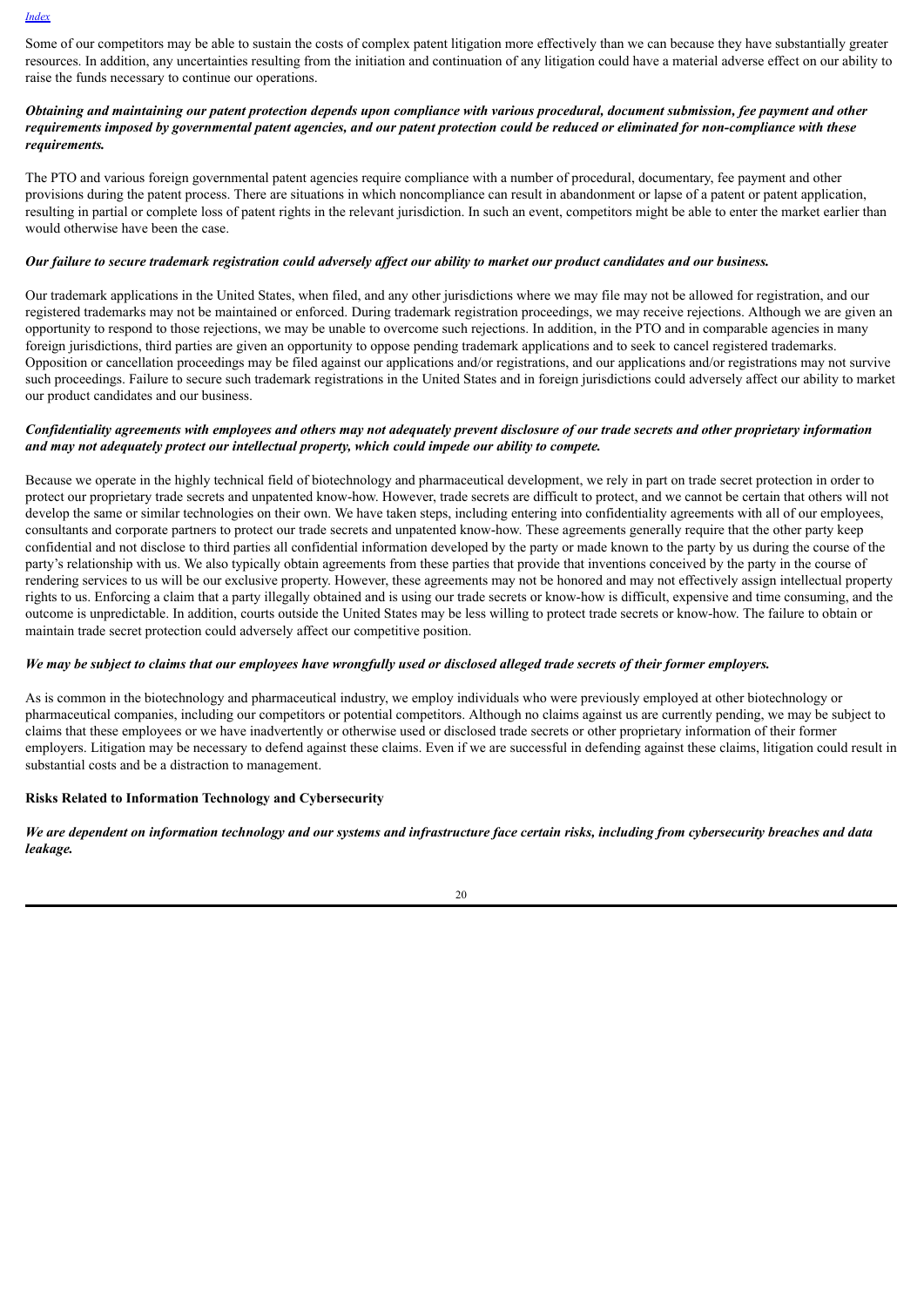Some of our competitors may be able to sustain the costs of complex patent litigation more effectively than we can because they have substantially greater resources. In addition, any uncertainties resulting from the initiation and continuation of any litigation could have a material adverse effect on our ability to raise the funds necessary to continue our operations.

***Obtaining and maintaining our patent protection depends upon compliance with various procedural, document submission, fee payment and other requirements imposed by governmental patent agencies, and our patent protection could be reduced or eliminated for non-compliance with these requirements.***

The PTO and various foreign governmental patent agencies require compliance with a number of procedural, documentary, fee payment and other provisions during the patent process. There are situations in which noncompliance can result in abandonment or lapse of a patent or patent application, resulting in partial or complete loss of patent rights in the relevant jurisdiction. In such an event, competitors might be able to enter the market earlier than would otherwise have been the case.

***Our failure to secure trademark registration could adversely affect our ability to market our product candidates and our business.***

Our trademark applications in the United States, when filed, and any other jurisdictions where we may file may not be allowed for registration, and our registered trademarks may not be maintained or enforced. During trademark registration proceedings, we may receive rejections. Although we are given an opportunity to respond to those rejections, we may be unable to overcome such rejections. In addition, in the PTO and in comparable agencies in many foreign jurisdictions, third parties are given an opportunity to oppose pending trademark applications and to seek to cancel registered trademarks. Opposition or cancellation proceedings may be filed against our applications and/or registrations, and our applications and/or registrations may not survive such proceedings. Failure to secure such trademark registrations in the United States and in foreign jurisdictions could adversely affect our ability to market our product candidates and our business.

***Confidentiality agreements with employees and others may not adequately prevent disclosure of our trade secrets and other proprietary information and may not adequately protect our intellectual property, which could impede our ability to compete.***

Because we operate in the highly technical field of biotechnology and pharmaceutical development, we rely in part on trade secret protection in order to protect our proprietary trade secrets and unpatented know-how. However, trade secrets are difficult to protect, and we cannot be certain that others will not develop the same or similar technologies on their own. We have taken steps, including entering into confidentiality agreements with all of our employees, consultants and corporate partners to protect our trade secrets and unpatented know-how. These agreements generally require that the other party keep confidential and not disclose to third parties all confidential information developed by the party or made known to the party by us during the course of the party's relationship with us. We also typically obtain agreements from these parties that provide that inventions conceived by the party in the course of rendering services to us will be our exclusive property. However, these agreements may not be honored and may not effectively assign intellectual property rights to us. Enforcing a claim that a party illegally obtained and is using our trade secrets or know-how is difficult, expensive and time consuming, and the outcome is unpredictable. In addition, courts outside the United States may be less willing to protect trade secrets or know-how. The failure to obtain or maintain trade secret protection could adversely affect our competitive position.

***We may be subject to claims that our employees have wrongfully used or disclosed alleged trade secrets of their former employers.***

As is common in the biotechnology and pharmaceutical industry, we employ individuals who were previously employed at other biotechnology or pharmaceutical companies, including our competitors or potential competitors. Although no claims against us are currently pending, we may be subject to claims that these employees or we have inadvertently or otherwise used or disclosed trade secrets or other proprietary information of their former employers. Litigation may be necessary to defend against these claims. Even if we are successful in defending against these claims, litigation could result in substantial costs and be a distraction to management.

**Risks Related to Information Technology and Cybersecurity**

***We are dependent on information technology and our systems and infrastructure face certain risks, including from cybersecurity breaches and data leakage.***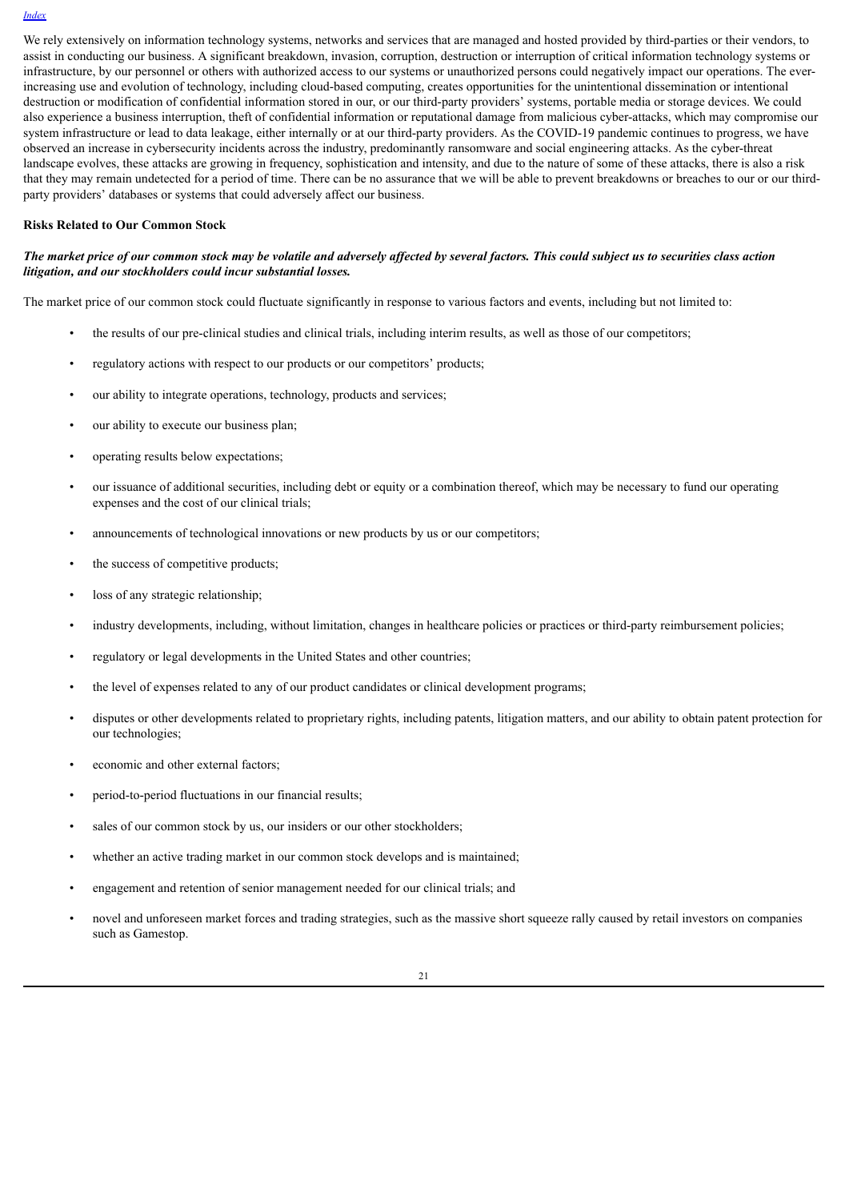We rely extensively on information technology systems, networks and services that are managed and hosted provided by third-parties or their vendors, to assist in conducting our business. A significant breakdown, invasion, corruption, destruction or interruption of critical information technology systems or infrastructure, by our personnel or others with authorized access to our systems or unauthorized persons could negatively impact our operations. The ever-increasing use and evolution of technology, including cloud-based computing, creates opportunities for the unintentional dissemination or intentional destruction or modification of confidential information stored in our, or our third-party providers' systems, portable media or storage devices. We could also experience a business interruption, theft of confidential information or reputational damage from malicious cyber-attacks, which may compromise our system infrastructure or lead to data leakage, either internally or at our third-party providers. As the COVID-19 pandemic continues to progress, we have observed an increase in cybersecurity incidents across the industry, predominantly ransomware and social engineering attacks. As the cyber-threat landscape evolves, these attacks are growing in frequency, sophistication and intensity, and due to the nature of some of these attacks, there is also a risk that they may remain undetected for a period of time. There can be no assurance that we will be able to prevent breakdowns or breaches to our or our third-party providers' databases or systems that could adversely affect our business.

**Risks Related to Our Common Stock**

***The market price of our common stock may be volatile and adversely affected by several factors. This could subject us to securities class action litigation, and our stockholders could incur substantial losses.***

The market price of our common stock could fluctuate significantly in response to various factors and events, including but not limited to:

- the results of our pre-clinical studies and clinical trials, including interim results, as well as those of our competitors;
- regulatory actions with respect to our products or our competitors' products;
- our ability to integrate operations, technology, products and services;
- our ability to execute our business plan;
- operating results below expectations;
- our issuance of additional securities, including debt or equity or a combination thereof, which may be necessary to fund our operating expenses and the cost of our clinical trials;
- announcements of technological innovations or new products by us or our competitors;
- the success of competitive products;
- loss of any strategic relationship;
- industry developments, including, without limitation, changes in healthcare policies or practices or third-party reimbursement policies;
- regulatory or legal developments in the United States and other countries;
- the level of expenses related to any of our product candidates or clinical development programs;
- disputes or other developments related to proprietary rights, including patents, litigation matters, and our ability to obtain patent protection for our technologies;
- economic and other external factors;
- period-to-period fluctuations in our financial results;
- sales of our common stock by us, our insiders or our other stockholders;
- whether an active trading market in our common stock develops and is maintained;
- engagement and retention of senior management needed for our clinical trials; and
- novel and unforeseen market forces and trading strategies, such as the massive short squeeze rally caused by retail investors on companies such as Gamestop.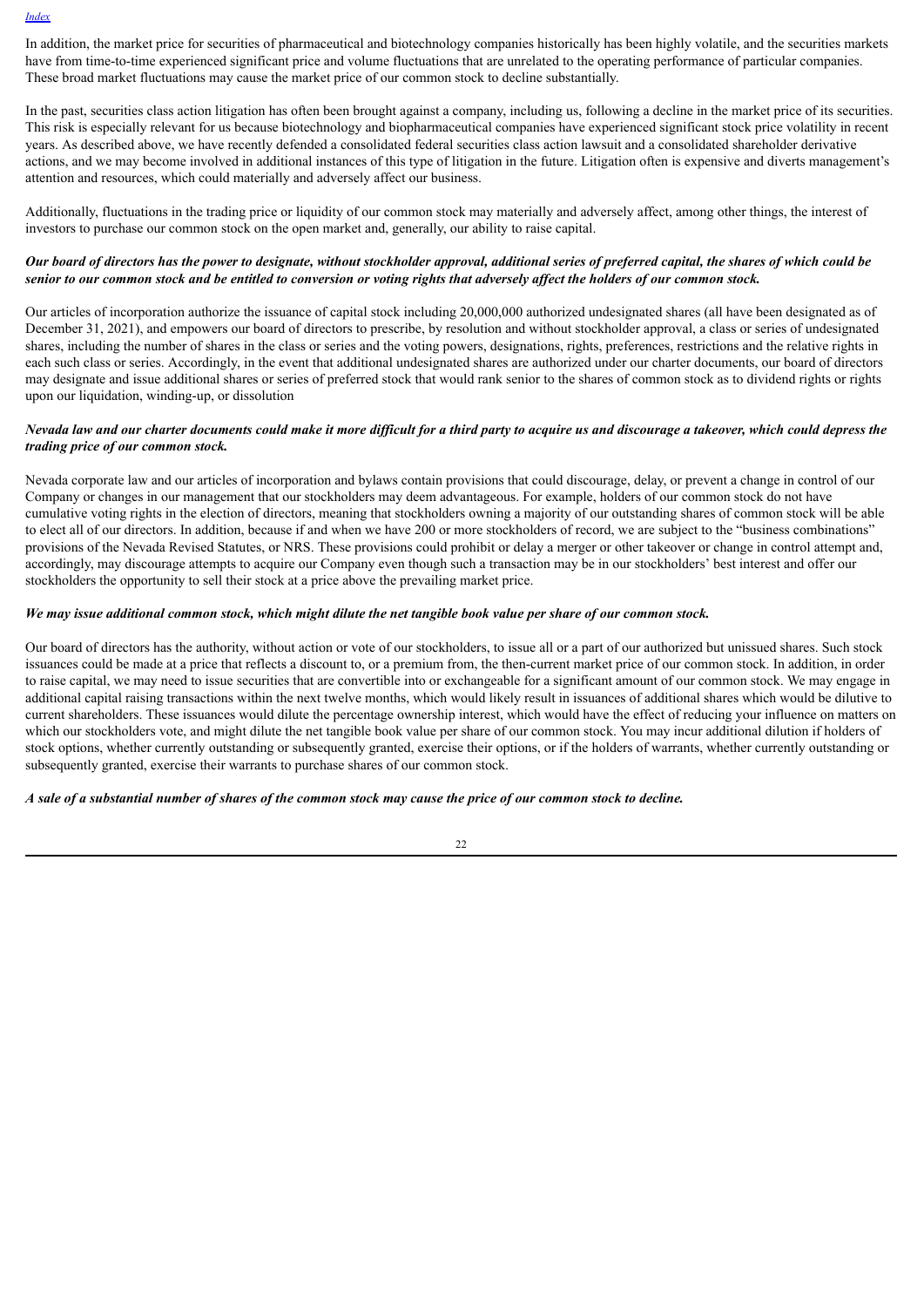In addition, the market price for securities of pharmaceutical and biotechnology companies historically has been highly volatile, and the securities markets have from time-to-time experienced significant price and volume fluctuations that are unrelated to the operating performance of particular companies. These broad market fluctuations may cause the market price of our common stock to decline substantially.

In the past, securities class action litigation has often been brought against a company, including us, following a decline in the market price of its securities. This risk is especially relevant for us because biotechnology and biopharmaceutical companies have experienced significant stock price volatility in recent years. As described above, we have recently defended a consolidated federal securities class action lawsuit and a consolidated shareholder derivative actions, and we may become involved in additional instances of this type of litigation in the future. Litigation often is expensive and diverts management's attention and resources, which could materially and adversely affect our business.

Additionally, fluctuations in the trading price or liquidity of our common stock may materially and adversely affect, among other things, the interest of investors to purchase our common stock on the open market and, generally, our ability to raise capital.

***Our board of directors has the power to designate, without stockholder approval, additional series of preferred capital, the shares of which could be senior to our common stock and be entitled to conversion or voting rights that adversely affect the holders of our common stock.***

Our articles of incorporation authorize the issuance of capital stock including 20,000,000 authorized undesignated shares (all have been designated as of December 31, 2021), and empowers our board of directors to prescribe, by resolution and without stockholder approval, a class or series of undesignated shares, including the number of shares in the class or series and the voting powers, designations, rights, preferences, restrictions and the relative rights in each such class or series. Accordingly, in the event that additional undesignated shares are authorized under our charter documents, our board of directors may designate and issue additional shares or series of preferred stock that would rank senior to the shares of common stock as to dividend rights or rights upon our liquidation, winding-up, or dissolution

***Nevada law and our charter documents could make it more difficult for a third party to acquire us and discourage a takeover, which could depress the trading price of our common stock.***

Nevada corporate law and our articles of incorporation and bylaws contain provisions that could discourage, delay, or prevent a change in control of our Company or changes in our management that our stockholders may deem advantageous. For example, holders of our common stock do not have cumulative voting rights in the election of directors, meaning that stockholders owning a majority of our outstanding shares of common stock will be able to elect all of our directors. In addition, because if and when we have 200 or more stockholders of record, we are subject to the "business combinations" provisions of the Nevada Revised Statutes, or NRS. These provisions could prohibit or delay a merger or other takeover or change in control attempt and, accordingly, may discourage attempts to acquire our Company even though such a transaction may be in our stockholders' best interest and offer our stockholders the opportunity to sell their stock at a price above the prevailing market price.

***We may issue additional common stock, which might dilute the net tangible book value per share of our common stock.***

Our board of directors has the authority, without action or vote of our stockholders, to issue all or a part of our authorized but unissued shares. Such stock issuances could be made at a price that reflects a discount to, or a premium from, the then-current market price of our common stock. In addition, in order to raise capital, we may need to issue securities that are convertible into or exchangeable for a significant amount of our common stock. We may engage in additional capital raising transactions within the next twelve months, which would likely result in issuances of additional shares which would be dilutive to current shareholders. These issuances would dilute the percentage ownership interest, which would have the effect of reducing your influence on matters on which our stockholders vote, and might dilute the net tangible book value per share of our common stock. You may incur additional dilution if holders of stock options, whether currently outstanding or subsequently granted, exercise their options, or if the holders of warrants, whether currently outstanding or subsequently granted, exercise their warrants to purchase shares of our common stock.

***A sale of a substantial number of shares of the common stock may cause the price of our common stock to decline.***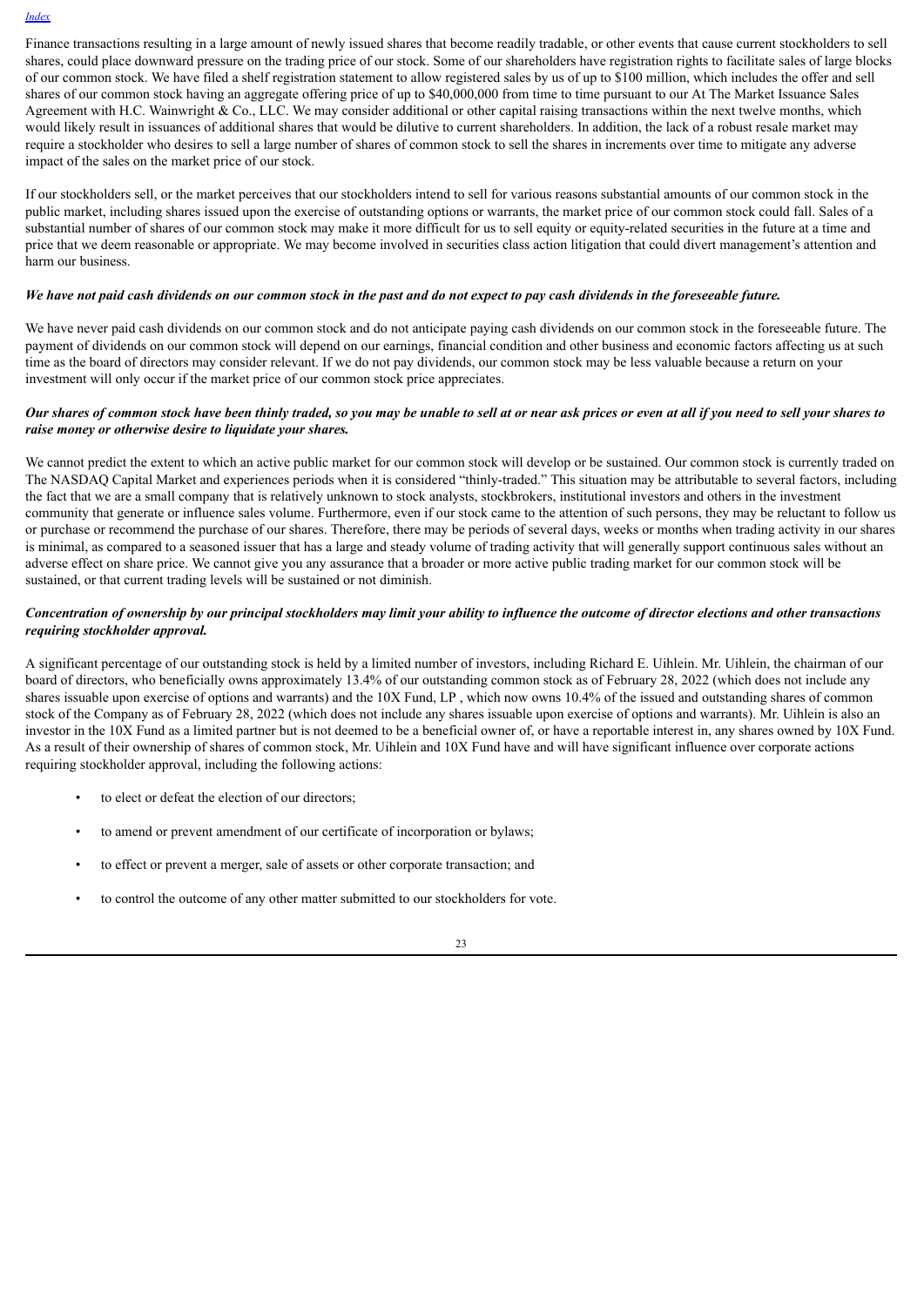Finance transactions resulting in a large amount of newly issued shares that become readily tradable, or other events that cause current stockholders to sell shares, could place downward pressure on the trading price of our stock. Some of our shareholders have registration rights to facilitate sales of large blocks of our common stock. We have filed a shelf registration statement to allow registered sales by us of up to $100 million, which includes the offer and sell shares of our common stock having an aggregate offering price of up to $40,000,000 from time to time pursuant to our At The Market Issuance Sales Agreement with H.C. Wainwright & Co., LLC. We may consider additional or other capital raising transactions within the next twelve months, which would likely result in issuances of additional shares that would be dilutive to current shareholders. In addition, the lack of a robust resale market may require a stockholder who desires to sell a large number of shares of common stock to sell the shares in increments over time to mitigate any adverse impact of the sales on the market price of our stock.

If our stockholders sell, or the market perceives that our stockholders intend to sell for various reasons substantial amounts of our common stock in the public market, including shares issued upon the exercise of outstanding options or warrants, the market price of our common stock could fall. Sales of a substantial number of shares of our common stock may make it more difficult for us to sell equity or equity-related securities in the future at a time and price that we deem reasonable or appropriate. We may become involved in securities class action litigation that could divert management's attention and harm our business.

***We have not paid cash dividends on our common stock in the past and do not expect to pay cash dividends in the foreseeable future.***

We have never paid cash dividends on our common stock and do not anticipate paying cash dividends on our common stock in the foreseeable future. The payment of dividends on our common stock will depend on our earnings, financial condition and other business and economic factors affecting us at such time as the board of directors may consider relevant. If we do not pay dividends, our common stock may be less valuable because a return on your investment will only occur if the market price of our common stock price appreciates.

***Our shares of common stock have been thinly traded, so you may be unable to sell at or near ask prices or even at all if you need to sell your shares to raise money or otherwise desire to liquidate your shares.***

We cannot predict the extent to which an active public market for our common stock will develop or be sustained. Our common stock is currently traded on The NASDAQ Capital Market and experiences periods when it is considered "thinly-traded." This situation may be attributable to several factors, including the fact that we are a small company that is relatively unknown to stock analysts, stockbrokers, institutional investors and others in the investment community that generate or influence sales volume. Furthermore, even if our stock came to the attention of such persons, they may be reluctant to follow us or purchase or recommend the purchase of our shares. Therefore, there may be periods of several days, weeks or months when trading activity in our shares is minimal, as compared to a seasoned issuer that has a large and steady volume of trading activity that will generally support continuous sales without an adverse effect on share price. We cannot give you any assurance that a broader or more active public trading market for our common stock will be sustained, or that current trading levels will be sustained or not diminish.

***Concentration of ownership by our principal stockholders may limit your ability to influence the outcome of director elections and other transactions requiring stockholder approval.***

A significant percentage of our outstanding stock is held by a limited number of investors, including Richard E. Uihlein. Mr. Uihlein, the chairman of our board of directors, who beneficially owns approximately 13.4% of our outstanding common stock as of February 28, 2022 (which does not include any shares issuable upon exercise of options and warrants) and the 10X Fund, LP , which now owns 10.4% of the issued and outstanding shares of common stock of the Company as of February 28, 2022 (which does not include any shares issuable upon exercise of options and warrants). Mr. Uihlein is also an investor in the 10X Fund as a limited partner but is not deemed to be a beneficial owner of, or have a reportable interest in, any shares owned by 10X Fund. As a result of their ownership of shares of common stock, Mr. Uihlein and 10X Fund have and will have significant influence over corporate actions requiring stockholder approval, including the following actions:

- to elect or defeat the election of our directors;
- to amend or prevent amendment of our certificate of incorporation or bylaws;
- to effect or prevent a merger, sale of assets or other corporate transaction; and
- to control the outcome of any other matter submitted to our stockholders for vote.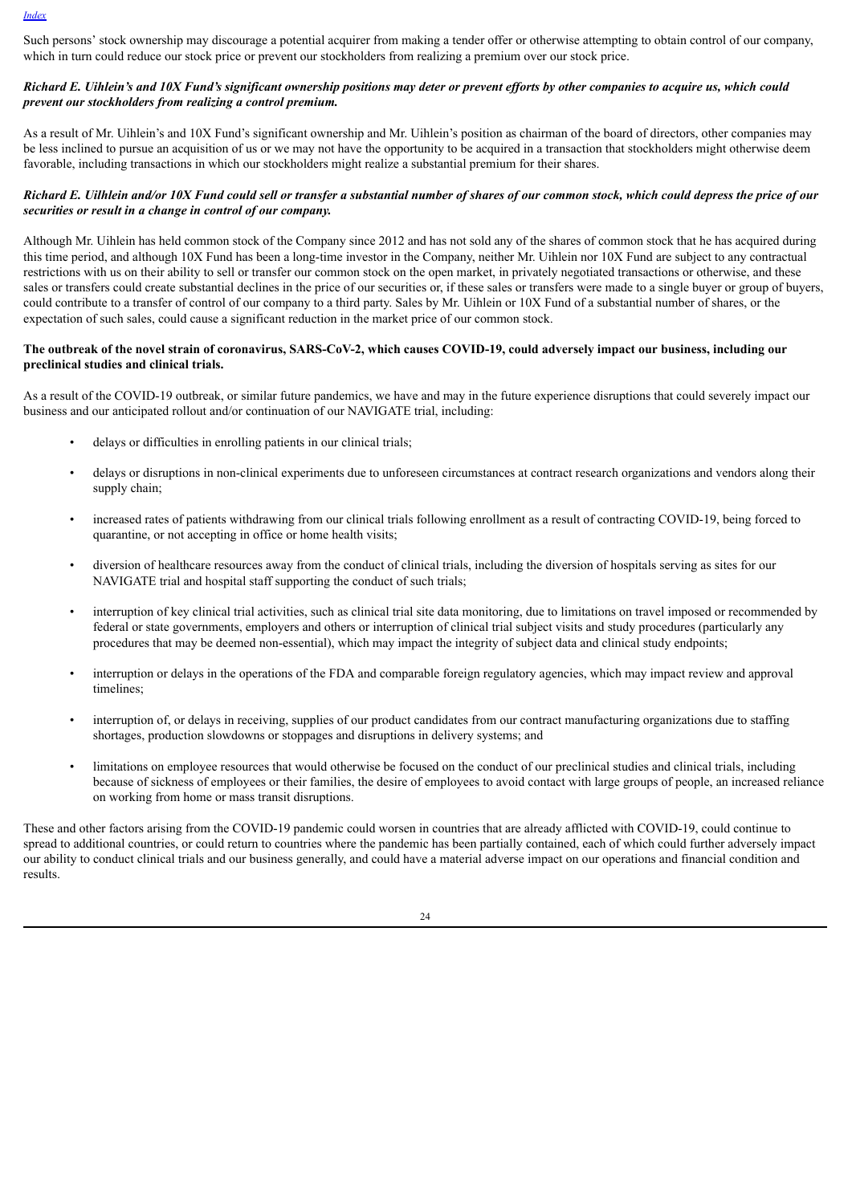Such persons' stock ownership may discourage a potential acquirer from making a tender offer or otherwise attempting to obtain control of our company, which in turn could reduce our stock price or prevent our stockholders from realizing a premium over our stock price.

***Richard E. Uihlein's and 10X Fund's significant ownership positions may deter or prevent efforts by other companies to acquire us, which could prevent our stockholders from realizing a control premium.***

As a result of Mr. Uihlein's and 10X Fund's significant ownership and Mr. Uihlein's position as chairman of the board of directors, other companies may be less inclined to pursue an acquisition of us or we may not have the opportunity to be acquired in a transaction that stockholders might otherwise deem favorable, including transactions in which our stockholders might realize a substantial premium for their shares.

***Richard E. Uilhlein and/or 10X Fund could sell or transfer a substantial number of shares of our common stock, which could depress the price of our securities or result in a change in control of our company.***

Although Mr. Uihlein has held common stock of the Company since 2012 and has not sold any of the shares of common stock that he has acquired during this time period, and although 10X Fund has been a long-time investor in the Company, neither Mr. Uihlein nor 10X Fund are subject to any contractual restrictions with us on their ability to sell or transfer our common stock on the open market, in privately negotiated transactions or otherwise, and these sales or transfers could create substantial declines in the price of our securities or, if these sales or transfers were made to a single buyer or group of buyers, could contribute to a transfer of control of our company to a third party. Sales by Mr. Uihlein or 10X Fund of a substantial number of shares, or the expectation of such sales, could cause a significant reduction in the market price of our common stock.

**The outbreak of the novel strain of coronavirus, SARS-CoV-2, which causes COVID-19, could adversely impact our business, including our preclinical studies and clinical trials.**

As a result of the COVID-19 outbreak, or similar future pandemics, we have and may in the future experience disruptions that could severely impact our business and our anticipated rollout and/or continuation of our NAVIGATE trial, including:

- delays or difficulties in enrolling patients in our clinical trials;
- delays or disruptions in non-clinical experiments due to unforeseen circumstances at contract research organizations and vendors along their supply chain;
- increased rates of patients withdrawing from our clinical trials following enrollment as a result of contracting COVID-19, being forced to quarantine, or not accepting in office or home health visits;
- diversion of healthcare resources away from the conduct of clinical trials, including the diversion of hospitals serving as sites for our NAVIGATE trial and hospital staff supporting the conduct of such trials;
- interruption of key clinical trial activities, such as clinical trial site data monitoring, due to limitations on travel imposed or recommended by federal or state governments, employers and others or interruption of clinical trial subject visits and study procedures (particularly any procedures that may be deemed non-essential), which may impact the integrity of subject data and clinical study endpoints;
- interruption or delays in the operations of the FDA and comparable foreign regulatory agencies, which may impact review and approval timelines;
- interruption of, or delays in receiving, supplies of our product candidates from our contract manufacturing organizations due to staffing shortages, production slowdowns or stoppages and disruptions in delivery systems; and
- limitations on employee resources that would otherwise be focused on the conduct of our preclinical studies and clinical trials, including because of sickness of employees or their families, the desire of employees to avoid contact with large groups of people, an increased reliance on working from home or mass transit disruptions.

These and other factors arising from the COVID-19 pandemic could worsen in countries that are already afflicted with COVID-19, could continue to spread to additional countries, or could return to countries where the pandemic has been partially contained, each of which could further adversely impact our ability to conduct clinical trials and our business generally, and could have a material adverse impact on our operations and financial condition and results.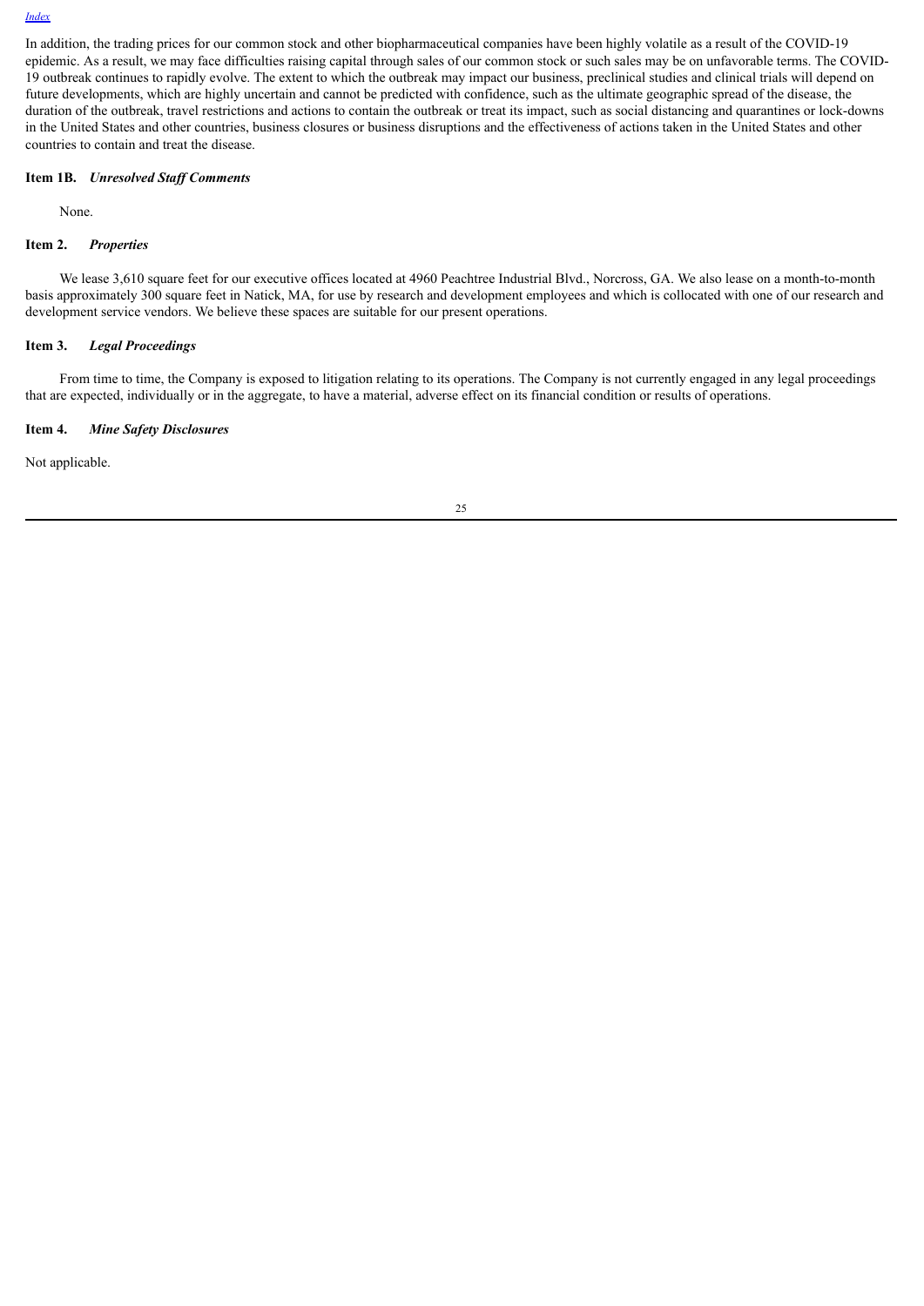In addition, the trading prices for our common stock and other biopharmaceutical companies have been highly volatile as a result of the COVID-19 epidemic. As a result, we may face difficulties raising capital through sales of our common stock or such sales may be on unfavorable terms. The COVID-19 outbreak continues to rapidly evolve. The extent to which the outbreak may impact our business, preclinical studies and clinical trials will depend on future developments, which are highly uncertain and cannot be predicted with confidence, such as the ultimate geographic spread of the disease, the duration of the outbreak, travel restrictions and actions to contain the outbreak or treat its impact, such as social distancing and quarantines or lock-downs in the United States and other countries, business closures or business disruptions and the effectiveness of actions taken in the United States and other countries to contain and treat the disease.

**Item 1B.** ***Unresolved Staff Comments***

None.

**Item 2.** ***Properties***

We lease 3,610 square feet for our executive offices located at 4960 Peachtree Industrial Blvd., Norcross, GA. We also lease on a month-to-month basis approximately 300 square feet in Natick, MA, for use by research and development employees and which is collocated with one of our research and development service vendors. We believe these spaces are suitable for our present operations.

**Item 3.** ***Legal Proceedings***

From time to time, the Company is exposed to litigation relating to its operations. The Company is not currently engaged in any legal proceedings that are expected, individually or in the aggregate, to have a material, adverse effect on its financial condition or results of operations.

**Item 4.** ***Mine Safety Disclosures***

Not applicable.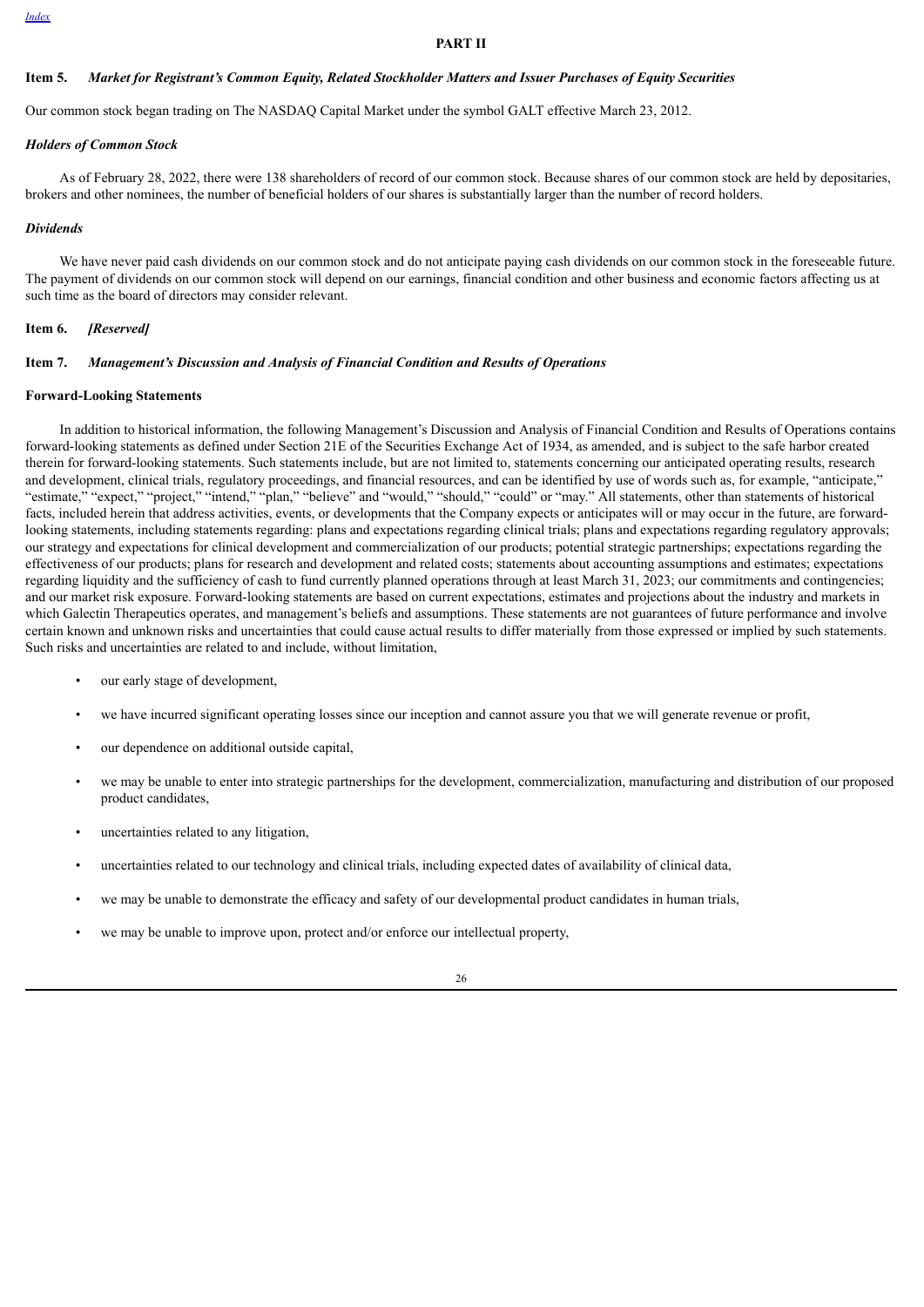## PART II

### Item 5. *Market for Registrant's Common Equity, Related Stockholder Matters and Issuer Purchases of Equity Securities*

Our common stock began trading on The NASDAQ Capital Market under the symbol GALT effective March 23, 2012.

#### *Holders of Common Stock*

As of February 28, 2022, there were 138 shareholders of record of our common stock. Because shares of our common stock are held by depositaries, brokers and other nominees, the number of beneficial holders of our shares is substantially larger than the number of record holders.

#### *Dividends*

We have never paid cash dividends on our common stock and do not anticipate paying cash dividends on our common stock in the foreseeable future. The payment of dividends on our common stock will depend on our earnings, financial condition and other business and economic factors affecting us at such time as the board of directors may consider relevant.

### Item 6. *[Reserved]*

### Item 7. *Management's Discussion and Analysis of Financial Condition and Results of Operations*

#### Forward-Looking Statements

In addition to historical information, the following Management's Discussion and Analysis of Financial Condition and Results of Operations contains forward-looking statements as defined under Section 21E of the Securities Exchange Act of 1934, as amended, and is subject to the safe harbor created therein for forward-looking statements. Such statements include, but are not limited to, statements concerning our anticipated operating results, research and development, clinical trials, regulatory proceedings, and financial resources, and can be identified by use of words such as, for example, "anticipate," "estimate," "expect," "project," "intend," "plan," "believe" and "would," "should," "could" or "may." All statements, other than statements of historical facts, included herein that address activities, events, or developments that the Company expects or anticipates will or may occur in the future, are forward-looking statements, including statements regarding: plans and expectations regarding clinical trials; plans and expectations regarding regulatory approvals; our strategy and expectations for clinical development and commercialization of our products; potential strategic partnerships; expectations regarding the effectiveness of our products; plans for research and development and related costs; statements about accounting assumptions and estimates; expectations regarding liquidity and the sufficiency of cash to fund currently planned operations through at least March 31, 2023; our commitments and contingencies; and our market risk exposure. Forward-looking statements are based on current expectations, estimates and projections about the industry and markets in which Galectin Therapeutics operates, and management's beliefs and assumptions. These statements are not guarantees of future performance and involve certain known and unknown risks and uncertainties that could cause actual results to differ materially from those expressed or implied by such statements. Such risks and uncertainties are related to and include, without limitation,

- our early stage of development,
- we have incurred significant operating losses since our inception and cannot assure you that we will generate revenue or profit,
- our dependence on additional outside capital,
- we may be unable to enter into strategic partnerships for the development, commercialization, manufacturing and distribution of our proposed product candidates,
- uncertainties related to any litigation,
- uncertainties related to our technology and clinical trials, including expected dates of availability of clinical data,
- we may be unable to demonstrate the efficacy and safety of our developmental product candidates in human trials,
- we may be unable to improve upon, protect and/or enforce our intellectual property,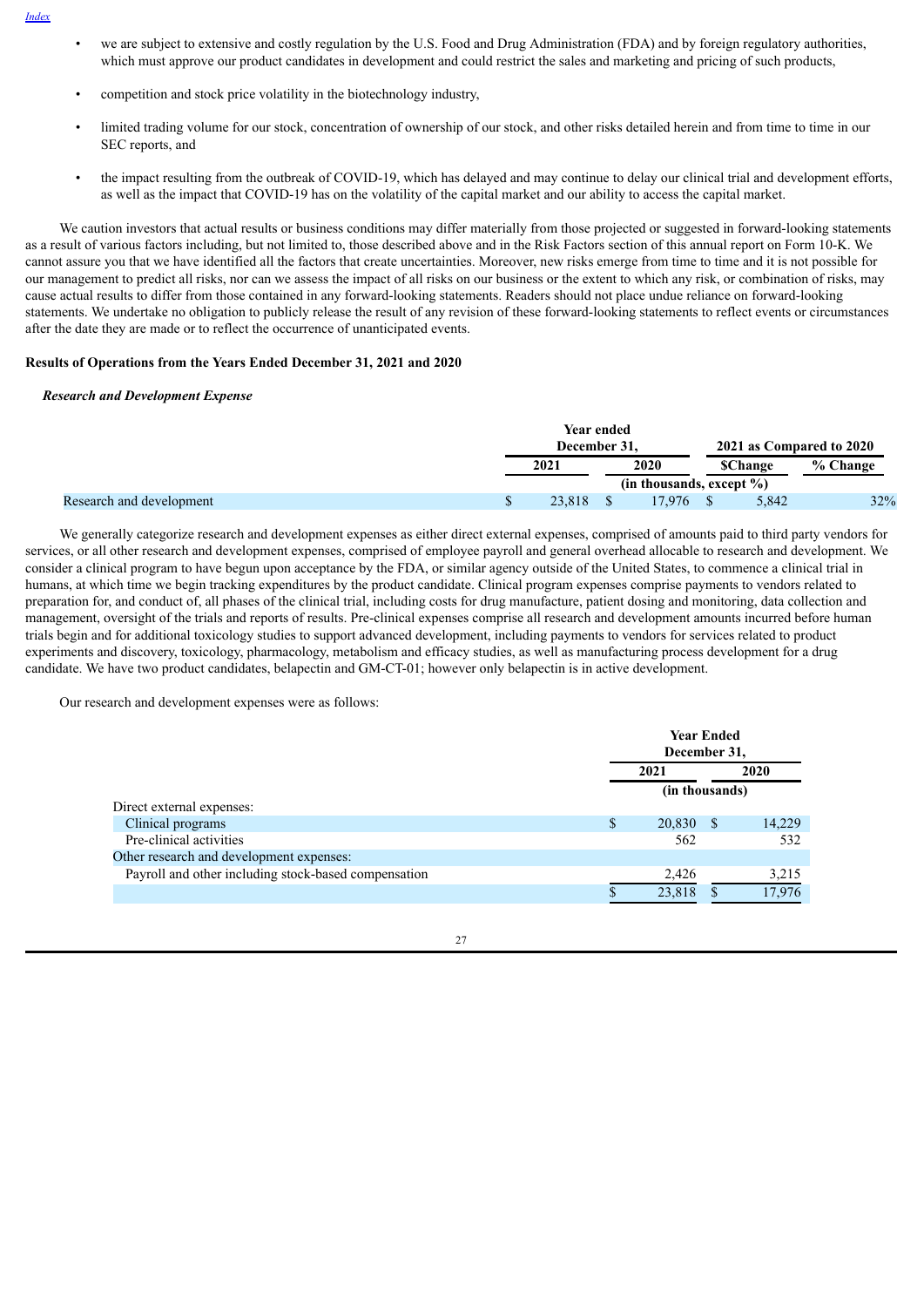- we are subject to extensive and costly regulation by the U.S. Food and Drug Administration (FDA) and by foreign regulatory authorities, which must approve our product candidates in development and could restrict the sales and marketing and pricing of such products,
- competition and stock price volatility in the biotechnology industry,
- limited trading volume for our stock, concentration of ownership of our stock, and other risks detailed herein and from time to time in our SEC reports, and
- the impact resulting from the outbreak of COVID-19, which has delayed and may continue to delay our clinical trial and development efforts, as well as the impact that COVID-19 has on the volatility of the capital market and our ability to access the capital market.

We caution investors that actual results or business conditions may differ materially from those projected or suggested in forward-looking statements as a result of various factors including, but not limited to, those described above and in the Risk Factors section of this annual report on Form 10-K. We cannot assure you that we have identified all the factors that create uncertainties. Moreover, new risks emerge from time to time and it is not possible for our management to predict all risks, nor can we assess the impact of all risks on our business or the extent to which any risk, or combination of risks, may cause actual results to differ from those contained in any forward-looking statements. Readers should not place undue reliance on forward-looking statements. We undertake no obligation to publicly release the result of any revision of these forward-looking statements to reflect events or circumstances after the date they are made or to reflect the occurrence of unanticipated events.

**Results of Operations from the Years Ended December 31, 2021 and 2020**

***Research and Development Expense***

| | Year ended December 31, | | 2021 as Compared to 2020 | |
|---|---|---|---|---|
| | 2021 | 2020 | $Change | % Change |
| | (in thousands, except %) | | | |
| Research and development | $ 23,818 | $ 17,976 | $ 5,842 | 32% |

We generally categorize research and development expenses as either direct external expenses, comprised of amounts paid to third party vendors for services, or all other research and development expenses, comprised of employee payroll and general overhead allocable to research and development. We consider a clinical program to have begun upon acceptance by the FDA, or similar agency outside of the United States, to commence a clinical trial in humans, at which time we begin tracking expenditures by the product candidate. Clinical program expenses comprise payments to vendors related to preparation for, and conduct of, all phases of the clinical trial, including costs for drug manufacture, patient dosing and monitoring, data collection and management, oversight of the trials and reports of results. Pre-clinical expenses comprise all research and development amounts incurred before human trials begin and for additional toxicology studies to support advanced development, including payments to vendors for services related to product experiments and discovery, toxicology, pharmacology, metabolism and efficacy studies, as well as manufacturing process development for a drug candidate. We have two product candidates, belapectin and GM-CT-01; however only belapectin is in active development.

Our research and development expenses were as follows:

| | Year Ended December 31, | |
|---|---|---|
| | 2021 | 2020 |
| | (in thousands) | |
| Direct external expenses: | | |
| Clinical programs | $ 20,830 | $ 14,229 |
| Pre-clinical activities | 562 | 532 |
| Other research and development expenses: | | |
| Payroll and other including stock-based compensation | 2,426 | 3,215 |
| | $ 23,818 | $ 17,976 |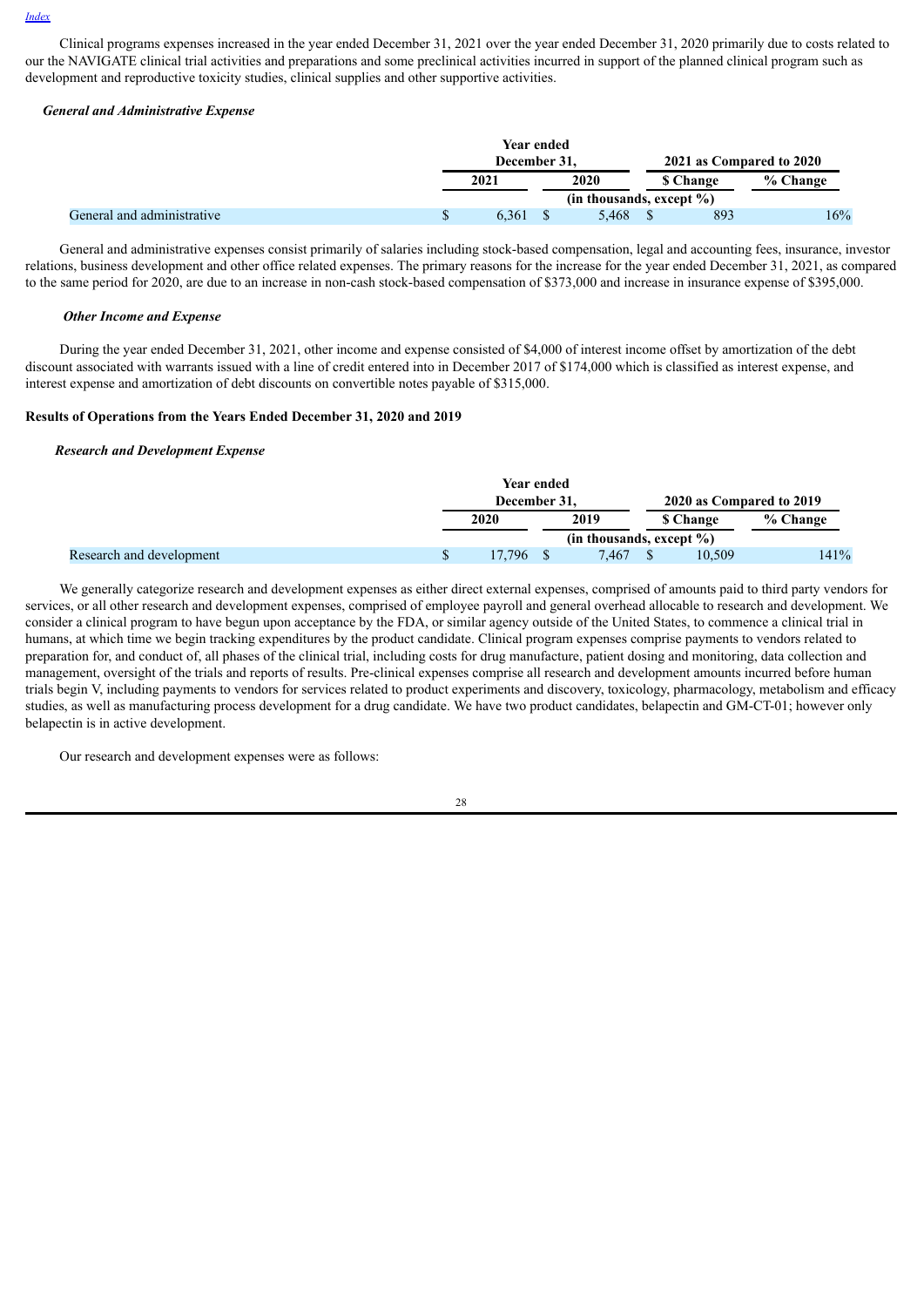Clinical programs expenses increased in the year ended December 31, 2021 over the year ended December 31, 2020 primarily due to costs related to our the NAVIGATE clinical trial activities and preparations and some preclinical activities incurred in support of the planned clinical program such as development and reproductive toxicity studies, clinical supplies and other supportive activities.

***General and Administrative Expense***

| | Year ended December 31, | | 2021 as Compared to 2020 | |
|---|---|---|---|---|
| | 2021 | 2020 | $ Change | % Change |
| | (in thousands, except %) | | | |
| General and administrative | $ 6,361 | $ 5,468 | $ 893 | 16% |

General and administrative expenses consist primarily of salaries including stock-based compensation, legal and accounting fees, insurance, investor relations, business development and other office related expenses. The primary reasons for the increase for the year ended December 31, 2021, as compared to the same period for 2020, are due to an increase in non-cash stock-based compensation of $373,000 and increase in insurance expense of $395,000.

***Other Income and Expense***

During the year ended December 31, 2021, other income and expense consisted of $4,000 of interest income offset by amortization of the debt discount associated with warrants issued with a line of credit entered into in December 2017 of $174,000 which is classified as interest expense, and interest expense and amortization of debt discounts on convertible notes payable of $315,000.

**Results of Operations from the Years Ended December 31, 2020 and 2019**

***Research and Development Expense***

| | Year ended December 31, | | 2020 as Compared to 2019 | |
|---|---|---|---|---|
| | 2020 | 2019 | $ Change | % Change |
| | (in thousands, except %) | | | |
| Research and development | $ 17,796 | $ 7,467 | $ 10,509 | 141% |

We generally categorize research and development expenses as either direct external expenses, comprised of amounts paid to third party vendors for services, or all other research and development expenses, comprised of employee payroll and general overhead allocable to research and development. We consider a clinical program to have begun upon acceptance by the FDA, or similar agency outside of the United States, to commence a clinical trial in humans, at which time we begin tracking expenditures by the product candidate. Clinical program expenses comprise payments to vendors related to preparation for, and conduct of, all phases of the clinical trial, including costs for drug manufacture, patient dosing and monitoring, data collection and management, oversight of the trials and reports of results. Pre-clinical expenses comprise all research and development amounts incurred before human trials begin V, including payments to vendors for services related to product experiments and discovery, toxicology, pharmacology, metabolism and efficacy studies, as well as manufacturing process development for a drug candidate. We have two product candidates, belapectin and GM-CT-01; however only belapectin is in active development.

Our research and development expenses were as follows: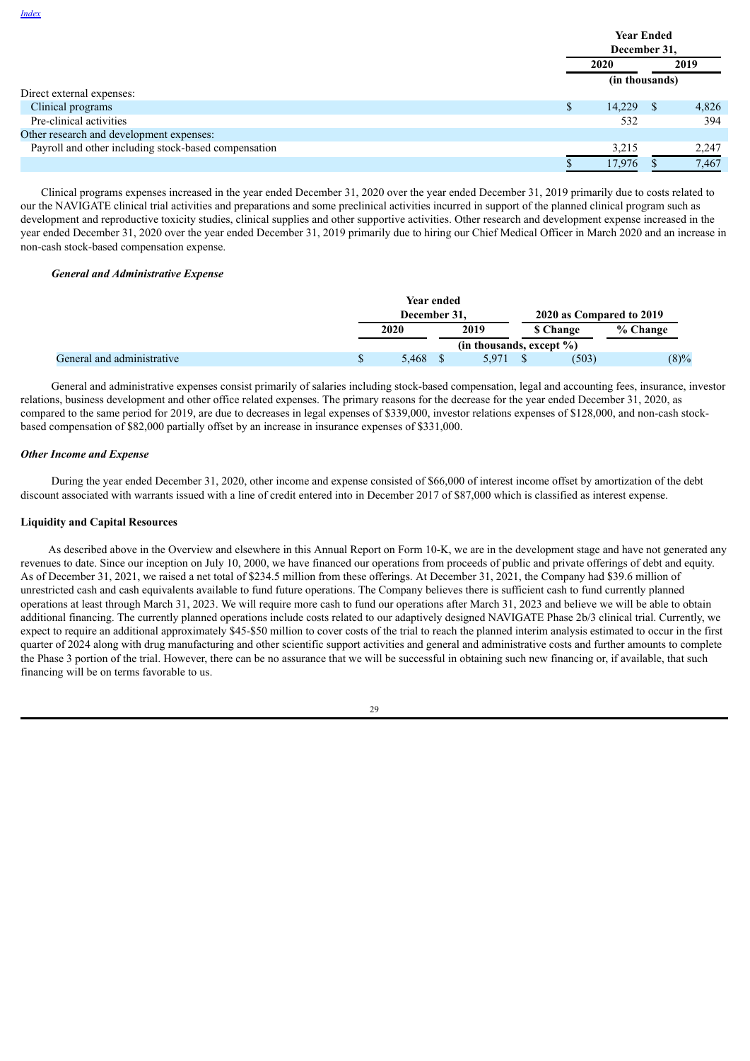| | Year Ended December 31, | |
|---|---|---|
| | 2020 | 2019 |
| | (in thousands) | |
| Direct external expenses: | | |
| Clinical programs | $ 14,229 | $ 4,826 |
| Pre-clinical activities | 532 | 394 |
| Other research and development expenses: | | |
| Payroll and other including stock-based compensation | 3,215 | 2,247 |
| | $ 17,976 | $ 7,467 |

Clinical programs expenses increased in the year ended December 31, 2020 over the year ended December 31, 2019 primarily due to costs related to our the NAVIGATE clinical trial activities and preparations and some preclinical activities incurred in support of the planned clinical program such as development and reproductive toxicity studies, clinical supplies and other supportive activities. Other research and development expense increased in the year ended December 31, 2020 over the year ended December 31, 2019 primarily due to hiring our Chief Medical Officer in March 2020 and an increase in non-cash stock-based compensation expense.

***General and Administrative Expense***

| | Year ended December 31, | | 2020 as Compared to 2019 | |
|---|---|---|---|---|
| | 2020 | 2019 | $ Change | % Change |
| | (in thousands, except %) | | | |
| General and administrative | $ 5,468 | $ 5,971 | $ (503) | (8)% |

General and administrative expenses consist primarily of salaries including stock-based compensation, legal and accounting fees, insurance, investor relations, business development and other office related expenses. The primary reasons for the decrease for the year ended December 31, 2020, as compared to the same period for 2019, are due to decreases in legal expenses of $339,000, investor relations expenses of $128,000, and non-cash stock-based compensation of $82,000 partially offset by an increase in insurance expenses of $331,000.

***Other Income and Expense***

During the year ended December 31, 2020, other income and expense consisted of $66,000 of interest income offset by amortization of the debt discount associated with warrants issued with a line of credit entered into in December 2017 of $87,000 which is classified as interest expense.

**Liquidity and Capital Resources**

As described above in the Overview and elsewhere in this Annual Report on Form 10-K, we are in the development stage and have not generated any revenues to date. Since our inception on July 10, 2000, we have financed our operations from proceeds of public and private offerings of debt and equity. As of December 31, 2021, we raised a net total of $234.5 million from these offerings. At December 31, 2021, the Company had $39.6 million of unrestricted cash and cash equivalents available to fund future operations. The Company believes there is sufficient cash to fund currently planned operations at least through March 31, 2023. We will require more cash to fund our operations after March 31, 2023 and believe we will be able to obtain additional financing. The currently planned operations include costs related to our adaptively designed NAVIGATE Phase 2b/3 clinical trial. Currently, we expect to require an additional approximately $45-$50 million to cover costs of the trial to reach the planned interim analysis estimated to occur in the first quarter of 2024 along with drug manufacturing and other scientific support activities and general and administrative costs and further amounts to complete the Phase 3 portion of the trial. However, there can be no assurance that we will be successful in obtaining such new financing or, if available, that such financing will be on terms favorable to us.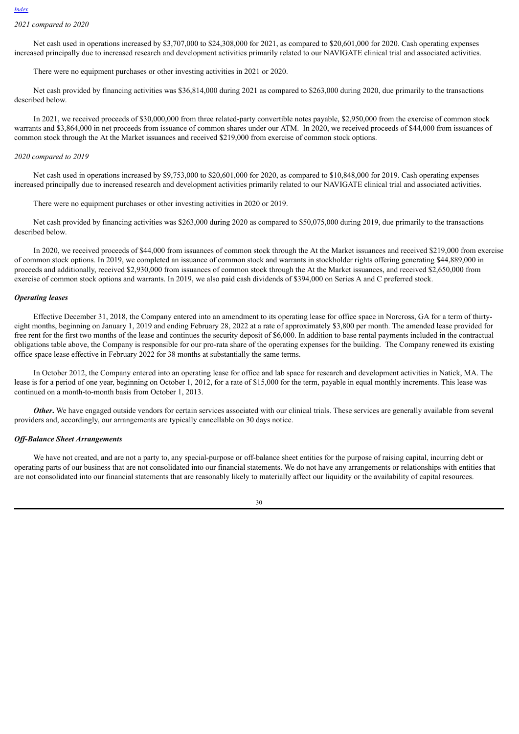*2021 compared to 2020*

Net cash used in operations increased by $3,707,000 to $24,308,000 for 2021, as compared to $20,601,000 for 2020. Cash operating expenses increased principally due to increased research and development activities primarily related to our NAVIGATE clinical trial and associated activities.

There were no equipment purchases or other investing activities in 2021 or 2020.

Net cash provided by financing activities was $36,814,000 during 2021 as compared to $263,000 during 2020, due primarily to the transactions described below.

In 2021, we received proceeds of $30,000,000 from three related-party convertible notes payable, $2,950,000 from the exercise of common stock warrants and $3,864,000 in net proceeds from issuance of common shares under our ATM. In 2020, we received proceeds of $44,000 from issuances of common stock through the At the Market issuances and received $219,000 from exercise of common stock options.

*2020 compared to 2019*

Net cash used in operations increased by $9,753,000 to $20,601,000 for 2020, as compared to $10,848,000 for 2019. Cash operating expenses increased principally due to increased research and development activities primarily related to our NAVIGATE clinical trial and associated activities.

There were no equipment purchases or other investing activities in 2020 or 2019.

Net cash provided by financing activities was $263,000 during 2020 as compared to $50,075,000 during 2019, due primarily to the transactions described below.

In 2020, we received proceeds of $44,000 from issuances of common stock through the At the Market issuances and received $219,000 from exercise of common stock options. In 2019, we completed an issuance of common stock and warrants in stockholder rights offering generating $44,889,000 in proceeds and additionally, received $2,930,000 from issuances of common stock through the At the Market issuances, and received $2,650,000 from exercise of common stock options and warrants. In 2019, we also paid cash dividends of $394,000 on Series A and C preferred stock.

***Operating leases***

Effective December 31, 2018, the Company entered into an amendment to its operating lease for office space in Norcross, GA for a term of thirty-eight months, beginning on January 1, 2019 and ending February 28, 2022 at a rate of approximately $3,800 per month. The amended lease provided for free rent for the first two months of the lease and continues the security deposit of $6,000. In addition to base rental payments included in the contractual obligations table above, the Company is responsible for our pro-rata share of the operating expenses for the building. The Company renewed its existing office space lease effective in February 2022 for 38 months at substantially the same terms.

In October 2012, the Company entered into an operating lease for office and lab space for research and development activities in Natick, MA. The lease is for a period of one year, beginning on October 1, 2012, for a rate of $15,000 for the term, payable in equal monthly increments. This lease was continued on a month-to-month basis from October 1, 2013.

***Other*.** We have engaged outside vendors for certain services associated with our clinical trials. These services are generally available from several providers and, accordingly, our arrangements are typically cancellable on 30 days notice.

***Off-Balance Sheet Arrangements***

We have not created, and are not a party to, any special-purpose or off-balance sheet entities for the purpose of raising capital, incurring debt or operating parts of our business that are not consolidated into our financial statements. We do not have any arrangements or relationships with entities that are not consolidated into our financial statements that are reasonably likely to materially affect our liquidity or the availability of capital resources.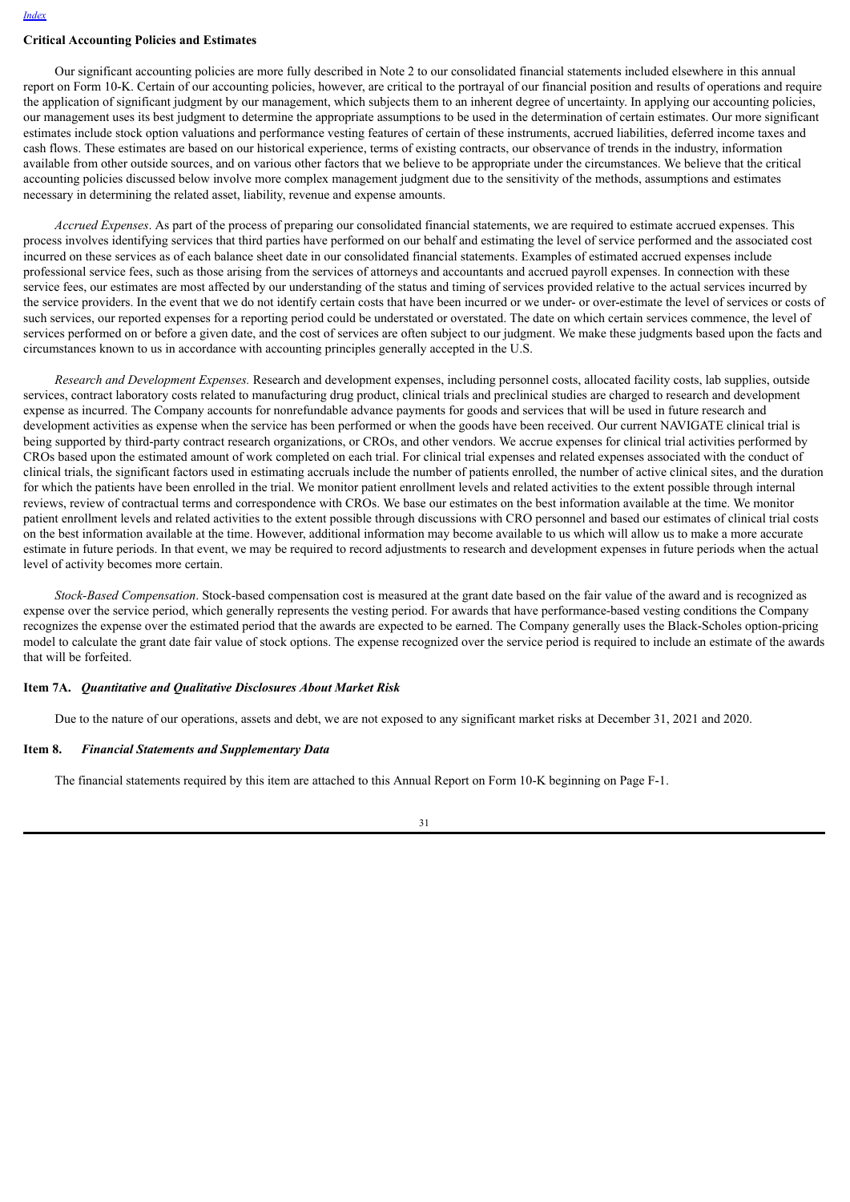## Critical Accounting Policies and Estimates

Our significant accounting policies are more fully described in Note 2 to our consolidated financial statements included elsewhere in this annual report on Form 10-K. Certain of our accounting policies, however, are critical to the portrayal of our financial position and results of operations and require the application of significant judgment by our management, which subjects them to an inherent degree of uncertainty. In applying our accounting policies, our management uses its best judgment to determine the appropriate assumptions to be used in the determination of certain estimates. Our more significant estimates include stock option valuations and performance vesting features of certain of these instruments, accrued liabilities, deferred income taxes and cash flows. These estimates are based on our historical experience, terms of existing contracts, our observance of trends in the industry, information available from other outside sources, and on various other factors that we believe to be appropriate under the circumstances. We believe that the critical accounting policies discussed below involve more complex management judgment due to the sensitivity of the methods, assumptions and estimates necessary in determining the related asset, liability, revenue and expense amounts.

*Accrued Expenses*. As part of the process of preparing our consolidated financial statements, we are required to estimate accrued expenses. This process involves identifying services that third parties have performed on our behalf and estimating the level of service performed and the associated cost incurred on these services as of each balance sheet date in our consolidated financial statements. Examples of estimated accrued expenses include professional service fees, such as those arising from the services of attorneys and accountants and accrued payroll expenses. In connection with these service fees, our estimates are most affected by our understanding of the status and timing of services provided relative to the actual services incurred by the service providers. In the event that we do not identify certain costs that have been incurred or we under- or over-estimate the level of services or costs of such services, our reported expenses for a reporting period could be understated or overstated. The date on which certain services commence, the level of services performed on or before a given date, and the cost of services are often subject to our judgment. We make these judgments based upon the facts and circumstances known to us in accordance with accounting principles generally accepted in the U.S.

*Research and Development Expenses.* Research and development expenses, including personnel costs, allocated facility costs, lab supplies, outside services, contract laboratory costs related to manufacturing drug product, clinical trials and preclinical studies are charged to research and development expense as incurred. The Company accounts for nonrefundable advance payments for goods and services that will be used in future research and development activities as expense when the service has been performed or when the goods have been received. Our current NAVIGATE clinical trial is being supported by third-party contract research organizations, or CROs, and other vendors. We accrue expenses for clinical trial activities performed by CROs based upon the estimated amount of work completed on each trial. For clinical trial expenses and related expenses associated with the conduct of clinical trials, the significant factors used in estimating accruals include the number of patients enrolled, the number of active clinical sites, and the duration for which the patients have been enrolled in the trial. We monitor patient enrollment levels and related activities to the extent possible through internal reviews, review of contractual terms and correspondence with CROs. We base our estimates on the best information available at the time. We monitor patient enrollment levels and related activities to the extent possible through discussions with CRO personnel and based our estimates of clinical trial costs on the best information available at the time. However, additional information may become available to us which will allow us to make a more accurate estimate in future periods. In that event, we may be required to record adjustments to research and development expenses in future periods when the actual level of activity becomes more certain.

*Stock-Based Compensation*. Stock-based compensation cost is measured at the grant date based on the fair value of the award and is recognized as expense over the service period, which generally represents the vesting period. For awards that have performance-based vesting conditions the Company recognizes the expense over the estimated period that the awards are expected to be earned. The Company generally uses the Black-Scholes option-pricing model to calculate the grant date fair value of stock options. The expense recognized over the service period is required to include an estimate of the awards that will be forfeited.

## Item 7A. *Quantitative and Qualitative Disclosures About Market Risk*

Due to the nature of our operations, assets and debt, we are not exposed to any significant market risks at December 31, 2021 and 2020.

## Item 8. *Financial Statements and Supplementary Data*

The financial statements required by this item are attached to this Annual Report on Form 10-K beginning on Page F-1.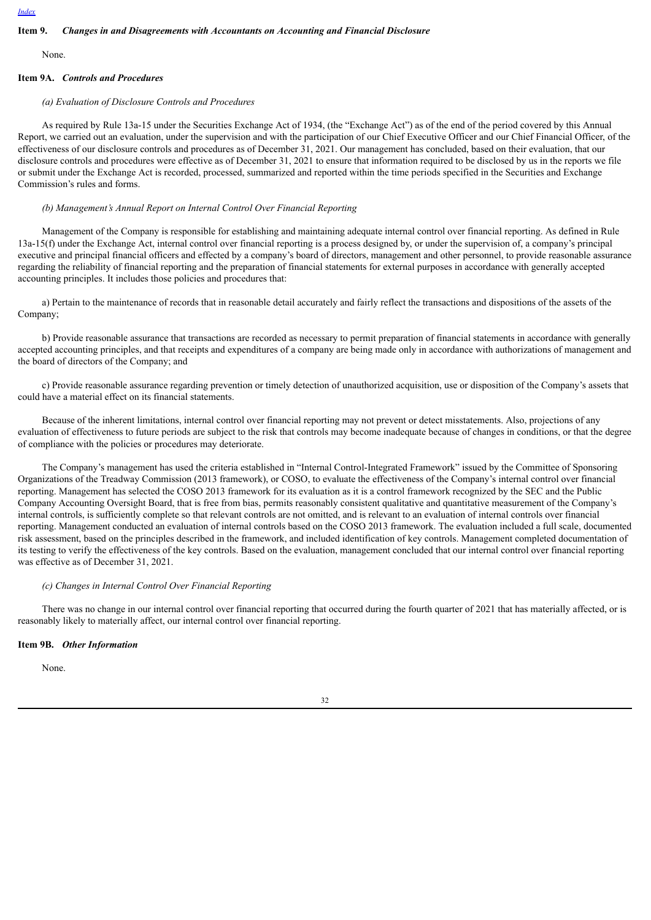## Item 9. *Changes in and Disagreements with Accountants on Accounting and Financial Disclosure*

None.

## Item 9A. *Controls and Procedures*

*(a) Evaluation of Disclosure Controls and Procedures*

As required by Rule 13a-15 under the Securities Exchange Act of 1934, (the "Exchange Act") as of the end of the period covered by this Annual Report, we carried out an evaluation, under the supervision and with the participation of our Chief Executive Officer and our Chief Financial Officer, of the effectiveness of our disclosure controls and procedures as of December 31, 2021. Our management has concluded, based on their evaluation, that our disclosure controls and procedures were effective as of December 31, 2021 to ensure that information required to be disclosed by us in the reports we file or submit under the Exchange Act is recorded, processed, summarized and reported within the time periods specified in the Securities and Exchange Commission's rules and forms.

*(b) Management's Annual Report on Internal Control Over Financial Reporting*

Management of the Company is responsible for establishing and maintaining adequate internal control over financial reporting. As defined in Rule 13a-15(f) under the Exchange Act, internal control over financial reporting is a process designed by, or under the supervision of, a company's principal executive and principal financial officers and effected by a company's board of directors, management and other personnel, to provide reasonable assurance regarding the reliability of financial reporting and the preparation of financial statements for external purposes in accordance with generally accepted accounting principles. It includes those policies and procedures that:

a) Pertain to the maintenance of records that in reasonable detail accurately and fairly reflect the transactions and dispositions of the assets of the Company;

b) Provide reasonable assurance that transactions are recorded as necessary to permit preparation of financial statements in accordance with generally accepted accounting principles, and that receipts and expenditures of a company are being made only in accordance with authorizations of management and the board of directors of the Company; and

c) Provide reasonable assurance regarding prevention or timely detection of unauthorized acquisition, use or disposition of the Company's assets that could have a material effect on its financial statements.

Because of the inherent limitations, internal control over financial reporting may not prevent or detect misstatements. Also, projections of any evaluation of effectiveness to future periods are subject to the risk that controls may become inadequate because of changes in conditions, or that the degree of compliance with the policies or procedures may deteriorate.

The Company's management has used the criteria established in "Internal Control-Integrated Framework" issued by the Committee of Sponsoring Organizations of the Treadway Commission (2013 framework), or COSO, to evaluate the effectiveness of the Company's internal control over financial reporting. Management has selected the COSO 2013 framework for its evaluation as it is a control framework recognized by the SEC and the Public Company Accounting Oversight Board, that is free from bias, permits reasonably consistent qualitative and quantitative measurement of the Company's internal controls, is sufficiently complete so that relevant controls are not omitted, and is relevant to an evaluation of internal controls over financial reporting. Management conducted an evaluation of internal controls based on the COSO 2013 framework. The evaluation included a full scale, documented risk assessment, based on the principles described in the framework, and included identification of key controls. Management completed documentation of its testing to verify the effectiveness of the key controls. Based on the evaluation, management concluded that our internal control over financial reporting was effective as of December 31, 2021.

*(c) Changes in Internal Control Over Financial Reporting*

There was no change in our internal control over financial reporting that occurred during the fourth quarter of 2021 that has materially affected, or is reasonably likely to materially affect, our internal control over financial reporting.

## Item 9B. *Other Information*

None.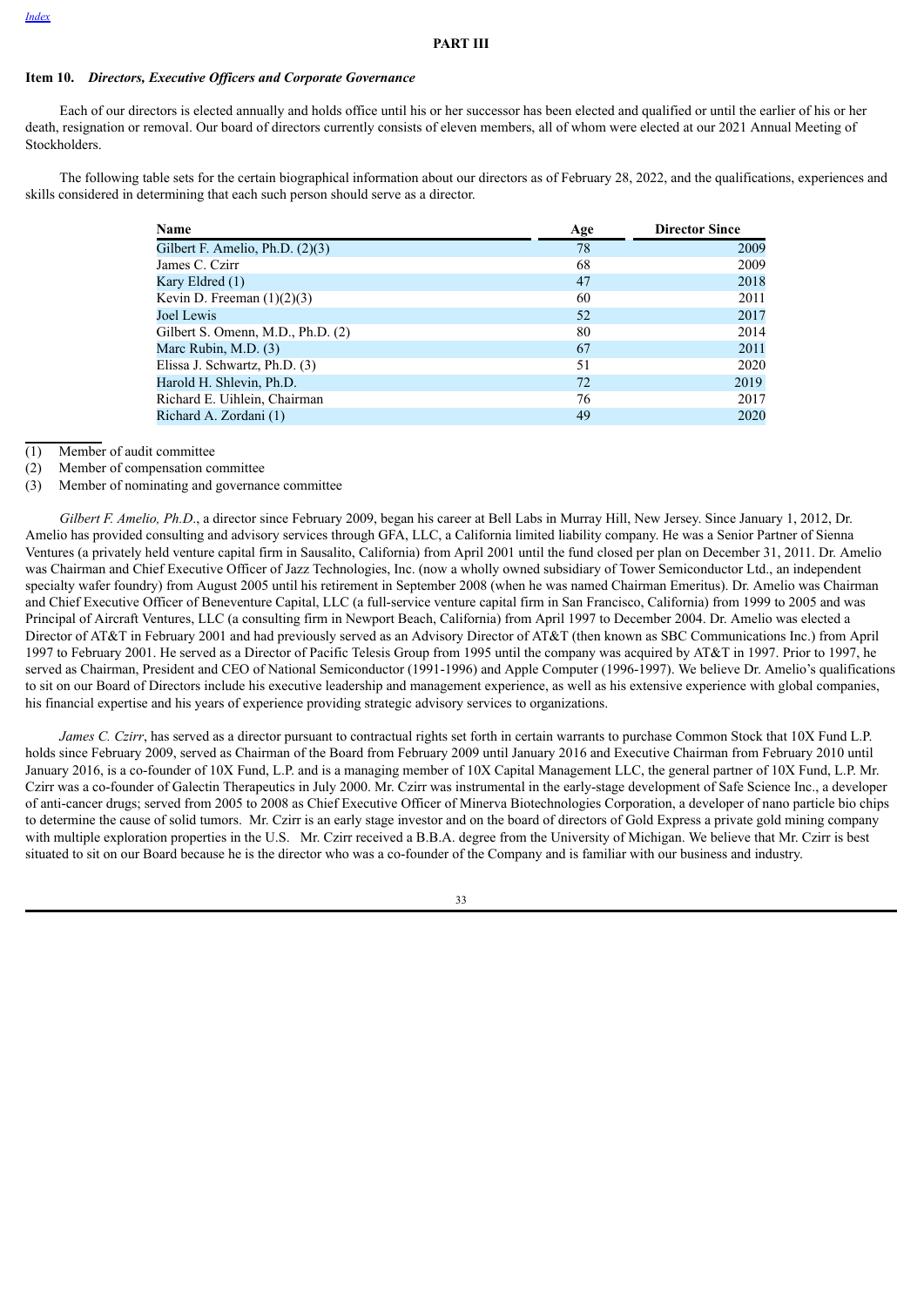## PART III

### Item 10. *Directors, Executive Officers and Corporate Governance*

Each of our directors is elected annually and holds office until his or her successor has been elected and qualified or until the earlier of his or her death, resignation or removal. Our board of directors currently consists of eleven members, all of whom were elected at our 2021 Annual Meeting of Stockholders.

The following table sets for the certain biographical information about our directors as of February 28, 2022, and the qualifications, experiences and skills considered in determining that each such person should serve as a director.

| Name | Age | Director Since |
|---|---|---|
| Gilbert F. Amelio, Ph.D. (2)(3) | 78 | 2009 |
| James C. Czirr | 68 | 2009 |
| Kary Eldred (1) | 47 | 2018 |
| Kevin D. Freeman (1)(2)(3) | 60 | 2011 |
| Joel Lewis | 52 | 2017 |
| Gilbert S. Omenn, M.D., Ph.D. (2) | 80 | 2014 |
| Marc Rubin, M.D. (3) | 67 | 2011 |
| Elissa J. Schwartz, Ph.D. (3) | 51 | 2020 |
| Harold H. Shlevin, Ph.D. | 72 | 2019 |
| Richard E. Uihlein, Chairman | 76 | 2017 |
| Richard A. Zordani (1) | 49 | 2020 |

(1) Member of audit committee
(2) Member of compensation committee
(3) Member of nominating and governance committee

*Gilbert F. Amelio, Ph.D*., a director since February 2009, began his career at Bell Labs in Murray Hill, New Jersey. Since January 1, 2012, Dr. Amelio has provided consulting and advisory services through GFA, LLC, a California limited liability company. He was a Senior Partner of Sienna Ventures (a privately held venture capital firm in Sausalito, California) from April 2001 until the fund closed per plan on December 31, 2011. Dr. Amelio was Chairman and Chief Executive Officer of Jazz Technologies, Inc. (now a wholly owned subsidiary of Tower Semiconductor Ltd., an independent specialty wafer foundry) from August 2005 until his retirement in September 2008 (when he was named Chairman Emeritus). Dr. Amelio was Chairman and Chief Executive Officer of Beneventure Capital, LLC (a full-service venture capital firm in San Francisco, California) from 1999 to 2005 and was Principal of Aircraft Ventures, LLC (a consulting firm in Newport Beach, California) from April 1997 to December 2004. Dr. Amelio was elected a Director of AT&T in February 2001 and had previously served as an Advisory Director of AT&T (then known as SBC Communications Inc.) from April 1997 to February 2001. He served as a Director of Pacific Telesis Group from 1995 until the company was acquired by AT&T in 1997. Prior to 1997, he served as Chairman, President and CEO of National Semiconductor (1991-1996) and Apple Computer (1996-1997). We believe Dr. Amelio's qualifications to sit on our Board of Directors include his executive leadership and management experience, as well as his extensive experience with global companies, his financial expertise and his years of experience providing strategic advisory services to organizations.

*James C. Czirr*, has served as a director pursuant to contractual rights set forth in certain warrants to purchase Common Stock that 10X Fund L.P. holds since February 2009, served as Chairman of the Board from February 2009 until January 2016 and Executive Chairman from February 2010 until January 2016, is a co-founder of 10X Fund, L.P. and is a managing member of 10X Capital Management LLC, the general partner of 10X Fund, L.P. Mr. Czirr was a co-founder of Galectin Therapeutics in July 2000. Mr. Czirr was instrumental in the early-stage development of Safe Science Inc., a developer of anti-cancer drugs; served from 2005 to 2008 as Chief Executive Officer of Minerva Biotechnologies Corporation, a developer of nano particle bio chips to determine the cause of solid tumors. Mr. Czirr is an early stage investor and on the board of directors of Gold Express a private gold mining company with multiple exploration properties in the U.S. Mr. Czirr received a B.B.A. degree from the University of Michigan. We believe that Mr. Czirr is best situated to sit on our Board because he is the director who was a co-founder of the Company and is familiar with our business and industry.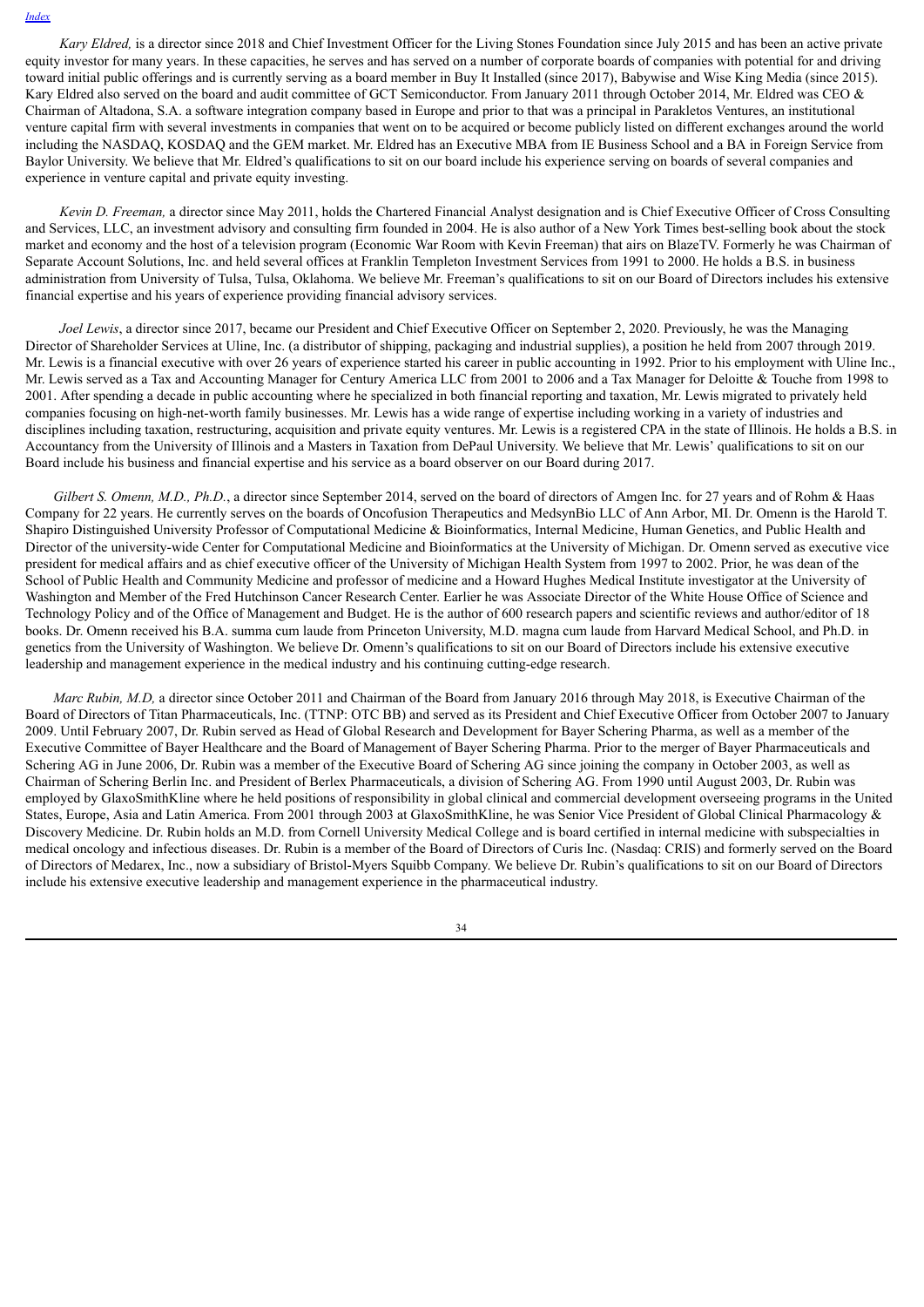*Kary Eldred,* is a director since 2018 and Chief Investment Officer for the Living Stones Foundation since July 2015 and has been an active private equity investor for many years. In these capacities, he serves and has served on a number of corporate boards of companies with potential for and driving toward initial public offerings and is currently serving as a board member in Buy It Installed (since 2017), Babywise and Wise King Media (since 2015). Kary Eldred also served on the board and audit committee of GCT Semiconductor. From January 2011 through October 2014, Mr. Eldred was CEO & Chairman of Altadona, S.A. a software integration company based in Europe and prior to that was a principal in Parakletos Ventures, an institutional venture capital firm with several investments in companies that went on to be acquired or become publicly listed on different exchanges around the world including the NASDAQ, KOSDAQ and the GEM market. Mr. Eldred has an Executive MBA from IE Business School and a BA in Foreign Service from Baylor University. We believe that Mr. Eldred's qualifications to sit on our board include his experience serving on boards of several companies and experience in venture capital and private equity investing.

*Kevin D. Freeman,* a director since May 2011, holds the Chartered Financial Analyst designation and is Chief Executive Officer of Cross Consulting and Services, LLC, an investment advisory and consulting firm founded in 2004. He is also author of a New York Times best-selling book about the stock market and economy and the host of a television program (Economic War Room with Kevin Freeman) that airs on BlazeTV. Formerly he was Chairman of Separate Account Solutions, Inc. and held several offices at Franklin Templeton Investment Services from 1991 to 2000. He holds a B.S. in business administration from University of Tulsa, Tulsa, Oklahoma. We believe Mr. Freeman's qualifications to sit on our Board of Directors includes his extensive financial expertise and his years of experience providing financial advisory services.

*Joel Lewis*, a director since 2017, became our President and Chief Executive Officer on September 2, 2020. Previously, he was the Managing Director of Shareholder Services at Uline, Inc. (a distributor of shipping, packaging and industrial supplies), a position he held from 2007 through 2019. Mr. Lewis is a financial executive with over 26 years of experience started his career in public accounting in 1992. Prior to his employment with Uline Inc., Mr. Lewis served as a Tax and Accounting Manager for Century America LLC from 2001 to 2006 and a Tax Manager for Deloitte & Touche from 1998 to 2001. After spending a decade in public accounting where he specialized in both financial reporting and taxation, Mr. Lewis migrated to privately held companies focusing on high-net-worth family businesses. Mr. Lewis has a wide range of expertise including working in a variety of industries and disciplines including taxation, restructuring, acquisition and private equity ventures. Mr. Lewis is a registered CPA in the state of Illinois. He holds a B.S. in Accountancy from the University of Illinois and a Masters in Taxation from DePaul University. We believe that Mr. Lewis' qualifications to sit on our Board include his business and financial expertise and his service as a board observer on our Board during 2017.

*Gilbert S. Omenn, M.D., Ph.D.*, a director since September 2014, served on the board of directors of Amgen Inc. for 27 years and of Rohm & Haas Company for 22 years. He currently serves on the boards of Oncofusion Therapeutics and MedsynBio LLC of Ann Arbor, MI. Dr. Omenn is the Harold T. Shapiro Distinguished University Professor of Computational Medicine & Bioinformatics, Internal Medicine, Human Genetics, and Public Health and Director of the university-wide Center for Computational Medicine and Bioinformatics at the University of Michigan. Dr. Omenn served as executive vice president for medical affairs and as chief executive officer of the University of Michigan Health System from 1997 to 2002. Prior, he was dean of the School of Public Health and Community Medicine and professor of medicine and a Howard Hughes Medical Institute investigator at the University of Washington and Member of the Fred Hutchinson Cancer Research Center. Earlier he was Associate Director of the White House Office of Science and Technology Policy and of the Office of Management and Budget. He is the author of 600 research papers and scientific reviews and author/editor of 18 books. Dr. Omenn received his B.A. summa cum laude from Princeton University, M.D. magna cum laude from Harvard Medical School, and Ph.D. in genetics from the University of Washington. We believe Dr. Omenn's qualifications to sit on our Board of Directors include his extensive executive leadership and management experience in the medical industry and his continuing cutting-edge research.

*Marc Rubin, M.D,* a director since October 2011 and Chairman of the Board from January 2016 through May 2018, is Executive Chairman of the Board of Directors of Titan Pharmaceuticals, Inc. (TTNP: OTC BB) and served as its President and Chief Executive Officer from October 2007 to January 2009. Until February 2007, Dr. Rubin served as Head of Global Research and Development for Bayer Schering Pharma, as well as a member of the Executive Committee of Bayer Healthcare and the Board of Management of Bayer Schering Pharma. Prior to the merger of Bayer Pharmaceuticals and Schering AG in June 2006, Dr. Rubin was a member of the Executive Board of Schering AG since joining the company in October 2003, as well as Chairman of Schering Berlin Inc. and President of Berlex Pharmaceuticals, a division of Schering AG. From 1990 until August 2003, Dr. Rubin was employed by GlaxoSmithKline where he held positions of responsibility in global clinical and commercial development overseeing programs in the United States, Europe, Asia and Latin America. From 2001 through 2003 at GlaxoSmithKline, he was Senior Vice President of Global Clinical Pharmacology & Discovery Medicine. Dr. Rubin holds an M.D. from Cornell University Medical College and is board certified in internal medicine with subspecialties in medical oncology and infectious diseases. Dr. Rubin is a member of the Board of Directors of Curis Inc. (Nasdaq: CRIS) and formerly served on the Board of Directors of Medarex, Inc., now a subsidiary of Bristol-Myers Squibb Company. We believe Dr. Rubin's qualifications to sit on our Board of Directors include his extensive executive leadership and management experience in the pharmaceutical industry.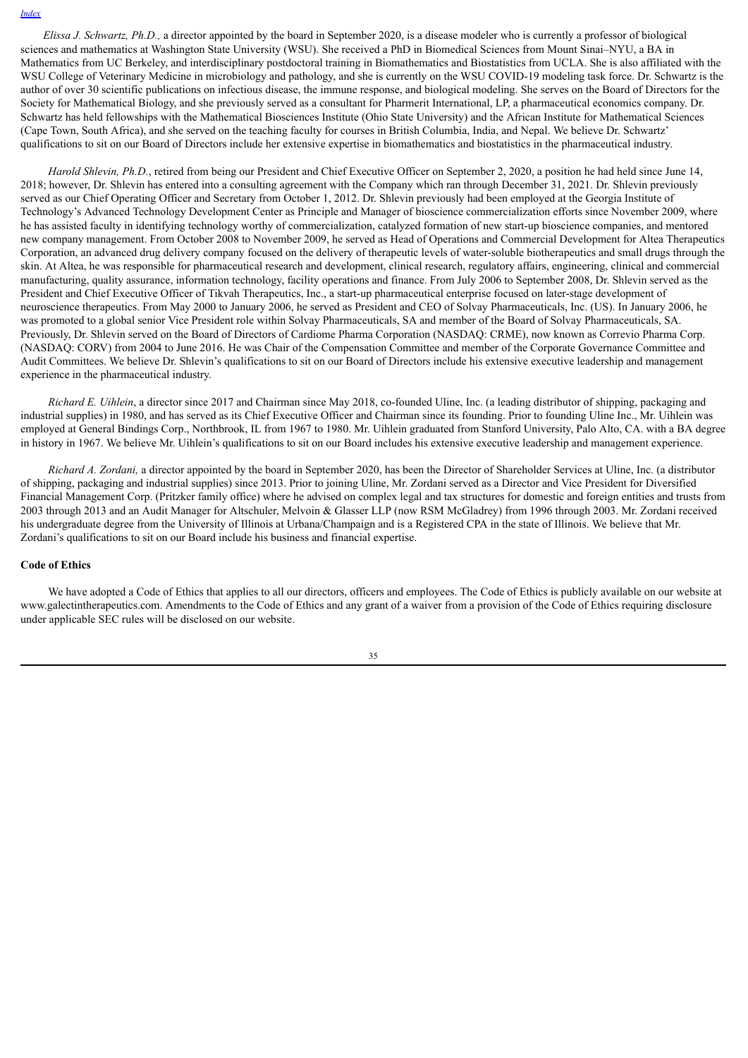*Elissa J. Schwartz, Ph.D.,* a director appointed by the board in September 2020, is a disease modeler who is currently a professor of biological sciences and mathematics at Washington State University (WSU). She received a PhD in Biomedical Sciences from Mount Sinai–NYU, a BA in Mathematics from UC Berkeley, and interdisciplinary postdoctoral training in Biomathematics and Biostatistics from UCLA. She is also affiliated with the WSU College of Veterinary Medicine in microbiology and pathology, and she is currently on the WSU COVID-19 modeling task force. Dr. Schwartz is the author of over 30 scientific publications on infectious disease, the immune response, and biological modeling. She serves on the Board of Directors for the Society for Mathematical Biology, and she previously served as a consultant for Pharmerit International, LP, a pharmaceutical economics company. Dr. Schwartz has held fellowships with the Mathematical Biosciences Institute (Ohio State University) and the African Institute for Mathematical Sciences (Cape Town, South Africa), and she served on the teaching faculty for courses in British Columbia, India, and Nepal. We believe Dr. Schwartz' qualifications to sit on our Board of Directors include her extensive expertise in biomathematics and biostatistics in the pharmaceutical industry.

*Harold Shlevin, Ph.D.*, retired from being our President and Chief Executive Officer on September 2, 2020, a position he had held since June 14, 2018; however, Dr. Shlevin has entered into a consulting agreement with the Company which ran through December 31, 2021. Dr. Shlevin previously served as our Chief Operating Officer and Secretary from October 1, 2012. Dr. Shlevin previously had been employed at the Georgia Institute of Technology's Advanced Technology Development Center as Principle and Manager of bioscience commercialization efforts since November 2009, where he has assisted faculty in identifying technology worthy of commercialization, catalyzed formation of new start-up bioscience companies, and mentored new company management. From October 2008 to November 2009, he served as Head of Operations and Commercial Development for Altea Therapeutics Corporation, an advanced drug delivery company focused on the delivery of therapeutic levels of water-soluble biotherapeutics and small drugs through the skin. At Altea, he was responsible for pharmaceutical research and development, clinical research, regulatory affairs, engineering, clinical and commercial manufacturing, quality assurance, information technology, facility operations and finance. From July 2006 to September 2008, Dr. Shlevin served as the President and Chief Executive Officer of Tikvah Therapeutics, Inc., a start-up pharmaceutical enterprise focused on later-stage development of neuroscience therapeutics. From May 2000 to January 2006, he served as President and CEO of Solvay Pharmaceuticals, Inc. (US). In January 2006, he was promoted to a global senior Vice President role within Solvay Pharmaceuticals, SA and member of the Board of Solvay Pharmaceuticals, SA. Previously, Dr. Shlevin served on the Board of Directors of Cardiome Pharma Corporation (NASDAQ: CRME), now known as Correvio Pharma Corp. (NASDAQ: CORV) from 2004 to June 2016. He was Chair of the Compensation Committee and member of the Corporate Governance Committee and Audit Committees. We believe Dr. Shlevin's qualifications to sit on our Board of Directors include his extensive executive leadership and management experience in the pharmaceutical industry.

*Richard E. Uihlein*, a director since 2017 and Chairman since May 2018, co-founded Uline, Inc. (a leading distributor of shipping, packaging and industrial supplies) in 1980, and has served as its Chief Executive Officer and Chairman since its founding. Prior to founding Uline Inc., Mr. Uihlein was employed at General Bindings Corp., Northbrook, IL from 1967 to 1980. Mr. Uihlein graduated from Stanford University, Palo Alto, CA. with a BA degree in history in 1967. We believe Mr. Uihlein's qualifications to sit on our Board includes his extensive executive leadership and management experience.

*Richard A. Zordani,* a director appointed by the board in September 2020, has been the Director of Shareholder Services at Uline, Inc. (a distributor of shipping, packaging and industrial supplies) since 2013. Prior to joining Uline, Mr. Zordani served as a Director and Vice President for Diversified Financial Management Corp. (Pritzker family office) where he advised on complex legal and tax structures for domestic and foreign entities and trusts from 2003 through 2013 and an Audit Manager for Altschuler, Melvoin & Glasser LLP (now RSM McGladrey) from 1996 through 2003. Mr. Zordani received his undergraduate degree from the University of Illinois at Urbana/Champaign and is a Registered CPA in the state of Illinois. We believe that Mr. Zordani's qualifications to sit on our Board include his business and financial expertise.

**Code of Ethics**

We have adopted a Code of Ethics that applies to all our directors, officers and employees. The Code of Ethics is publicly available on our website at www.galectintherapeutics.com. Amendments to the Code of Ethics and any grant of a waiver from a provision of the Code of Ethics requiring disclosure under applicable SEC rules will be disclosed on our website.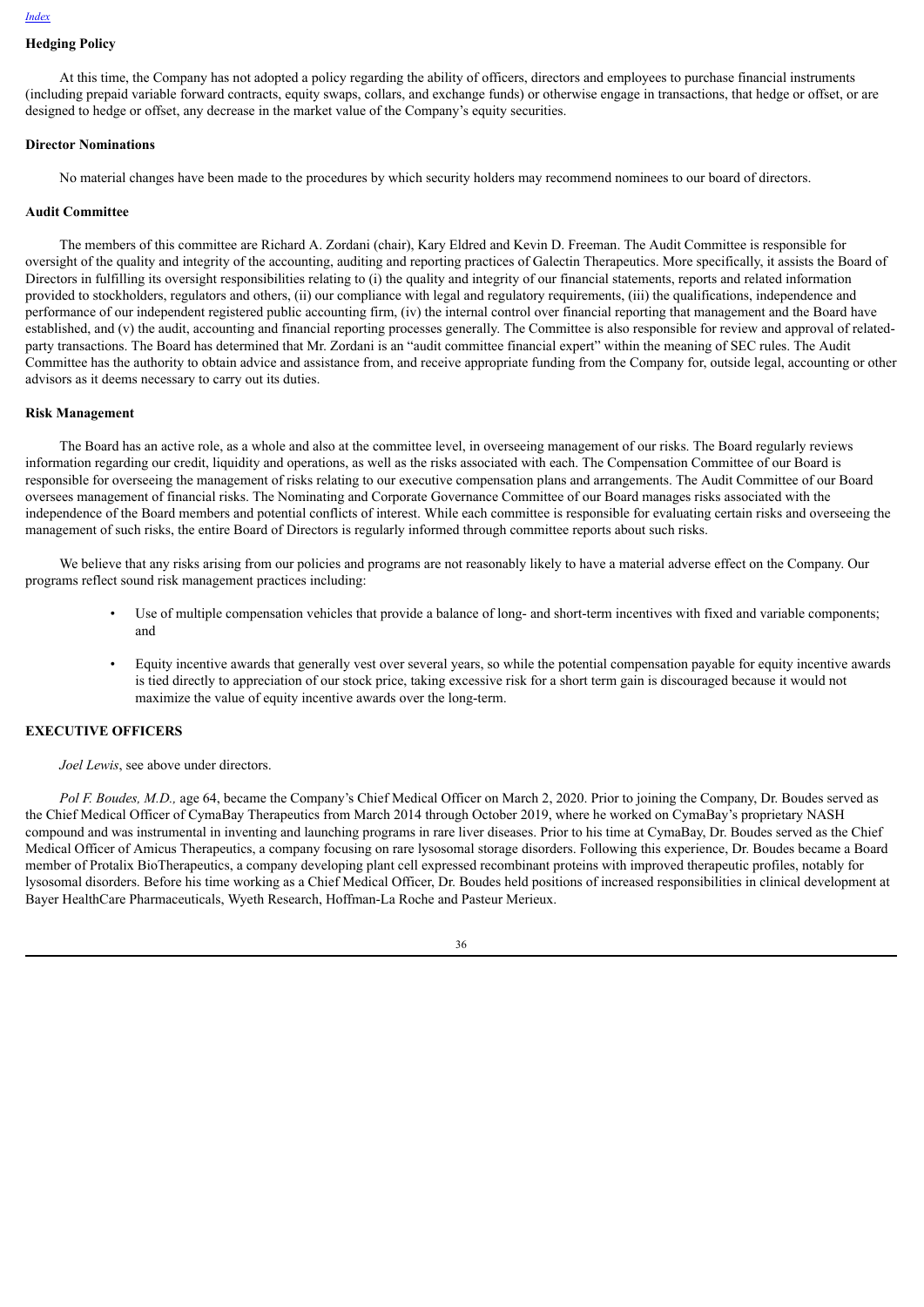### Hedging Policy

At this time, the Company has not adopted a policy regarding the ability of officers, directors and employees to purchase financial instruments (including prepaid variable forward contracts, equity swaps, collars, and exchange funds) or otherwise engage in transactions, that hedge or offset, or are designed to hedge or offset, any decrease in the market value of the Company's equity securities.

### Director Nominations

No material changes have been made to the procedures by which security holders may recommend nominees to our board of directors.

### Audit Committee

The members of this committee are Richard A. Zordani (chair), Kary Eldred and Kevin D. Freeman. The Audit Committee is responsible for oversight of the quality and integrity of the accounting, auditing and reporting practices of Galectin Therapeutics. More specifically, it assists the Board of Directors in fulfilling its oversight responsibilities relating to (i) the quality and integrity of our financial statements, reports and related information provided to stockholders, regulators and others, (ii) our compliance with legal and regulatory requirements, (iii) the qualifications, independence and performance of our independent registered public accounting firm, (iv) the internal control over financial reporting that management and the Board have established, and (v) the audit, accounting and financial reporting processes generally. The Committee is also responsible for review and approval of related-party transactions. The Board has determined that Mr. Zordani is an "audit committee financial expert" within the meaning of SEC rules. The Audit Committee has the authority to obtain advice and assistance from, and receive appropriate funding from the Company for, outside legal, accounting or other advisors as it deems necessary to carry out its duties.

### Risk Management

The Board has an active role, as a whole and also at the committee level, in overseeing management of our risks. The Board regularly reviews information regarding our credit, liquidity and operations, as well as the risks associated with each. The Compensation Committee of our Board is responsible for overseeing the management of risks relating to our executive compensation plans and arrangements. The Audit Committee of our Board oversees management of financial risks. The Nominating and Corporate Governance Committee of our Board manages risks associated with the independence of the Board members and potential conflicts of interest. While each committee is responsible for evaluating certain risks and overseeing the management of such risks, the entire Board of Directors is regularly informed through committee reports about such risks.

We believe that any risks arising from our policies and programs are not reasonably likely to have a material adverse effect on the Company. Our programs reflect sound risk management practices including:

- Use of multiple compensation vehicles that provide a balance of long- and short-term incentives with fixed and variable components; and
- Equity incentive awards that generally vest over several years, so while the potential compensation payable for equity incentive awards is tied directly to appreciation of our stock price, taking excessive risk for a short term gain is discouraged because it would not maximize the value of equity incentive awards over the long-term.

## EXECUTIVE OFFICERS

*Joel Lewis*, see above under directors.

*Pol F. Boudes, M.D.,* age 64, became the Company's Chief Medical Officer on March 2, 2020. Prior to joining the Company, Dr. Boudes served as the Chief Medical Officer of CymaBay Therapeutics from March 2014 through October 2019, where he worked on CymaBay's proprietary NASH compound and was instrumental in inventing and launching programs in rare liver diseases. Prior to his time at CymaBay, Dr. Boudes served as the Chief Medical Officer of Amicus Therapeutics, a company focusing on rare lysosomal storage disorders. Following this experience, Dr. Boudes became a Board member of Protalix BioTherapeutics, a company developing plant cell expressed recombinant proteins with improved therapeutic profiles, notably for lysosomal disorders. Before his time working as a Chief Medical Officer, Dr. Boudes held positions of increased responsibilities in clinical development at Bayer HealthCare Pharmaceuticals, Wyeth Research, Hoffman-La Roche and Pasteur Merieux.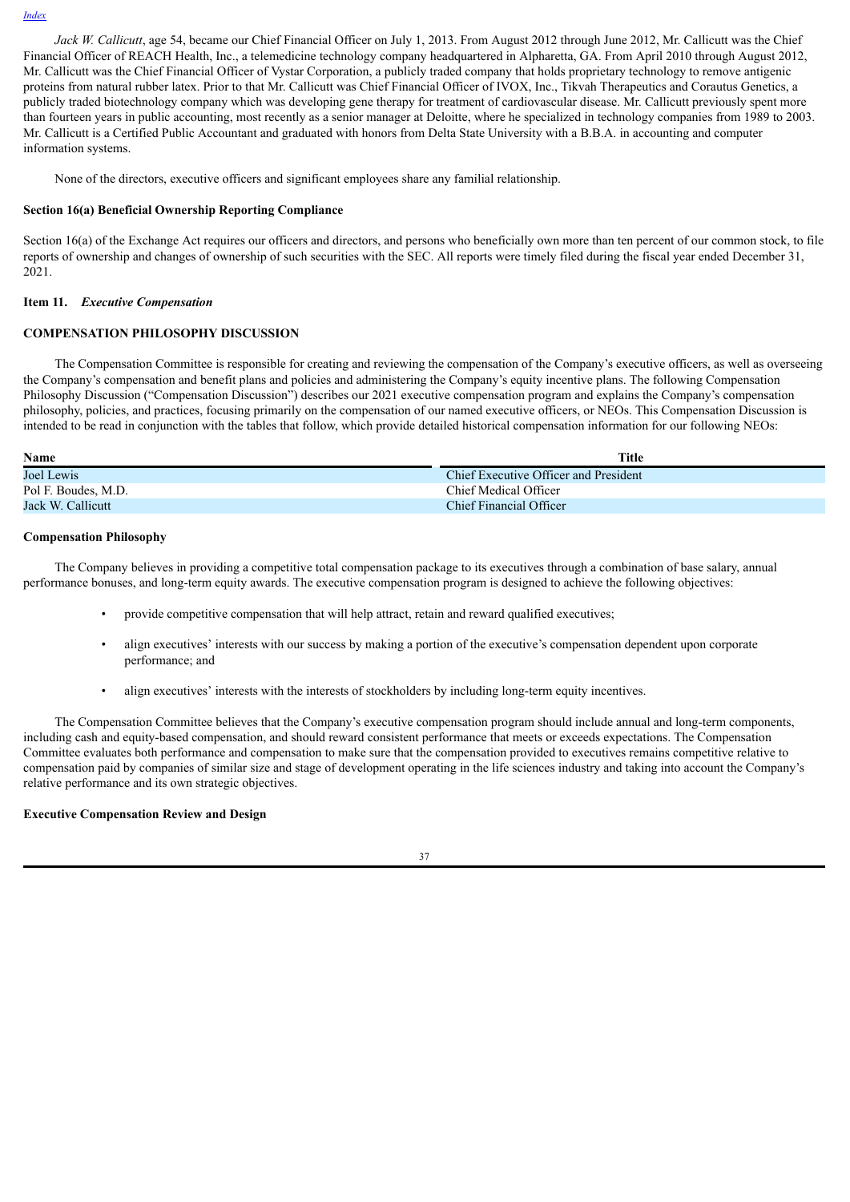*Jack W. Callicutt*, age 54, became our Chief Financial Officer on July 1, 2013. From August 2012 through June 2012, Mr. Callicutt was the Chief Financial Officer of REACH Health, Inc., a telemedicine technology company headquartered in Alpharetta, GA. From April 2010 through August 2012, Mr. Callicutt was the Chief Financial Officer of Vystar Corporation, a publicly traded company that holds proprietary technology to remove antigenic proteins from natural rubber latex. Prior to that Mr. Callicutt was Chief Financial Officer of IVOX, Inc., Tikvah Therapeutics and Corautus Genetics, a publicly traded biotechnology company which was developing gene therapy for treatment of cardiovascular disease. Mr. Callicutt previously spent more than fourteen years in public accounting, most recently as a senior manager at Deloitte, where he specialized in technology companies from 1989 to 2003. Mr. Callicutt is a Certified Public Accountant and graduated with honors from Delta State University with a B.B.A. in accounting and computer information systems.

None of the directors, executive officers and significant employees share any familial relationship.

**Section 16(a) Beneficial Ownership Reporting Compliance**

Section 16(a) of the Exchange Act requires our officers and directors, and persons who beneficially own more than ten percent of our common stock, to file reports of ownership and changes of ownership of such securities with the SEC. All reports were timely filed during the fiscal year ended December 31, 2021.

**Item 11.** ***Executive Compensation***

**COMPENSATION PHILOSOPHY DISCUSSION**

The Compensation Committee is responsible for creating and reviewing the compensation of the Company's executive officers, as well as overseeing the Company's compensation and benefit plans and policies and administering the Company's equity incentive plans. The following Compensation Philosophy Discussion ("Compensation Discussion") describes our 2021 executive compensation program and explains the Company's compensation philosophy, policies, and practices, focusing primarily on the compensation of our named executive officers, or NEOs. This Compensation Discussion is intended to be read in conjunction with the tables that follow, which provide detailed historical compensation information for our following NEOs:

| Name | Title |
| --- | --- |
| Joel Lewis | Chief Executive Officer and President |
| Pol F. Boudes, M.D. | Chief Medical Officer |
| Jack W. Callicutt | Chief Financial Officer |

**Compensation Philosophy**

The Company believes in providing a competitive total compensation package to its executives through a combination of base salary, annual performance bonuses, and long-term equity awards. The executive compensation program is designed to achieve the following objectives:

- provide competitive compensation that will help attract, retain and reward qualified executives;
- align executives' interests with our success by making a portion of the executive's compensation dependent upon corporate performance; and
- align executives' interests with the interests of stockholders by including long-term equity incentives.

The Compensation Committee believes that the Company's executive compensation program should include annual and long-term components, including cash and equity-based compensation, and should reward consistent performance that meets or exceeds expectations. The Compensation Committee evaluates both performance and compensation to make sure that the compensation provided to executives remains competitive relative to compensation paid by companies of similar size and stage of development operating in the life sciences industry and taking into account the Company's relative performance and its own strategic objectives.

**Executive Compensation Review and Design**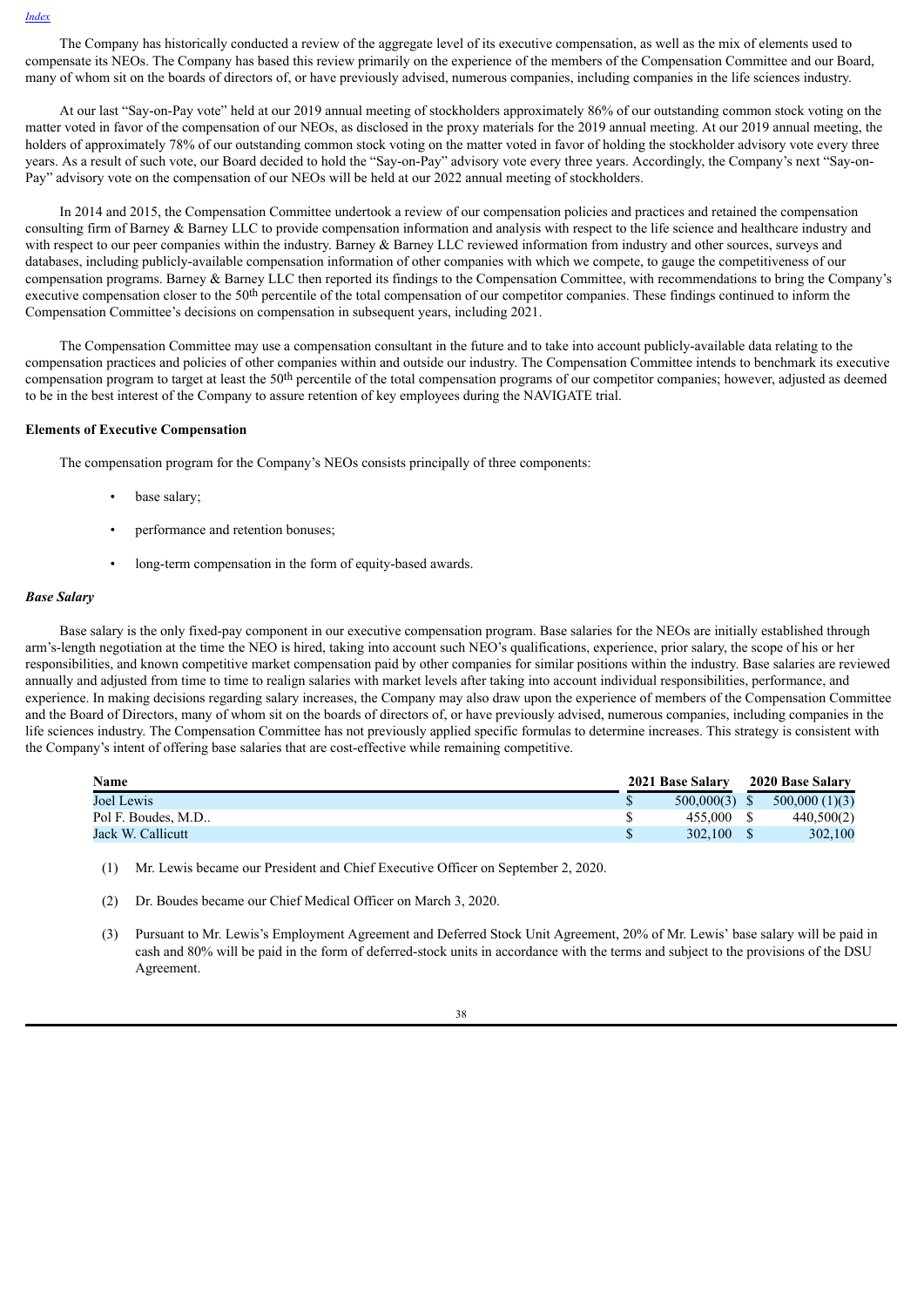The Company has historically conducted a review of the aggregate level of its executive compensation, as well as the mix of elements used to compensate its NEOs. The Company has based this review primarily on the experience of the members of the Compensation Committee and our Board, many of whom sit on the boards of directors of, or have previously advised, numerous companies, including companies in the life sciences industry.

At our last "Say-on-Pay vote" held at our 2019 annual meeting of stockholders approximately 86% of our outstanding common stock voting on the matter voted in favor of the compensation of our NEOs, as disclosed in the proxy materials for the 2019 annual meeting. At our 2019 annual meeting, the holders of approximately 78% of our outstanding common stock voting on the matter voted in favor of holding the stockholder advisory vote every three years. As a result of such vote, our Board decided to hold the "Say-on-Pay" advisory vote every three years. Accordingly, the Company's next "Say-on-Pay" advisory vote on the compensation of our NEOs will be held at our 2022 annual meeting of stockholders.

In 2014 and 2015, the Compensation Committee undertook a review of our compensation policies and practices and retained the compensation consulting firm of Barney & Barney LLC to provide compensation information and analysis with respect to the life science and healthcare industry and with respect to our peer companies within the industry. Barney & Barney LLC reviewed information from industry and other sources, surveys and databases, including publicly-available compensation information of other companies with which we compete, to gauge the competitiveness of our compensation programs. Barney & Barney LLC then reported its findings to the Compensation Committee, with recommendations to bring the Company's executive compensation closer to the 50th percentile of the total compensation of our competitor companies. These findings continued to inform the Compensation Committee's decisions on compensation in subsequent years, including 2021.

The Compensation Committee may use a compensation consultant in the future and to take into account publicly-available data relating to the compensation practices and policies of other companies within and outside our industry. The Compensation Committee intends to benchmark its executive compensation program to target at least the 50th percentile of the total compensation programs of our competitor companies; however, adjusted as deemed to be in the best interest of the Company to assure retention of key employees during the NAVIGATE trial.

**Elements of Executive Compensation**

The compensation program for the Company's NEOs consists principally of three components:

- base salary;
- performance and retention bonuses;
- long-term compensation in the form of equity-based awards.

***Base Salary***

Base salary is the only fixed-pay component in our executive compensation program. Base salaries for the NEOs are initially established through arm's-length negotiation at the time the NEO is hired, taking into account such NEO's qualifications, experience, prior salary, the scope of his or her responsibilities, and known competitive market compensation paid by other companies for similar positions within the industry. Base salaries are reviewed annually and adjusted from time to time to realign salaries with market levels after taking into account individual responsibilities, performance, and experience. In making decisions regarding salary increases, the Company may also draw upon the experience of members of the Compensation Committee and the Board of Directors, many of whom sit on the boards of directors of, or have previously advised, numerous companies, including companies in the life sciences industry. The Compensation Committee has not previously applied specific formulas to determine increases. This strategy is consistent with the Company's intent of offering base salaries that are cost-effective while remaining competitive.

| Name | 2021 Base Salary | 2020 Base Salary |
|---|---|---|
| Joel Lewis | $ 500,000(3) | $ 500,000 (1)(3) |
| Pol F. Boudes, M.D.. | $ 455,000 | $ 440,500(2) |
| Jack W. Callicutt | $ 302,100 | $ 302,100 |

(1) Mr. Lewis became our President and Chief Executive Officer on September 2, 2020.

(2) Dr. Boudes became our Chief Medical Officer on March 3, 2020.

(3) Pursuant to Mr. Lewis's Employment Agreement and Deferred Stock Unit Agreement, 20% of Mr. Lewis' base salary will be paid in cash and 80% will be paid in the form of deferred-stock units in accordance with the terms and subject to the provisions of the DSU Agreement.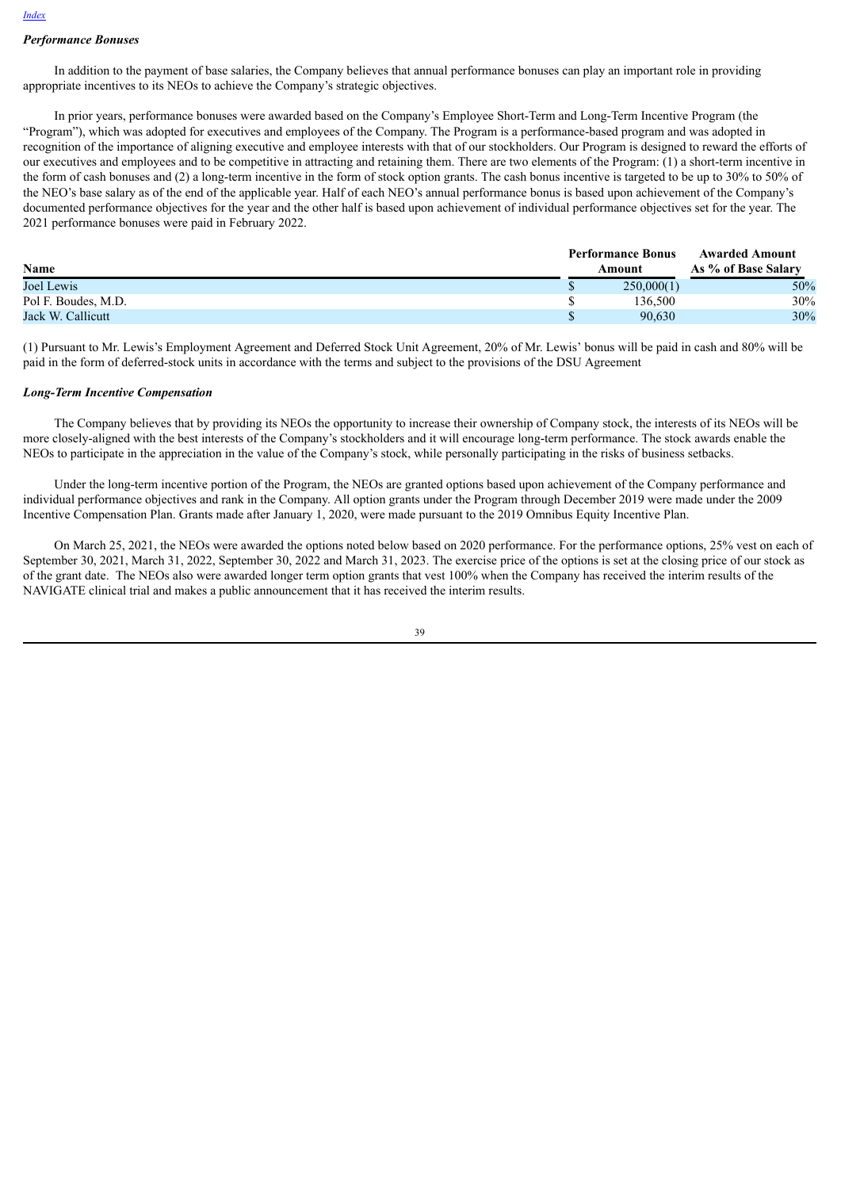### *Performance Bonuses*

In addition to the payment of base salaries, the Company believes that annual performance bonuses can play an important role in providing appropriate incentives to its NEOs to achieve the Company's strategic objectives.

In prior years, performance bonuses were awarded based on the Company's Employee Short-Term and Long-Term Incentive Program (the "Program"), which was adopted for executives and employees of the Company. The Program is a performance-based program and was adopted in recognition of the importance of aligning executive and employee interests with that of our stockholders. Our Program is designed to reward the efforts of our executives and employees and to be competitive in attracting and retaining them. There are two elements of the Program: (1) a short-term incentive in the form of cash bonuses and (2) a long-term incentive in the form of stock option grants. The cash bonus incentive is targeted to be up to 30% to 50% of the NEO's base salary as of the end of the applicable year. Half of each NEO's annual performance bonus is based upon achievement of the Company's documented performance objectives for the year and the other half is based upon achievement of individual performance objectives set for the year. The 2021 performance bonuses were paid in February 2022.

| Name | Performance Bonus Amount | Awarded Amount As % of Base Salary |
|---|---|---|
| Joel Lewis | $ 250,000(1) | 50% |
| Pol F. Boudes, M.D. | $ 136,500 | 30% |
| Jack W. Callicutt | $ 90,630 | 30% |

(1) Pursuant to Mr. Lewis's Employment Agreement and Deferred Stock Unit Agreement, 20% of Mr. Lewis' bonus will be paid in cash and 80% will be paid in the form of deferred-stock units in accordance with the terms and subject to the provisions of the DSU Agreement

### *Long-Term Incentive Compensation*

The Company believes that by providing its NEOs the opportunity to increase their ownership of Company stock, the interests of its NEOs will be more closely-aligned with the best interests of the Company's stockholders and it will encourage long-term performance. The stock awards enable the NEOs to participate in the appreciation in the value of the Company's stock, while personally participating in the risks of business setbacks.

Under the long-term incentive portion of the Program, the NEOs are granted options based upon achievement of the Company performance and individual performance objectives and rank in the Company. All option grants under the Program through December 2019 were made under the 2009 Incentive Compensation Plan. Grants made after January 1, 2020, were made pursuant to the 2019 Omnibus Equity Incentive Plan.

On March 25, 2021, the NEOs were awarded the options noted below based on 2020 performance. For the performance options, 25% vest on each of September 30, 2021, March 31, 2022, September 30, 2022 and March 31, 2023. The exercise price of the options is set at the closing price of our stock as of the grant date. The NEOs also were awarded longer term option grants that vest 100% when the Company has received the interim results of the NAVIGATE clinical trial and makes a public announcement that it has received the interim results.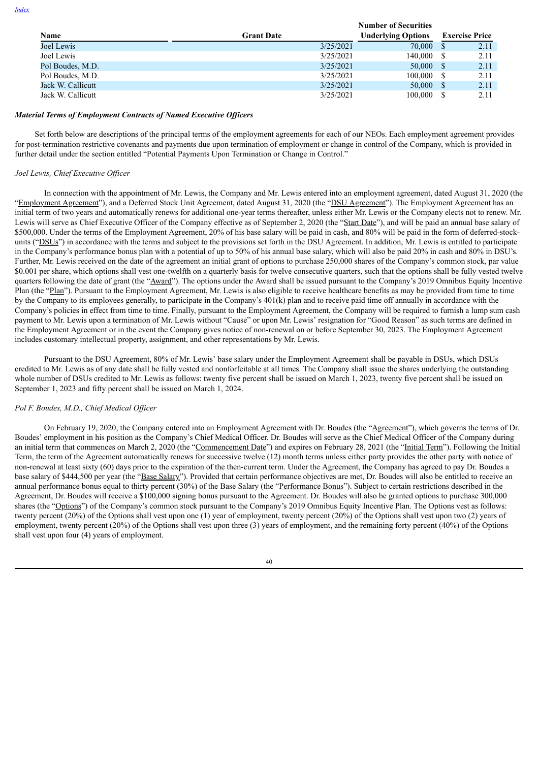| Name | Grant Date | Number of Securities Underlying Options | Exercise Price |
| --- | --- | --- | --- |
| Joel Lewis | 3/25/2021 | 70,000 | $ 2.11 |
| Joel Lewis | 3/25/2021 | 140,000 | $ 2.11 |
| Pol Boudes, M.D. | 3/25/2021 | 50,000 | $ 2.11 |
| Pol Boudes, M.D. | 3/25/2021 | 100,000 | $ 2.11 |
| Jack W. Callicutt | 3/25/2021 | 50,000 | $ 2.11 |
| Jack W. Callicutt | 3/25/2021 | 100,000 | $ 2.11 |

***Material Terms of Employment Contracts of Named Executive Officers***

Set forth below are descriptions of the principal terms of the employment agreements for each of our NEOs. Each employment agreement provides for post-termination restrictive covenants and payments due upon termination of employment or change in control of the Company, which is provided in further detail under the section entitled "Potential Payments Upon Termination or Change in Control."

*Joel Lewis, Chief Executive Officer*

In connection with the appointment of Mr. Lewis, the Company and Mr. Lewis entered into an employment agreement, dated August 31, 2020 (the "Employment Agreement"), and a Deferred Stock Unit Agreement, dated August 31, 2020 (the "DSU Agreement"). The Employment Agreement has an initial term of two years and automatically renews for additional one-year terms thereafter, unless either Mr. Lewis or the Company elects not to renew. Mr. Lewis will serve as Chief Executive Officer of the Company effective as of September 2, 2020 (the "Start Date"), and will be paid an annual base salary of $500,000. Under the terms of the Employment Agreement, 20% of his base salary will be paid in cash, and 80% will be paid in the form of deferred-stock-units ("DSUs") in accordance with the terms and subject to the provisions set forth in the DSU Agreement. In addition, Mr. Lewis is entitled to participate in the Company's performance bonus plan with a potential of up to 50% of his annual base salary, which will also be paid 20% in cash and 80% in DSU's. Further, Mr. Lewis received on the date of the agreement an initial grant of options to purchase 250,000 shares of the Company's common stock, par value $0.001 per share, which options shall vest one-twelfth on a quarterly basis for twelve consecutive quarters, such that the options shall be fully vested twelve quarters following the date of grant (the "Award"). The options under the Award shall be issued pursuant to the Company's 2019 Omnibus Equity Incentive Plan (the "Plan"). Pursuant to the Employment Agreement, Mr. Lewis is also eligible to receive healthcare benefits as may be provided from time to time by the Company to its employees generally, to participate in the Company's 401(k) plan and to receive paid time off annually in accordance with the Company's policies in effect from time to time. Finally, pursuant to the Employment Agreement, the Company will be required to furnish a lump sum cash payment to Mr. Lewis upon a termination of Mr. Lewis without "Cause" or upon Mr. Lewis' resignation for "Good Reason" as such terms are defined in the Employment Agreement or in the event the Company gives notice of non-renewal on or before September 30, 2023. The Employment Agreement includes customary intellectual property, assignment, and other representations by Mr. Lewis.

Pursuant to the DSU Agreement, 80% of Mr. Lewis' base salary under the Employment Agreement shall be payable in DSUs, which DSUs credited to Mr. Lewis as of any date shall be fully vested and nonforfeitable at all times. The Company shall issue the shares underlying the outstanding whole number of DSUs credited to Mr. Lewis as follows: twenty five percent shall be issued on March 1, 2023, twenty five percent shall be issued on September 1, 2023 and fifty percent shall be issued on March 1, 2024.

*Pol F. Boudes, M.D., Chief Medical Officer*

On February 19, 2020, the Company entered into an Employment Agreement with Dr. Boudes (the "Agreement"), which governs the terms of Dr. Boudes' employment in his position as the Company's Chief Medical Officer. Dr. Boudes will serve as the Chief Medical Officer of the Company during an initial term that commences on March 2, 2020 (the "Commencement Date") and expires on February 28, 2021 (the "Initial Term"). Following the Initial Term, the term of the Agreement automatically renews for successive twelve (12) month terms unless either party provides the other party with notice of non-renewal at least sixty (60) days prior to the expiration of the then-current term. Under the Agreement, the Company has agreed to pay Dr. Boudes a base salary of $444,500 per year (the "Base Salary"). Provided that certain performance objectives are met, Dr. Boudes will also be entitled to receive an annual performance bonus equal to thirty percent (30%) of the Base Salary (the "Performance Bonus"). Subject to certain restrictions described in the Agreement, Dr. Boudes will receive a $100,000 signing bonus pursuant to the Agreement. Dr. Boudes will also be granted options to purchase 300,000 shares (the "Options") of the Company's common stock pursuant to the Company's 2019 Omnibus Equity Incentive Plan. The Options vest as follows: twenty percent (20%) of the Options shall vest upon one (1) year of employment, twenty percent (20%) of the Options shall vest upon two (2) years of employment, twenty percent (20%) of the Options shall vest upon three (3) years of employment, and the remaining forty percent (40%) of the Options shall vest upon four (4) years of employment.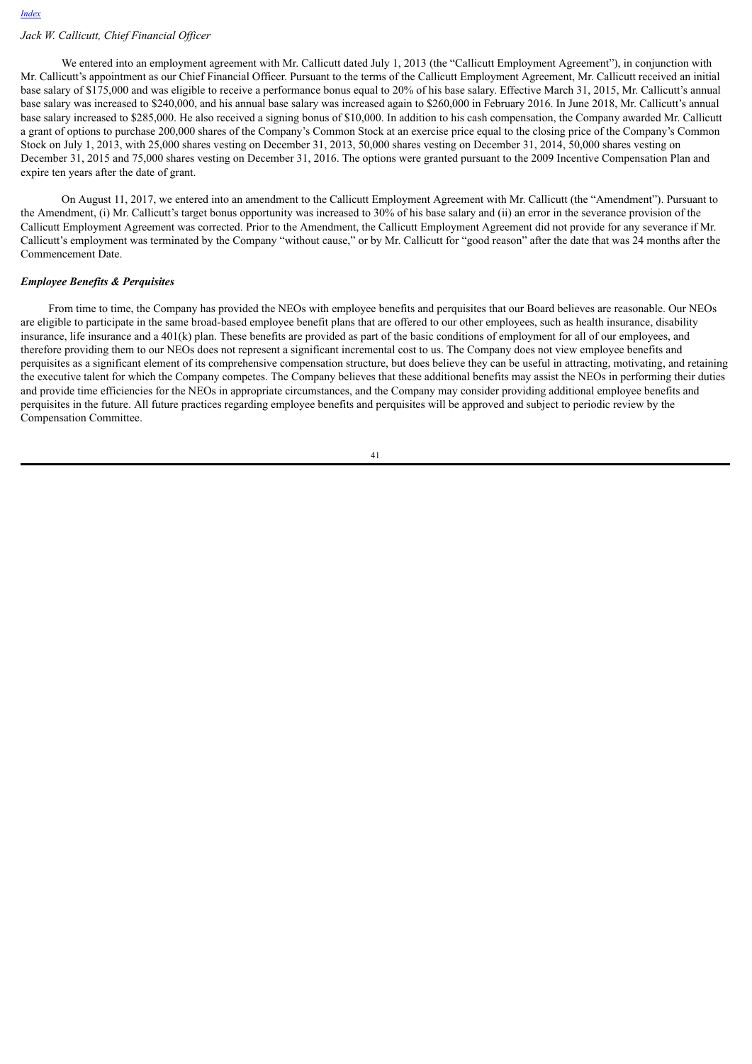*Jack W. Callicutt, Chief Financial Officer*

We entered into an employment agreement with Mr. Callicutt dated July 1, 2013 (the "Callicutt Employment Agreement"), in conjunction with Mr. Callicutt's appointment as our Chief Financial Officer. Pursuant to the terms of the Callicutt Employment Agreement, Mr. Callicutt received an initial base salary of $175,000 and was eligible to receive a performance bonus equal to 20% of his base salary. Effective March 31, 2015, Mr. Callicutt's annual base salary was increased to $240,000, and his annual base salary was increased again to $260,000 in February 2016. In June 2018, Mr. Callicutt's annual base salary increased to $285,000. He also received a signing bonus of $10,000. In addition to his cash compensation, the Company awarded Mr. Callicutt a grant of options to purchase 200,000 shares of the Company's Common Stock at an exercise price equal to the closing price of the Company's Common Stock on July 1, 2013, with 25,000 shares vesting on December 31, 2013, 50,000 shares vesting on December 31, 2014, 50,000 shares vesting on December 31, 2015 and 75,000 shares vesting on December 31, 2016. The options were granted pursuant to the 2009 Incentive Compensation Plan and expire ten years after the date of grant.

On August 11, 2017, we entered into an amendment to the Callicutt Employment Agreement with Mr. Callicutt (the "Amendment"). Pursuant to the Amendment, (i) Mr. Callicutt's target bonus opportunity was increased to 30% of his base salary and (ii) an error in the severance provision of the Callicutt Employment Agreement was corrected. Prior to the Amendment, the Callicutt Employment Agreement did not provide for any severance if Mr. Callicutt's employment was terminated by the Company "without cause," or by Mr. Callicutt for "good reason" after the date that was 24 months after the Commencement Date.

***Employee Benefits & Perquisites***

From time to time, the Company has provided the NEOs with employee benefits and perquisites that our Board believes are reasonable. Our NEOs are eligible to participate in the same broad-based employee benefit plans that are offered to our other employees, such as health insurance, disability insurance, life insurance and a 401(k) plan. These benefits are provided as part of the basic conditions of employment for all of our employees, and therefore providing them to our NEOs does not represent a significant incremental cost to us. The Company does not view employee benefits and perquisites as a significant element of its comprehensive compensation structure, but does believe they can be useful in attracting, motivating, and retaining the executive talent for which the Company competes. The Company believes that these additional benefits may assist the NEOs in performing their duties and provide time efficiencies for the NEOs in appropriate circumstances, and the Company may consider providing additional employee benefits and perquisites in the future. All future practices regarding employee benefits and perquisites will be approved and subject to periodic review by the Compensation Committee.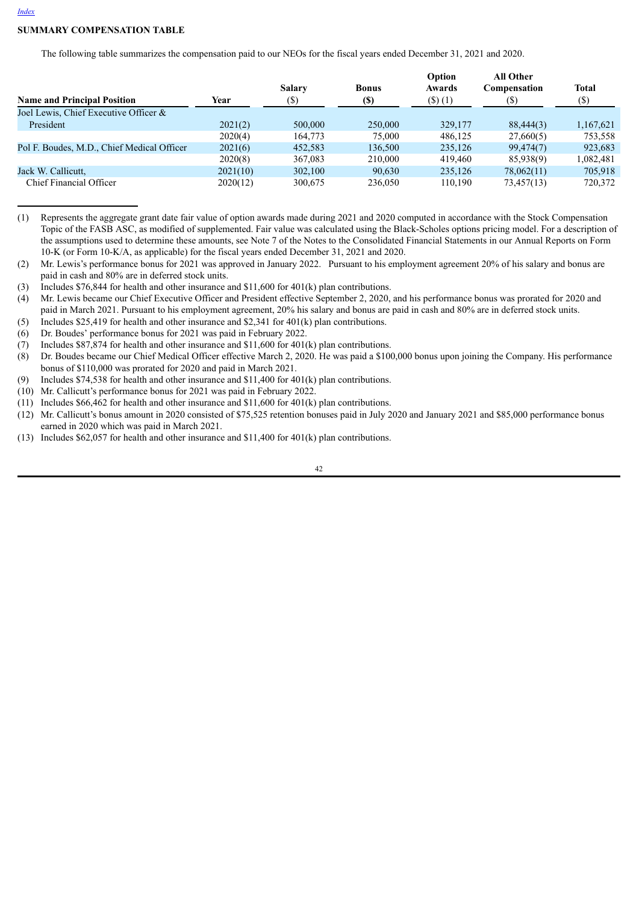[Index](#)

**SUMMARY COMPENSATION TABLE**

The following table summarizes the compensation paid to our NEOs for the fiscal years ended December 31, 2021 and 2020.

| Name and Principal Position | Year | Salary ($) | Bonus ($) | Option Awards ($) (1) | All Other Compensation ($) | Total ($) |
|---|---|---|---|---|---|---|
| Joel Lewis, Chief Executive Officer & President | 2021(2) | 500,000 | 250,000 | 329,177 | 88,444(3) | 1,167,621 |
| | 2020(4) | 164,773 | 75,000 | 486,125 | 27,660(5) | 753,558 |
| Pol F. Boudes, M.D., Chief Medical Officer | 2021(6) | 452,583 | 136,500 | 235,126 | 99,474(7) | 923,683 |
| | 2020(8) | 367,083 | 210,000 | 419,460 | 85,938(9) | 1,082,481 |
| Jack W. Callicutt, Chief Financial Officer | 2021(10) | 302,100 | 90,630 | 235,126 | 78,062(11) | 705,918 |
| | 2020(12) | 300,675 | 236,050 | 110,190 | 73,457(13) | 720,372 |

(1) Represents the aggregate grant date fair value of option awards made during 2021 and 2020 computed in accordance with the Stock Compensation Topic of the FASB ASC, as modified of supplemented. Fair value was calculated using the Black-Scholes options pricing model. For a description of the assumptions used to determine these amounts, see Note 7 of the Notes to the Consolidated Financial Statements in our Annual Reports on Form 10-K (or Form 10-K/A, as applicable) for the fiscal years ended December 31, 2021 and 2020.

(2) Mr. Lewis's performance bonus for 2021 was approved in January 2022. Pursuant to his employment agreement 20% of his salary and bonus are paid in cash and 80% are in deferred stock units.

(3) Includes $76,844 for health and other insurance and $11,600 for 401(k) plan contributions.

(4) Mr. Lewis became our Chief Executive Officer and President effective September 2, 2020, and his performance bonus was prorated for 2020 and paid in March 2021. Pursuant to his employment agreement, 20% his salary and bonus are paid in cash and 80% are in deferred stock units.

(5) Includes $25,419 for health and other insurance and $2,341 for 401(k) plan contributions.

(6) Dr. Boudes' performance bonus for 2021 was paid in February 2022.

(7) Includes $87,874 for health and other insurance and $11,600 for 401(k) plan contributions.

(8) Dr. Boudes became our Chief Medical Officer effective March 2, 2020. He was paid a $100,000 bonus upon joining the Company. His performance bonus of $110,000 was prorated for 2020 and paid in March 2021.

(9) Includes $74,538 for health and other insurance and $11,400 for 401(k) plan contributions.

(10) Mr. Callicutt's performance bonus for 2021 was paid in February 2022.

(11) Includes $66,462 for health and other insurance and $11,600 for 401(k) plan contributions.

(12) Mr. Callicutt's bonus amount in 2020 consisted of $75,525 retention bonuses paid in July 2020 and January 2021 and $85,000 performance bonus earned in 2020 which was paid in March 2021.

(13) Includes $62,057 for health and other insurance and $11,400 for 401(k) plan contributions.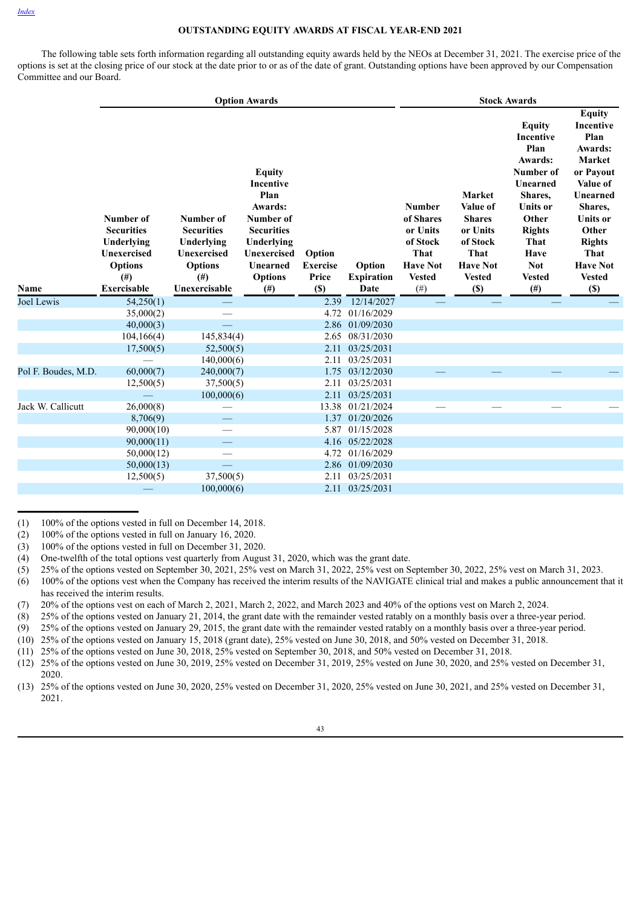[Index](#)

## OUTSTANDING EQUITY AWARDS AT FISCAL YEAR-END 2021

The following table sets forth information regarding all outstanding equity awards held by the NEOs at December 31, 2021. The exercise price of the options is set at the closing price of our stock at the date prior to or as of the date of grant. Outstanding options have been approved by our Compensation Committee and our Board.

| | Option Awards | | | | | Stock Awards | | | |
|---|---|---|---|---|---|---|---|---|---|
| **Name** | **Number of Securities Underlying Unexercised Options (#) Exercisable** | **Number of Securities Underlying Unexercised Options (#) Unexercisable** | **Equity Incentive Plan Awards: Number of Securities Underlying Unexercised Unearned Options (#)** | **Option Exercise Price ($)** | **Option Expiration Date** | **Number of Shares or Units of Stock That Have Not Vested (#)** | **Market Value of Shares or Units of Stock That Have Not Vested ($)** | **Equity Incentive Plan Awards: Number of Unearned Shares, Units or Other Rights That Have Not Vested (#)** | **Equity Incentive Plan Awards: Market or Payout Value of Unearned Shares, Units or Other Rights That Have Not Vested ($)** |
| Joel Lewis | 54,250(1) | — | | 2.39 | 12/14/2027 | — | — | — | — |
| | 35,000(2) | — | | 4.72 | 01/16/2029 | | | | |
| | 40,000(3) | — | | 2.86 | 01/09/2030 | | | | |
| | 104,166(4) | 145,834(4) | | 2.65 | 08/31/2030 | | | | |
| | 17,500(5) | 52,500(5) | | 2.11 | 03/25/2031 | | | | |
| | — | 140,000(6) | | 2.11 | 03/25/2031 | | | | |
| Pol F. Boudes, M.D. | 60,000(7) | 240,000(7) | | 1.75 | 03/12/2030 | — | — | — | — |
| | 12,500(5) | 37,500(5) | | 2.11 | 03/25/2031 | | | | |
| | — | 100,000(6) | | 2.11 | 03/25/2031 | | | | |
| Jack W. Callicutt | 26,000(8) | — | | 13.38 | 01/21/2024 | — | — | — | — |
| | 8,706(9) | — | | 1.37 | 01/20/2026 | | | | |
| | 90,000(10) | — | | 5.87 | 01/15/2028 | | | | |
| | 90,000(11) | — | | 4.16 | 05/22/2028 | | | | |
| | 50,000(12) | — | | 4.72 | 01/16/2029 | | | | |
| | 50,000(13) | — | | 2.86 | 01/09/2030 | | | | |
| | 12,500(5) | 37,500(5) | | 2.11 | 03/25/2031 | | | | |
| | — | 100,000(6) | | 2.11 | 03/25/2031 | | | | |

---

(1) 100% of the options vested in full on December 14, 2018.

(2) 100% of the options vested in full on January 16, 2020.

(3) 100% of the options vested in full on December 31, 2020.

(4) One-twelfth of the total options vest quarterly from August 31, 2020, which was the grant date.

(5) 25% of the options vested on September 30, 2021, 25% vest on March 31, 2022, 25% vest on September 30, 2022, 25% vest on March 31, 2023.

(6) 100% of the options vest when the Company has received the interim results of the NAVIGATE clinical trial and makes a public announcement that it has received the interim results.

(7) 20% of the options vest on each of March 2, 2021, March 2, 2022, and March 2023 and 40% of the options vest on March 2, 2024.

(8) 25% of the options vested on January 21, 2014, the grant date with the remainder vested ratably on a monthly basis over a three-year period.

(9) 25% of the options vested on January 29, 2015, the grant date with the remainder vested ratably on a monthly basis over a three-year period.

(10) 25% of the options vested on January 15, 2018 (grant date), 25% vested on June 30, 2018, and 50% vested on December 31, 2018.

(11) 25% of the options vested on June 30, 2018, 25% vested on September 30, 2018, and 50% vested on December 31, 2018.

(12) 25% of the options vested on June 30, 2019, 25% vested on December 31, 2019, 25% vested on June 30, 2020, and 25% vested on December 31, 2020.

(13) 25% of the options vested on June 30, 2020, 25% vested on December 31, 2020, 25% vested on June 30, 2021, and 25% vested on December 31, 2021.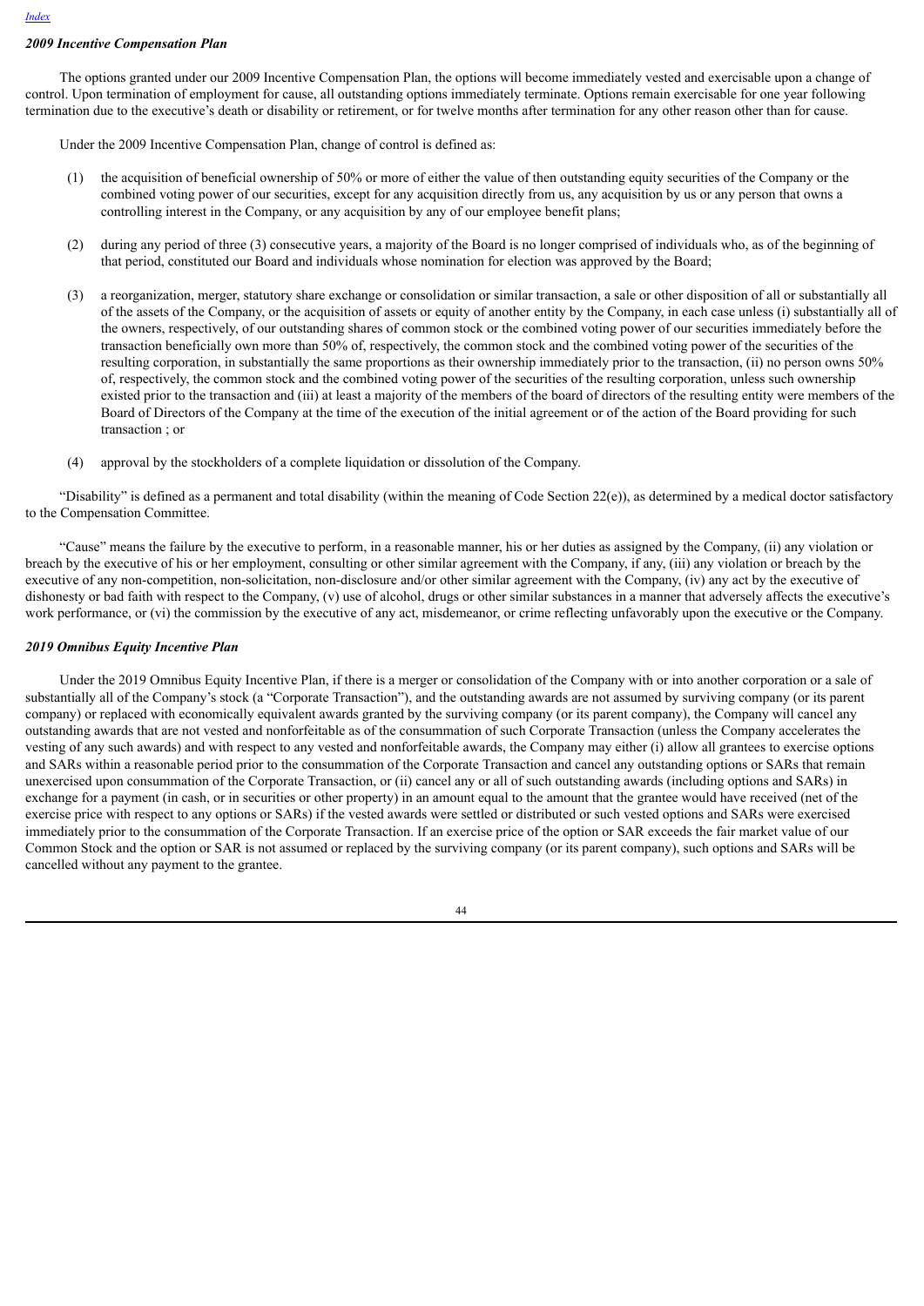### *2009 Incentive Compensation Plan*

The options granted under our 2009 Incentive Compensation Plan, the options will become immediately vested and exercisable upon a change of control. Upon termination of employment for cause, all outstanding options immediately terminate. Options remain exercisable for one year following termination due to the executive's death or disability or retirement, or for twelve months after termination for any other reason other than for cause.

Under the 2009 Incentive Compensation Plan, change of control is defined as:

(1) the acquisition of beneficial ownership of 50% or more of either the value of then outstanding equity securities of the Company or the combined voting power of our securities, except for any acquisition directly from us, any acquisition by us or any person that owns a controlling interest in the Company, or any acquisition by any of our employee benefit plans;

(2) during any period of three (3) consecutive years, a majority of the Board is no longer comprised of individuals who, as of the beginning of that period, constituted our Board and individuals whose nomination for election was approved by the Board;

(3) a reorganization, merger, statutory share exchange or consolidation or similar transaction, a sale or other disposition of all or substantially all of the assets of the Company, or the acquisition of assets or equity of another entity by the Company, in each case unless (i) substantially all of the owners, respectively, of our outstanding shares of common stock or the combined voting power of our securities immediately before the transaction beneficially own more than 50% of, respectively, the common stock and the combined voting power of the securities of the resulting corporation, in substantially the same proportions as their ownership immediately prior to the transaction, (ii) no person owns 50% of, respectively, the common stock and the combined voting power of the securities of the resulting corporation, unless such ownership existed prior to the transaction and (iii) at least a majority of the members of the board of directors of the resulting entity were members of the Board of Directors of the Company at the time of the execution of the initial agreement or of the action of the Board providing for such transaction ; or

(4) approval by the stockholders of a complete liquidation or dissolution of the Company.

"Disability" is defined as a permanent and total disability (within the meaning of Code Section 22(e)), as determined by a medical doctor satisfactory to the Compensation Committee.

"Cause" means the failure by the executive to perform, in a reasonable manner, his or her duties as assigned by the Company, (ii) any violation or breach by the executive of his or her employment, consulting or other similar agreement with the Company, if any, (iii) any violation or breach by the executive of any non-competition, non-solicitation, non-disclosure and/or other similar agreement with the Company, (iv) any act by the executive of dishonesty or bad faith with respect to the Company, (v) use of alcohol, drugs or other similar substances in a manner that adversely affects the executive's work performance, or (vi) the commission by the executive of any act, misdemeanor, or crime reflecting unfavorably upon the executive or the Company.

### *2019 Omnibus Equity Incentive Plan*

Under the 2019 Omnibus Equity Incentive Plan, if there is a merger or consolidation of the Company with or into another corporation or a sale of substantially all of the Company's stock (a "Corporate Transaction"), and the outstanding awards are not assumed by surviving company (or its parent company) or replaced with economically equivalent awards granted by the surviving company (or its parent company), the Company will cancel any outstanding awards that are not vested and nonforfeitable as of the consummation of such Corporate Transaction (unless the Company accelerates the vesting of any such awards) and with respect to any vested and nonforfeitable awards, the Company may either (i) allow all grantees to exercise options and SARs within a reasonable period prior to the consummation of the Corporate Transaction and cancel any outstanding options or SARs that remain unexercised upon consummation of the Corporate Transaction, or (ii) cancel any or all of such outstanding awards (including options and SARs) in exchange for a payment (in cash, or in securities or other property) in an amount equal to the amount that the grantee would have received (net of the exercise price with respect to any options or SARs) if the vested awards were settled or distributed or such vested options and SARs were exercised immediately prior to the consummation of the Corporate Transaction. If an exercise price of the option or SAR exceeds the fair market value of our Common Stock and the option or SAR is not assumed or replaced by the surviving company (or its parent company), such options and SARs will be cancelled without any payment to the grantee.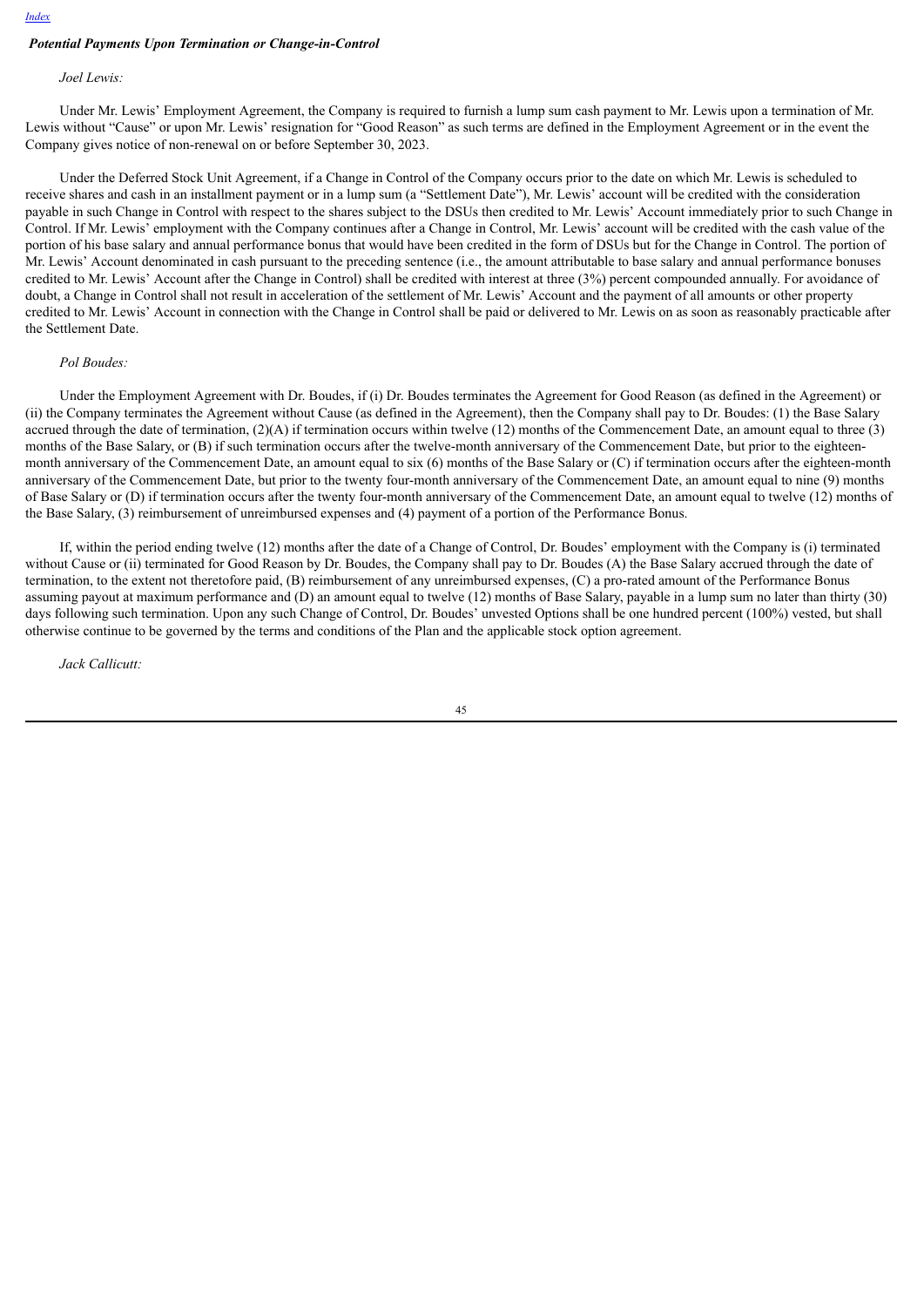### *Potential Payments Upon Termination or Change-in-Control*

*Joel Lewis:*

Under Mr. Lewis' Employment Agreement, the Company is required to furnish a lump sum cash payment to Mr. Lewis upon a termination of Mr. Lewis without "Cause" or upon Mr. Lewis' resignation for "Good Reason" as such terms are defined in the Employment Agreement or in the event the Company gives notice of non-renewal on or before September 30, 2023.

Under the Deferred Stock Unit Agreement, if a Change in Control of the Company occurs prior to the date on which Mr. Lewis is scheduled to receive shares and cash in an installment payment or in a lump sum (a "Settlement Date"), Mr. Lewis' account will be credited with the consideration payable in such Change in Control with respect to the shares subject to the DSUs then credited to Mr. Lewis' Account immediately prior to such Change in Control. If Mr. Lewis' employment with the Company continues after a Change in Control, Mr. Lewis' account will be credited with the cash value of the portion of his base salary and annual performance bonus that would have been credited in the form of DSUs but for the Change in Control. The portion of Mr. Lewis' Account denominated in cash pursuant to the preceding sentence (i.e., the amount attributable to base salary and annual performance bonuses credited to Mr. Lewis' Account after the Change in Control) shall be credited with interest at three (3%) percent compounded annually. For avoidance of doubt, a Change in Control shall not result in acceleration of the settlement of Mr. Lewis' Account and the payment of all amounts or other property credited to Mr. Lewis' Account in connection with the Change in Control shall be paid or delivered to Mr. Lewis on as soon as reasonably practicable after the Settlement Date.

*Pol Boudes:*

Under the Employment Agreement with Dr. Boudes, if (i) Dr. Boudes terminates the Agreement for Good Reason (as defined in the Agreement) or (ii) the Company terminates the Agreement without Cause (as defined in the Agreement), then the Company shall pay to Dr. Boudes: (1) the Base Salary accrued through the date of termination, (2)(A) if termination occurs within twelve (12) months of the Commencement Date, an amount equal to three (3) months of the Base Salary, or (B) if such termination occurs after the twelve-month anniversary of the Commencement Date, but prior to the eighteen-month anniversary of the Commencement Date, an amount equal to six (6) months of the Base Salary or (C) if termination occurs after the eighteen-month anniversary of the Commencement Date, but prior to the twenty four-month anniversary of the Commencement Date, an amount equal to nine (9) months of Base Salary or (D) if termination occurs after the twenty four-month anniversary of the Commencement Date, an amount equal to twelve (12) months of the Base Salary, (3) reimbursement of unreimbursed expenses and (4) payment of a portion of the Performance Bonus.

If, within the period ending twelve (12) months after the date of a Change of Control, Dr. Boudes' employment with the Company is (i) terminated without Cause or (ii) terminated for Good Reason by Dr. Boudes, the Company shall pay to Dr. Boudes (A) the Base Salary accrued through the date of termination, to the extent not theretofore paid, (B) reimbursement of any unreimbursed expenses, (C) a pro-rated amount of the Performance Bonus assuming payout at maximum performance and (D) an amount equal to twelve (12) months of Base Salary, payable in a lump sum no later than thirty (30) days following such termination. Upon any such Change of Control, Dr. Boudes' unvested Options shall be one hundred percent (100%) vested, but shall otherwise continue to be governed by the terms and conditions of the Plan and the applicable stock option agreement.

*Jack Callicutt:*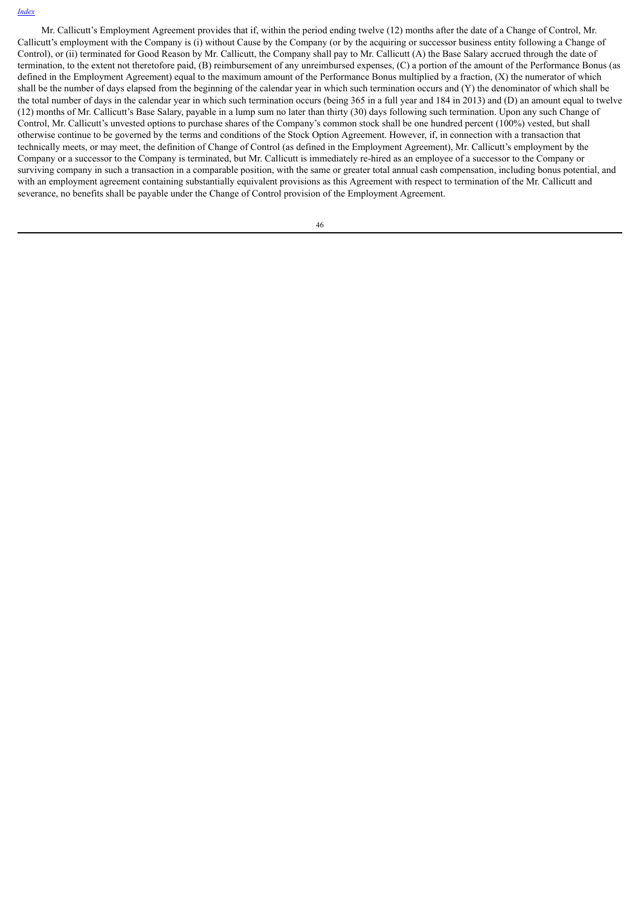Mr. Callicutt's Employment Agreement provides that if, within the period ending twelve (12) months after the date of a Change of Control, Mr. Callicutt's employment with the Company is (i) without Cause by the Company (or by the acquiring or successor business entity following a Change of Control), or (ii) terminated for Good Reason by Mr. Callicutt, the Company shall pay to Mr. Callicutt (A) the Base Salary accrued through the date of termination, to the extent not theretofore paid, (B) reimbursement of any unreimbursed expenses, (C) a portion of the amount of the Performance Bonus (as defined in the Employment Agreement) equal to the maximum amount of the Performance Bonus multiplied by a fraction, (X) the numerator of which shall be the number of days elapsed from the beginning of the calendar year in which such termination occurs and (Y) the denominator of which shall be the total number of days in the calendar year in which such termination occurs (being 365 in a full year and 184 in 2013) and (D) an amount equal to twelve (12) months of Mr. Callicutt's Base Salary, payable in a lump sum no later than thirty (30) days following such termination. Upon any such Change of Control, Mr. Callicutt's unvested options to purchase shares of the Company's common stock shall be one hundred percent (100%) vested, but shall otherwise continue to be governed by the terms and conditions of the Stock Option Agreement. However, if, in connection with a transaction that technically meets, or may meet, the definition of Change of Control (as defined in the Employment Agreement), Mr. Callicutt's employment by the Company or a successor to the Company is terminated, but Mr. Callicutt is immediately re-hired as an employee of a successor to the Company or surviving company in such a transaction in a comparable position, with the same or greater total annual cash compensation, including bonus potential, and with an employment agreement containing substantially equivalent provisions as this Agreement with respect to termination of the Mr. Callicutt and severance, no benefits shall be payable under the Change of Control provision of the Employment Agreement.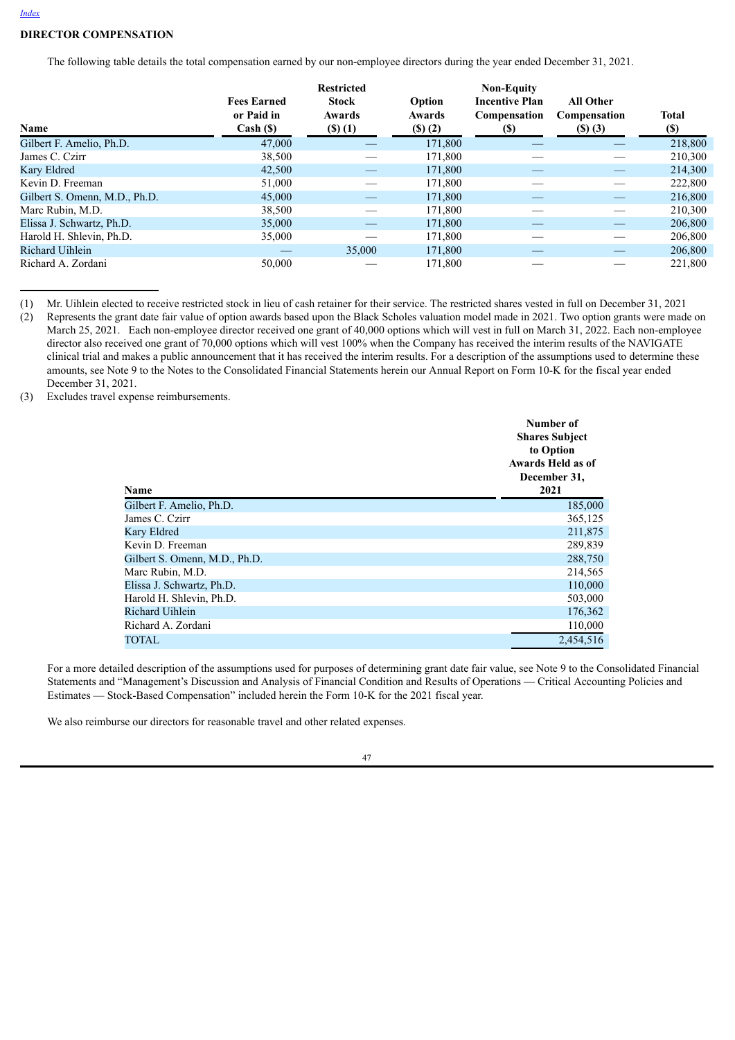[Index](#)

## DIRECTOR COMPENSATION

The following table details the total compensation earned by our non-employee directors during the year ended December 31, 2021.

| Name | Fees Earned or Paid in Cash ($) | Restricted Stock Awards ($) (1) | Option Awards ($) (2) | Non-Equity Incentive Plan Compensation ($) | All Other Compensation ($) (3) | Total ($) |
|---|---|---|---|---|---|---|
| Gilbert F. Amelio, Ph.D. | 47,000 | — | 171,800 | — | — | 218,800 |
| James C. Czirr | 38,500 | — | 171,800 | — | — | 210,300 |
| Kary Eldred | 42,500 | — | 171,800 | — | — | 214,300 |
| Kevin D. Freeman | 51,000 | — | 171,800 | — | — | 222,800 |
| Gilbert S. Omenn, M.D., Ph.D. | 45,000 | — | 171,800 | — | — | 216,800 |
| Marc Rubin, M.D. | 38,500 | — | 171,800 | — | — | 210,300 |
| Elissa J. Schwartz, Ph.D. | 35,000 | — | 171,800 | — | — | 206,800 |
| Harold H. Shlevin, Ph.D. | 35,000 | — | 171,800 | — | — | 206,800 |
| Richard Uihlein | — | 35,000 | 171,800 | — | — | 206,800 |
| Richard A. Zordani | 50,000 | — | 171,800 | — | — | 221,800 |

(1) Mr. Uihlein elected to receive restricted stock in lieu of cash retainer for their service. The restricted shares vested in full on December 31, 2021

(2) Represents the grant date fair value of option awards based upon the Black Scholes valuation model made in 2021. Two option grants were made on March 25, 2021. Each non-employee director received one grant of 40,000 options which will vest in full on March 31, 2022. Each non-employee director also received one grant of 70,000 options which will vest 100% when the Company has received the interim results of the NAVIGATE clinical trial and makes a public announcement that it has received the interim results. For a description of the assumptions used to determine these amounts, see Note 9 to the Notes to the Consolidated Financial Statements herein our Annual Report on Form 10-K for the fiscal year ended December 31, 2021.

(3) Excludes travel expense reimbursements.

| Name | Number of Shares Subject to Option Awards Held as of December 31, 2021 |
|---|---|
| Gilbert F. Amelio, Ph.D. | 185,000 |
| James C. Czirr | 365,125 |
| Kary Eldred | 211,875 |
| Kevin D. Freeman | 289,839 |
| Gilbert S. Omenn, M.D., Ph.D. | 288,750 |
| Marc Rubin, M.D. | 214,565 |
| Elissa J. Schwartz, Ph.D. | 110,000 |
| Harold H. Shlevin, Ph.D. | 503,000 |
| Richard Uihlein | 176,362 |
| Richard A. Zordani | 110,000 |
| TOTAL | 2,454,516 |

For a more detailed description of the assumptions used for purposes of determining grant date fair value, see Note 9 to the Consolidated Financial Statements and "Management's Discussion and Analysis of Financial Condition and Results of Operations — Critical Accounting Policies and Estimates — Stock-Based Compensation" included herein the Form 10-K for the 2021 fiscal year.

We also reimburse our directors for reasonable travel and other related expenses.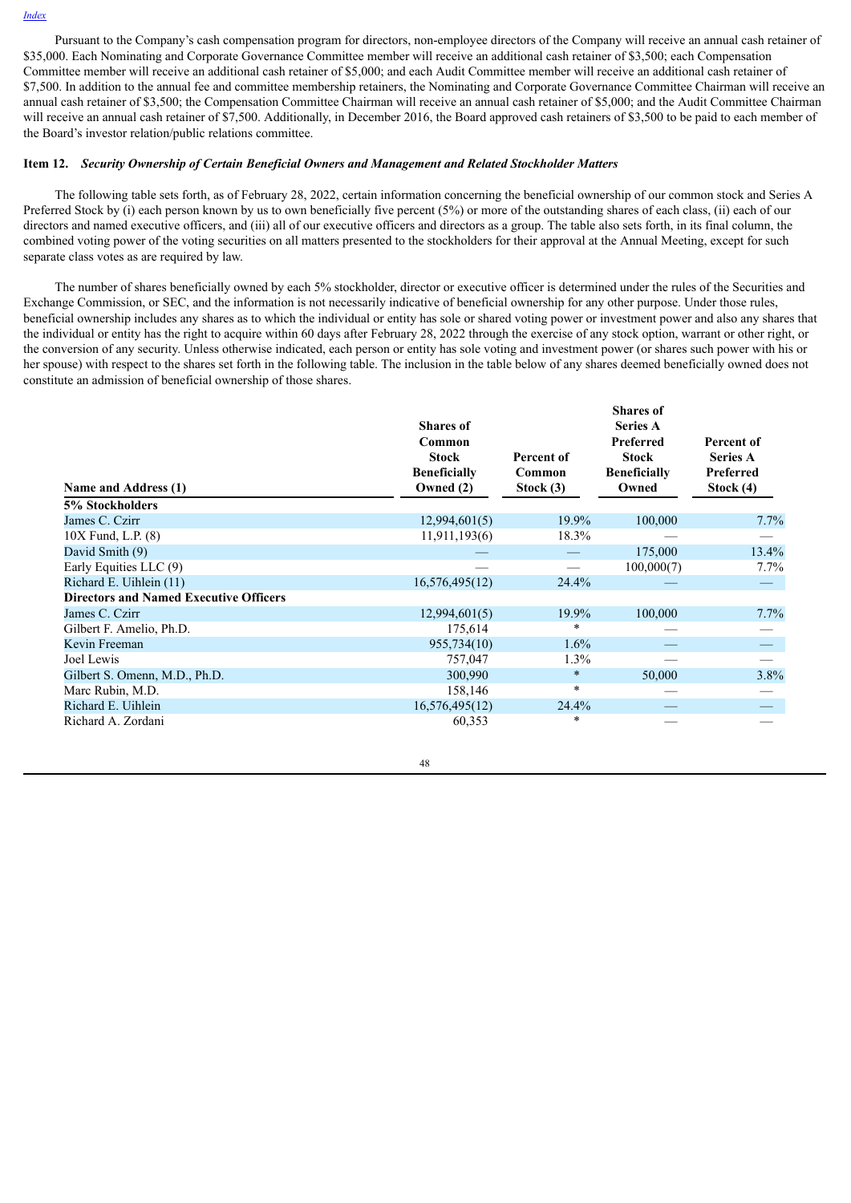Pursuant to the Company's cash compensation program for directors, non-employee directors of the Company will receive an annual cash retainer of $35,000. Each Nominating and Corporate Governance Committee member will receive an additional cash retainer of $3,500; each Compensation Committee member will receive an additional cash retainer of $5,000; and each Audit Committee member will receive an additional cash retainer of $7,500. In addition to the annual fee and committee membership retainers, the Nominating and Corporate Governance Committee Chairman will receive an annual cash retainer of $3,500; the Compensation Committee Chairman will receive an annual cash retainer of $5,000; and the Audit Committee Chairman will receive an annual cash retainer of $7,500. Additionally, in December 2016, the Board approved cash retainers of $3,500 to be paid to each member of the Board's investor relation/public relations committee.

### Item 12. *Security Ownership of Certain Beneficial Owners and Management and Related Stockholder Matters*

The following table sets forth, as of February 28, 2022, certain information concerning the beneficial ownership of our common stock and Series A Preferred Stock by (i) each person known by us to own beneficially five percent (5%) or more of the outstanding shares of each class, (ii) each of our directors and named executive officers, and (iii) all of our executive officers and directors as a group. The table also sets forth, in its final column, the combined voting power of the voting securities on all matters presented to the stockholders for their approval at the Annual Meeting, except for such separate class votes as are required by law.

The number of shares beneficially owned by each 5% stockholder, director or executive officer is determined under the rules of the Securities and Exchange Commission, or SEC, and the information is not necessarily indicative of beneficial ownership for any other purpose. Under those rules, beneficial ownership includes any shares as to which the individual or entity has sole or shared voting power or investment power and also any shares that the individual or entity has the right to acquire within 60 days after February 28, 2022 through the exercise of any stock option, warrant or other right, or the conversion of any security. Unless otherwise indicated, each person or entity has sole voting and investment power (or shares such power with his or her spouse) with respect to the shares set forth in the following table. The inclusion in the table below of any shares deemed beneficially owned does not constitute an admission of beneficial ownership of those shares.

| Name and Address (1) | Shares of Common Stock Beneficially Owned (2) | Percent of Common Stock (3) | Shares of Series A Preferred Stock Beneficially Owned | Percent of Series A Preferred Stock (4) |
|---|---|---|---|---|
| **5% Stockholders** | | | | |
| James C. Czirr | 12,994,601(5) | 19.9% | 100,000 | 7.7% |
| 10X Fund, L.P. (8) | 11,911,193(6) | 18.3% | — | — |
| David Smith (9) | — | — | 175,000 | 13.4% |
| Early Equities LLC (9) | — | — | 100,000(7) | 7.7% |
| Richard E. Uihlein (11) | 16,576,495(12) | 24.4% | — | — |
| **Directors and Named Executive Officers** | | | | |
| James C. Czirr | 12,994,601(5) | 19.9% | 100,000 | 7.7% |
| Gilbert F. Amelio, Ph.D. | 175,614 | * | — | — |
| Kevin Freeman | 955,734(10) | 1.6% | — | — |
| Joel Lewis | 757,047 | 1.3% | — | — |
| Gilbert S. Omenn, M.D., Ph.D. | 300,990 | * | 50,000 | 3.8% |
| Marc Rubin, M.D. | 158,146 | * | — | — |
| Richard E. Uihlein | 16,576,495(12) | 24.4% | — | — |
| Richard A. Zordani | 60,353 | * | — | — |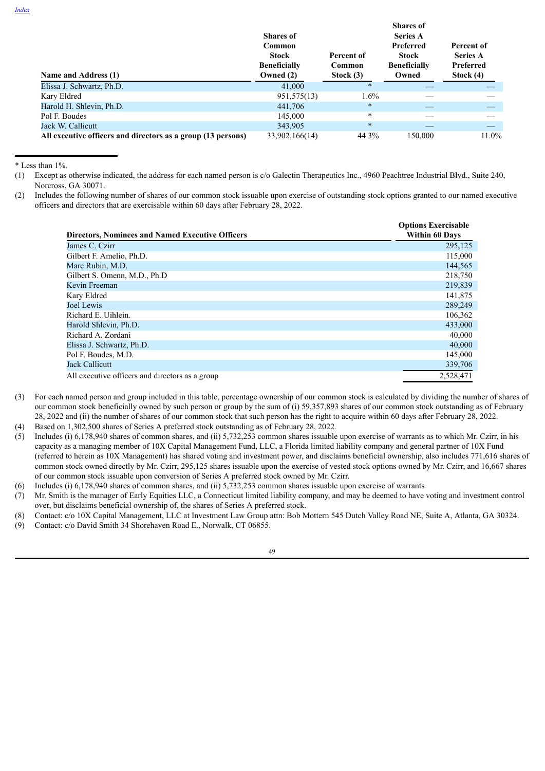| Name and Address (1) | Shares of Common Stock Beneficially Owned (2) | Percent of Common Stock (3) | Shares of Series A Preferred Stock Beneficially Owned | Percent of Series A Preferred Stock (4) |
|---|---|---|---|---|
| Elissa J. Schwartz, Ph.D. | 41,000 | * | — | — |
| Kary Eldred | 951,575(13) | 1.6% | — | — |
| Harold H. Shlevin, Ph.D. | 441,706 | * | — | — |
| Pol F. Boudes | 145,000 | * | — | — |
| Jack W. Callicutt | 343,905 | * | — | — |
| **All executive officers and directors as a group (13 persons)** | 33,902,166(14) | 44.3% | 150,000 | 11.0% |

* Less than 1%.

(1) Except as otherwise indicated, the address for each named person is c/o Galectin Therapeutics Inc., 4960 Peachtree Industrial Blvd., Suite 240, Norcross, GA 30071.

(2) Includes the following number of shares of our common stock issuable upon exercise of outstanding stock options granted to our named executive officers and directors that are exercisable within 60 days after February 28, 2022.

| Directors, Nominees and Named Executive Officers | Options Exercisable Within 60 Days |
|---|---|
| James C. Czirr | 295,125 |
| Gilbert F. Amelio, Ph.D. | 115,000 |
| Marc Rubin, M.D. | 144,565 |
| Gilbert S. Omenn, M.D., Ph.D | 218,750 |
| Kevin Freeman | 219,839 |
| Kary Eldred | 141,875 |
| Joel Lewis | 289,249 |
| Richard E. Uihlein. | 106,362 |
| Harold Shlevin, Ph.D. | 433,000 |
| Richard A. Zordani | 40,000 |
| Elissa J. Schwartz, Ph.D. | 40,000 |
| Pol F. Boudes, M.D. | 145,000 |
| Jack Callicutt | 339,706 |
| All executive officers and directors as a group | 2,528,471 |

(3) For each named person and group included in this table, percentage ownership of our common stock is calculated by dividing the number of shares of our common stock beneficially owned by such person or group by the sum of (i) 59,357,893 shares of our common stock outstanding as of February 28, 2022 and (ii) the number of shares of our common stock that such person has the right to acquire within 60 days after February 28, 2022.

(4) Based on 1,302,500 shares of Series A preferred stock outstanding as of February 28, 2022.

(5) Includes (i) 6,178,940 shares of common shares, and (ii) 5,732,253 common shares issuable upon exercise of warrants as to which Mr. Czirr, in his capacity as a managing member of 10X Capital Management Fund, LLC, a Florida limited liability company and general partner of 10X Fund (referred to herein as 10X Management) has shared voting and investment power, and disclaims beneficial ownership, also includes 771,616 shares of common stock owned directly by Mr. Czirr, 295,125 shares issuable upon the exercise of vested stock options owned by Mr. Czirr, and 16,667 shares of our common stock issuable upon conversion of Series A preferred stock owned by Mr. Czirr.

(6) Includes (i) 6,178,940 shares of common shares, and (ii) 5,732,253 common shares issuable upon exercise of warrants

(7) Mr. Smith is the manager of Early Equities LLC, a Connecticut limited liability company, and may be deemed to have voting and investment control over, but disclaims beneficial ownership of, the shares of Series A preferred stock.

(8) Contact: c/o 10X Capital Management, LLC at Investment Law Group attn: Bob Mottern 545 Dutch Valley Road NE, Suite A, Atlanta, GA 30324.

(9) Contact: c/o David Smith 34 Shorehaven Road E., Norwalk, CT 06855.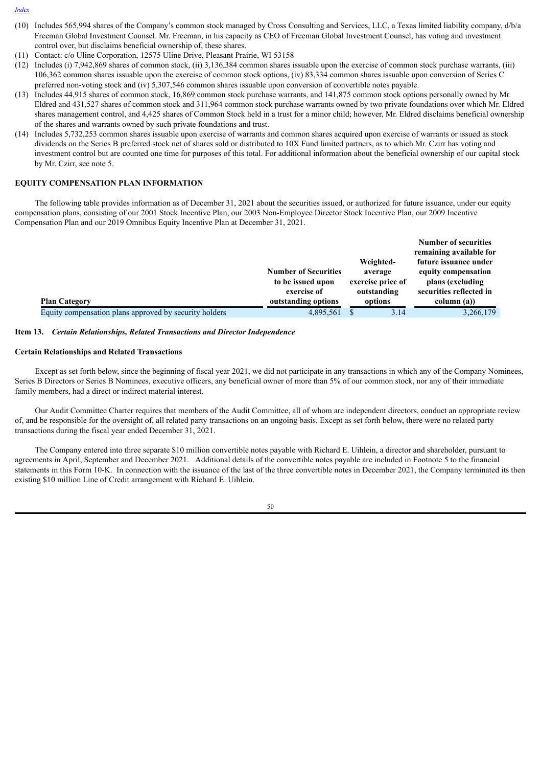(10) Includes 565,994 shares of the Company's common stock managed by Cross Consulting and Services, LLC, a Texas limited liability company, d/b/a Freeman Global Investment Counsel. Mr. Freeman, in his capacity as CEO of Freeman Global Investment Counsel, has voting and investment control over, but disclaims beneficial ownership of, these shares.

(11) Contact: c/o Uline Corporation, 12575 Uline Drive, Pleasant Prairie, WI 53158

(12) Includes (i) 7,942,869 shares of common stock, (ii) 3,136,384 common shares issuable upon the exercise of common stock purchase warrants, (iii) 106,362 common shares issuable upon the exercise of common stock options, (iv) 83,334 common shares issuable upon conversion of Series C preferred non-voting stock and (iv) 5,307,546 common shares issuable upon conversion of convertible notes payable.

(13) Includes 44,915 shares of common stock, 16,869 common stock purchase warrants, and 141,875 common stock options personally owned by Mr. Eldred and 431,527 shares of common stock and 311,964 common stock purchase warrants owned by two private foundations over which Mr. Eldred shares management control, and 4,425 shares of Common Stock held in a trust for a minor child; however, Mr. Eldred disclaims beneficial ownership of the shares and warrants owned by such private foundations and trust.

(14) Includes 5,732,253 common shares issuable upon exercise of warrants and common shares acquired upon exercise of warrants or issued as stock dividends on the Series B preferred stock net of shares sold or distributed to 10X Fund limited partners, as to which Mr. Czirr has voting and investment control but are counted one time for purposes of this total. For additional information about the beneficial ownership of our capital stock by Mr. Czirr, see note 5.

## EQUITY COMPENSATION PLAN INFORMATION

The following table provides information as of December 31, 2021 about the securities issued, or authorized for future issuance, under our equity compensation plans, consisting of our 2001 Stock Incentive Plan, our 2003 Non-Employee Director Stock Incentive Plan, our 2009 Incentive Compensation Plan and our 2019 Omnibus Equity Incentive Plan at December 31, 2021.

| Plan Category | Number of Securities to be issued upon exercise of outstanding options | Weighted-average exercise price of outstanding options | Number of securities remaining available for future issuance under equity compensation plans (excluding securities reflected in column (a)) |
|---|---|---|---|
| Equity compensation plans approved by security holders | 4,895,561 | $ 3.14 | 3,266,179 |

## Item 13. *Certain Relationships, Related Transactions and Director Independence*

### Certain Relationships and Related Transactions

Except as set forth below, since the beginning of fiscal year 2021, we did not participate in any transactions in which any of the Company Nominees, Series B Directors or Series B Nominees, executive officers, any beneficial owner of more than 5% of our common stock, nor any of their immediate family members, had a direct or indirect material interest.

Our Audit Committee Charter requires that members of the Audit Committee, all of whom are independent directors, conduct an appropriate review of, and be responsible for the oversight of, all related party transactions on an ongoing basis. Except as set forth below, there were no related party transactions during the fiscal year ended December 31, 2021.

The Company entered into three separate $10 million convertible notes payable with Richard E. Uihlein, a director and shareholder, pursuant to agreements in April, September and December 2021. Additional details of the convertible notes payable are included in Footnote 5 to the financial statements in this Form 10-K. In connection with the issuance of the last of the three convertible notes in December 2021, the Company terminated its then existing $10 million Line of Credit arrangement with Richard E. Uihlein.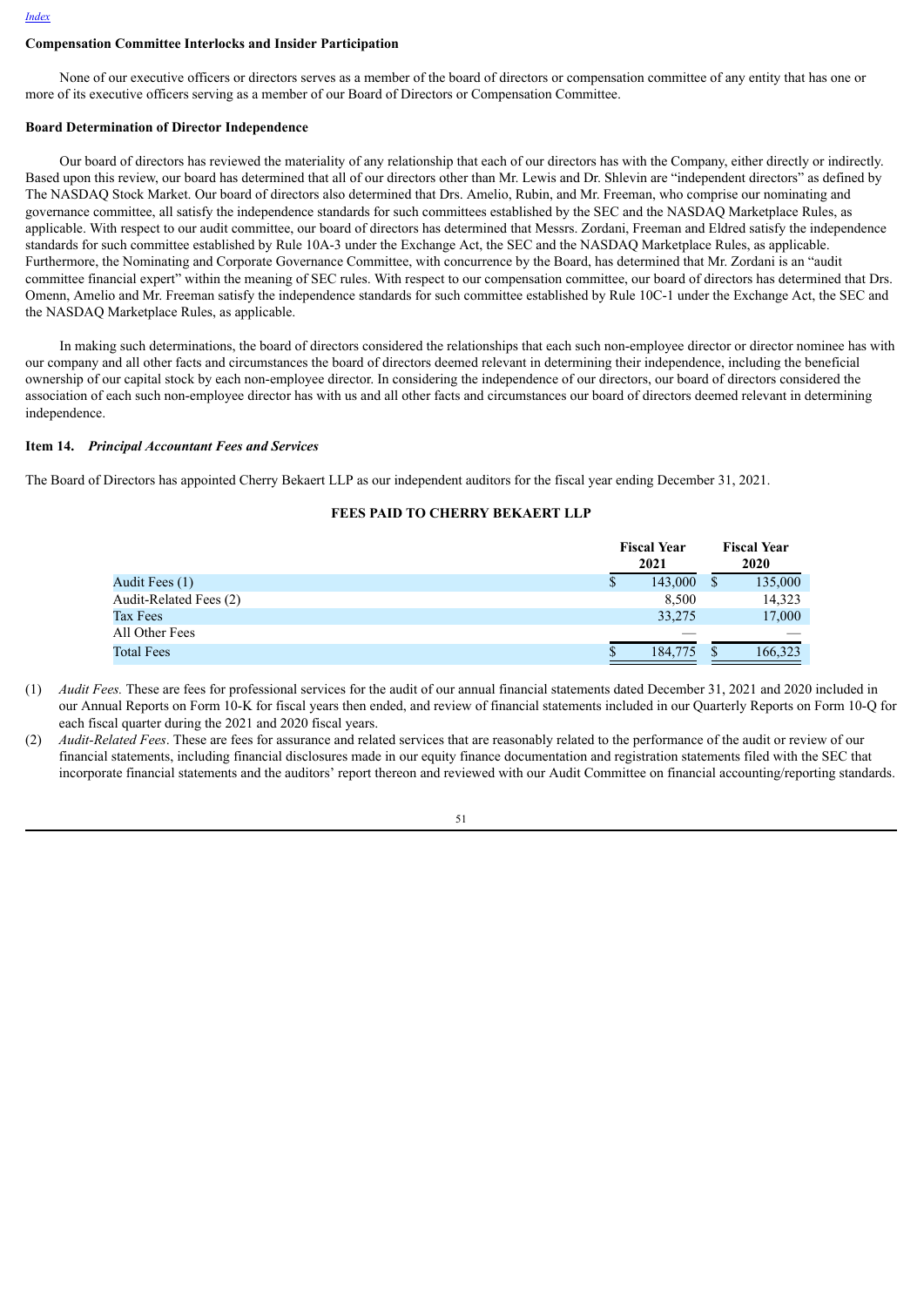### Compensation Committee Interlocks and Insider Participation

None of our executive officers or directors serves as a member of the board of directors or compensation committee of any entity that has one or more of its executive officers serving as a member of our Board of Directors or Compensation Committee.

### Board Determination of Director Independence

Our board of directors has reviewed the materiality of any relationship that each of our directors has with the Company, either directly or indirectly. Based upon this review, our board has determined that all of our directors other than Mr. Lewis and Dr. Shlevin are "independent directors" as defined by The NASDAQ Stock Market. Our board of directors also determined that Drs. Amelio, Rubin, and Mr. Freeman, who comprise our nominating and governance committee, all satisfy the independence standards for such committees established by the SEC and the NASDAQ Marketplace Rules, as applicable. With respect to our audit committee, our board of directors has determined that Messrs. Zordani, Freeman and Eldred satisfy the independence standards for such committee established by Rule 10A-3 under the Exchange Act, the SEC and the NASDAQ Marketplace Rules, as applicable. Furthermore, the Nominating and Corporate Governance Committee, with concurrence by the Board, has determined that Mr. Zordani is an "audit committee financial expert" within the meaning of SEC rules. With respect to our compensation committee, our board of directors has determined that Drs. Omenn, Amelio and Mr. Freeman satisfy the independence standards for such committee established by Rule 10C-1 under the Exchange Act, the SEC and the NASDAQ Marketplace Rules, as applicable.

In making such determinations, the board of directors considered the relationships that each such non-employee director or director nominee has with our company and all other facts and circumstances the board of directors deemed relevant in determining their independence, including the beneficial ownership of our capital stock by each non-employee director. In considering the independence of our directors, our board of directors considered the association of each such non-employee director has with us and all other facts and circumstances our board of directors deemed relevant in determining independence.

### Item 14. *Principal Accountant Fees and Services*

The Board of Directors has appointed Cherry Bekaert LLP as our independent auditors for the fiscal year ending December 31, 2021.

**FEES PAID TO CHERRY BEKAERT LLP**

| | Fiscal Year 2021 | Fiscal Year 2020 |
|---|---|---|
| Audit Fees (1) | $ 143,000 | $ 135,000 |
| Audit-Related Fees (2) | 8,500 | 14,323 |
| Tax Fees | 33,275 | 17,000 |
| All Other Fees | — | — |
| Total Fees | $ 184,775 | $ 166,323 |

(1) *Audit Fees.* These are fees for professional services for the audit of our annual financial statements dated December 31, 2021 and 2020 included in our Annual Reports on Form 10-K for fiscal years then ended, and review of financial statements included in our Quarterly Reports on Form 10-Q for each fiscal quarter during the 2021 and 2020 fiscal years.

(2) *Audit-Related Fees*. These are fees for assurance and related services that are reasonably related to the performance of the audit or review of our financial statements, including financial disclosures made in our equity finance documentation and registration statements filed with the SEC that incorporate financial statements and the auditors' report thereon and reviewed with our Audit Committee on financial accounting/reporting standards.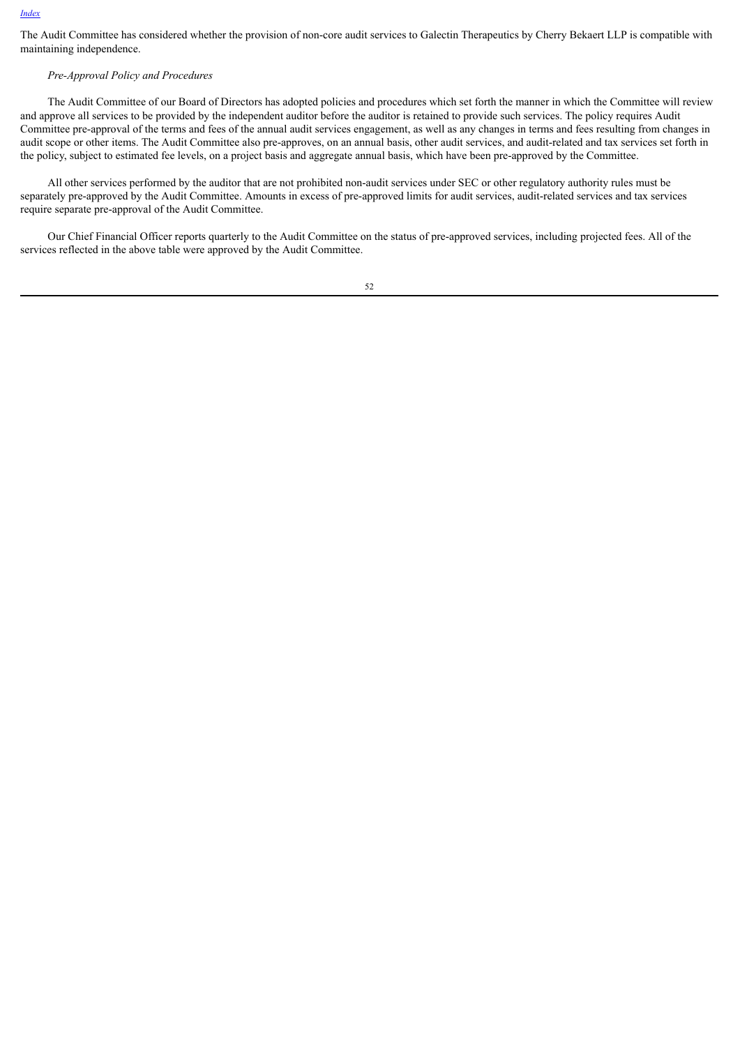The Audit Committee has considered whether the provision of non-core audit services to Galectin Therapeutics by Cherry Bekaert LLP is compatible with maintaining independence.

*Pre-Approval Policy and Procedures*

The Audit Committee of our Board of Directors has adopted policies and procedures which set forth the manner in which the Committee will review and approve all services to be provided by the independent auditor before the auditor is retained to provide such services. The policy requires Audit Committee pre-approval of the terms and fees of the annual audit services engagement, as well as any changes in terms and fees resulting from changes in audit scope or other items. The Audit Committee also pre-approves, on an annual basis, other audit services, and audit-related and tax services set forth in the policy, subject to estimated fee levels, on a project basis and aggregate annual basis, which have been pre-approved by the Committee.

All other services performed by the auditor that are not prohibited non-audit services under SEC or other regulatory authority rules must be separately pre-approved by the Audit Committee. Amounts in excess of pre-approved limits for audit services, audit-related services and tax services require separate pre-approval of the Audit Committee.

Our Chief Financial Officer reports quarterly to the Audit Committee on the status of pre-approved services, including projected fees. All of the services reflected in the above table were approved by the Audit Committee.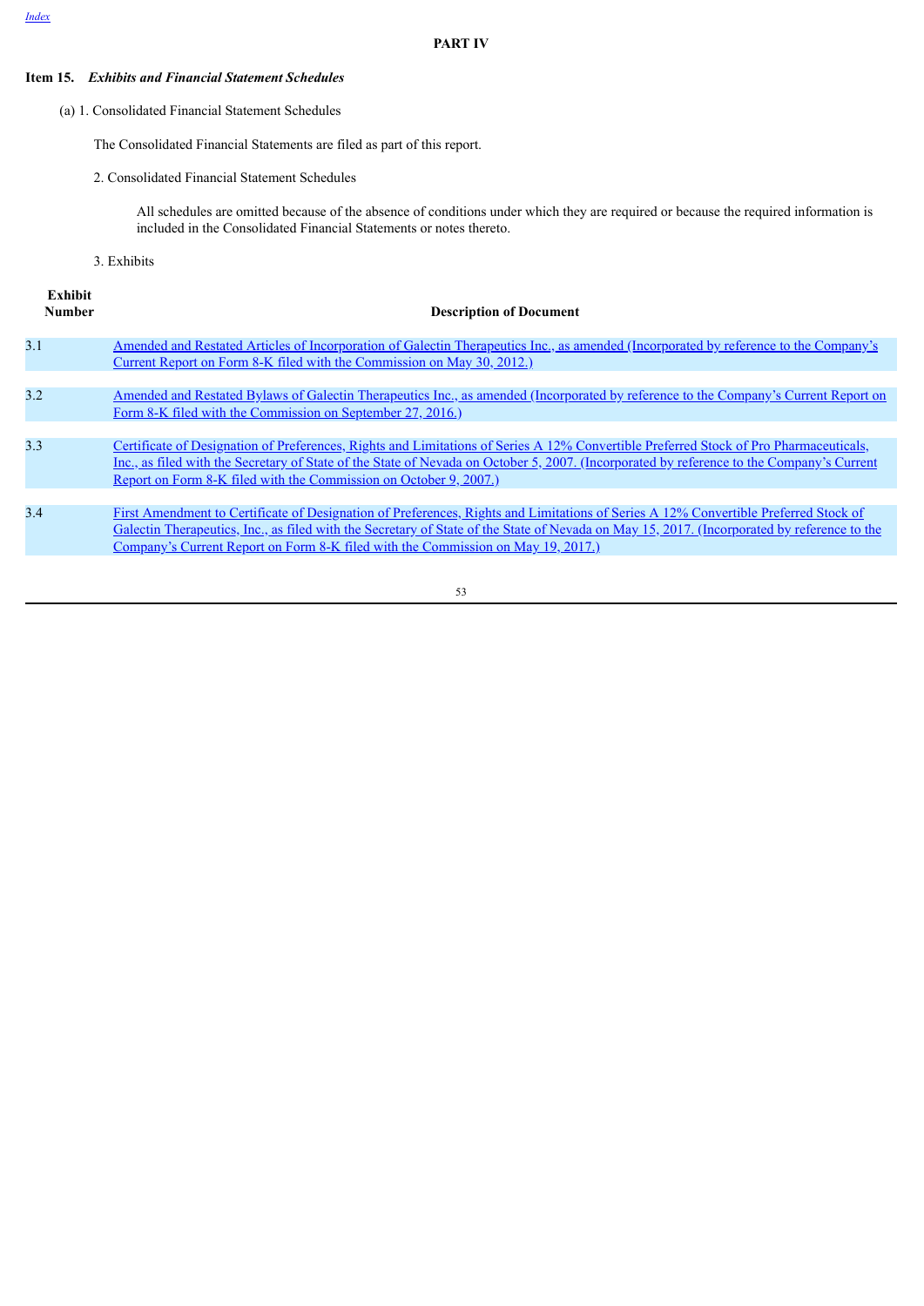# PART IV

## Item 15. *Exhibits and Financial Statement Schedules*

(a) 1. Consolidated Financial Statement Schedules

The Consolidated Financial Statements are filed as part of this report.

2. Consolidated Financial Statement Schedules

All schedules are omitted because of the absence of conditions under which they are required or because the required information is included in the Consolidated Financial Statements or notes thereto.

3. Exhibits

| Exhibit Number | Description of Document |
|---|---|
| 3.1 | Amended and Restated Articles of Incorporation of Galectin Therapeutics Inc., as amended (Incorporated by reference to the Company's Current Report on Form 8-K filed with the Commission on May 30, 2012.) |
| 3.2 | Amended and Restated Bylaws of Galectin Therapeutics Inc., as amended (Incorporated by reference to the Company's Current Report on Form 8-K filed with the Commission on September 27, 2016.) |
| 3.3 | Certificate of Designation of Preferences, Rights and Limitations of Series A 12% Convertible Preferred Stock of Pro Pharmaceuticals, Inc., as filed with the Secretary of State of the State of Nevada on October 5, 2007. (Incorporated by reference to the Company's Current Report on Form 8-K filed with the Commission on October 9, 2007.) |
| 3.4 | First Amendment to Certificate of Designation of Preferences, Rights and Limitations of Series A 12% Convertible Preferred Stock of Galectin Therapeutics, Inc., as filed with the Secretary of State of the State of Nevada on May 15, 2017. (Incorporated by reference to the Company's Current Report on Form 8-K filed with the Commission on May 19, 2017.) |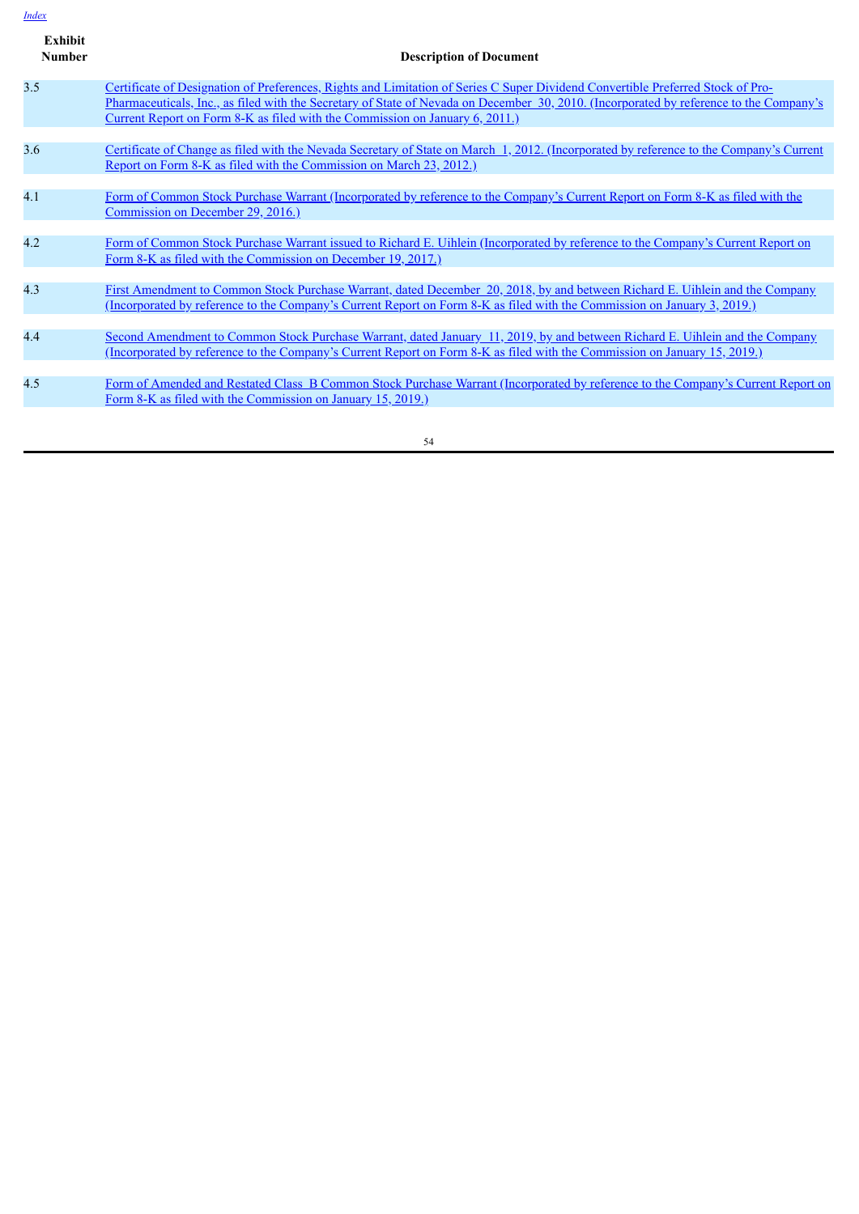| Exhibit Number | Description of Document |
| --- | --- |
| 3.5 | Certificate of Designation of Preferences, Rights and Limitation of Series C Super Dividend Convertible Preferred Stock of Pro-Pharmaceuticals, Inc., as filed with the Secretary of State of Nevada on December 30, 2010. (Incorporated by reference to the Company's Current Report on Form 8-K as filed with the Commission on January 6, 2011.) |
| 3.6 | Certificate of Change as filed with the Nevada Secretary of State on March 1, 2012. (Incorporated by reference to the Company's Current Report on Form 8-K as filed with the Commission on March 23, 2012.) |
| 4.1 | Form of Common Stock Purchase Warrant (Incorporated by reference to the Company's Current Report on Form 8-K as filed with the Commission on December 29, 2016.) |
| 4.2 | Form of Common Stock Purchase Warrant issued to Richard E. Uihlein (Incorporated by reference to the Company's Current Report on Form 8-K as filed with the Commission on December 19, 2017.) |
| 4.3 | First Amendment to Common Stock Purchase Warrant, dated December 20, 2018, by and between Richard E. Uihlein and the Company (Incorporated by reference to the Company's Current Report on Form 8-K as filed with the Commission on January 3, 2019.) |
| 4.4 | Second Amendment to Common Stock Purchase Warrant, dated January 11, 2019, by and between Richard E. Uihlein and the Company (Incorporated by reference to the Company's Current Report on Form 8-K as filed with the Commission on January 15, 2019.) |
| 4.5 | Form of Amended and Restated Class B Common Stock Purchase Warrant (Incorporated by reference to the Company's Current Report on Form 8-K as filed with the Commission on January 15, 2019.) |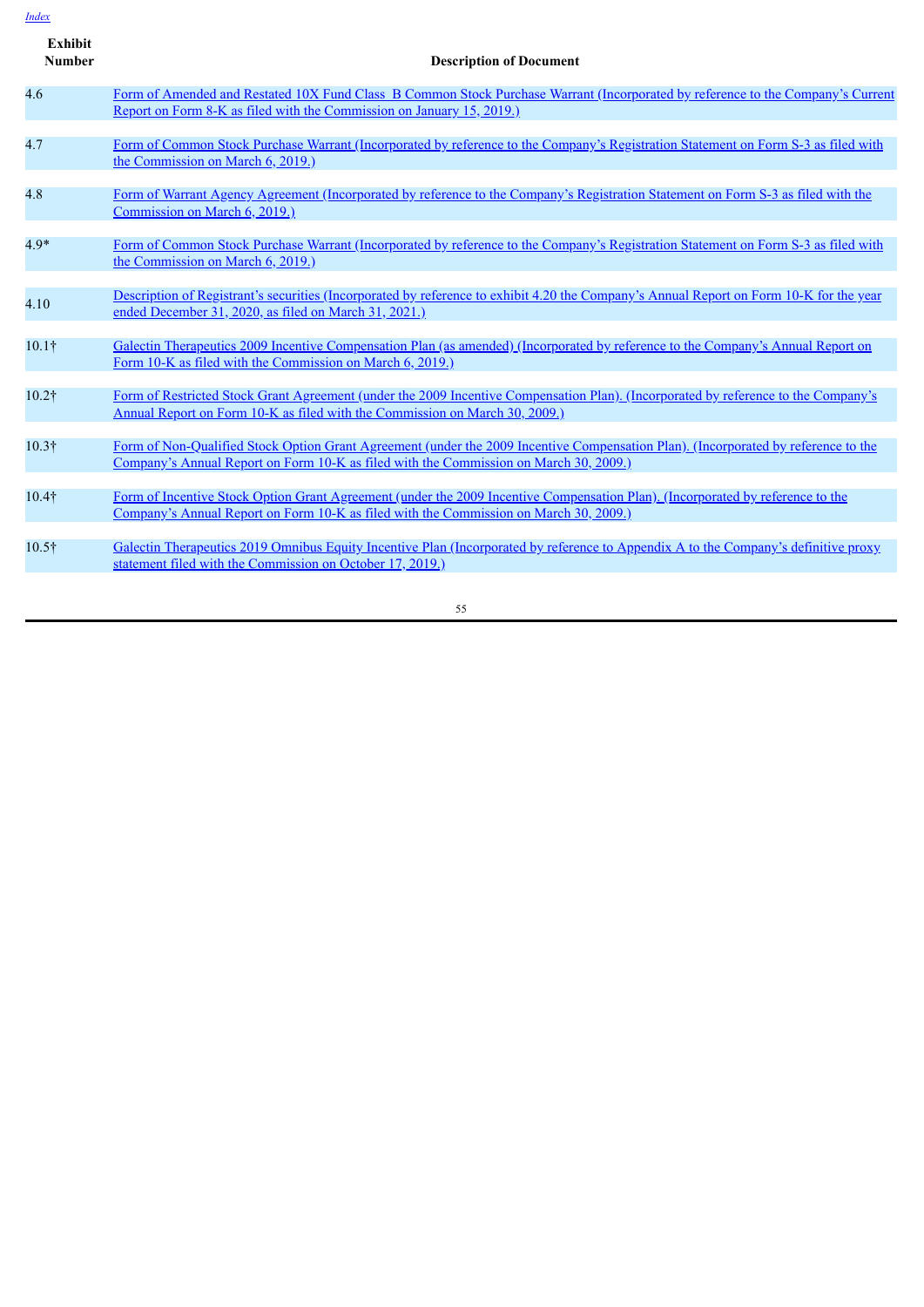[Index](#)

| Exhibit Number | Description of Document |
|---|---|
| 4.6 | Form of Amended and Restated 10X Fund Class B Common Stock Purchase Warrant (Incorporated by reference to the Company's Current Report on Form 8-K as filed with the Commission on January 15, 2019.) |
| 4.7 | Form of Common Stock Purchase Warrant (Incorporated by reference to the Company's Registration Statement on Form S-3 as filed with the Commission on March 6, 2019.) |
| 4.8 | Form of Warrant Agency Agreement (Incorporated by reference to the Company's Registration Statement on Form S-3 as filed with the Commission on March 6, 2019.) |
| 4.9* | Form of Common Stock Purchase Warrant (Incorporated by reference to the Company's Registration Statement on Form S-3 as filed with the Commission on March 6, 2019.) |
| 4.10 | Description of Registrant's securities (Incorporated by reference to exhibit 4.20 the Company's Annual Report on Form 10-K for the year ended December 31, 2020, as filed on March 31, 2021.) |
| 10.1† | Galectin Therapeutics 2009 Incentive Compensation Plan (as amended) (Incorporated by reference to the Company's Annual Report on Form 10-K as filed with the Commission on March 6, 2019.) |
| 10.2† | Form of Restricted Stock Grant Agreement (under the 2009 Incentive Compensation Plan). (Incorporated by reference to the Company's Annual Report on Form 10-K as filed with the Commission on March 30, 2009.) |
| 10.3† | Form of Non-Qualified Stock Option Grant Agreement (under the 2009 Incentive Compensation Plan). (Incorporated by reference to the Company's Annual Report on Form 10-K as filed with the Commission on March 30, 2009.) |
| 10.4† | Form of Incentive Stock Option Grant Agreement (under the 2009 Incentive Compensation Plan). (Incorporated by reference to the Company's Annual Report on Form 10-K as filed with the Commission on March 30, 2009.) |
| 10.5† | Galectin Therapeutics 2019 Omnibus Equity Incentive Plan (Incorporated by reference to Appendix A to the Company's definitive proxy statement filed with the Commission on October 17, 2019.) |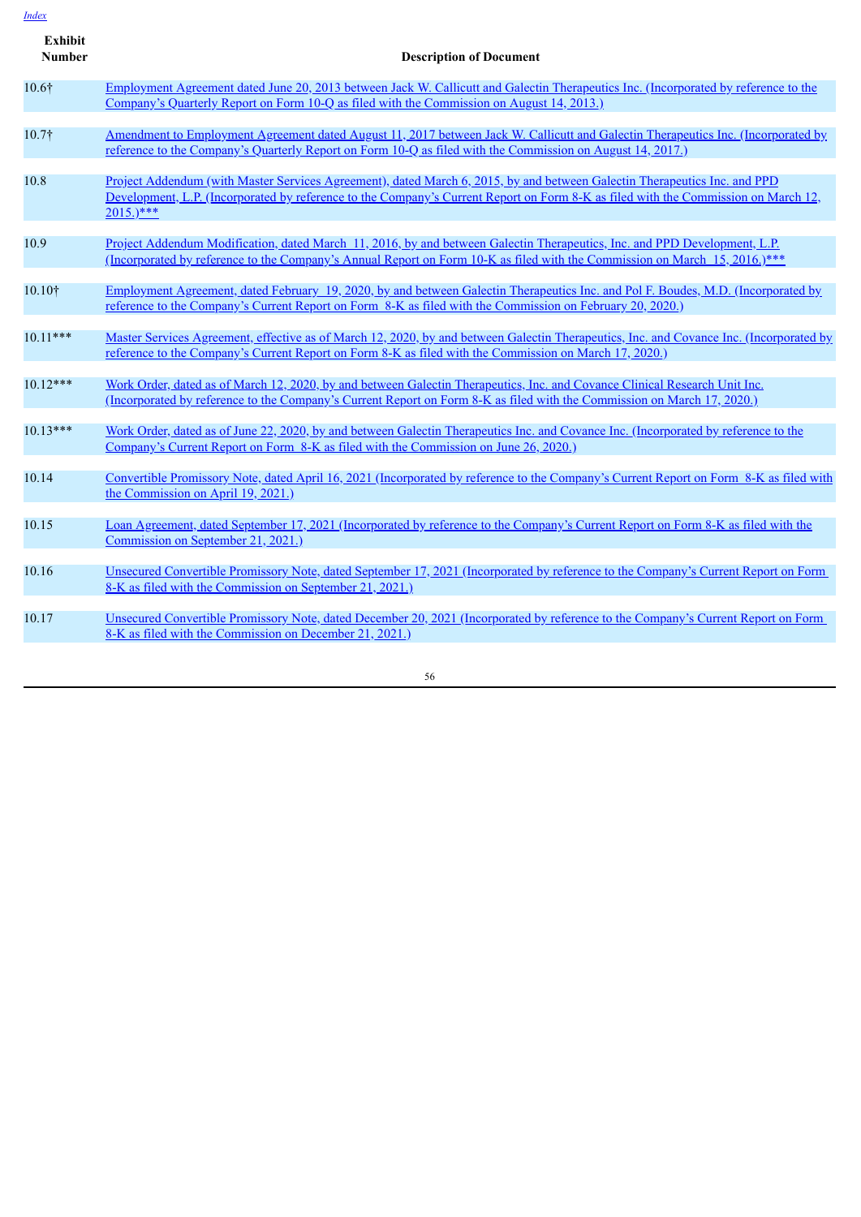| Exhibit Number | Description of Document |
|---|---|
| 10.6† | Employment Agreement dated June 20, 2013 between Jack W. Callicutt and Galectin Therapeutics Inc. (Incorporated by reference to the Company's Quarterly Report on Form 10-Q as filed with the Commission on August 14, 2013.) |
| 10.7† | Amendment to Employment Agreement dated August 11, 2017 between Jack W. Callicutt and Galectin Therapeutics Inc. (Incorporated by reference to the Company's Quarterly Report on Form 10-Q as filed with the Commission on August 14, 2017.) |
| 10.8 | Project Addendum (with Master Services Agreement), dated March 6, 2015, by and between Galectin Therapeutics Inc. and PPD Development, L.P. (Incorporated by reference to the Company's Current Report on Form 8-K as filed with the Commission on March 12, 2015.)*** |
| 10.9 | Project Addendum Modification, dated March 11, 2016, by and between Galectin Therapeutics, Inc. and PPD Development, L.P. (Incorporated by reference to the Company's Annual Report on Form 10-K as filed with the Commission on March 15, 2016.)*** |
| 10.10† | Employment Agreement, dated February 19, 2020, by and between Galectin Therapeutics Inc. and Pol F. Boudes, M.D. (Incorporated by reference to the Company's Current Report on Form 8-K as filed with the Commission on February 20, 2020.) |
| 10.11*** | Master Services Agreement, effective as of March 12, 2020, by and between Galectin Therapeutics, Inc. and Covance Inc. (Incorporated by reference to the Company's Current Report on Form 8-K as filed with the Commission on March 17, 2020.) |
| 10.12*** | Work Order, dated as of March 12, 2020, by and between Galectin Therapeutics, Inc. and Covance Clinical Research Unit Inc. (Incorporated by reference to the Company's Current Report on Form 8-K as filed with the Commission on March 17, 2020.) |
| 10.13*** | Work Order, dated as of June 22, 2020, by and between Galectin Therapeutics Inc. and Covance Inc. (Incorporated by reference to the Company's Current Report on Form 8-K as filed with the Commission on June 26, 2020.) |
| 10.14 | Convertible Promissory Note, dated April 16, 2021 (Incorporated by reference to the Company's Current Report on Form 8-K as filed with the Commission on April 19, 2021.) |
| 10.15 | Loan Agreement, dated September 17, 2021 (Incorporated by reference to the Company's Current Report on Form 8-K as filed with the Commission on September 21, 2021.) |
| 10.16 | Unsecured Convertible Promissory Note, dated September 17, 2021 (Incorporated by reference to the Company's Current Report on Form 8-K as filed with the Commission on September 21, 2021.) |
| 10.17 | Unsecured Convertible Promissory Note, dated December 20, 2021 (Incorporated by reference to the Company's Current Report on Form 8-K as filed with the Commission on December 21, 2021.) |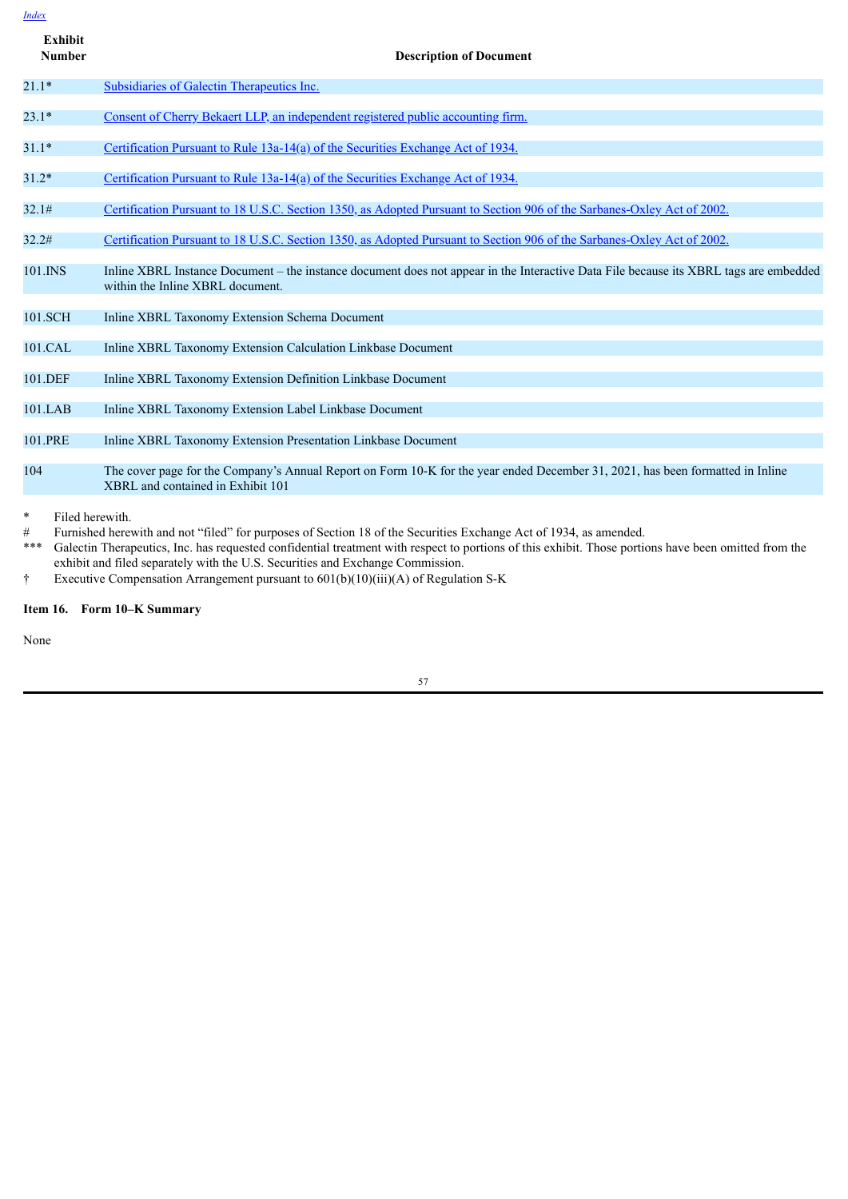| Exhibit Number | Description of Document |
|---|---|
| 21.1* | Subsidiaries of Galectin Therapeutics Inc. |
| 23.1* | Consent of Cherry Bekaert LLP, an independent registered public accounting firm. |
| 31.1* | Certification Pursuant to Rule 13a-14(a) of the Securities Exchange Act of 1934. |
| 31.2* | Certification Pursuant to Rule 13a-14(a) of the Securities Exchange Act of 1934. |
| 32.1# | Certification Pursuant to 18 U.S.C. Section 1350, as Adopted Pursuant to Section 906 of the Sarbanes-Oxley Act of 2002. |
| 32.2# | Certification Pursuant to 18 U.S.C. Section 1350, as Adopted Pursuant to Section 906 of the Sarbanes-Oxley Act of 2002. |
| 101.INS | Inline XBRL Instance Document – the instance document does not appear in the Interactive Data File because its XBRL tags are embedded within the Inline XBRL document. |
| 101.SCH | Inline XBRL Taxonomy Extension Schema Document |
| 101.CAL | Inline XBRL Taxonomy Extension Calculation Linkbase Document |
| 101.DEF | Inline XBRL Taxonomy Extension Definition Linkbase Document |
| 101.LAB | Inline XBRL Taxonomy Extension Label Linkbase Document |
| 101.PRE | Inline XBRL Taxonomy Extension Presentation Linkbase Document |
| 104 | The cover page for the Company's Annual Report on Form 10-K for the year ended December 31, 2021, has been formatted in Inline XBRL and contained in Exhibit 101 |

\* Filed herewith.

\# Furnished herewith and not "filed" for purposes of Section 18 of the Securities Exchange Act of 1934, as amended.

\*\*\* Galectin Therapeutics, Inc. has requested confidential treatment with respect to portions of this exhibit. Those portions have been omitted from the exhibit and filed separately with the U.S. Securities and Exchange Commission.

† Executive Compensation Arrangement pursuant to 601(b)(10)(iii)(A) of Regulation S-K

**Item 16. Form 10–K Summary**

None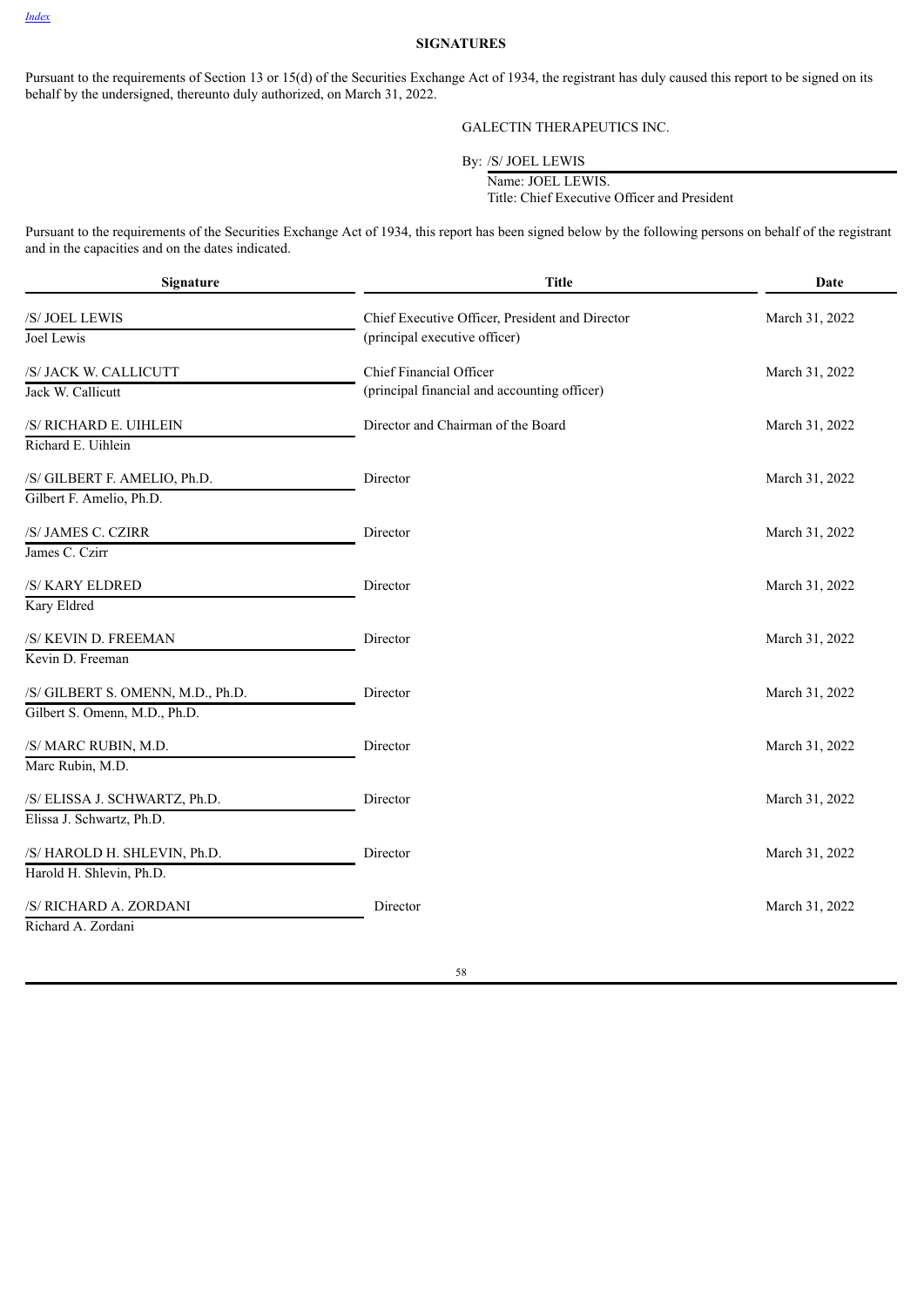## SIGNATURES

Pursuant to the requirements of Section 13 or 15(d) of the Securities Exchange Act of 1934, the registrant has duly caused this report to be signed on its behalf by the undersigned, thereunto duly authorized, on March 31, 2022.

GALECTIN THERAPEUTICS INC.

By: /S/ JOEL LEWIS

Name: JOEL LEWIS.

Title: Chief Executive Officer and President

Pursuant to the requirements of the Securities Exchange Act of 1934, this report has been signed below by the following persons on behalf of the registrant and in the capacities and on the dates indicated.

| Signature | Title | Date |
|---|---|---|
| /S/ JOEL LEWIS<br>Joel Lewis | Chief Executive Officer, President and Director<br>(principal executive officer) | March 31, 2022 |
| /S/ JACK W. CALLICUTT<br>Jack W. Callicutt | Chief Financial Officer<br>(principal financial and accounting officer) | March 31, 2022 |
| /S/ RICHARD E. UIHLEIN<br>Richard E. Uihlein | Director and Chairman of the Board | March 31, 2022 |
| /S/ GILBERT F. AMELIO, Ph.D.<br>Gilbert F. Amelio, Ph.D. | Director | March 31, 2022 |
| /S/ JAMES C. CZIRR<br>James C. Czirr | Director | March 31, 2022 |
| /S/ KARY ELDRED<br>Kary Eldred | Director | March 31, 2022 |
| /S/ KEVIN D. FREEMAN<br>Kevin D. Freeman | Director | March 31, 2022 |
| /S/ GILBERT S. OMENN, M.D., Ph.D.<br>Gilbert S. Omenn, M.D., Ph.D. | Director | March 31, 2022 |
| /S/ MARC RUBIN, M.D.<br>Marc Rubin, M.D. | Director | March 31, 2022 |
| /S/ ELISSA J. SCHWARTZ, Ph.D.<br>Elissa J. Schwartz, Ph.D. | Director | March 31, 2022 |
| /S/ HAROLD H. SHLEVIN, Ph.D.<br>Harold H. Shlevin, Ph.D. | Director | March 31, 2022 |
| /S/ RICHARD A. ZORDANI<br>Richard A. Zordani | Director | March 31, 2022 |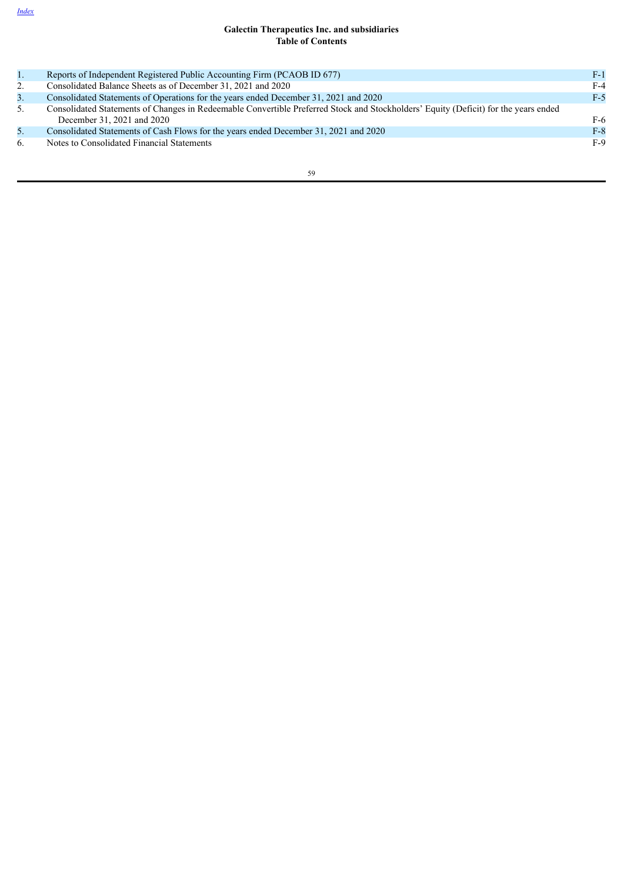[Index](#)

# Galectin Therapeutics Inc. and subsidiaries
## Table of Contents

| | | |
|---|---|---|
| 1. | Reports of Independent Registered Public Accounting Firm (PCAOB ID 677) | F-1 |
| 2. | Consolidated Balance Sheets as of December 31, 2021 and 2020 | F-4 |
| 3. | Consolidated Statements of Operations for the years ended December 31, 2021 and 2020 | F-5 |
| 5. | Consolidated Statements of Changes in Redeemable Convertible Preferred Stock and Stockholders' Equity (Deficit) for the years ended December 31, 2021 and 2020 | F-6 |
| 5. | Consolidated Statements of Cash Flows for the years ended December 31, 2021 and 2020 | F-8 |
| 6. | Notes to Consolidated Financial Statements | F-9 |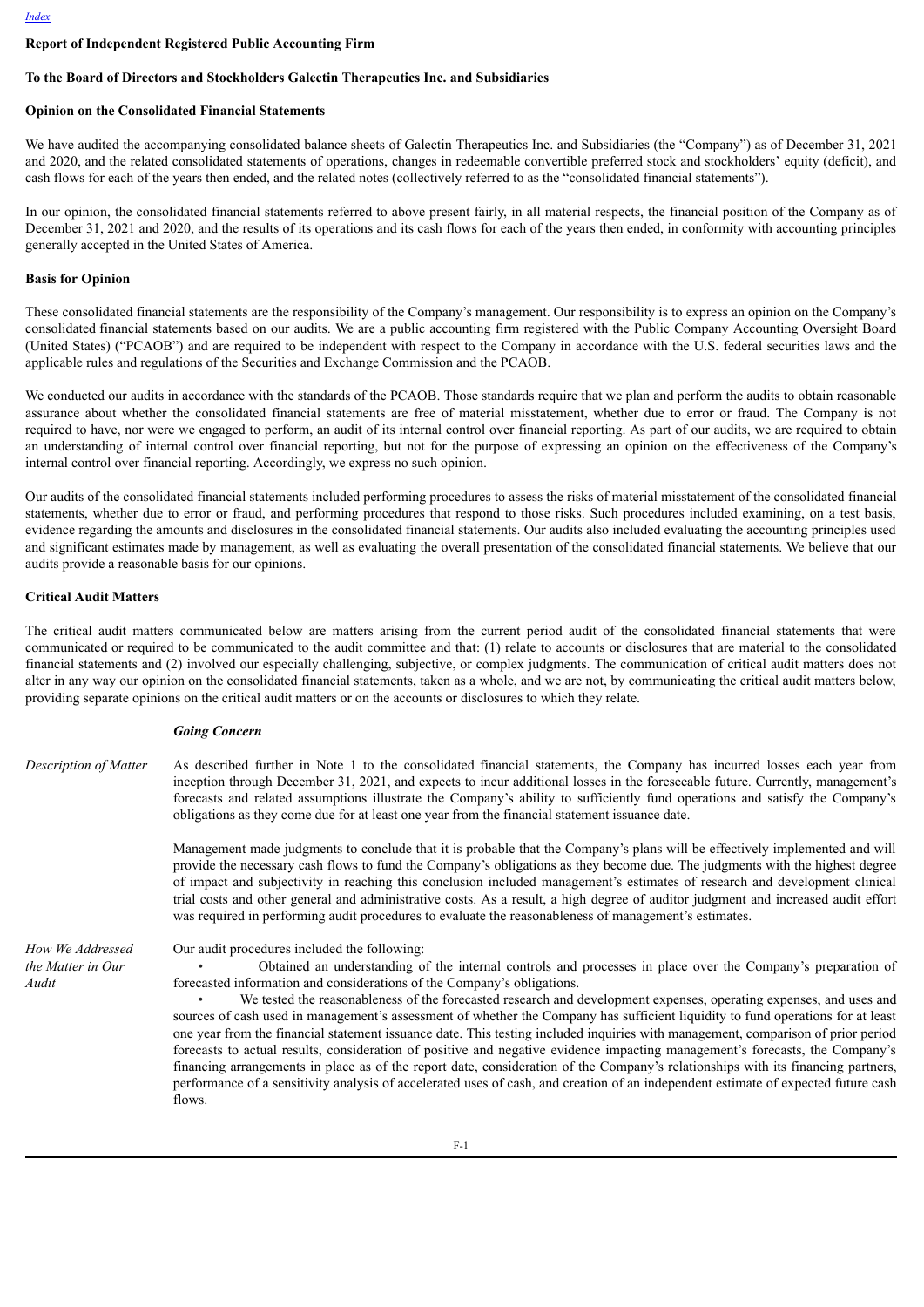## Report of Independent Registered Public Accounting Firm

**To the Board of Directors and Stockholders Galectin Therapeutics Inc. and Subsidiaries**

### Opinion on the Consolidated Financial Statements

We have audited the accompanying consolidated balance sheets of Galectin Therapeutics Inc. and Subsidiaries (the "Company") as of December 31, 2021 and 2020, and the related consolidated statements of operations, changes in redeemable convertible preferred stock and stockholders' equity (deficit), and cash flows for each of the years then ended, and the related notes (collectively referred to as the "consolidated financial statements").

In our opinion, the consolidated financial statements referred to above present fairly, in all material respects, the financial position of the Company as of December 31, 2021 and 2020, and the results of its operations and its cash flows for each of the years then ended, in conformity with accounting principles generally accepted in the United States of America.

### Basis for Opinion

These consolidated financial statements are the responsibility of the Company's management. Our responsibility is to express an opinion on the Company's consolidated financial statements based on our audits. We are a public accounting firm registered with the Public Company Accounting Oversight Board (United States) ("PCAOB") and are required to be independent with respect to the Company in accordance with the U.S. federal securities laws and the applicable rules and regulations of the Securities and Exchange Commission and the PCAOB.

We conducted our audits in accordance with the standards of the PCAOB. Those standards require that we plan and perform the audits to obtain reasonable assurance about whether the consolidated financial statements are free of material misstatement, whether due to error or fraud. The Company is not required to have, nor were we engaged to perform, an audit of its internal control over financial reporting. As part of our audits, we are required to obtain an understanding of internal control over financial reporting, but not for the purpose of expressing an opinion on the effectiveness of the Company's internal control over financial reporting. Accordingly, we express no such opinion.

Our audits of the consolidated financial statements included performing procedures to assess the risks of material misstatement of the consolidated financial statements, whether due to error or fraud, and performing procedures that respond to those risks. Such procedures included examining, on a test basis, evidence regarding the amounts and disclosures in the consolidated financial statements. Our audits also included evaluating the accounting principles used and significant estimates made by management, as well as evaluating the overall presentation of the consolidated financial statements. We believe that our audits provide a reasonable basis for our opinions.

### Critical Audit Matters

The critical audit matters communicated below are matters arising from the current period audit of the consolidated financial statements that were communicated or required to be communicated to the audit committee and that: (1) relate to accounts or disclosures that are material to the consolidated financial statements and (2) involved our especially challenging, subjective, or complex judgments. The communication of critical audit matters does not alter in any way our opinion on the consolidated financial statements, taken as a whole, and we are not, by communicating the critical audit matters below, providing separate opinions on the critical audit matters or on the accounts or disclosures to which they relate.

***Going Concern***

*Description of Matter*

As described further in Note 1 to the consolidated financial statements, the Company has incurred losses each year from inception through December 31, 2021, and expects to incur additional losses in the foreseeable future. Currently, management's forecasts and related assumptions illustrate the Company's ability to sufficiently fund operations and satisfy the Company's obligations as they come due for at least one year from the financial statement issuance date.

Management made judgments to conclude that it is probable that the Company's plans will be effectively implemented and will provide the necessary cash flows to fund the Company's obligations as they become due. The judgments with the highest degree of impact and subjectivity in reaching this conclusion included management's estimates of research and development clinical trial costs and other general and administrative costs. As a result, a high degree of auditor judgment and increased audit effort was required in performing audit procedures to evaluate the reasonableness of management's estimates.

*How We Addressed the Matter in Our Audit*

Our audit procedures included the following:

- Obtained an understanding of the internal controls and processes in place over the Company's preparation of forecasted information and considerations of the Company's obligations.
- We tested the reasonableness of the forecasted research and development expenses, operating expenses, and uses and sources of cash used in management's assessment of whether the Company has sufficient liquidity to fund operations for at least one year from the financial statement issuance date. This testing included inquiries with management, comparison of prior period forecasts to actual results, consideration of positive and negative evidence impacting management's forecasts, the Company's financing arrangements in place as of the report date, consideration of the Company's relationships with its financing partners, performance of a sensitivity analysis of accelerated uses of cash, and creation of an independent estimate of expected future cash flows.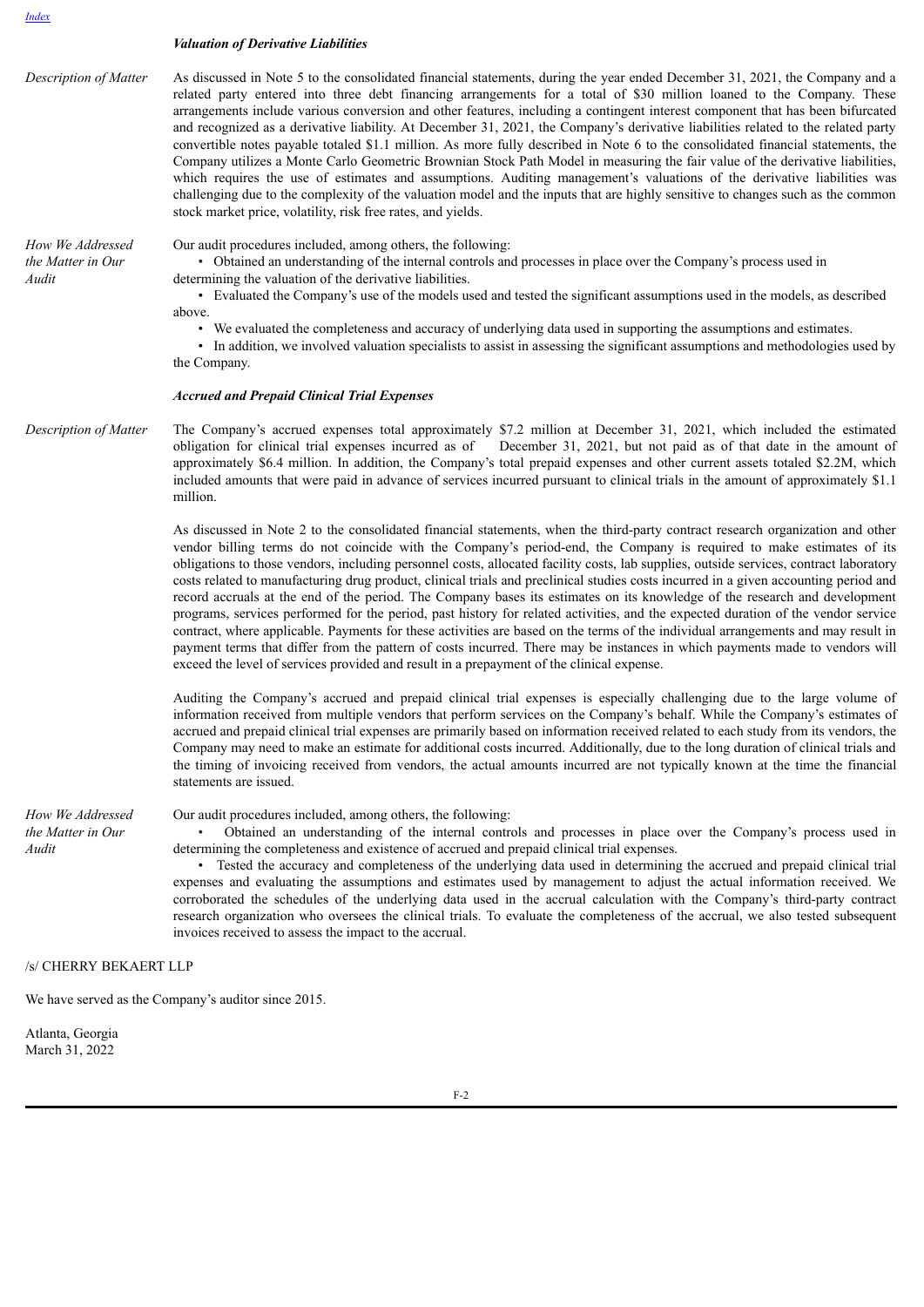[Index](#)

***Valuation of Derivative Liabilities***

*Description of Matter*

As discussed in Note 5 to the consolidated financial statements, during the year ended December 31, 2021, the Company and a related party entered into three debt financing arrangements for a total of $30 million loaned to the Company. These arrangements include various conversion and other features, including a contingent interest component that has been bifurcated and recognized as a derivative liability. At December 31, 2021, the Company's derivative liabilities related to the related party convertible notes payable totaled $1.1 million. As more fully described in Note 6 to the consolidated financial statements, the Company utilizes a Monte Carlo Geometric Brownian Stock Path Model in measuring the fair value of the derivative liabilities, which requires the use of estimates and assumptions. Auditing management's valuations of the derivative liabilities was challenging due to the complexity of the valuation model and the inputs that are highly sensitive to changes such as the common stock market price, volatility, risk free rates, and yields.

*How We Addressed the Matter in Our Audit*

Our audit procedures included, among others, the following:

- Obtained an understanding of the internal controls and processes in place over the Company's process used in determining the valuation of the derivative liabilities.
- Evaluated the Company's use of the models used and tested the significant assumptions used in the models, as described above.
- We evaluated the completeness and accuracy of underlying data used in supporting the assumptions and estimates.
- In addition, we involved valuation specialists to assist in assessing the significant assumptions and methodologies used by the Company.

***Accrued and Prepaid Clinical Trial Expenses***

*Description of Matter*

The Company's accrued expenses total approximately $7.2 million at December 31, 2021, which included the estimated obligation for clinical trial expenses incurred as of December 31, 2021, but not paid as of that date in the amount of approximately $6.4 million. In addition, the Company's total prepaid expenses and other current assets totaled $2.2M, which included amounts that were paid in advance of services incurred pursuant to clinical trials in the amount of approximately $1.1 million.

As discussed in Note 2 to the consolidated financial statements, when the third-party contract research organization and other vendor billing terms do not coincide with the Company's period-end, the Company is required to make estimates of its obligations to those vendors, including personnel costs, allocated facility costs, lab supplies, outside services, contract laboratory costs related to manufacturing drug product, clinical trials and preclinical studies costs incurred in a given accounting period and record accruals at the end of the period. The Company bases its estimates on its knowledge of the research and development programs, services performed for the period, past history for related activities, and the expected duration of the vendor service contract, where applicable. Payments for these activities are based on the terms of the individual arrangements and may result in payment terms that differ from the pattern of costs incurred. There may be instances in which payments made to vendors will exceed the level of services provided and result in a prepayment of the clinical expense.

Auditing the Company's accrued and prepaid clinical trial expenses is especially challenging due to the large volume of information received from multiple vendors that perform services on the Company's behalf. While the Company's estimates of accrued and prepaid clinical trial expenses are primarily based on information received related to each study from its vendors, the Company may need to make an estimate for additional costs incurred. Additionally, due to the long duration of clinical trials and the timing of invoicing received from vendors, the actual amounts incurred are not typically known at the time the financial statements are issued.

*How We Addressed the Matter in Our Audit*

Our audit procedures included, among others, the following:

- Obtained an understanding of the internal controls and processes in place over the Company's process used in determining the completeness and existence of accrued and prepaid clinical trial expenses.
- Tested the accuracy and completeness of the underlying data used in determining the accrued and prepaid clinical trial expenses and evaluating the assumptions and estimates used by management to adjust the actual information received. We corroborated the schedules of the underlying data used in the accrual calculation with the Company's third-party contract research organization who oversees the clinical trials. To evaluate the completeness of the accrual, we also tested subsequent invoices received to assess the impact to the accrual.

/s/ CHERRY BEKAERT LLP

We have served as the Company's auditor since 2015.

Atlanta, Georgia
March 31, 2022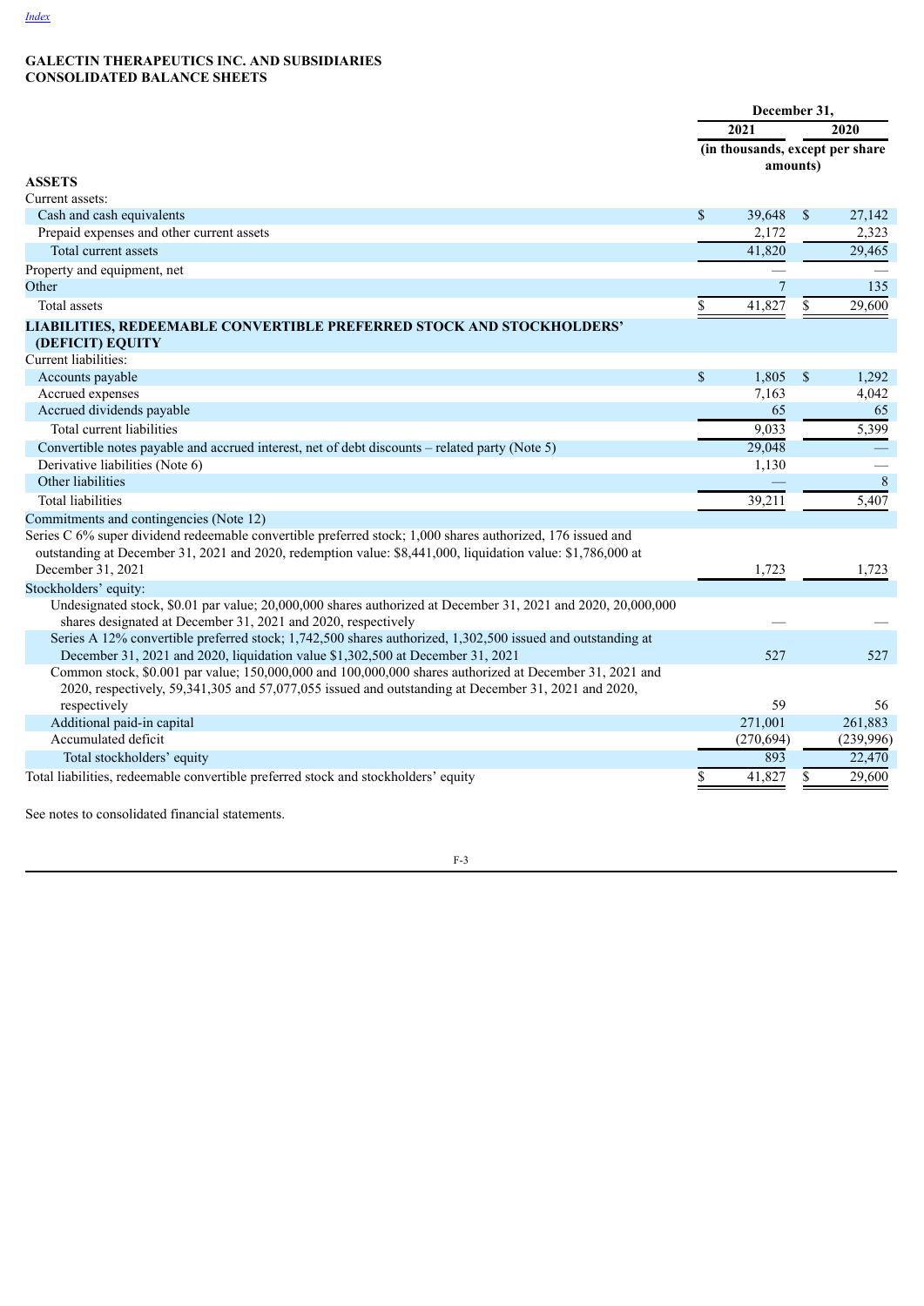[Index](#)

**GALECTIN THERAPEUTICS INC. AND SUBSIDIARIES**
**CONSOLIDATED BALANCE SHEETS**

| | December 31, 2021 | December 31, 2020 |
|---|---|---|
| | (in thousands, except per share amounts) | |
| **ASSETS** | | |
| Current assets: | | |
| Cash and cash equivalents | $ 39,648 | $ 27,142 |
| Prepaid expenses and other current assets | 2,172 | 2,323 |
| Total current assets | 41,820 | 29,465 |
| Property and equipment, net | — | — |
| Other | 7 | 135 |
| Total assets | $ 41,827 | $ 29,600 |
| **LIABILITIES, REDEEMABLE CONVERTIBLE PREFERRED STOCK AND STOCKHOLDERS' (DEFICIT) EQUITY** | | |
| Current liabilities: | | |
| Accounts payable | $ 1,805 | $ 1,292 |
| Accrued expenses | 7,163 | 4,042 |
| Accrued dividends payable | 65 | 65 |
| Total current liabilities | 9,033 | 5,399 |
| Convertible notes payable and accrued interest, net of debt discounts – related party (Note 5) | 29,048 | — |
| Derivative liabilities (Note 6) | 1,130 | — |
| Other liabilities | — | 8 |
| Total liabilities | 39,211 | 5,407 |
| Commitments and contingencies (Note 12) | | |
| Series C 6% super dividend redeemable convertible preferred stock; 1,000 shares authorized, 176 issued and outstanding at December 31, 2021 and 2020, redemption value: $8,441,000, liquidation value: $1,786,000 at December 31, 2021 | 1,723 | 1,723 |
| Stockholders' equity: | | |
| Undesignated stock, $0.01 par value; 20,000,000 shares authorized at December 31, 2021 and 2020, 20,000,000 shares designated at December 31, 2021 and 2020, respectively | — | — |
| Series A 12% convertible preferred stock; 1,742,500 shares authorized, 1,302,500 issued and outstanding at December 31, 2021 and 2020, liquidation value $1,302,500 at December 31, 2021 | 527 | 527 |
| Common stock, $0.001 par value; 150,000,000 and 100,000,000 shares authorized at December 31, 2021 and 2020, respectively, 59,341,305 and 57,077,055 issued and outstanding at December 31, 2021 and 2020, respectively | 59 | 56 |
| Additional paid-in capital | 271,001 | 261,883 |
| Accumulated deficit | (270,694) | (239,996) |
| Total stockholders' equity | 893 | 22,470 |
| Total liabilities, redeemable convertible preferred stock and stockholders' equity | $ 41,827 | $ 29,600 |

See notes to consolidated financial statements.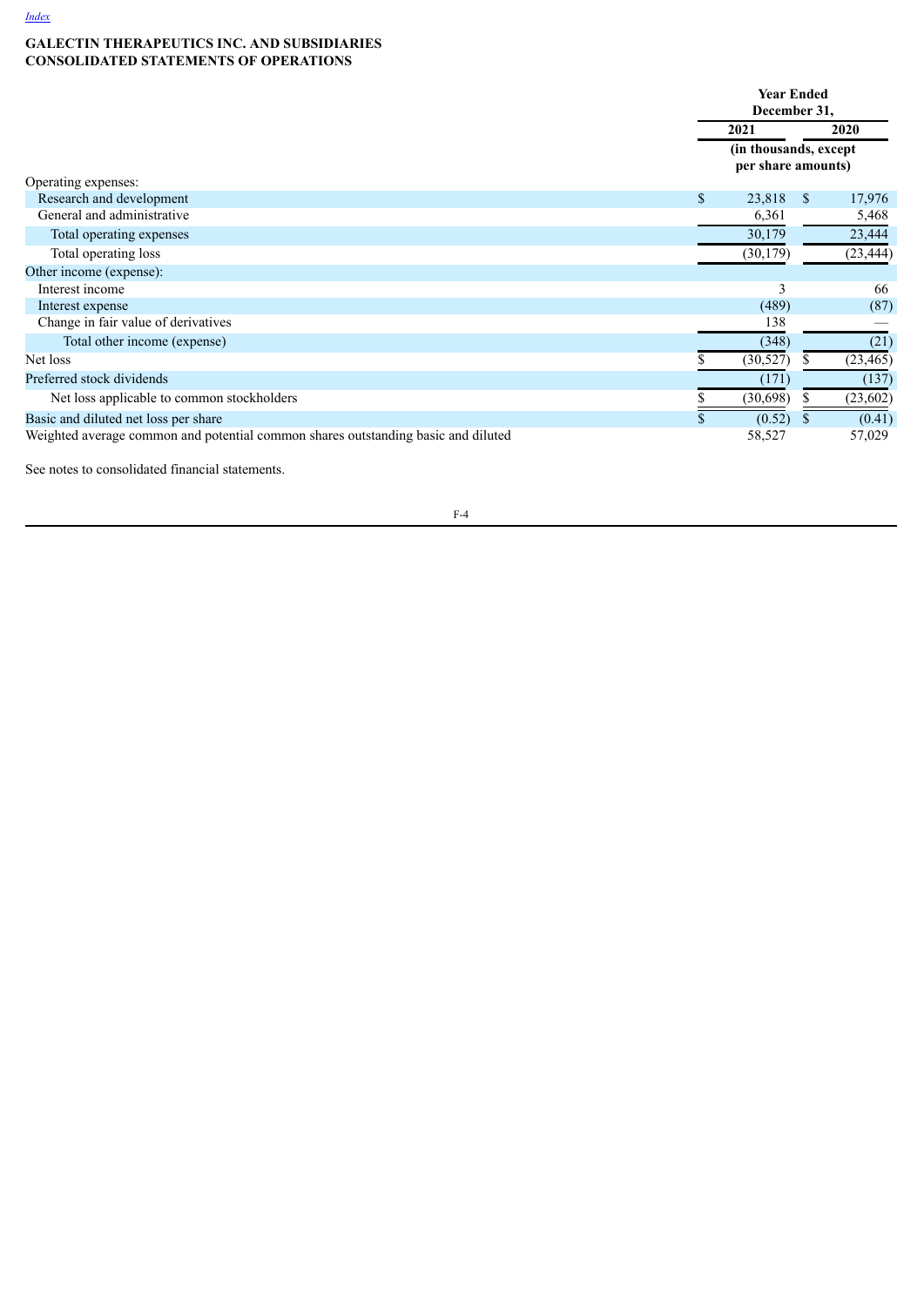[Index](#)

**GALECTIN THERAPEUTICS INC. AND SUBSIDIARIES**
**CONSOLIDATED STATEMENTS OF OPERATIONS**

| | Year Ended December 31, | |
|---|---|---|
| | 2021 | 2020 |
| | (in thousands, except per share amounts) | |
| Operating expenses: | | |
| Research and development | $ 23,818 | $ 17,976 |
| General and administrative | 6,361 | 5,468 |
| Total operating expenses | 30,179 | 23,444 |
| Total operating loss | (30,179) | (23,444) |
| Other income (expense): | | |
| Interest income | 3 | 66 |
| Interest expense | (489) | (87) |
| Change in fair value of derivatives | 138 | — |
| Total other income (expense) | (348) | (21) |
| Net loss | $ (30,527) | $ (23,465) |
| Preferred stock dividends | (171) | (137) |
| Net loss applicable to common stockholders | $ (30,698) | $ (23,602) |
| Basic and diluted net loss per share | $ (0.52) | $ (0.41) |
| Weighted average common and potential common shares outstanding basic and diluted | 58,527 | 57,029 |

See notes to consolidated financial statements.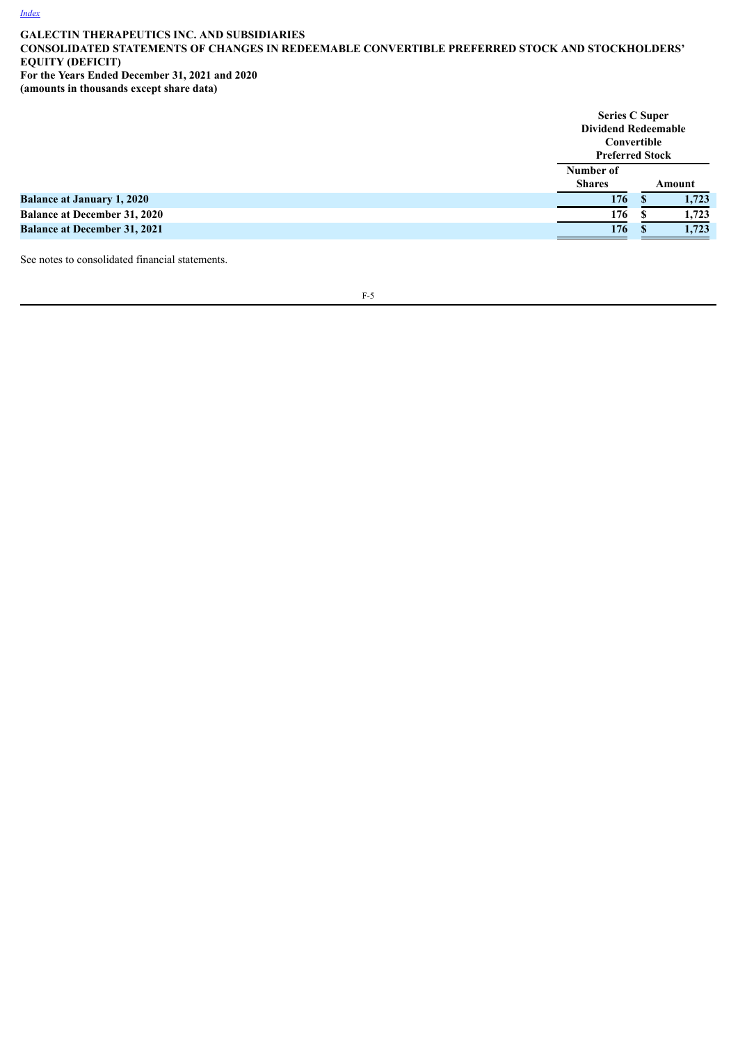**GALECTIN THERAPEUTICS INC. AND SUBSIDIARIES**
**CONSOLIDATED STATEMENTS OF CHANGES IN REDEEMABLE CONVERTIBLE PREFERRED STOCK AND STOCKHOLDERS' EQUITY (DEFICIT)**
**For the Years Ended December 31, 2021 and 2020**
**(amounts in thousands except share data)**

| | Series C Super Dividend Redeemable Convertible Preferred Stock | |
|---|---|---|
| | Number of Shares | Amount |
| **Balance at January 1, 2020** | **176** | **$ 1,723** |
| **Balance at December 31, 2020** | **176** | **$ 1,723** |
| **Balance at December 31, 2021** | **176** | **$ 1,723** |

See notes to consolidated financial statements.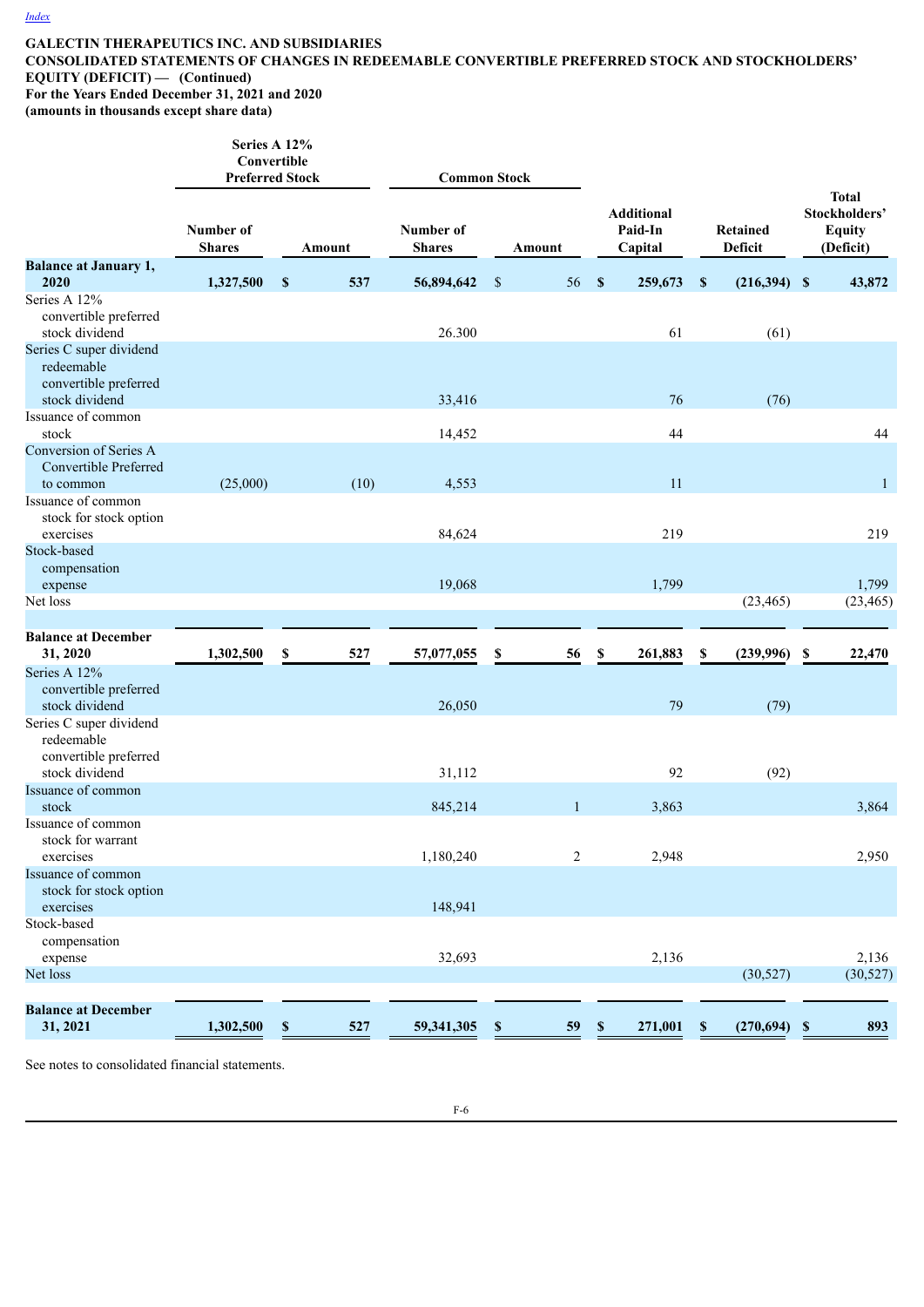[Index](#)

**GALECTIN THERAPEUTICS INC. AND SUBSIDIARIES**
**CONSOLIDATED STATEMENTS OF CHANGES IN REDEEMABLE CONVERTIBLE PREFERRED STOCK AND STOCKHOLDERS' EQUITY (DEFICIT) — (Continued)**
**For the Years Ended December 31, 2021 and 2020**
**(amounts in thousands except share data)**

| | Series A 12% Convertible Preferred Stock | | Common Stock | | | | |
|---|---|---|---|---|---|---|---|
| | Number of Shares | Amount | Number of Shares | Amount | Additional Paid-In Capital | Retained Deficit | Total Stockholders' Equity (Deficit) |
| **Balance at January 1, 2020** | **1,327,500** | **$ 537** | **56,894,642** | $ 56 | **$ 259,673** | **$ (216,394)** | **$ 43,872** |
| Series A 12% convertible preferred stock dividend | | | 26.300 | | 61 | (61) | |
| Series C super dividend redeemable convertible preferred stock dividend | | | 33,416 | | 76 | (76) | |
| Issuance of common stock | | | 14,452 | | 44 | | 44 |
| Conversion of Series A Convertible Preferred to common | (25,000) | (10) | 4,553 | | 11 | | 1 |
| Issuance of common stock for stock option exercises | | | 84,624 | | 219 | | 219 |
| Stock-based compensation expense | | | 19,068 | | 1,799 | | 1,799 |
| Net loss | | | | | | (23,465) | (23,465) |
| **Balance at December 31, 2020** | **1,302,500** | **$ 527** | **57,077,055** | **$ 56** | **$ 261,883** | **$ (239,996)** | **$ 22,470** |
| Series A 12% convertible preferred stock dividend | | | 26,050 | | 79 | (79) | |
| Series C super dividend redeemable convertible preferred stock dividend | | | 31,112 | | 92 | (92) | |
| Issuance of common stock | | | 845,214 | 1 | 3,863 | | 3,864 |
| Issuance of common stock for warrant exercises | | | 1,180,240 | 2 | 2,948 | | 2,950 |
| Issuance of common stock for stock option exercises | | | 148,941 | | | | |
| Stock-based compensation expense | | | 32,693 | | 2,136 | | 2,136 |
| Net loss | | | | | | (30,527) | (30,527) |
| **Balance at December 31, 2021** | **1,302,500** | **$ 527** | **59,341,305** | **$ 59** | **$ 271,001** | **$ (270,694)** | **$ 893** |

See notes to consolidated financial statements.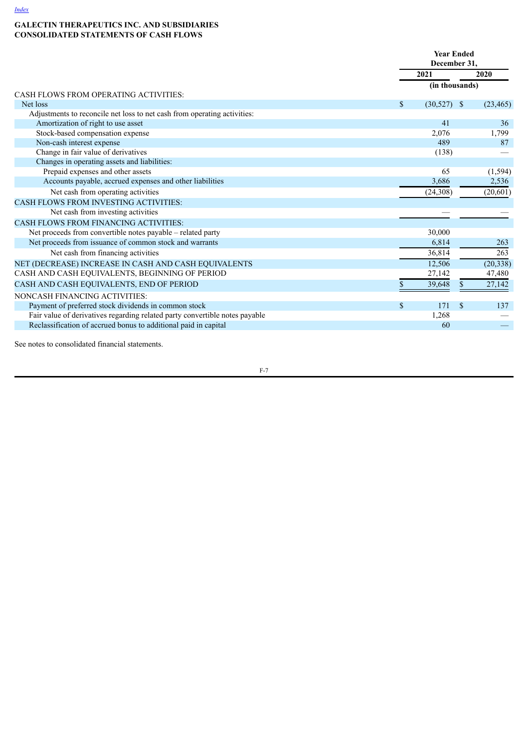*Index*

**GALECTIN THERAPEUTICS INC. AND SUBSIDIARIES**
**CONSOLIDATED STATEMENTS OF CASH FLOWS**

| | Year Ended December 31, | |
|---|---|---|
| | 2021 | 2020 |
| | (in thousands) | |
| CASH FLOWS FROM OPERATING ACTIVITIES: | | |
| Net loss | $ (30,527) | $ (23,465) |
| Adjustments to reconcile net loss to net cash from operating activities: | | |
| Amortization of right to use asset | 41 | 36 |
| Stock-based compensation expense | 2,076 | 1,799 |
| Non-cash interest expense | 489 | 87 |
| Change in fair value of derivatives | (138) | — |
| Changes in operating assets and liabilities: | | |
| Prepaid expenses and other assets | 65 | (1,594) |
| Accounts payable, accrued expenses and other liabilities | 3,686 | 2,536 |
| Net cash from operating activities | (24,308) | (20,601) |
| CASH FLOWS FROM INVESTING ACTIVITIES: | | |
| Net cash from investing activities | — | — |
| CASH FLOWS FROM FINANCING ACTIVITIES: | | |
| Net proceeds from convertible notes payable – related party | 30,000 | |
| Net proceeds from issuance of common stock and warrants | 6,814 | 263 |
| Net cash from financing activities | 36,814 | 263 |
| NET (DECREASE) INCREASE IN CASH AND CASH EQUIVALENTS | 12,506 | (20,338) |
| CASH AND CASH EQUIVALENTS, BEGINNING OF PERIOD | 27,142 | 47,480 |
| CASH AND CASH EQUIVALENTS, END OF PERIOD | $ 39,648 | $ 27,142 |
| NONCASH FINANCING ACTIVITIES: | | |
| Payment of preferred stock dividends in common stock | $ 171 | $ 137 |
| Fair value of derivatives regarding related party convertible notes payable | 1,268 | — |
| Reclassification of accrued bonus to additional paid in capital | 60 | — |

See notes to consolidated financial statements.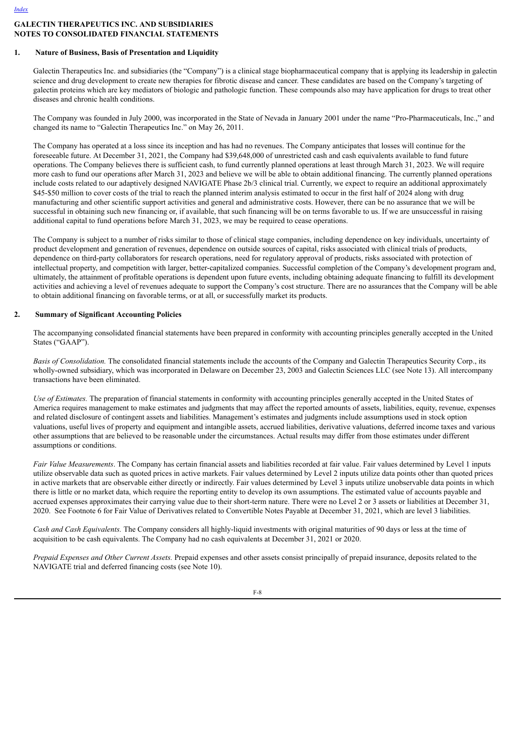# GALECTIN THERAPEUTICS INC. AND SUBSIDIARIES
# NOTES TO CONSOLIDATED FINANCIAL STATEMENTS

## 1. Nature of Business, Basis of Presentation and Liquidity

Galectin Therapeutics Inc. and subsidiaries (the "Company") is a clinical stage biopharmaceutical company that is applying its leadership in galectin science and drug development to create new therapies for fibrotic disease and cancer. These candidates are based on the Company's targeting of galectin proteins which are key mediators of biologic and pathologic function. These compounds also may have application for drugs to treat other diseases and chronic health conditions.

The Company was founded in July 2000, was incorporated in the State of Nevada in January 2001 under the name "Pro-Pharmaceuticals, Inc.," and changed its name to "Galectin Therapeutics Inc." on May 26, 2011.

The Company has operated at a loss since its inception and has had no revenues. The Company anticipates that losses will continue for the foreseeable future. At December 31, 2021, the Company had $39,648,000 of unrestricted cash and cash equivalents available to fund future operations. The Company believes there is sufficient cash, to fund currently planned operations at least through March 31, 2023. We will require more cash to fund our operations after March 31, 2023 and believe we will be able to obtain additional financing. The currently planned operations include costs related to our adaptively designed NAVIGATE Phase 2b/3 clinical trial. Currently, we expect to require an additional approximately $45-$50 million to cover costs of the trial to reach the planned interim analysis estimated to occur in the first half of 2024 along with drug manufacturing and other scientific support activities and general and administrative costs. However, there can be no assurance that we will be successful in obtaining such new financing or, if available, that such financing will be on terms favorable to us. If we are unsuccessful in raising additional capital to fund operations before March 31, 2023, we may be required to cease operations.

The Company is subject to a number of risks similar to those of clinical stage companies, including dependence on key individuals, uncertainty of product development and generation of revenues, dependence on outside sources of capital, risks associated with clinical trials of products, dependence on third-party collaborators for research operations, need for regulatory approval of products, risks associated with protection of intellectual property, and competition with larger, better-capitalized companies. Successful completion of the Company's development program and, ultimately, the attainment of profitable operations is dependent upon future events, including obtaining adequate financing to fulfill its development activities and achieving a level of revenues adequate to support the Company's cost structure. There are no assurances that the Company will be able to obtain additional financing on favorable terms, or at all, or successfully market its products.

## 2. Summary of Significant Accounting Policies

The accompanying consolidated financial statements have been prepared in conformity with accounting principles generally accepted in the United States ("GAAP").

*Basis of Consolidation.* The consolidated financial statements include the accounts of the Company and Galectin Therapeutics Security Corp., its wholly-owned subsidiary, which was incorporated in Delaware on December 23, 2003 and Galectin Sciences LLC (see Note 13). All intercompany transactions have been eliminated.

*Use of Estimates.* The preparation of financial statements in conformity with accounting principles generally accepted in the United States of America requires management to make estimates and judgments that may affect the reported amounts of assets, liabilities, equity, revenue, expenses and related disclosure of contingent assets and liabilities. Management's estimates and judgments include assumptions used in stock option valuations, useful lives of property and equipment and intangible assets, accrued liabilities, derivative valuations, deferred income taxes and various other assumptions that are believed to be reasonable under the circumstances. Actual results may differ from those estimates under different assumptions or conditions.

*Fair Value Measurements*. The Company has certain financial assets and liabilities recorded at fair value. Fair values determined by Level 1 inputs utilize observable data such as quoted prices in active markets. Fair values determined by Level 2 inputs utilize data points other than quoted prices in active markets that are observable either directly or indirectly. Fair values determined by Level 3 inputs utilize unobservable data points in which there is little or no market data, which require the reporting entity to develop its own assumptions. The estimated value of accounts payable and accrued expenses approximates their carrying value due to their short-term nature. There were no Level 2 or 3 assets or liabilities at December 31, 2020. See Footnote 6 for Fair Value of Derivatives related to Convertible Notes Payable at December 31, 2021, which are level 3 liabilities.

*Cash and Cash Equivalents.* The Company considers all highly-liquid investments with original maturities of 90 days or less at the time of acquisition to be cash equivalents. The Company had no cash equivalents at December 31, 2021 or 2020.

*Prepaid Expenses and Other Current Assets.* Prepaid expenses and other assets consist principally of prepaid insurance, deposits related to the NAVIGATE trial and deferred financing costs (see Note 10).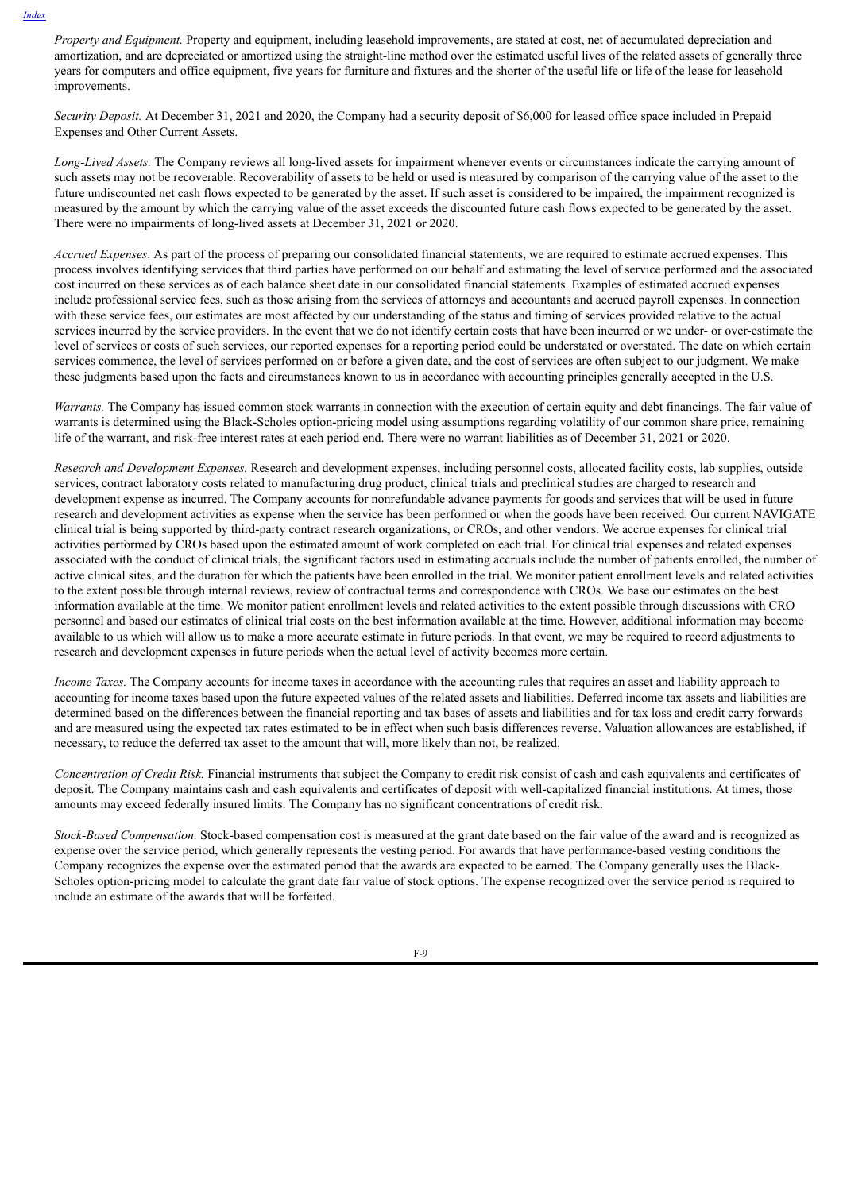*Property and Equipment.* Property and equipment, including leasehold improvements, are stated at cost, net of accumulated depreciation and amortization, and are depreciated or amortized using the straight-line method over the estimated useful lives of the related assets of generally three years for computers and office equipment, five years for furniture and fixtures and the shorter of the useful life or life of the lease for leasehold improvements.

*Security Deposit.* At December 31, 2021 and 2020, the Company had a security deposit of $6,000 for leased office space included in Prepaid Expenses and Other Current Assets.

*Long-Lived Assets.* The Company reviews all long-lived assets for impairment whenever events or circumstances indicate the carrying amount of such assets may not be recoverable. Recoverability of assets to be held or used is measured by comparison of the carrying value of the asset to the future undiscounted net cash flows expected to be generated by the asset. If such asset is considered to be impaired, the impairment recognized is measured by the amount by which the carrying value of the asset exceeds the discounted future cash flows expected to be generated by the asset. There were no impairments of long-lived assets at December 31, 2021 or 2020.

*Accrued Expenses*. As part of the process of preparing our consolidated financial statements, we are required to estimate accrued expenses. This process involves identifying services that third parties have performed on our behalf and estimating the level of service performed and the associated cost incurred on these services as of each balance sheet date in our consolidated financial statements. Examples of estimated accrued expenses include professional service fees, such as those arising from the services of attorneys and accountants and accrued payroll expenses. In connection with these service fees, our estimates are most affected by our understanding of the status and timing of services provided relative to the actual services incurred by the service providers. In the event that we do not identify certain costs that have been incurred or we under- or over-estimate the level of services or costs of such services, our reported expenses for a reporting period could be understated or overstated. The date on which certain services commence, the level of services performed on or before a given date, and the cost of services are often subject to our judgment. We make these judgments based upon the facts and circumstances known to us in accordance with accounting principles generally accepted in the U.S.

*Warrants.* The Company has issued common stock warrants in connection with the execution of certain equity and debt financings. The fair value of warrants is determined using the Black-Scholes option-pricing model using assumptions regarding volatility of our common share price, remaining life of the warrant, and risk-free interest rates at each period end. There were no warrant liabilities as of December 31, 2021 or 2020.

*Research and Development Expenses.* Research and development expenses, including personnel costs, allocated facility costs, lab supplies, outside services, contract laboratory costs related to manufacturing drug product, clinical trials and preclinical studies are charged to research and development expense as incurred. The Company accounts for nonrefundable advance payments for goods and services that will be used in future research and development activities as expense when the service has been performed or when the goods have been received. Our current NAVIGATE clinical trial is being supported by third-party contract research organizations, or CROs, and other vendors. We accrue expenses for clinical trial activities performed by CROs based upon the estimated amount of work completed on each trial. For clinical trial expenses and related expenses associated with the conduct of clinical trials, the significant factors used in estimating accruals include the number of patients enrolled, the number of active clinical sites, and the duration for which the patients have been enrolled in the trial. We monitor patient enrollment levels and related activities to the extent possible through internal reviews, review of contractual terms and correspondence with CROs. We base our estimates on the best information available at the time. We monitor patient enrollment levels and related activities to the extent possible through discussions with CRO personnel and based our estimates of clinical trial costs on the best information available at the time. However, additional information may become available to us which will allow us to make a more accurate estimate in future periods. In that event, we may be required to record adjustments to research and development expenses in future periods when the actual level of activity becomes more certain.

*Income Taxes.* The Company accounts for income taxes in accordance with the accounting rules that requires an asset and liability approach to accounting for income taxes based upon the future expected values of the related assets and liabilities. Deferred income tax assets and liabilities are determined based on the differences between the financial reporting and tax bases of assets and liabilities and for tax loss and credit carry forwards and are measured using the expected tax rates estimated to be in effect when such basis differences reverse. Valuation allowances are established, if necessary, to reduce the deferred tax asset to the amount that will, more likely than not, be realized.

*Concentration of Credit Risk.* Financial instruments that subject the Company to credit risk consist of cash and cash equivalents and certificates of deposit. The Company maintains cash and cash equivalents and certificates of deposit with well-capitalized financial institutions. At times, those amounts may exceed federally insured limits. The Company has no significant concentrations of credit risk.

*Stock-Based Compensation.* Stock-based compensation cost is measured at the grant date based on the fair value of the award and is recognized as expense over the service period, which generally represents the vesting period. For awards that have performance-based vesting conditions the Company recognizes the expense over the estimated period that the awards are expected to be earned. The Company generally uses the Black-Scholes option-pricing model to calculate the grant date fair value of stock options. The expense recognized over the service period is required to include an estimate of the awards that will be forfeited.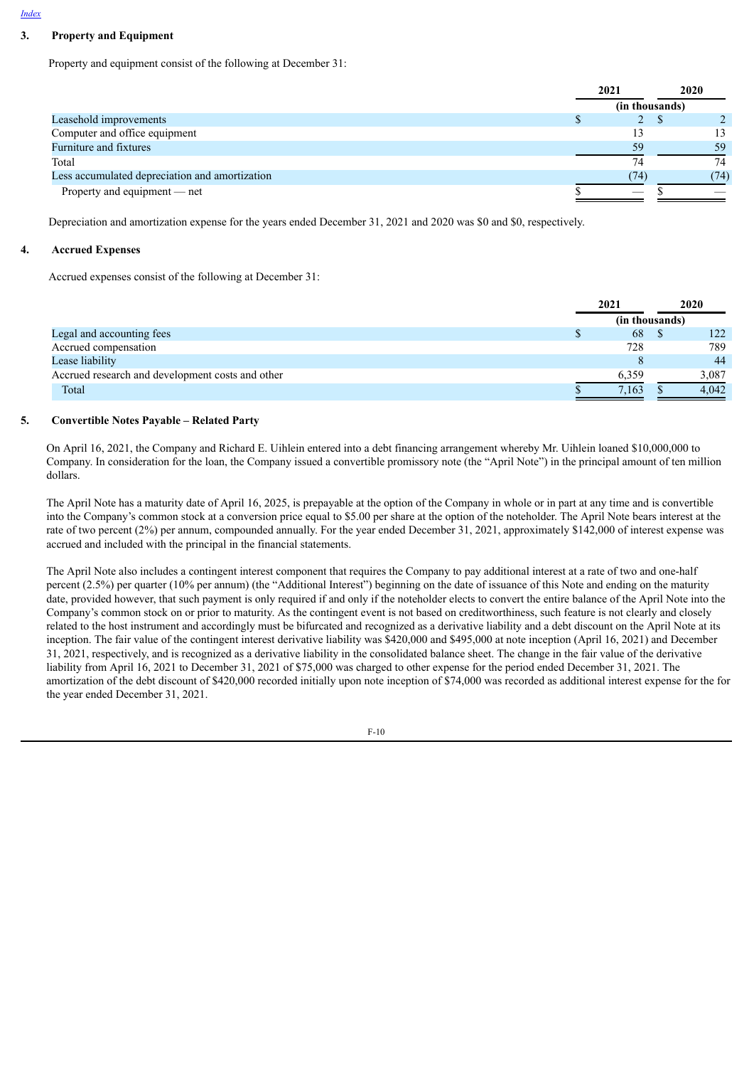### 3. Property and Equipment

Property and equipment consist of the following at December 31:

| | 2021 | 2020 |
|---|---|---|
| | (in thousands) | |
| Leasehold improvements | $ 2 | $ 2 |
| Computer and office equipment | 13 | 13 |
| Furniture and fixtures | 59 | 59 |
| Total | 74 | 74 |
| Less accumulated depreciation and amortization | (74) | (74) |
| Property and equipment — net | $ — | $ — |

Depreciation and amortization expense for the years ended December 31, 2021 and 2020 was $0 and $0, respectively.

### 4. Accrued Expenses

Accrued expenses consist of the following at December 31:

| | 2021 | 2020 |
|---|---|---|
| | (in thousands) | |
| Legal and accounting fees | $ 68 | $ 122 |
| Accrued compensation | 728 | 789 |
| Lease liability | 8 | 44 |
| Accrued research and development costs and other | 6,359 | 3,087 |
| Total | $ 7,163 | $ 4,042 |

### 5. Convertible Notes Payable – Related Party

On April 16, 2021, the Company and Richard E. Uihlein entered into a debt financing arrangement whereby Mr. Uihlein loaned $10,000,000 to Company. In consideration for the loan, the Company issued a convertible promissory note (the "April Note") in the principal amount of ten million dollars.

The April Note has a maturity date of April 16, 2025, is prepayable at the option of the Company in whole or in part at any time and is convertible into the Company's common stock at a conversion price equal to $5.00 per share at the option of the noteholder. The April Note bears interest at the rate of two percent (2%) per annum, compounded annually. For the year ended December 31, 2021, approximately $142,000 of interest expense was accrued and included with the principal in the financial statements.

The April Note also includes a contingent interest component that requires the Company to pay additional interest at a rate of two and one-half percent (2.5%) per quarter (10% per annum) (the "Additional Interest") beginning on the date of issuance of this Note and ending on the maturity date, provided however, that such payment is only required if and only if the noteholder elects to convert the entire balance of the April Note into the Company's common stock on or prior to maturity. As the contingent event is not based on creditworthiness, such feature is not clearly and closely related to the host instrument and accordingly must be bifurcated and recognized as a derivative liability and a debt discount on the April Note at its inception. The fair value of the contingent interest derivative liability was $420,000 and $495,000 at note inception (April 16, 2021) and December 31, 2021, respectively, and is recognized as a derivative liability in the consolidated balance sheet. The change in the fair value of the derivative liability from April 16, 2021 to December 31, 2021 of $75,000 was charged to other expense for the period ended December 31, 2021. The amortization of the debt discount of $420,000 recorded initially upon note inception of $74,000 was recorded as additional interest expense for the for the year ended December 31, 2021.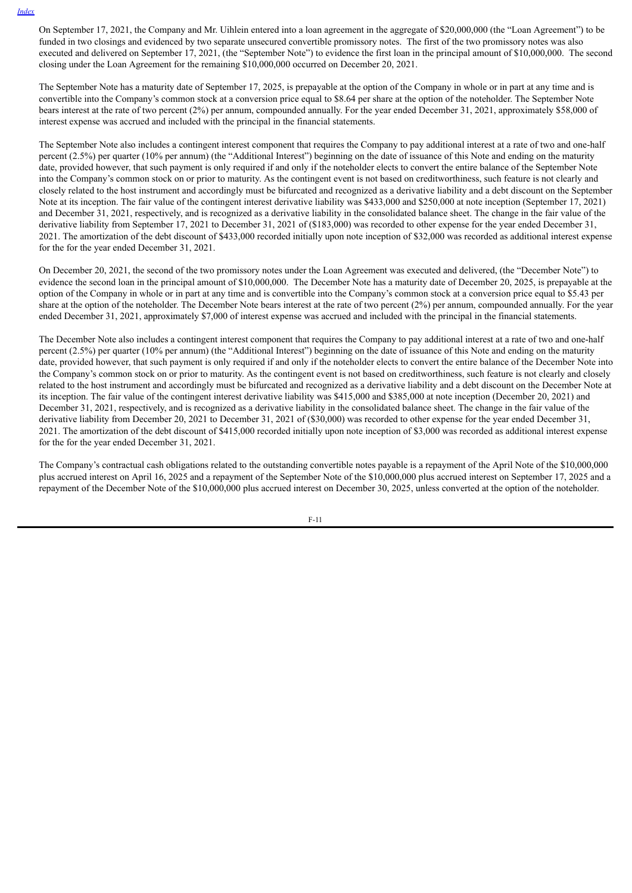On September 17, 2021, the Company and Mr. Uihlein entered into a loan agreement in the aggregate of $20,000,000 (the "Loan Agreement") to be funded in two closings and evidenced by two separate unsecured convertible promissory notes. The first of the two promissory notes was also executed and delivered on September 17, 2021, (the "September Note") to evidence the first loan in the principal amount of $10,000,000. The second closing under the Loan Agreement for the remaining $10,000,000 occurred on December 20, 2021.

The September Note has a maturity date of September 17, 2025, is prepayable at the option of the Company in whole or in part at any time and is convertible into the Company's common stock at a conversion price equal to $8.64 per share at the option of the noteholder. The September Note bears interest at the rate of two percent (2%) per annum, compounded annually. For the year ended December 31, 2021, approximately $58,000 of interest expense was accrued and included with the principal in the financial statements.

The September Note also includes a contingent interest component that requires the Company to pay additional interest at a rate of two and one-half percent (2.5%) per quarter (10% per annum) (the "Additional Interest") beginning on the date of issuance of this Note and ending on the maturity date, provided however, that such payment is only required if and only if the noteholder elects to convert the entire balance of the September Note into the Company's common stock on or prior to maturity. As the contingent event is not based on creditworthiness, such feature is not clearly and closely related to the host instrument and accordingly must be bifurcated and recognized as a derivative liability and a debt discount on the September Note at its inception. The fair value of the contingent interest derivative liability was $433,000 and $250,000 at note inception (September 17, 2021) and December 31, 2021, respectively, and is recognized as a derivative liability in the consolidated balance sheet. The change in the fair value of the derivative liability from September 17, 2021 to December 31, 2021 of ($183,000) was recorded to other expense for the year ended December 31, 2021. The amortization of the debt discount of $433,000 recorded initially upon note inception of $32,000 was recorded as additional interest expense for the for the year ended December 31, 2021.

On December 20, 2021, the second of the two promissory notes under the Loan Agreement was executed and delivered, (the "December Note") to evidence the second loan in the principal amount of $10,000,000. The December Note has a maturity date of December 20, 2025, is prepayable at the option of the Company in whole or in part at any time and is convertible into the Company's common stock at a conversion price equal to $5.43 per share at the option of the noteholder. The December Note bears interest at the rate of two percent (2%) per annum, compounded annually. For the year ended December 31, 2021, approximately $7,000 of interest expense was accrued and included with the principal in the financial statements.

The December Note also includes a contingent interest component that requires the Company to pay additional interest at a rate of two and one-half percent (2.5%) per quarter (10% per annum) (the "Additional Interest") beginning on the date of issuance of this Note and ending on the maturity date, provided however, that such payment is only required if and only if the noteholder elects to convert the entire balance of the December Note into the Company's common stock on or prior to maturity. As the contingent event is not based on creditworthiness, such feature is not clearly and closely related to the host instrument and accordingly must be bifurcated and recognized as a derivative liability and a debt discount on the December Note at its inception. The fair value of the contingent interest derivative liability was $415,000 and $385,000 at note inception (December 20, 2021) and December 31, 2021, respectively, and is recognized as a derivative liability in the consolidated balance sheet. The change in the fair value of the derivative liability from December 20, 2021 to December 31, 2021 of ($30,000) was recorded to other expense for the year ended December 31, 2021. The amortization of the debt discount of $415,000 recorded initially upon note inception of $3,000 was recorded as additional interest expense for the for the year ended December 31, 2021.

The Company's contractual cash obligations related to the outstanding convertible notes payable is a repayment of the April Note of the $10,000,000 plus accrued interest on April 16, 2025 and a repayment of the September Note of the $10,000,000 plus accrued interest on September 17, 2025 and a repayment of the December Note of the $10,000,000 plus accrued interest on December 30, 2025, unless converted at the option of the noteholder.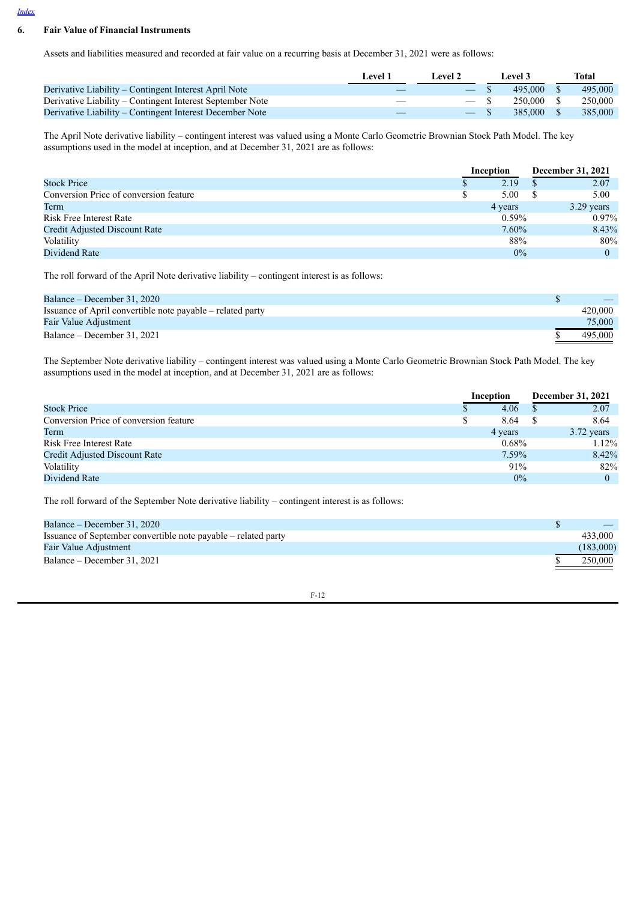## 6. Fair Value of Financial Instruments

Assets and liabilities measured and recorded at fair value on a recurring basis at December 31, 2021 were as follows:

| | Level 1 | Level 2 | Level 3 | Total |
|---|---|---|---|---|
| Derivative Liability – Contingent Interest April Note | — | — | $ 495,000 | $ 495,000 |
| Derivative Liability – Contingent Interest September Note | — | — | $ 250,000 | $ 250,000 |
| Derivative Liability – Contingent Interest December Note | — | — | $ 385,000 | $ 385,000 |

The April Note derivative liability – contingent interest was valued using a Monte Carlo Geometric Brownian Stock Path Model. The key assumptions used in the model at inception, and at December 31, 2021 are as follows:

| | Inception | December 31, 2021 |
|---|---|---|
| Stock Price | $ 2.19 | $ 2.07 |
| Conversion Price of conversion feature | $ 5.00 | $ 5.00 |
| Term | 4 years | 3.29 years |
| Risk Free Interest Rate | 0.59% | 0.97% |
| Credit Adjusted Discount Rate | 7.60% | 8.43% |
| Volatility | 88% | 80% |
| Dividend Rate | 0% | 0 |

The roll forward of the April Note derivative liability – contingent interest is as follows:

| | |
|---|---|
| Balance – December 31, 2020 | $ — |
| Issuance of April convertible note payable – related party | 420,000 |
| Fair Value Adjustment | 75,000 |
| Balance – December 31, 2021 | $ 495,000 |

The September Note derivative liability – contingent interest was valued using a Monte Carlo Geometric Brownian Stock Path Model. The key assumptions used in the model at inception, and at December 31, 2021 are as follows:

| | Inception | December 31, 2021 |
|---|---|---|
| Stock Price | $ 4.06 | $ 2.07 |
| Conversion Price of conversion feature | $ 8.64 | $ 8.64 |
| Term | 4 years | 3.72 years |
| Risk Free Interest Rate | 0.68% | 1.12% |
| Credit Adjusted Discount Rate | 7.59% | 8.42% |
| Volatility | 91% | 82% |
| Dividend Rate | 0% | 0 |

The roll forward of the September Note derivative liability – contingent interest is as follows:

| | |
|---|---|
| Balance – December 31, 2020 | $ — |
| Issuance of September convertible note payable – related party | 433,000 |
| Fair Value Adjustment | (183,000) |
| Balance – December 31, 2021 | $ 250,000 |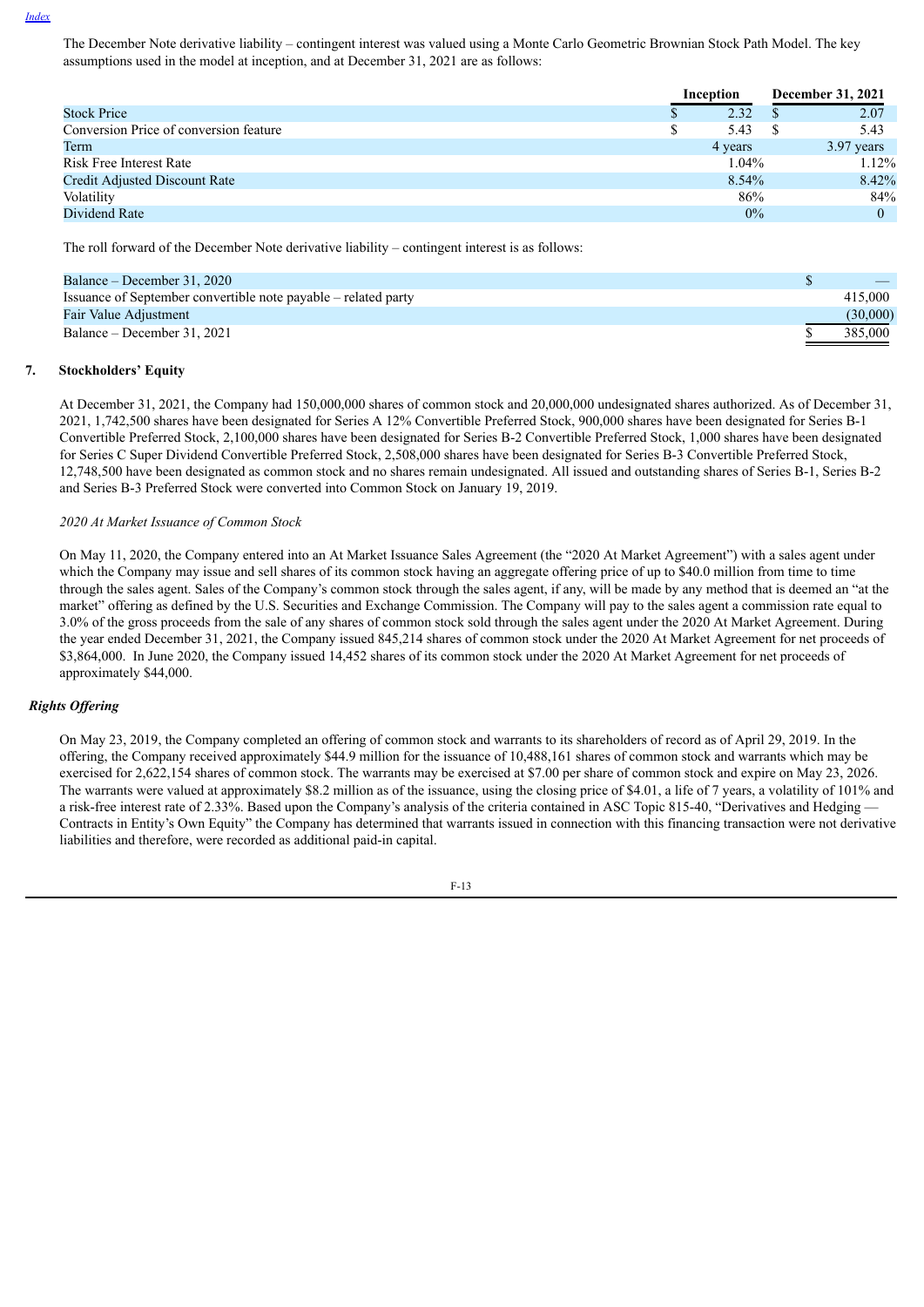The December Note derivative liability – contingent interest was valued using a Monte Carlo Geometric Brownian Stock Path Model. The key assumptions used in the model at inception, and at December 31, 2021 are as follows:

| | Inception | December 31, 2021 |
|---|---|---|
| Stock Price | $ 2.32 | $ 2.07 |
| Conversion Price of conversion feature | $ 5.43 | $ 5.43 |
| Term | 4 years | 3.97 years |
| Risk Free Interest Rate | 1.04% | 1.12% |
| Credit Adjusted Discount Rate | 8.54% | 8.42% |
| Volatility | 86% | 84% |
| Dividend Rate | 0% | 0 |

The roll forward of the December Note derivative liability – contingent interest is as follows:

| | |
|---|---|
| Balance – December 31, 2020 | $ — |
| Issuance of September convertible note payable – related party | 415,000 |
| Fair Value Adjustment | (30,000) |
| Balance – December 31, 2021 | $ 385,000 |

## 7. Stockholders' Equity

At December 31, 2021, the Company had 150,000,000 shares of common stock and 20,000,000 undesignated shares authorized. As of December 31, 2021, 1,742,500 shares have been designated for Series A 12% Convertible Preferred Stock, 900,000 shares have been designated for Series B-1 Convertible Preferred Stock, 2,100,000 shares have been designated for Series B-2 Convertible Preferred Stock, 1,000 shares have been designated for Series C Super Dividend Convertible Preferred Stock, 2,508,000 shares have been designated for Series B-3 Convertible Preferred Stock, 12,748,500 have been designated as common stock and no shares remain undesignated. All issued and outstanding shares of Series B-1, Series B-2 and Series B-3 Preferred Stock were converted into Common Stock on January 19, 2019.

*2020 At Market Issuance of Common Stock*

On May 11, 2020, the Company entered into an At Market Issuance Sales Agreement (the "2020 At Market Agreement") with a sales agent under which the Company may issue and sell shares of its common stock having an aggregate offering price of up to $40.0 million from time to time through the sales agent. Sales of the Company's common stock through the sales agent, if any, will be made by any method that is deemed an "at the market" offering as defined by the U.S. Securities and Exchange Commission. The Company will pay to the sales agent a commission rate equal to 3.0% of the gross proceeds from the sale of any shares of common stock sold through the sales agent under the 2020 At Market Agreement. During the year ended December 31, 2021, the Company issued 845,214 shares of common stock under the 2020 At Market Agreement for net proceeds of $3,864,000. In June 2020, the Company issued 14,452 shares of its common stock under the 2020 At Market Agreement for net proceeds of approximately $44,000.

***Rights Offering***

On May 23, 2019, the Company completed an offering of common stock and warrants to its shareholders of record as of April 29, 2019. In the offering, the Company received approximately $44.9 million for the issuance of 10,488,161 shares of common stock and warrants which may be exercised for 2,622,154 shares of common stock. The warrants may be exercised at $7.00 per share of common stock and expire on May 23, 2026. The warrants were valued at approximately $8.2 million as of the issuance, using the closing price of $4.01, a life of 7 years, a volatility of 101% and a risk-free interest rate of 2.33%. Based upon the Company's analysis of the criteria contained in ASC Topic 815-40, "Derivatives and Hedging — Contracts in Entity's Own Equity" the Company has determined that warrants issued in connection with this financing transaction were not derivative liabilities and therefore, were recorded as additional paid-in capital.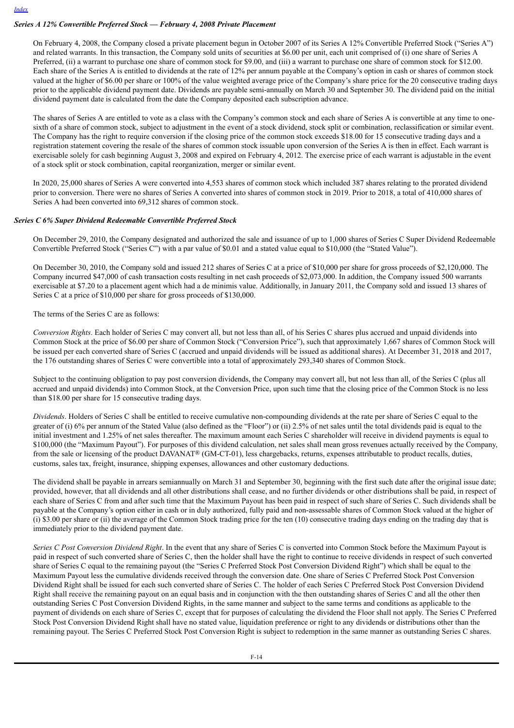[Index](#)

### *Series A 12% Convertible Preferred Stock — February 4, 2008 Private Placement*

On February 4, 2008, the Company closed a private placement begun in October 2007 of its Series A 12% Convertible Preferred Stock ("Series A") and related warrants. In this transaction, the Company sold units of securities at $6.00 per unit, each unit comprised of (i) one share of Series A Preferred, (ii) a warrant to purchase one share of common stock for $9.00, and (iii) a warrant to purchase one share of common stock for $12.00. Each share of the Series A is entitled to dividends at the rate of 12% per annum payable at the Company's option in cash or shares of common stock valued at the higher of $6.00 per share or 100% of the value weighted average price of the Company's share price for the 20 consecutive trading days prior to the applicable dividend payment date. Dividends are payable semi-annually on March 30 and September 30. The dividend paid on the initial dividend payment date is calculated from the date the Company deposited each subscription advance.

The shares of Series A are entitled to vote as a class with the Company's common stock and each share of Series A is convertible at any time to one-sixth of a share of common stock, subject to adjustment in the event of a stock dividend, stock split or combination, reclassification or similar event. The Company has the right to require conversion if the closing price of the common stock exceeds $18.00 for 15 consecutive trading days and a registration statement covering the resale of the shares of common stock issuable upon conversion of the Series A is then in effect. Each warrant is exercisable solely for cash beginning August 3, 2008 and expired on February 4, 2012. The exercise price of each warrant is adjustable in the event of a stock split or stock combination, capital reorganization, merger or similar event.

In 2020, 25,000 shares of Series A were converted into 4,553 shares of common stock which included 387 shares relating to the prorated dividend prior to conversion. There were no shares of Series A converted into shares of common stock in 2019. Prior to 2018, a total of 410,000 shares of Series A had been converted into 69,312 shares of common stock.

### *Series C 6% Super Dividend Redeemable Convertible Preferred Stock*

On December 29, 2010, the Company designated and authorized the sale and issuance of up to 1,000 shares of Series C Super Dividend Redeemable Convertible Preferred Stock ("Series C") with a par value of $0.01 and a stated value equal to $10,000 (the "Stated Value").

On December 30, 2010, the Company sold and issued 212 shares of Series C at a price of $10,000 per share for gross proceeds of $2,120,000. The Company incurred $47,000 of cash transaction costs resulting in net cash proceeds of $2,073,000. In addition, the Company issued 500 warrants exercisable at $7.20 to a placement agent which had a de minimis value. Additionally, in January 2011, the Company sold and issued 13 shares of Series C at a price of $10,000 per share for gross proceeds of $130,000.

The terms of the Series C are as follows:

*Conversion Rights*. Each holder of Series C may convert all, but not less than all, of his Series C shares plus accrued and unpaid dividends into Common Stock at the price of $6.00 per share of Common Stock ("Conversion Price"), such that approximately 1,667 shares of Common Stock will be issued per each converted share of Series C (accrued and unpaid dividends will be issued as additional shares). At December 31, 2018 and 2017, the 176 outstanding shares of Series C were convertible into a total of approximately 293,340 shares of Common Stock.

Subject to the continuing obligation to pay post conversion dividends, the Company may convert all, but not less than all, of the Series C (plus all accrued and unpaid dividends) into Common Stock, at the Conversion Price, upon such time that the closing price of the Common Stock is no less than $18.00 per share for 15 consecutive trading days.

*Dividends*. Holders of Series C shall be entitled to receive cumulative non-compounding dividends at the rate per share of Series C equal to the greater of (i) 6% per annum of the Stated Value (also defined as the "Floor") or (ii) 2.5% of net sales until the total dividends paid is equal to the initial investment and 1.25% of net sales thereafter. The maximum amount each Series C shareholder will receive in dividend payments is equal to $100,000 (the "Maximum Payout"). For purposes of this dividend calculation, net sales shall mean gross revenues actually received by the Company, from the sale or licensing of the product DAVANAT® (GM-CT-01), less chargebacks, returns, expenses attributable to product recalls, duties, customs, sales tax, freight, insurance, shipping expenses, allowances and other customary deductions.

The dividend shall be payable in arrears semiannually on March 31 and September 30, beginning with the first such date after the original issue date; provided, however, that all dividends and all other distributions shall cease, and no further dividends or other distributions shall be paid, in respect of each share of Series C from and after such time that the Maximum Payout has been paid in respect of such share of Series C. Such dividends shall be payable at the Company's option either in cash or in duly authorized, fully paid and non-assessable shares of Common Stock valued at the higher of (i) $3.00 per share or (ii) the average of the Common Stock trading price for the ten (10) consecutive trading days ending on the trading day that is immediately prior to the dividend payment date.

*Series C Post Conversion Dividend Right*. In the event that any share of Series C is converted into Common Stock before the Maximum Payout is paid in respect of such converted share of Series C, then the holder shall have the right to continue to receive dividends in respect of such converted share of Series C equal to the remaining payout (the "Series C Preferred Stock Post Conversion Dividend Right") which shall be equal to the Maximum Payout less the cumulative dividends received through the conversion date. One share of Series C Preferred Stock Post Conversion Dividend Right shall be issued for each such converted share of Series C. The holder of each Series C Preferred Stock Post Conversion Dividend Right shall receive the remaining payout on an equal basis and in conjunction with the then outstanding shares of Series C and all the other then outstanding Series C Post Conversion Dividend Rights, in the same manner and subject to the same terms and conditions as applicable to the payment of dividends on each share of Series C, except that for purposes of calculating the dividend the Floor shall not apply. The Series C Preferred Stock Post Conversion Dividend Right shall have no stated value, liquidation preference or right to any dividends or distributions other than the remaining payout. The Series C Preferred Stock Post Conversion Right is subject to redemption in the same manner as outstanding Series C shares.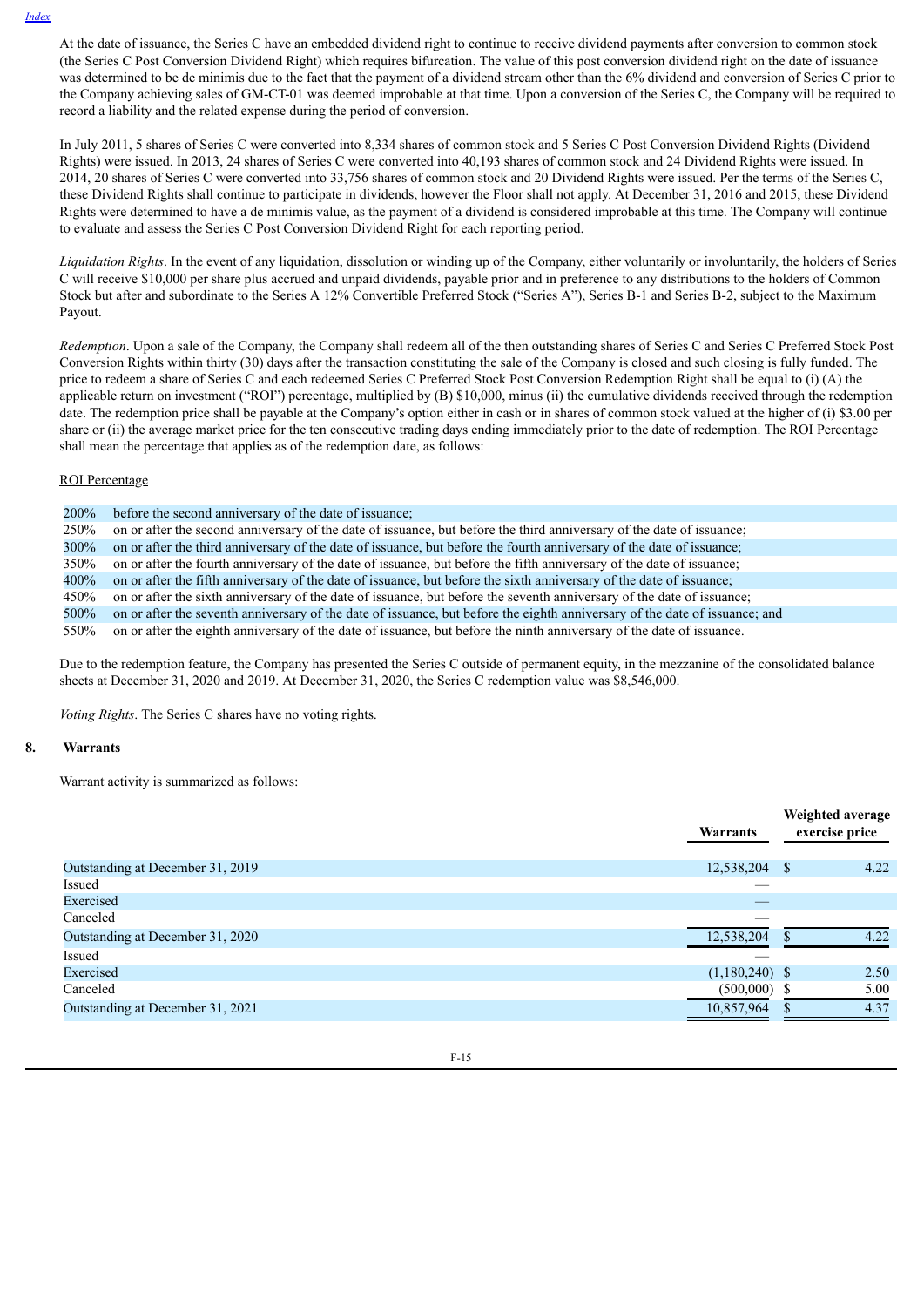At the date of issuance, the Series C have an embedded dividend right to continue to receive dividend payments after conversion to common stock (the Series C Post Conversion Dividend Right) which requires bifurcation. The value of this post conversion dividend right on the date of issuance was determined to be de minimis due to the fact that the payment of a dividend stream other than the 6% dividend and conversion of Series C prior to the Company achieving sales of GM-CT-01 was deemed improbable at that time. Upon a conversion of the Series C, the Company will be required to record a liability and the related expense during the period of conversion.

In July 2011, 5 shares of Series C were converted into 8,334 shares of common stock and 5 Series C Post Conversion Dividend Rights (Dividend Rights) were issued. In 2013, 24 shares of Series C were converted into 40,193 shares of common stock and 24 Dividend Rights were issued. In 2014, 20 shares of Series C were converted into 33,756 shares of common stock and 20 Dividend Rights were issued. Per the terms of the Series C, these Dividend Rights shall continue to participate in dividends, however the Floor shall not apply. At December 31, 2016 and 2015, these Dividend Rights were determined to have a de minimis value, as the payment of a dividend is considered improbable at this time. The Company will continue to evaluate and assess the Series C Post Conversion Dividend Right for each reporting period.

*Liquidation Rights*. In the event of any liquidation, dissolution or winding up of the Company, either voluntarily or involuntarily, the holders of Series C will receive $10,000 per share plus accrued and unpaid dividends, payable prior and in preference to any distributions to the holders of Common Stock but after and subordinate to the Series A 12% Convertible Preferred Stock ("Series A"), Series B-1 and Series B-2, subject to the Maximum Payout.

*Redemption*. Upon a sale of the Company, the Company shall redeem all of the then outstanding shares of Series C and Series C Preferred Stock Post Conversion Rights within thirty (30) days after the transaction constituting the sale of the Company is closed and such closing is fully funded. The price to redeem a share of Series C and each redeemed Series C Preferred Stock Post Conversion Redemption Right shall be equal to (i) (A) the applicable return on investment ("ROI") percentage, multiplied by (B) $10,000, minus (ii) the cumulative dividends received through the redemption date. The redemption price shall be payable at the Company's option either in cash or in shares of common stock valued at the higher of (i) $3.00 per share or (ii) the average market price for the ten consecutive trading days ending immediately prior to the date of redemption. The ROI Percentage shall mean the percentage that applies as of the redemption date, as follows:

ROI Percentage

| | |
|---|---|
| 200% | before the second anniversary of the date of issuance; |
| 250% | on or after the second anniversary of the date of issuance, but before the third anniversary of the date of issuance; |
| 300% | on or after the third anniversary of the date of issuance, but before the fourth anniversary of the date of issuance; |
| 350% | on or after the fourth anniversary of the date of issuance, but before the fifth anniversary of the date of issuance; |
| 400% | on or after the fifth anniversary of the date of issuance, but before the sixth anniversary of the date of issuance; |
| 450% | on or after the sixth anniversary of the date of issuance, but before the seventh anniversary of the date of issuance; |
| 500% | on or after the seventh anniversary of the date of issuance, but before the eighth anniversary of the date of issuance; and |
| 550% | on or after the eighth anniversary of the date of issuance, but before the ninth anniversary of the date of issuance. |

Due to the redemption feature, the Company has presented the Series C outside of permanent equity, in the mezzanine of the consolidated balance sheets at December 31, 2020 and 2019. At December 31, 2020, the Series C redemption value was $8,546,000.

*Voting Rights*. The Series C shares have no voting rights.

## 8. Warrants

Warrant activity is summarized as follows:

| | Warrants | Weighted average exercise price |
|---|---|---|
| Outstanding at December 31, 2019 | 12,538,204 | $ 4.22 |
| Issued | — | |
| Exercised | — | |
| Canceled | — | |
| Outstanding at December 31, 2020 | 12,538,204 | $ 4.22 |
| Issued | — | |
| Exercised | (1,180,240) | $ 2.50 |
| Canceled | (500,000) | $ 5.00 |
| Outstanding at December 31, 2021 | 10,857,964 | $ 4.37 |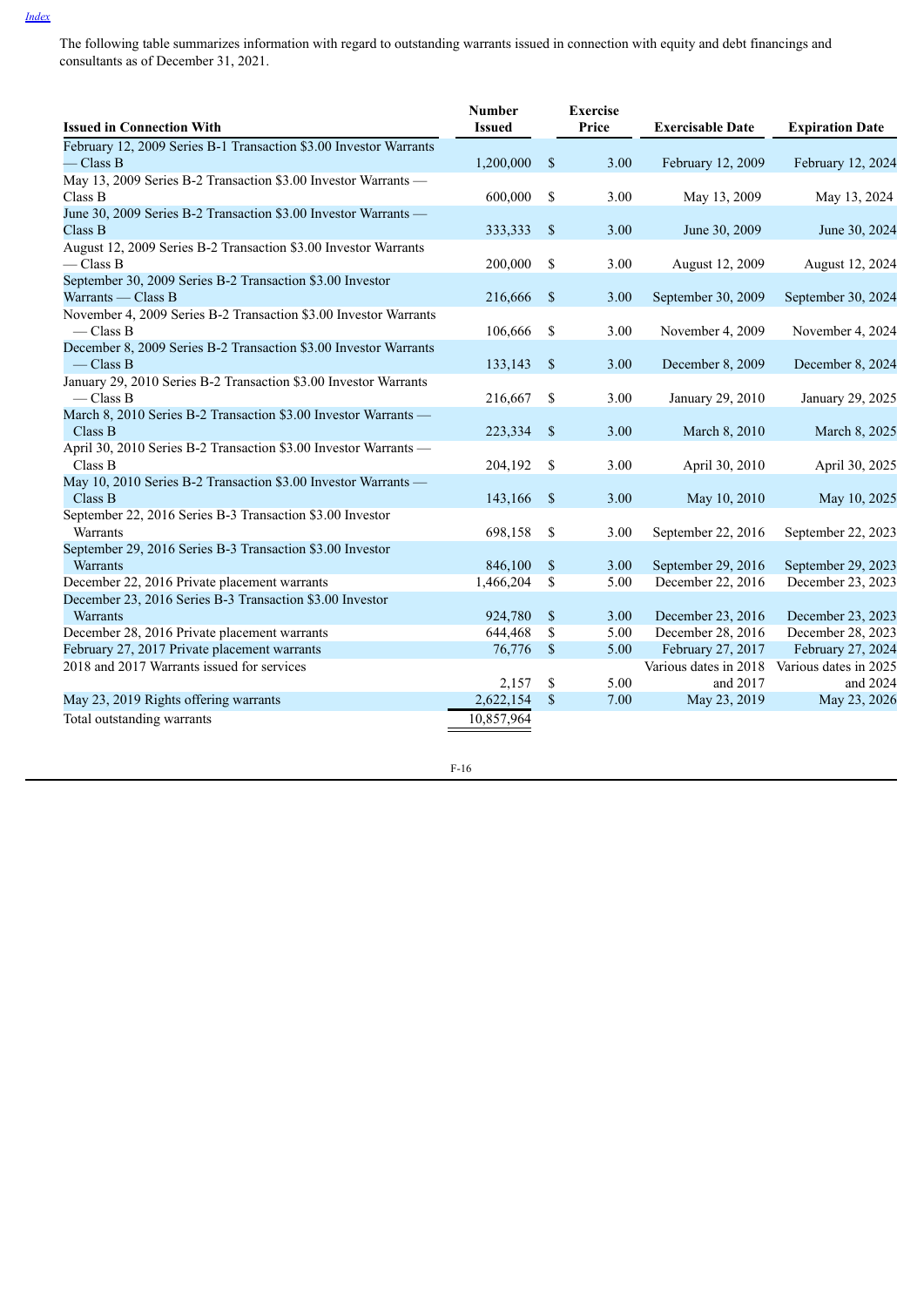[Index](#)

The following table summarizes information with regard to outstanding warrants issued in connection with equity and debt financings and consultants as of December 31, 2021.

| Issued in Connection With | Number Issued | Exercise Price | Exercisable Date | Expiration Date |
|---|---|---|---|---|
| February 12, 2009 Series B-1 Transaction $3.00 Investor Warrants — Class B | 1,200,000 | $ 3.00 | February 12, 2009 | February 12, 2024 |
| May 13, 2009 Series B-2 Transaction $3.00 Investor Warrants — Class B | 600,000 | $ 3.00 | May 13, 2009 | May 13, 2024 |
| June 30, 2009 Series B-2 Transaction $3.00 Investor Warrants — Class B | 333,333 | $ 3.00 | June 30, 2009 | June 30, 2024 |
| August 12, 2009 Series B-2 Transaction $3.00 Investor Warrants — Class B | 200,000 | $ 3.00 | August 12, 2009 | August 12, 2024 |
| September 30, 2009 Series B-2 Transaction $3.00 Investor Warrants — Class B | 216,666 | $ 3.00 | September 30, 2009 | September 30, 2024 |
| November 4, 2009 Series B-2 Transaction $3.00 Investor Warrants — Class B | 106,666 | $ 3.00 | November 4, 2009 | November 4, 2024 |
| December 8, 2009 Series B-2 Transaction $3.00 Investor Warrants — Class B | 133,143 | $ 3.00 | December 8, 2009 | December 8, 2024 |
| January 29, 2010 Series B-2 Transaction $3.00 Investor Warrants — Class B | 216,667 | $ 3.00 | January 29, 2010 | January 29, 2025 |
| March 8, 2010 Series B-2 Transaction $3.00 Investor Warrants — Class B | 223,334 | $ 3.00 | March 8, 2010 | March 8, 2025 |
| April 30, 2010 Series B-2 Transaction $3.00 Investor Warrants — Class B | 204,192 | $ 3.00 | April 30, 2010 | April 30, 2025 |
| May 10, 2010 Series B-2 Transaction $3.00 Investor Warrants — Class B | 143,166 | $ 3.00 | May 10, 2010 | May 10, 2025 |
| September 22, 2016 Series B-3 Transaction $3.00 Investor Warrants | 698,158 | $ 3.00 | September 22, 2016 | September 22, 2023 |
| September 29, 2016 Series B-3 Transaction $3.00 Investor Warrants | 846,100 | $ 3.00 | September 29, 2016 | September 29, 2023 |
| December 22, 2016 Private placement warrants | 1,466,204 | $ 5.00 | December 22, 2016 | December 23, 2023 |
| December 23, 2016 Series B-3 Transaction $3.00 Investor Warrants | 924,780 | $ 3.00 | December 23, 2016 | December 23, 2023 |
| December 28, 2016 Private placement warrants | 644,468 | $ 5.00 | December 28, 2016 | December 28, 2023 |
| February 27, 2017 Private placement warrants | 76,776 | $ 5.00 | February 27, 2017 | February 27, 2024 |
| 2018 and 2017 Warrants issued for services | 2,157 | $ 5.00 | Various dates in 2018 and 2017 | Various dates in 2025 and 2024 |
| May 23, 2019 Rights offering warrants | 2,622,154 | $ 7.00 | May 23, 2019 | May 23, 2026 |
| Total outstanding warrants | 10,857,964 | | | |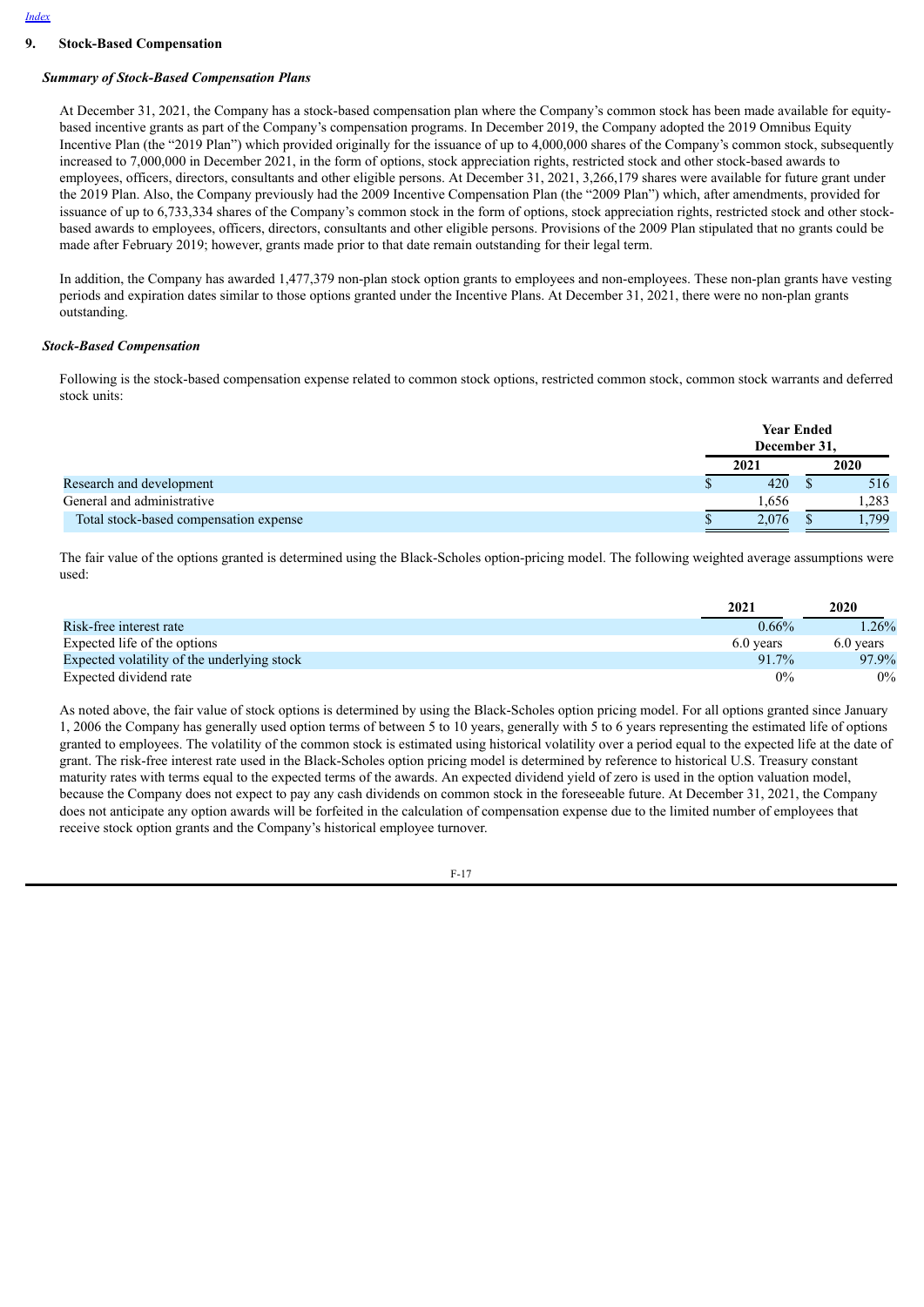## 9. Stock-Based Compensation

### *Summary of Stock-Based Compensation Plans*

At December 31, 2021, the Company has a stock-based compensation plan where the Company's common stock has been made available for equity-based incentive grants as part of the Company's compensation programs. In December 2019, the Company adopted the 2019 Omnibus Equity Incentive Plan (the "2019 Plan") which provided originally for the issuance of up to 4,000,000 shares of the Company's common stock, subsequently increased to 7,000,000 in December 2021, in the form of options, stock appreciation rights, restricted stock and other stock-based awards to employees, officers, directors, consultants and other eligible persons. At December 31, 2021, 3,266,179 shares were available for future grant under the 2019 Plan. Also, the Company previously had the 2009 Incentive Compensation Plan (the "2009 Plan") which, after amendments, provided for issuance of up to 6,733,334 shares of the Company's common stock in the form of options, stock appreciation rights, restricted stock and other stock-based awards to employees, officers, directors, consultants and other eligible persons. Provisions of the 2009 Plan stipulated that no grants could be made after February 2019; however, grants made prior to that date remain outstanding for their legal term.

In addition, the Company has awarded 1,477,379 non-plan stock option grants to employees and non-employees. These non-plan grants have vesting periods and expiration dates similar to those options granted under the Incentive Plans. At December 31, 2021, there were no non-plan grants outstanding.

### *Stock-Based Compensation*

Following is the stock-based compensation expense related to common stock options, restricted common stock, common stock warrants and deferred stock units:

| | Year Ended December 31, | |
|---|---|---|
| | 2021 | 2020 |
| Research and development | $ 420 | $ 516 |
| General and administrative | 1,656 | 1,283 |
| Total stock-based compensation expense | $ 2,076 | $ 1,799 |

The fair value of the options granted is determined using the Black-Scholes option-pricing model. The following weighted average assumptions were used:

| | 2021 | 2020 |
|---|---|---|
| Risk-free interest rate | 0.66% | 1.26% |
| Expected life of the options | 6.0 years | 6.0 years |
| Expected volatility of the underlying stock | 91.7% | 97.9% |
| Expected dividend rate | 0% | 0% |

As noted above, the fair value of stock options is determined by using the Black-Scholes option pricing model. For all options granted since January 1, 2006 the Company has generally used option terms of between 5 to 10 years, generally with 5 to 6 years representing the estimated life of options granted to employees. The volatility of the common stock is estimated using historical volatility over a period equal to the expected life at the date of grant. The risk-free interest rate used in the Black-Scholes option pricing model is determined by reference to historical U.S. Treasury constant maturity rates with terms equal to the expected terms of the awards. An expected dividend yield of zero is used in the option valuation model, because the Company does not expect to pay any cash dividends on common stock in the foreseeable future. At December 31, 2021, the Company does not anticipate any option awards will be forfeited in the calculation of compensation expense due to the limited number of employees that receive stock option grants and the Company's historical employee turnover.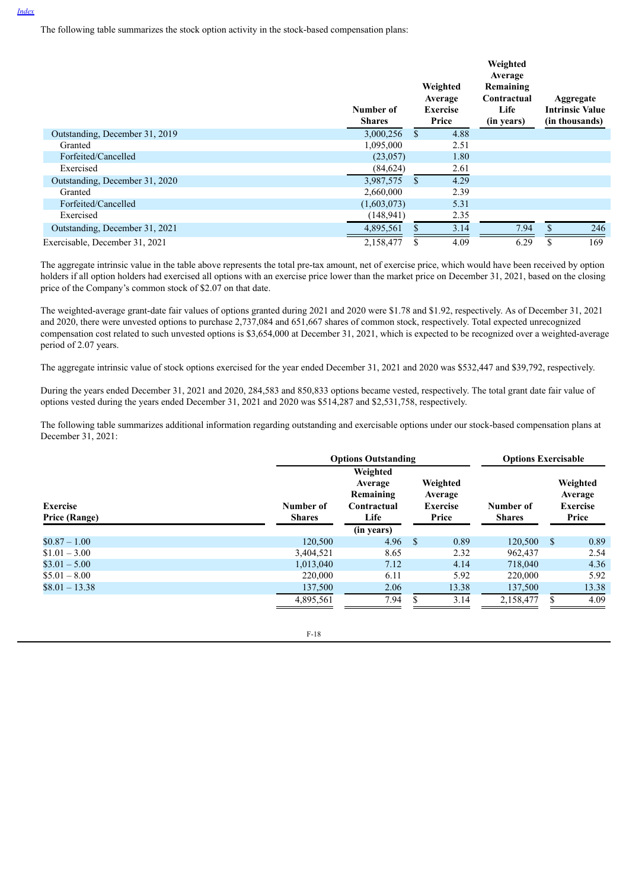The following table summarizes the stock option activity in the stock-based compensation plans:

| | Number of Shares | Weighted Average Exercise Price | Weighted Average Remaining Contractual Life (in years) | Aggregate Intrinsic Value (in thousands) |
|---|---|---|---|---|
| Outstanding, December 31, 2019 | 3,000,256 | $ 4.88 | | |
| Granted | 1,095,000 | 2.51 | | |
| Forfeited/Cancelled | (23,057) | 1.80 | | |
| Exercised | (84,624) | 2.61 | | |
| Outstanding, December 31, 2020 | 3,987,575 | $ 4.29 | | |
| Granted | 2,660,000 | 2.39 | | |
| Forfeited/Cancelled | (1,603,073) | 5.31 | | |
| Exercised | (148,941) | 2.35 | | |
| Outstanding, December 31, 2021 | 4,895,561 | $ 3.14 | 7.94 | $ 246 |
| Exercisable, December 31, 2021 | 2,158,477 | $ 4.09 | 6.29 | $ 169 |

The aggregate intrinsic value in the table above represents the total pre-tax amount, net of exercise price, which would have been received by option holders if all option holders had exercised all options with an exercise price lower than the market price on December 31, 2021, based on the closing price of the Company's common stock of $2.07 on that date.

The weighted-average grant-date fair values of options granted during 2021 and 2020 were $1.78 and $1.92, respectively. As of December 31, 2021 and 2020, there were unvested options to purchase 2,737,084 and 651,667 shares of common stock, respectively. Total expected unrecognized compensation cost related to such unvested options is $3,654,000 at December 31, 2021, which is expected to be recognized over a weighted-average period of 2.07 years.

The aggregate intrinsic value of stock options exercised for the year ended December 31, 2021 and 2020 was $532,447 and $39,792, respectively.

During the years ended December 31, 2021 and 2020, 284,583 and 850,833 options became vested, respectively. The total grant date fair value of options vested during the years ended December 31, 2021 and 2020 was $514,287 and $2,531,758, respectively.

The following table summarizes additional information regarding outstanding and exercisable options under our stock-based compensation plans at December 31, 2021:

| | Options Outstanding | | | Options Exercisable | |
|---|---|---|---|---|---|
| Exercise Price (Range) | Number of Shares | Weighted Average Remaining Contractual Life (in years) | Weighted Average Exercise Price | Number of Shares | Weighted Average Exercise Price |
| $0.87 – 1.00 | 120,500 | 4.96 | $ 0.89 | 120,500 | $ 0.89 |
| $1.01 – 3.00 | 3,404,521 | 8.65 | 2.32 | 962,437 | 2.54 |
| $3.01 – 5.00 | 1,013,040 | 7.12 | 4.14 | 718,040 | 4.36 |
| $5.01 – 8.00 | 220,000 | 6.11 | 5.92 | 220,000 | 5.92 |
| $8.01 – 13.38 | 137,500 | 2.06 | 13.38 | 137,500 | 13.38 |
| | 4,895,561 | 7.94 | $ 3.14 | 2,158,477 | $ 4.09 |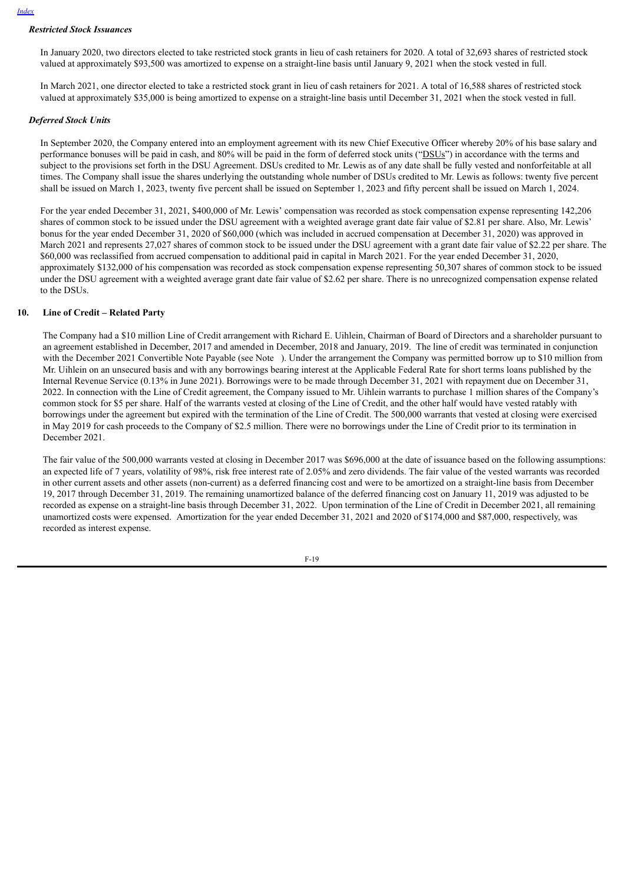### *Restricted Stock Issuances*

In January 2020, two directors elected to take restricted stock grants in lieu of cash retainers for 2020. A total of 32,693 shares of restricted stock valued at approximately $93,500 was amortized to expense on a straight-line basis until January 9, 2021 when the stock vested in full.

In March 2021, one director elected to take a restricted stock grant in lieu of cash retainers for 2021. A total of 16,588 shares of restricted stock valued at approximately $35,000 is being amortized to expense on a straight-line basis until December 31, 2021 when the stock vested in full.

### *Deferred Stock Units*

In September 2020, the Company entered into an employment agreement with its new Chief Executive Officer whereby 20% of his base salary and performance bonuses will be paid in cash, and 80% will be paid in the form of deferred stock units ("DSUs") in accordance with the terms and subject to the provisions set forth in the DSU Agreement. DSUs credited to Mr. Lewis as of any date shall be fully vested and nonforfeitable at all times. The Company shall issue the shares underlying the outstanding whole number of DSUs credited to Mr. Lewis as follows: twenty five percent shall be issued on March 1, 2023, twenty five percent shall be issued on September 1, 2023 and fifty percent shall be issued on March 1, 2024.

For the year ended December 31, 2021, $400,000 of Mr. Lewis' compensation was recorded as stock compensation expense representing 142,206 shares of common stock to be issued under the DSU agreement with a weighted average grant date fair value of $2.81 per share. Also, Mr. Lewis' bonus for the year ended December 31, 2020 of $60,000 (which was included in accrued compensation at December 31, 2020) was approved in March 2021 and represents 27,027 shares of common stock to be issued under the DSU agreement with a grant date fair value of $2.22 per share. The $60,000 was reclassified from accrued compensation to additional paid in capital in March 2021. For the year ended December 31, 2020, approximately $132,000 of his compensation was recorded as stock compensation expense representing 50,307 shares of common stock to be issued under the DSU agreement with a weighted average grant date fair value of $2.62 per share. There is no unrecognized compensation expense related to the DSUs.

## 10. Line of Credit – Related Party

The Company had a $10 million Line of Credit arrangement with Richard E. Uihlein, Chairman of Board of Directors and a shareholder pursuant to an agreement established in December, 2017 and amended in December, 2018 and January, 2019. The line of credit was terminated in conjunction with the December 2021 Convertible Note Payable (see Note ). Under the arrangement the Company was permitted borrow up to $10 million from Mr. Uihlein on an unsecured basis and with any borrowings bearing interest at the Applicable Federal Rate for short terms loans published by the Internal Revenue Service (0.13% in June 2021). Borrowings were to be made through December 31, 2021 with repayment due on December 31, 2022. In connection with the Line of Credit agreement, the Company issued to Mr. Uihlein warrants to purchase 1 million shares of the Company's common stock for $5 per share. Half of the warrants vested at closing of the Line of Credit, and the other half would have vested ratably with borrowings under the agreement but expired with the termination of the Line of Credit. The 500,000 warrants that vested at closing were exercised in May 2019 for cash proceeds to the Company of $2.5 million. There were no borrowings under the Line of Credit prior to its termination in December 2021.

The fair value of the 500,000 warrants vested at closing in December 2017 was $696,000 at the date of issuance based on the following assumptions: an expected life of 7 years, volatility of 98%, risk free interest rate of 2.05% and zero dividends. The fair value of the vested warrants was recorded in other current assets and other assets (non-current) as a deferred financing cost and were to be amortized on a straight-line basis from December 19, 2017 through December 31, 2019. The remaining unamortized balance of the deferred financing cost on January 11, 2019 was adjusted to be recorded as expense on a straight-line basis through December 31, 2022. Upon termination of the Line of Credit in December 2021, all remaining unamortized costs were expensed. Amortization for the year ended December 31, 2021 and 2020 of $174,000 and $87,000, respectively, was recorded as interest expense.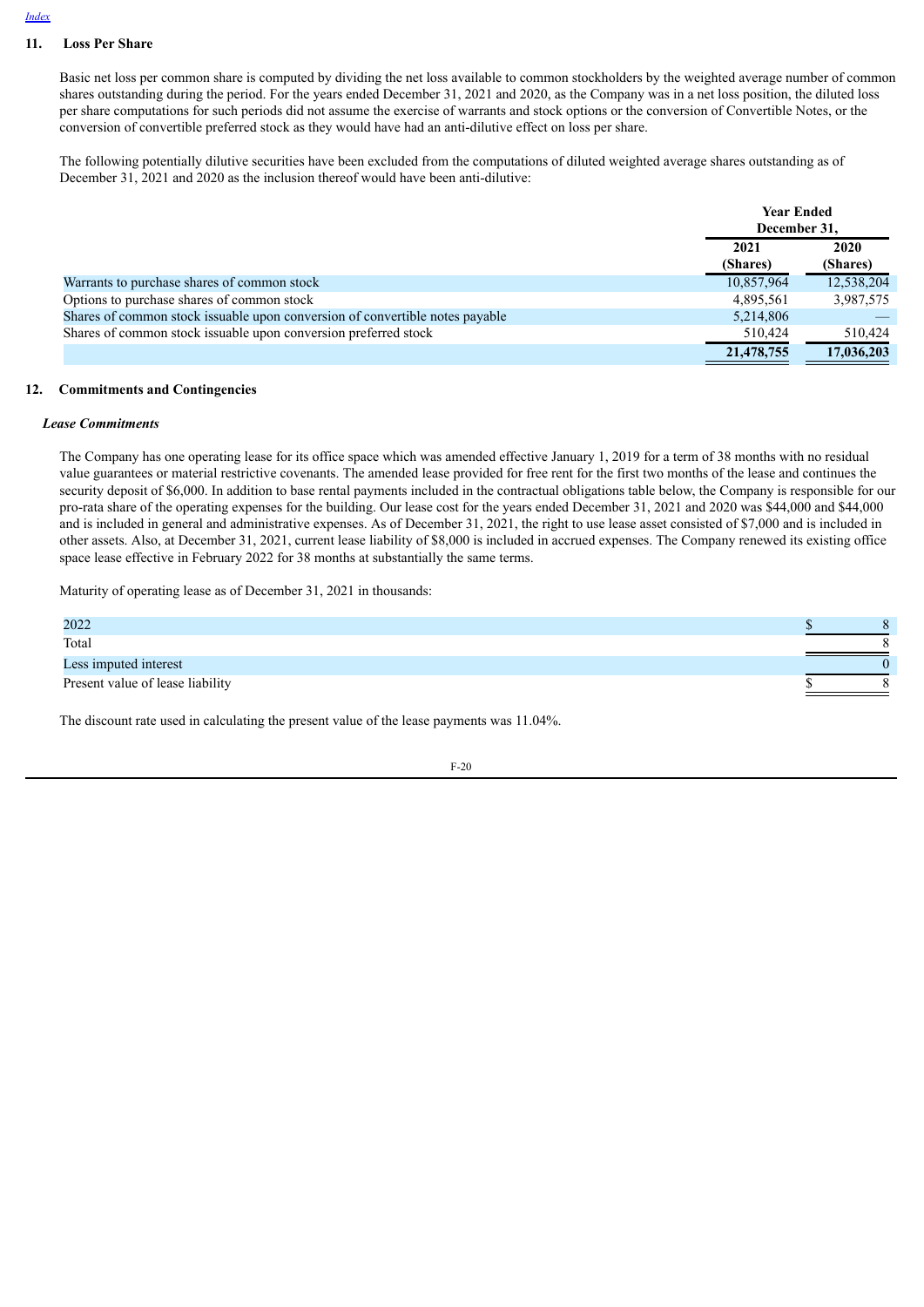## 11. Loss Per Share

Basic net loss per common share is computed by dividing the net loss available to common stockholders by the weighted average number of common shares outstanding during the period. For the years ended December 31, 2021 and 2020, as the Company was in a net loss position, the diluted loss per share computations for such periods did not assume the exercise of warrants and stock options or the conversion of Convertible Notes, or the conversion of convertible preferred stock as they would have had an anti-dilutive effect on loss per share.

The following potentially dilutive securities have been excluded from the computations of diluted weighted average shares outstanding as of December 31, 2021 and 2020 as the inclusion thereof would have been anti-dilutive:

| | Year Ended December 31, | |
|---|---|---|
| | 2021 (Shares) | 2020 (Shares) |
| Warrants to purchase shares of common stock | 10,857,964 | 12,538,204 |
| Options to purchase shares of common stock | 4,895,561 | 3,987,575 |
| Shares of common stock issuable upon conversion of convertible notes payable | 5,214,806 | — |
| Shares of common stock issuable upon conversion preferred stock | 510,424 | 510,424 |
| | **21,478,755** | **17,036,203** |

## 12. Commitments and Contingencies

### *Lease Commitments*

The Company has one operating lease for its office space which was amended effective January 1, 2019 for a term of 38 months with no residual value guarantees or material restrictive covenants. The amended lease provided for free rent for the first two months of the lease and continues the security deposit of $6,000. In addition to base rental payments included in the contractual obligations table below, the Company is responsible for our pro-rata share of the operating expenses for the building. Our lease cost for the years ended December 31, 2021 and 2020 was $44,000 and $44,000 and is included in general and administrative expenses. As of December 31, 2021, the right to use lease asset consisted of $7,000 and is included in other assets. Also, at December 31, 2021, current lease liability of $8,000 is included in accrued expenses. The Company renewed its existing office space lease effective in February 2022 for 38 months at substantially the same terms.

Maturity of operating lease as of December 31, 2021 in thousands:

| | |
|---|---|
| 2022 | $ 8 |
| Total | 8 |
| Less imputed interest | 0 |
| Present value of lease liability | $ 8 |

The discount rate used in calculating the present value of the lease payments was 11.04%.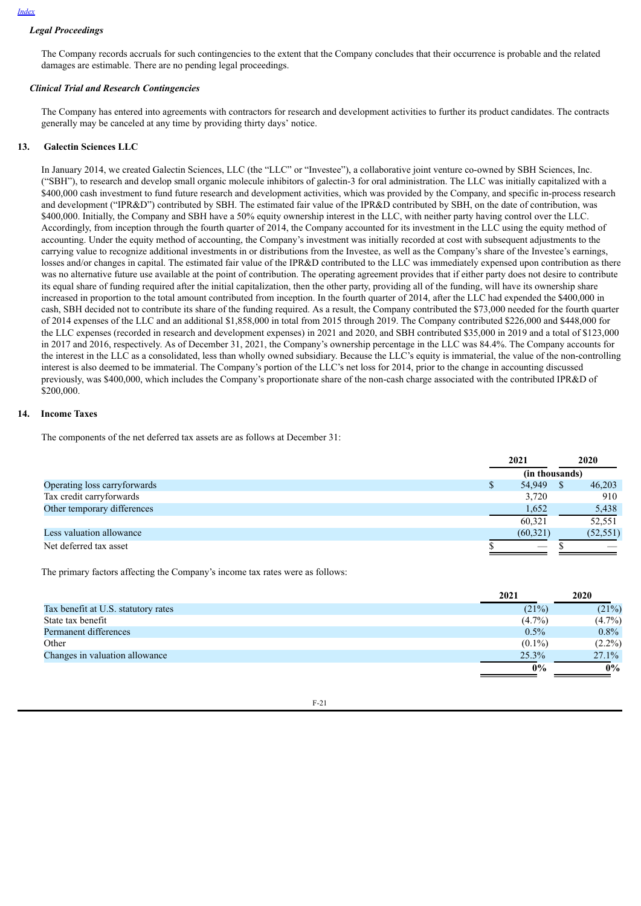### *Legal Proceedings*

The Company records accruals for such contingencies to the extent that the Company concludes that their occurrence is probable and the related damages are estimable. There are no pending legal proceedings.

### *Clinical Trial and Research Contingencies*

The Company has entered into agreements with contractors for research and development activities to further its product candidates. The contracts generally may be canceled at any time by providing thirty days' notice.

## 13. Galectin Sciences LLC

In January 2014, we created Galectin Sciences, LLC (the "LLC" or "Investee"), a collaborative joint venture co-owned by SBH Sciences, Inc. ("SBH"), to research and develop small organic molecule inhibitors of galectin-3 for oral administration. The LLC was initially capitalized with a $400,000 cash investment to fund future research and development activities, which was provided by the Company, and specific in-process research and development ("IPR&D") contributed by SBH. The estimated fair value of the IPR&D contributed by SBH, on the date of contribution, was $400,000. Initially, the Company and SBH have a 50% equity ownership interest in the LLC, with neither party having control over the LLC. Accordingly, from inception through the fourth quarter of 2014, the Company accounted for its investment in the LLC using the equity method of accounting. Under the equity method of accounting, the Company's investment was initially recorded at cost with subsequent adjustments to the carrying value to recognize additional investments in or distributions from the Investee, as well as the Company's share of the Investee's earnings, losses and/or changes in capital. The estimated fair value of the IPR&D contributed to the LLC was immediately expensed upon contribution as there was no alternative future use available at the point of contribution. The operating agreement provides that if either party does not desire to contribute its equal share of funding required after the initial capitalization, then the other party, providing all of the funding, will have its ownership share increased in proportion to the total amount contributed from inception. In the fourth quarter of 2014, after the LLC had expended the $400,000 in cash, SBH decided not to contribute its share of the funding required. As a result, the Company contributed the $73,000 needed for the fourth quarter of 2014 expenses of the LLC and an additional $1,858,000 in total from 2015 through 2019. The Company contributed $226,000 and $448,000 for the LLC expenses (recorded in research and development expenses) in 2021 and 2020, and SBH contributed $35,000 in 2019 and a total of $123,000 in 2017 and 2016, respectively. As of December 31, 2021, the Company's ownership percentage in the LLC was 84.4%. The Company accounts for the interest in the LLC as a consolidated, less than wholly owned subsidiary. Because the LLC's equity is immaterial, the value of the non-controlling interest is also deemed to be immaterial. The Company's portion of the LLC's net loss for 2014, prior to the change in accounting discussed previously, was $400,000, which includes the Company's proportionate share of the non-cash charge associated with the contributed IPR&D of $200,000.

## 14. Income Taxes

The components of the net deferred tax assets are as follows at December 31:

| | 2021 | 2020 |
|---|---|---|
| | (in thousands) | |
| Operating loss carryforwards | $ 54,949 | $ 46,203 |
| Tax credit carryforwards | 3,720 | 910 |
| Other temporary differences | 1,652 | 5,438 |
| | 60,321 | 52,551 |
| Less valuation allowance | (60,321) | (52,551) |
| Net deferred tax asset | $ — | $ — |

The primary factors affecting the Company's income tax rates were as follows:

| | 2021 | 2020 |
|---|---|---|
| Tax benefit at U.S. statutory rates | (21%) | (21%) |
| State tax benefit | (4.7%) | (4.7%) |
| Permanent differences | 0.5% | 0.8% |
| Other | (0.1%) | (2.2%) |
| Changes in valuation allowance | 25.3% | 27.1% |
| | **0%** | **0%** |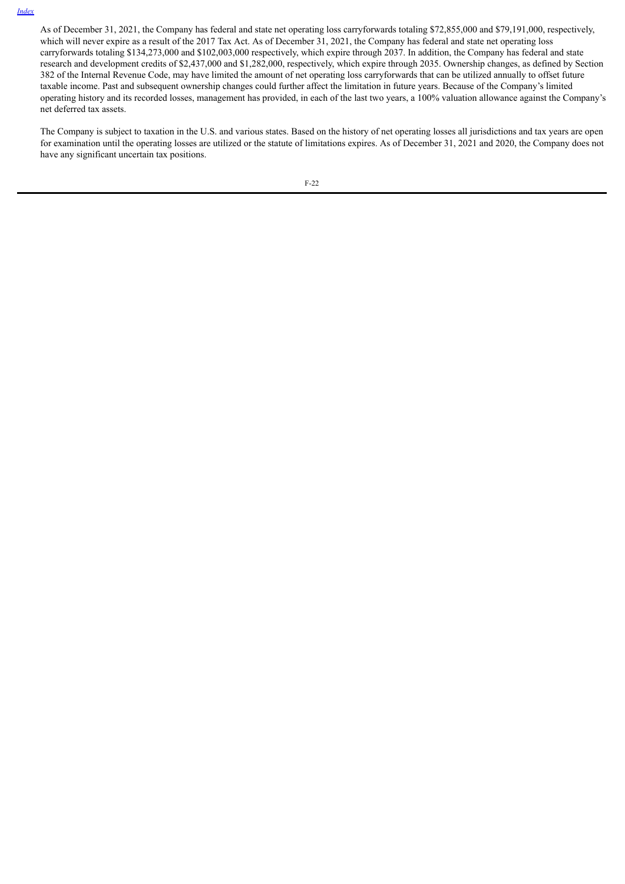As of December 31, 2021, the Company has federal and state net operating loss carryforwards totaling $72,855,000 and $79,191,000, respectively, which will never expire as a result of the 2017 Tax Act. As of December 31, 2021, the Company has federal and state net operating loss carryforwards totaling $134,273,000 and $102,003,000 respectively, which expire through 2037. In addition, the Company has federal and state research and development credits of $2,437,000 and $1,282,000, respectively, which expire through 2035. Ownership changes, as defined by Section 382 of the Internal Revenue Code, may have limited the amount of net operating loss carryforwards that can be utilized annually to offset future taxable income. Past and subsequent ownership changes could further affect the limitation in future years. Because of the Company's limited operating history and its recorded losses, management has provided, in each of the last two years, a 100% valuation allowance against the Company's net deferred tax assets.

The Company is subject to taxation in the U.S. and various states. Based on the history of net operating losses all jurisdictions and tax years are open for examination until the operating losses are utilized or the statute of limitations expires. As of December 31, 2021 and 2020, the Company does not have any significant uncertain tax positions.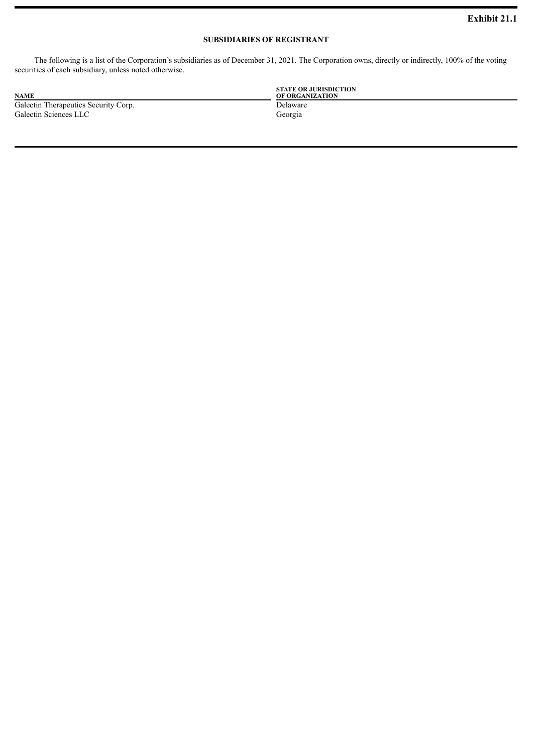**Exhibit 21.1**

## SUBSIDIARIES OF REGISTRANT

The following is a list of the Corporation's subsidiaries as of December 31, 2021. The Corporation owns, directly or indirectly, 100% of the voting securities of each subsidiary, unless noted otherwise.

| NAME | STATE OR JURISDICTION OF ORGANIZATION |
|---|---|
| Galectin Therapeutics Security Corp. | Delaware |
| Galectin Sciences LLC | Georgia |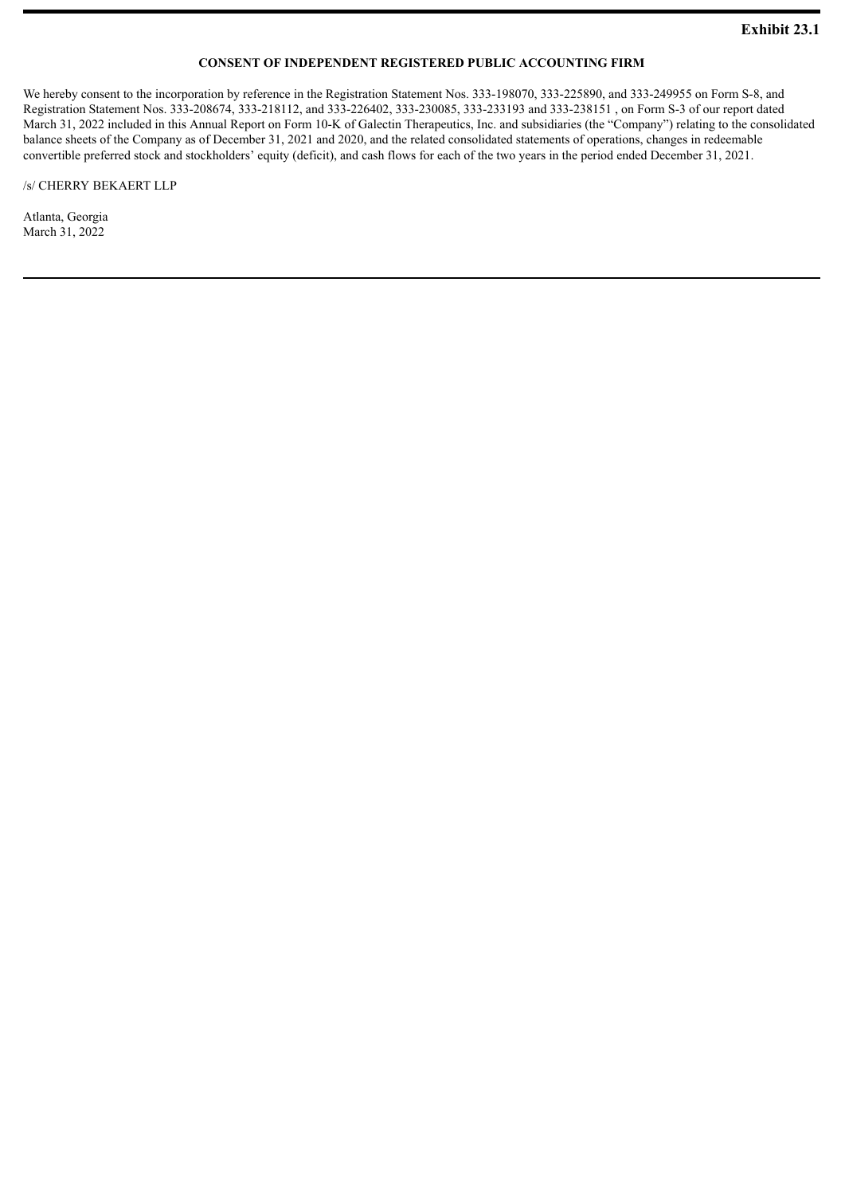**Exhibit 23.1**

**CONSENT OF INDEPENDENT REGISTERED PUBLIC ACCOUNTING FIRM**

We hereby consent to the incorporation by reference in the Registration Statement Nos. 333-198070, 333-225890, and 333-249955 on Form S-8, and Registration Statement Nos. 333-208674, 333-218112, and 333-226402, 333-230085, 333-233193 and 333-238151 , on Form S-3 of our report dated March 31, 2022 included in this Annual Report on Form 10-K of Galectin Therapeutics, Inc. and subsidiaries (the "Company") relating to the consolidated balance sheets of the Company as of December 31, 2021 and 2020, and the related consolidated statements of operations, changes in redeemable convertible preferred stock and stockholders' equity (deficit), and cash flows for each of the two years in the period ended December 31, 2021.

/s/ CHERRY BEKAERT LLP

Atlanta, Georgia
March 31, 2022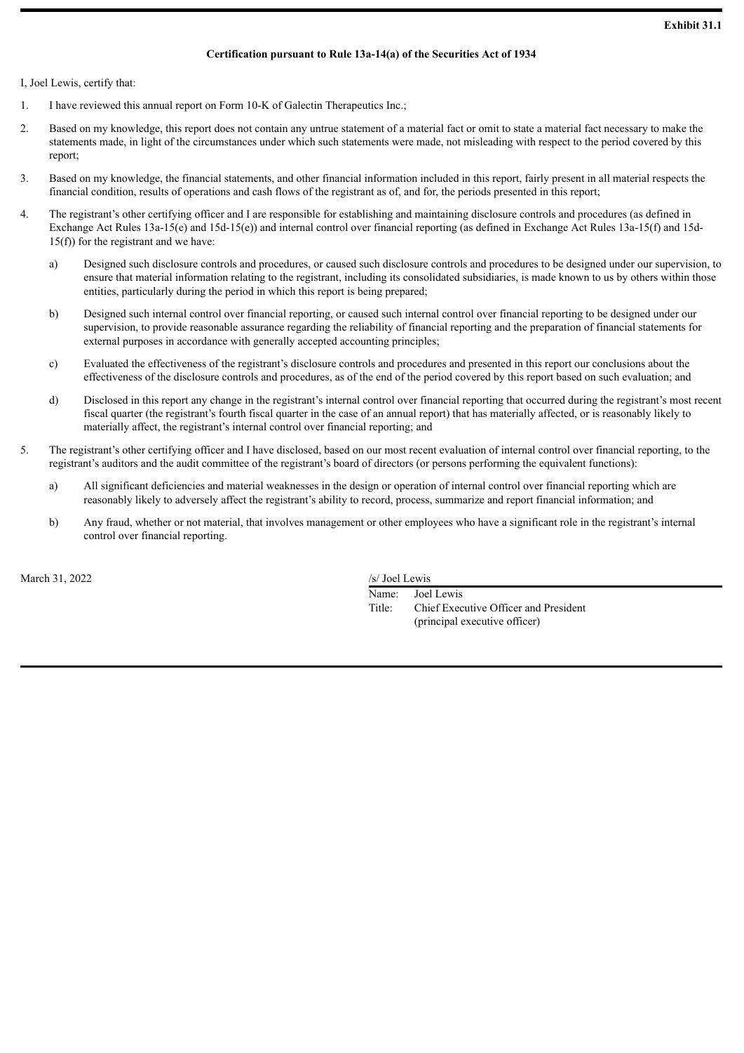**Exhibit 31.1**

**Certification pursuant to Rule 13a-14(a) of the Securities Act of 1934**

I, Joel Lewis, certify that:

1. I have reviewed this annual report on Form 10-K of Galectin Therapeutics Inc.;

2. Based on my knowledge, this report does not contain any untrue statement of a material fact or omit to state a material fact necessary to make the statements made, in light of the circumstances under which such statements were made, not misleading with respect to the period covered by this report;

3. Based on my knowledge, the financial statements, and other financial information included in this report, fairly present in all material respects the financial condition, results of operations and cash flows of the registrant as of, and for, the periods presented in this report;

4. The registrant's other certifying officer and I are responsible for establishing and maintaining disclosure controls and procedures (as defined in Exchange Act Rules 13a-15(e) and 15d-15(e)) and internal control over financial reporting (as defined in Exchange Act Rules 13a-15(f) and 15d-15(f)) for the registrant and we have:

   a) Designed such disclosure controls and procedures, or caused such disclosure controls and procedures to be designed under our supervision, to ensure that material information relating to the registrant, including its consolidated subsidiaries, is made known to us by others within those entities, particularly during the period in which this report is being prepared;

   b) Designed such internal control over financial reporting, or caused such internal control over financial reporting to be designed under our supervision, to provide reasonable assurance regarding the reliability of financial reporting and the preparation of financial statements for external purposes in accordance with generally accepted accounting principles;

   c) Evaluated the effectiveness of the registrant's disclosure controls and procedures and presented in this report our conclusions about the effectiveness of the disclosure controls and procedures, as of the end of the period covered by this report based on such evaluation; and

   d) Disclosed in this report any change in the registrant's internal control over financial reporting that occurred during the registrant's most recent fiscal quarter (the registrant's fourth fiscal quarter in the case of an annual report) that has materially affected, or is reasonably likely to materially affect, the registrant's internal control over financial reporting; and

5. The registrant's other certifying officer and I have disclosed, based on our most recent evaluation of internal control over financial reporting, to the registrant's auditors and the audit committee of the registrant's board of directors (or persons performing the equivalent functions):

   a) All significant deficiencies and material weaknesses in the design or operation of internal control over financial reporting which are reasonably likely to adversely affect the registrant's ability to record, process, summarize and report financial information; and

   b) Any fraud, whether or not material, that involves management or other employees who have a significant role in the registrant's internal control over financial reporting.

March 31, 2022

/s/ Joel Lewis

Name: Joel Lewis
Title: Chief Executive Officer and President (principal executive officer)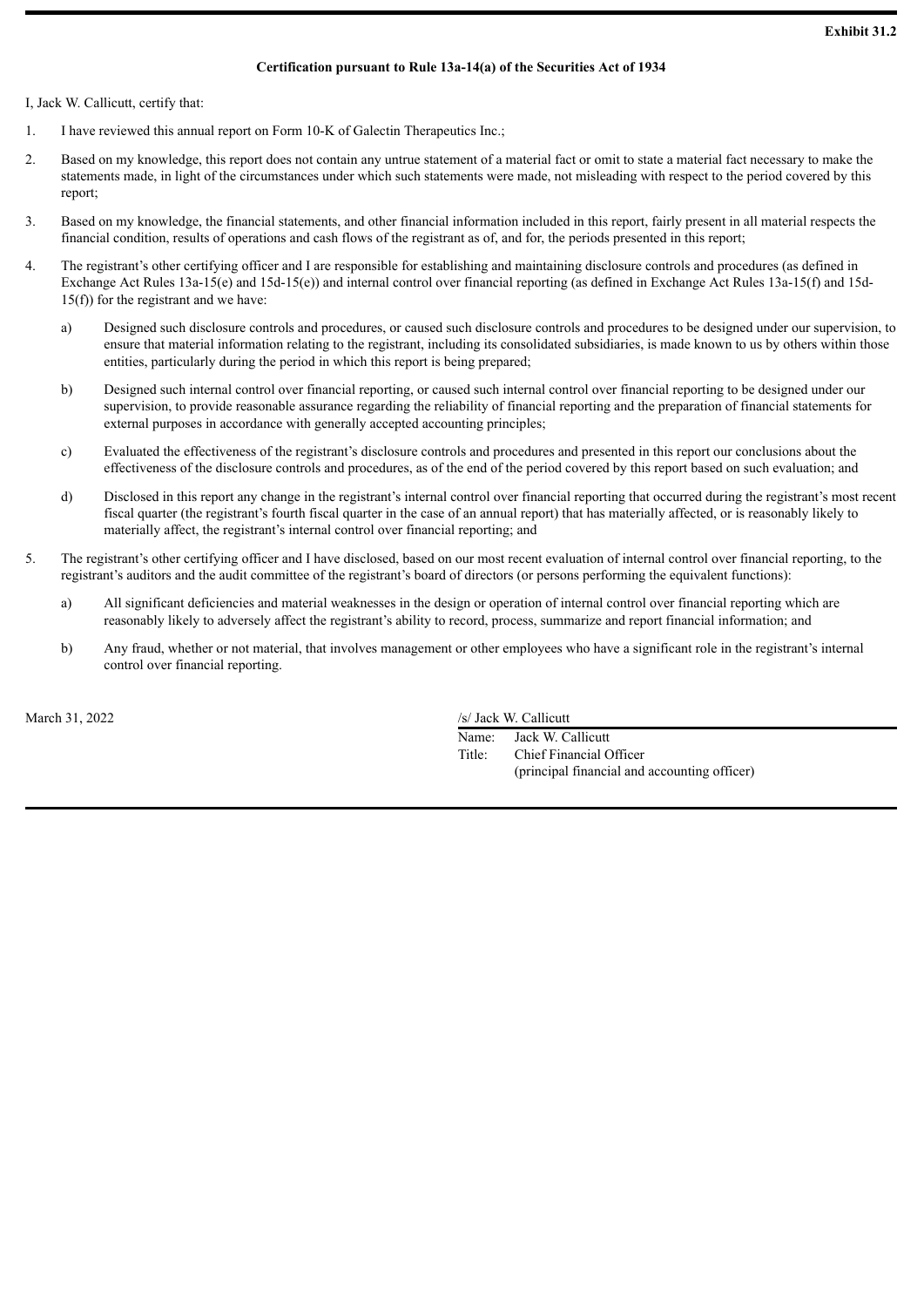**Exhibit 31.2**

**Certification pursuant to Rule 13a-14(a) of the Securities Act of 1934**

I, Jack W. Callicutt, certify that:

1. I have reviewed this annual report on Form 10-K of Galectin Therapeutics Inc.;

2. Based on my knowledge, this report does not contain any untrue statement of a material fact or omit to state a material fact necessary to make the statements made, in light of the circumstances under which such statements were made, not misleading with respect to the period covered by this report;

3. Based on my knowledge, the financial statements, and other financial information included in this report, fairly present in all material respects the financial condition, results of operations and cash flows of the registrant as of, and for, the periods presented in this report;

4. The registrant's other certifying officer and I are responsible for establishing and maintaining disclosure controls and procedures (as defined in Exchange Act Rules 13a-15(e) and 15d-15(e)) and internal control over financial reporting (as defined in Exchange Act Rules 13a-15(f) and 15d-15(f)) for the registrant and we have:

   a) Designed such disclosure controls and procedures, or caused such disclosure controls and procedures to be designed under our supervision, to ensure that material information relating to the registrant, including its consolidated subsidiaries, is made known to us by others within those entities, particularly during the period in which this report is being prepared;

   b) Designed such internal control over financial reporting, or caused such internal control over financial reporting to be designed under our supervision, to provide reasonable assurance regarding the reliability of financial reporting and the preparation of financial statements for external purposes in accordance with generally accepted accounting principles;

   c) Evaluated the effectiveness of the registrant's disclosure controls and procedures and presented in this report our conclusions about the effectiveness of the disclosure controls and procedures, as of the end of the period covered by this report based on such evaluation; and

   d) Disclosed in this report any change in the registrant's internal control over financial reporting that occurred during the registrant's most recent fiscal quarter (the registrant's fourth fiscal quarter in the case of an annual report) that has materially affected, or is reasonably likely to materially affect, the registrant's internal control over financial reporting; and

5. The registrant's other certifying officer and I have disclosed, based on our most recent evaluation of internal control over financial reporting, to the registrant's auditors and the audit committee of the registrant's board of directors (or persons performing the equivalent functions):

   a) All significant deficiencies and material weaknesses in the design or operation of internal control over financial reporting which are reasonably likely to adversely affect the registrant's ability to record, process, summarize and report financial information; and

   b) Any fraud, whether or not material, that involves management or other employees who have a significant role in the registrant's internal control over financial reporting.

March 31, 2022

/s/ Jack W. Callicutt

Name: Jack W. Callicutt
Title: Chief Financial Officer
(principal financial and accounting officer)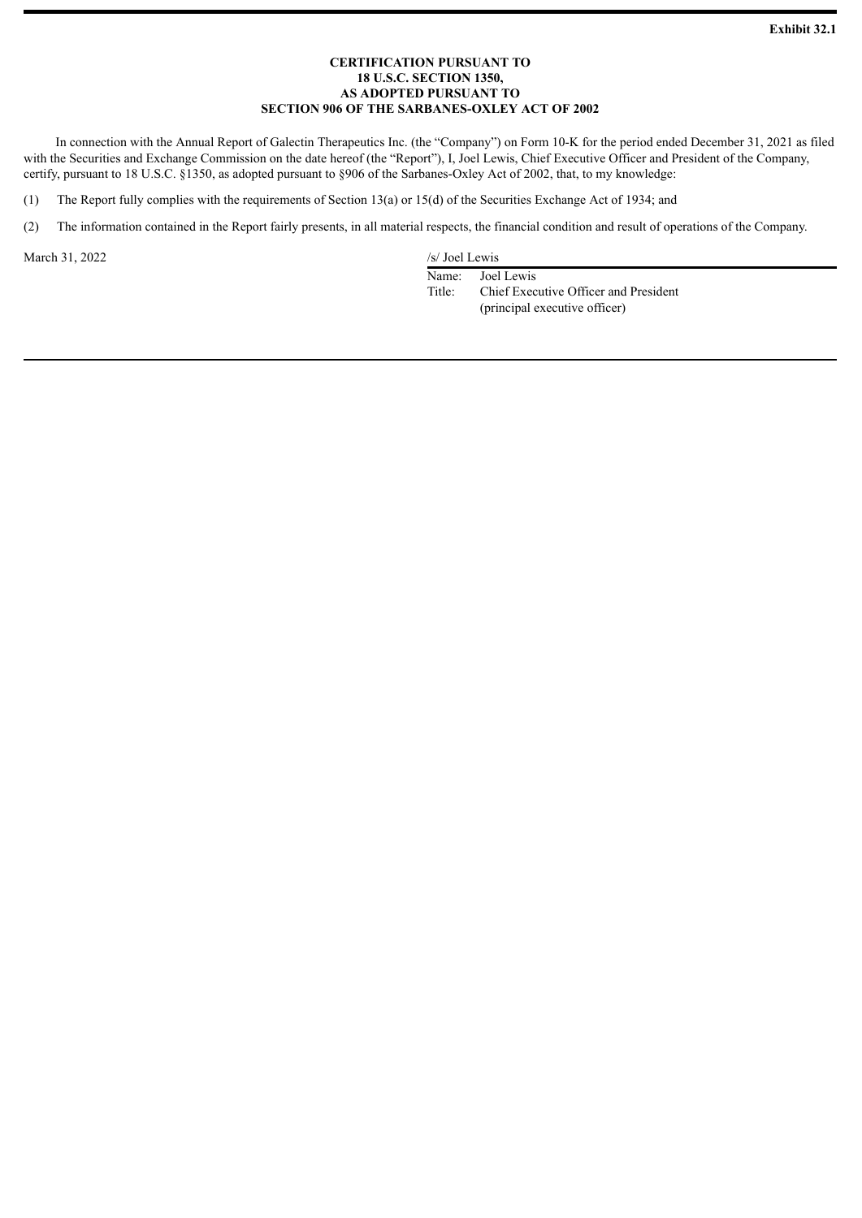**Exhibit 32.1**

**CERTIFICATION PURSUANT TO**
**18 U.S.C. SECTION 1350,**
**AS ADOPTED PURSUANT TO**
**SECTION 906 OF THE SARBANES-OXLEY ACT OF 2002**

In connection with the Annual Report of Galectin Therapeutics Inc. (the "Company") on Form 10-K for the period ended December 31, 2021 as filed with the Securities and Exchange Commission on the date hereof (the "Report"), I, Joel Lewis, Chief Executive Officer and President of the Company, certify, pursuant to 18 U.S.C. §1350, as adopted pursuant to §906 of the Sarbanes-Oxley Act of 2002, that, to my knowledge:

(1) The Report fully complies with the requirements of Section 13(a) or 15(d) of the Securities Exchange Act of 1934; and

(2) The information contained in the Report fairly presents, in all material respects, the financial condition and result of operations of the Company.

March 31, 2022

/s/ Joel Lewis

Name: Joel Lewis
Title: Chief Executive Officer and President
(principal executive officer)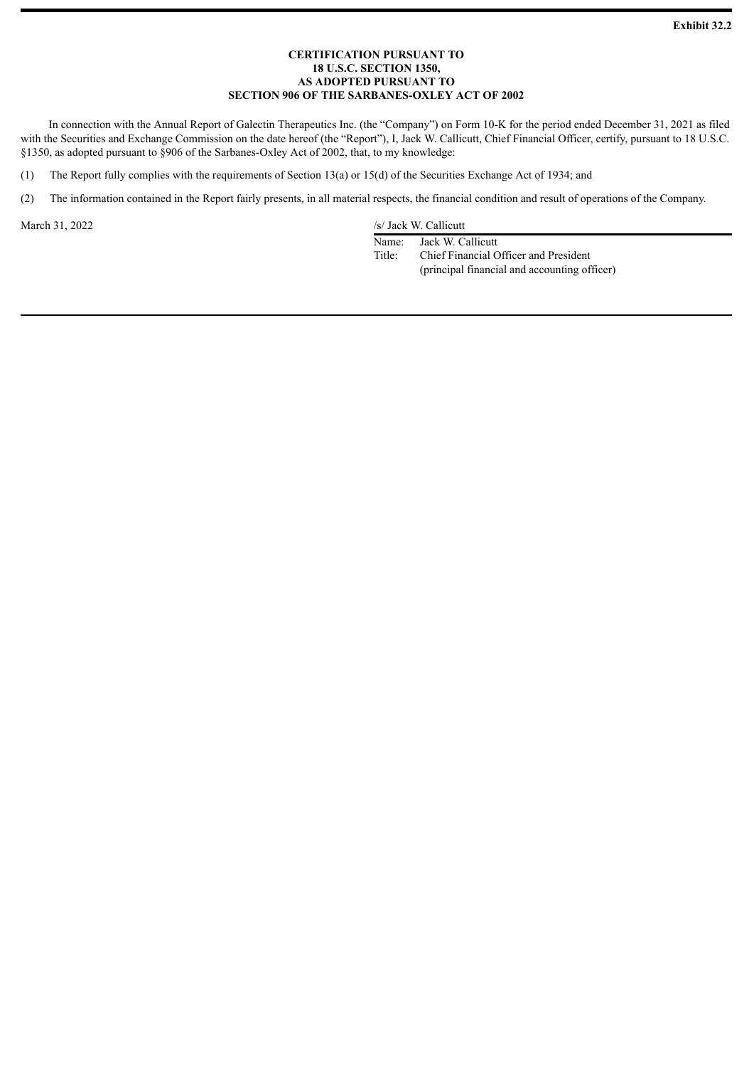**Exhibit 32.2**

**CERTIFICATION PURSUANT TO**
**18 U.S.C. SECTION 1350,**
**AS ADOPTED PURSUANT TO**
**SECTION 906 OF THE SARBANES-OXLEY ACT OF 2002**

In connection with the Annual Report of Galectin Therapeutics Inc. (the “Company”) on Form 10-K for the period ended December 31, 2021 as filed with the Securities and Exchange Commission on the date hereof (the “Report”), I, Jack W. Callicutt, Chief Financial Officer, certify, pursuant to 18 U.S.C. §1350, as adopted pursuant to §906 of the Sarbanes-Oxley Act of 2002, that, to my knowledge:

(1) The Report fully complies with the requirements of Section 13(a) or 15(d) of the Securities Exchange Act of 1934; and

(2) The information contained in the Report fairly presents, in all material respects, the financial condition and result of operations of the Company.

March 31, 2022

/s/ Jack W. Callicutt

Name: Jack W. Callicutt
Title: Chief Financial Officer and President
(principal financial and accounting officer)